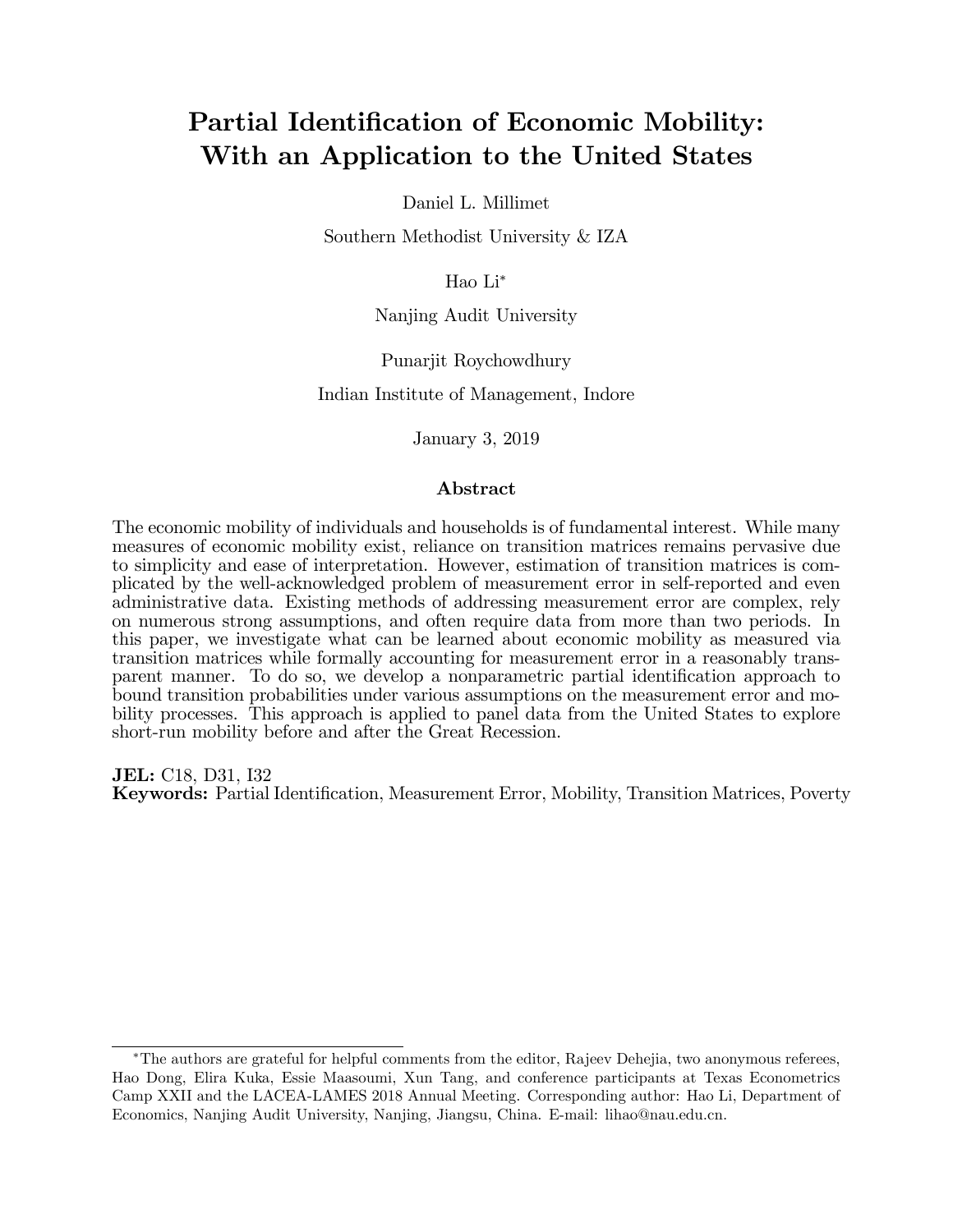# Partial Identification of Economic Mobility: With an Application to the United States

Daniel L. Millimet

Southern Methodist University & IZA

Hao Li*

Nanjing Audit University

Punarjit Roychowdhury

Indian Institute of Management, Indore

January 3, 2019

## Abstract

The economic mobility of individuals and households is of fundamental interest. While many measures of economic mobility exist, reliance on transition matrices remains pervasive due to simplicity and ease of interpretation. However, estimation of transition matrices is complicated by the well-acknowledged problem of measurement error in self-reported and even administrative data. Existing methods of addressing measurement error are complex, rely on numerous strong assumptions, and often require data from more than two periods. In this paper, we investigate what can be learned about economic mobility as measured via transition matrices while formally accounting for measurement error in a reasonably transparent manner. To do so, we develop a nonparametric partial identification approach to bound transition probabilities under various assumptions on the measurement error and mobility processes. This approach is applied to panel data from the United States to explore short-run mobility before and after the Great Recession.

**JEL:** C18, D31, I32

**Keywords:** Partial Identification, Measurement Error, Mobility, Transition Matrices, Poverty

---

*The authors are grateful for helpful comments from the editor, Rajeev Dehejia, two anonymous referees, Hao Dong, Elira Kuka, Essie Maasoumi, Xun Tang, and conference participants at Texas Econometrics Camp XXII and the LACEA-LAMES 2018 Annual Meeting. Corresponding author: Hao Li, Department of Economics, Nanjing Audit University, Nanjing, Jiangsu, China. E-mail: lihao@nau.edu.cn.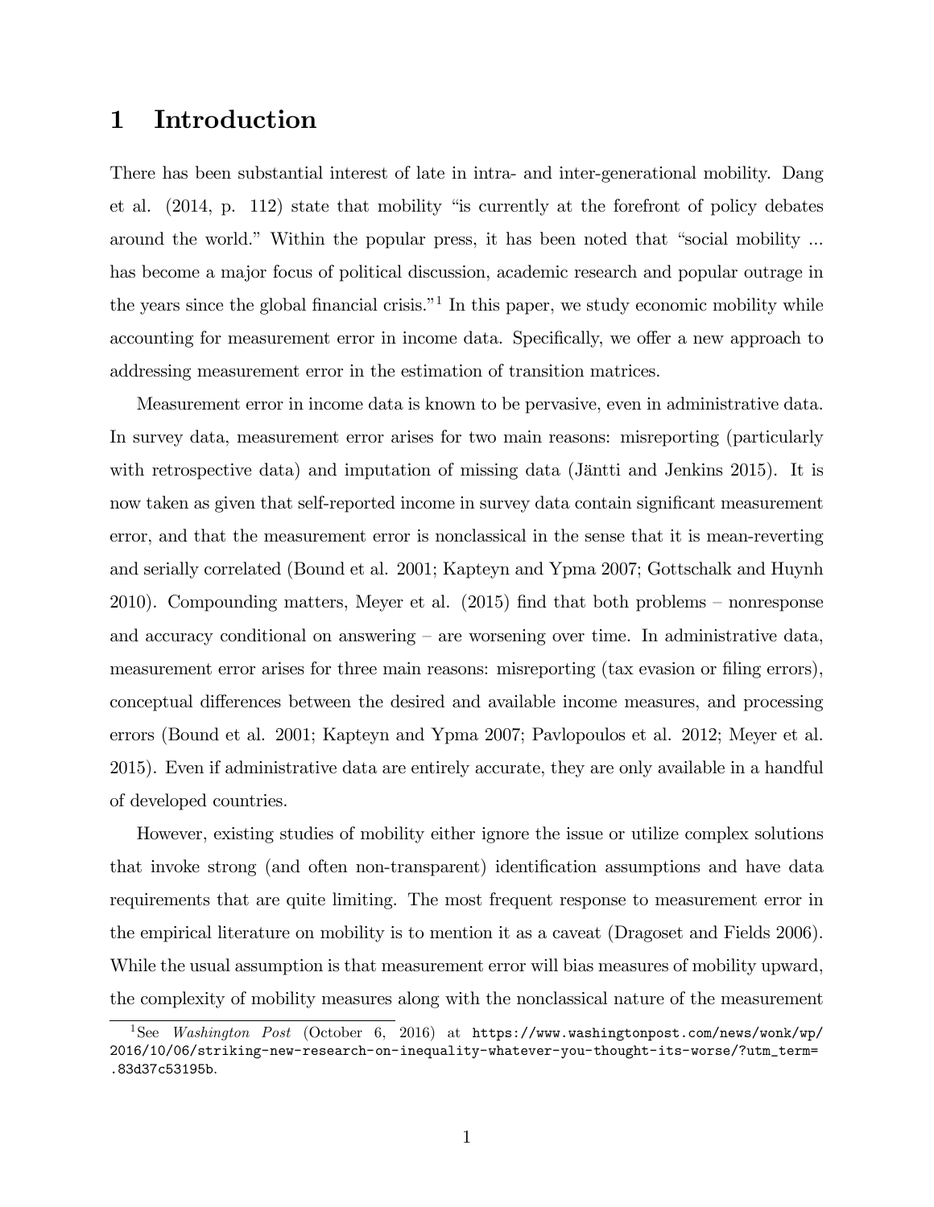# 1 Introduction

There has been substantial interest of late in intra- and inter-generational mobility. Dang et al. (2014, p. 112) state that mobility "is currently at the forefront of policy debates around the world." Within the popular press, it has been noted that "social mobility ... has become a major focus of political discussion, academic research and popular outrage in the years since the global financial crisis."[1] In this paper, we study economic mobility while accounting for measurement error in income data. Specifically, we offer a new approach to addressing measurement error in the estimation of transition matrices.

Measurement error in income data is known to be pervasive, even in administrative data. In survey data, measurement error arises for two main reasons: misreporting (particularly with retrospective data) and imputation of missing data (Jäntti and Jenkins 2015). It is now taken as given that self-reported income in survey data contain significant measurement error, and that the measurement error is nonclassical in the sense that it is mean-reverting and serially correlated (Bound et al. 2001; Kapteyn and Ypma 2007; Gottschalk and Huynh 2010). Compounding matters, Meyer et al. (2015) find that both problems – nonresponse and accuracy conditional on answering – are worsening over time. In administrative data, measurement error arises for three main reasons: misreporting (tax evasion or filing errors), conceptual differences between the desired and available income measures, and processing errors (Bound et al. 2001; Kapteyn and Ypma 2007; Pavlopoulos et al. 2012; Meyer et al. 2015). Even if administrative data are entirely accurate, they are only available in a handful of developed countries.

However, existing studies of mobility either ignore the issue or utilize complex solutions that invoke strong (and often non-transparent) identification assumptions and have data requirements that are quite limiting. The most frequent response to measurement error in the empirical literature on mobility is to mention it as a caveat (Dragoset and Fields 2006). While the usual assumption is that measurement error will bias measures of mobility upward, the complexity of mobility measures along with the nonclassical nature of the measurement

[1] See *Washington Post* (October 6, 2016) at https://www.washingtonpost.com/news/wonk/wp/2016/10/06/striking-new-research-on-inequality-whatever-you-thought-its-worse/?utm_term=.83d37c53195b.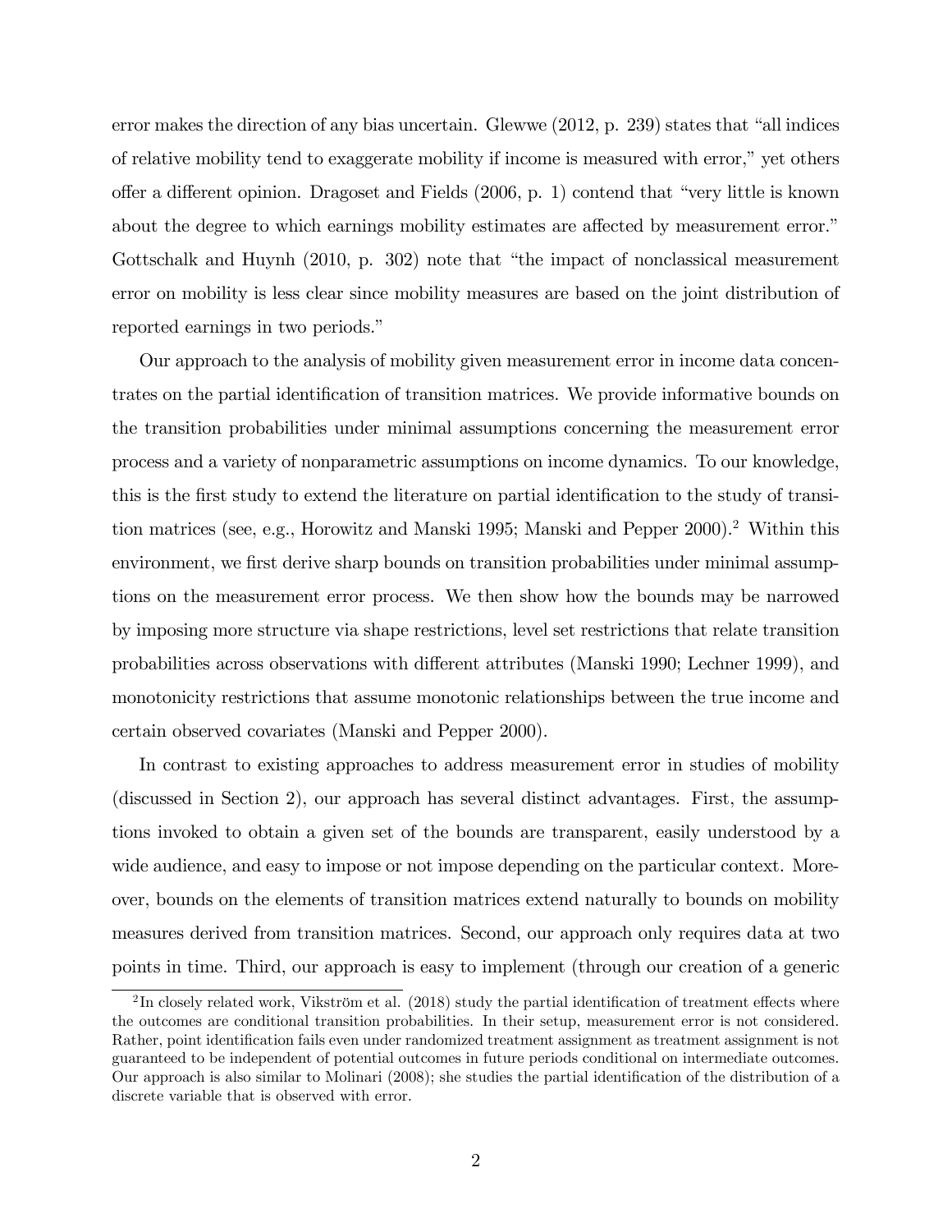error makes the direction of any bias uncertain. Glewwe (2012, p. 239) states that "all indices of relative mobility tend to exaggerate mobility if income is measured with error," yet others offer a different opinion. Dragoset and Fields (2006, p. 1) contend that "very little is known about the degree to which earnings mobility estimates are affected by measurement error." Gottschalk and Huynh (2010, p. 302) note that "the impact of nonclassical measurement error on mobility is less clear since mobility measures are based on the joint distribution of reported earnings in two periods."

Our approach to the analysis of mobility given measurement error in income data concentrates on the partial identification of transition matrices. We provide informative bounds on the transition probabilities under minimal assumptions concerning the measurement error process and a variety of nonparametric assumptions on income dynamics. To our knowledge, this is the first study to extend the literature on partial identification to the study of transition matrices (see, e.g., Horowitz and Manski 1995; Manski and Pepper 2000).[2] Within this environment, we first derive sharp bounds on transition probabilities under minimal assumptions on the measurement error process. We then show how the bounds may be narrowed by imposing more structure via shape restrictions, level set restrictions that relate transition probabilities across observations with different attributes (Manski 1990; Lechner 1999), and monotonicity restrictions that assume monotonic relationships between the true income and certain observed covariates (Manski and Pepper 2000).

In contrast to existing approaches to address measurement error in studies of mobility (discussed in Section 2), our approach has several distinct advantages. First, the assumptions invoked to obtain a given set of the bounds are transparent, easily understood by a wide audience, and easy to impose or not impose depending on the particular context. Moreover, bounds on the elements of transition matrices extend naturally to bounds on mobility measures derived from transition matrices. Second, our approach only requires data at two points in time. Third, our approach is easy to implement (through our creation of a generic

[2] In closely related work, Vikström et al. (2018) study the partial identification of treatment effects where the outcomes are conditional transition probabilities. In their setup, measurement error is not considered. Rather, point identification fails even under randomized treatment assignment as treatment assignment is not guaranteed to be independent of potential outcomes in future periods conditional on intermediate outcomes. Our approach is also similar to Molinari (2008); she studies the partial identification of the distribution of a discrete variable that is observed with error.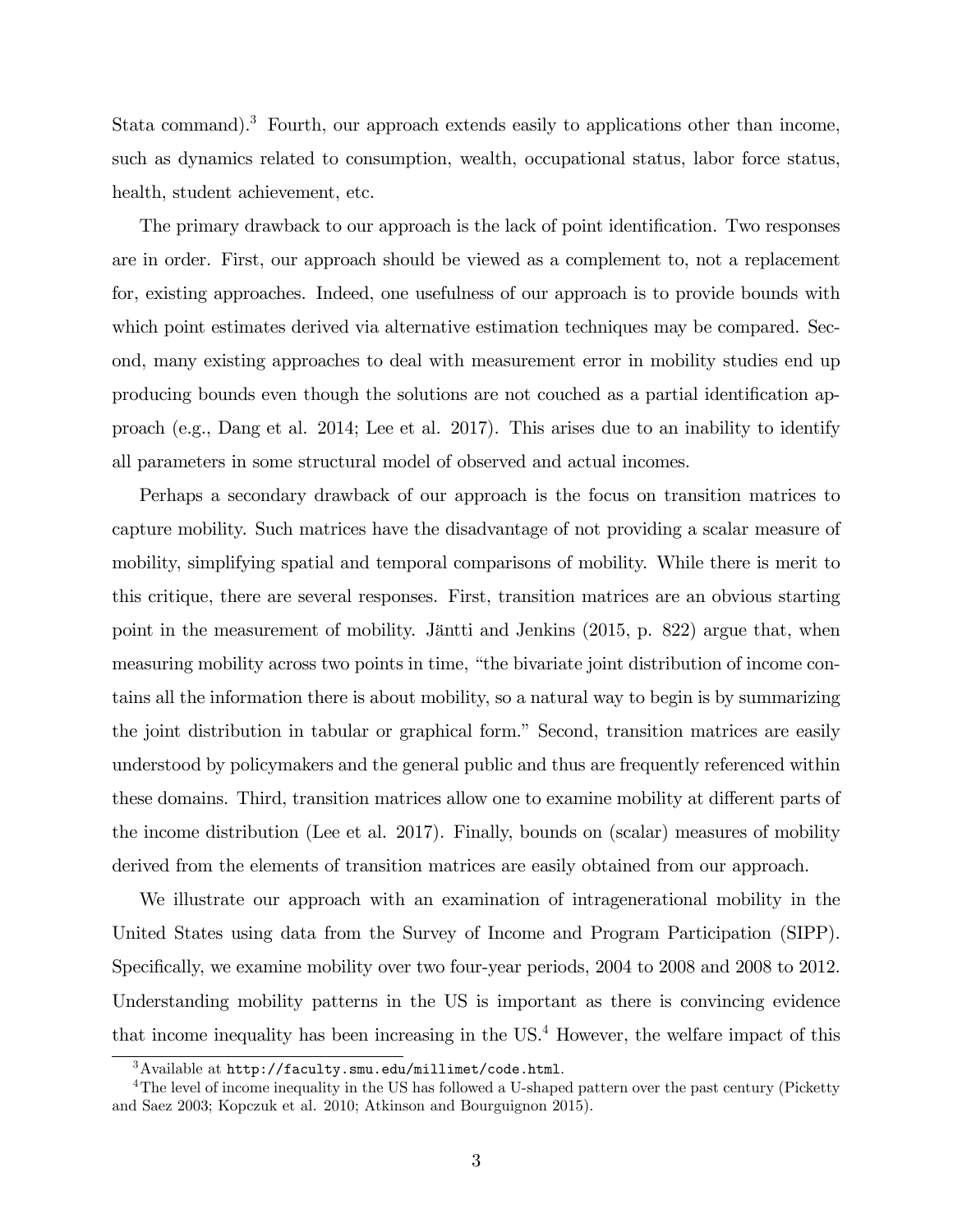Stata command).[3] Fourth, our approach extends easily to applications other than income, such as dynamics related to consumption, wealth, occupational status, labor force status, health, student achievement, etc.

The primary drawback to our approach is the lack of point identification. Two responses are in order. First, our approach should be viewed as a complement to, not a replacement for, existing approaches. Indeed, one usefulness of our approach is to provide bounds with which point estimates derived via alternative estimation techniques may be compared. Second, many existing approaches to deal with measurement error in mobility studies end up producing bounds even though the solutions are not couched as a partial identification approach (e.g., Dang et al. 2014; Lee et al. 2017). This arises due to an inability to identify all parameters in some structural model of observed and actual incomes.

Perhaps a secondary drawback of our approach is the focus on transition matrices to capture mobility. Such matrices have the disadvantage of not providing a scalar measure of mobility, simplifying spatial and temporal comparisons of mobility. While there is merit to this critique, there are several responses. First, transition matrices are an obvious starting point in the measurement of mobility. Jäntti and Jenkins (2015, p. 822) argue that, when measuring mobility across two points in time, "the bivariate joint distribution of income contains all the information there is about mobility, so a natural way to begin is by summarizing the joint distribution in tabular or graphical form." Second, transition matrices are easily understood by policymakers and the general public and thus are frequently referenced within these domains. Third, transition matrices allow one to examine mobility at different parts of the income distribution (Lee et al. 2017). Finally, bounds on (scalar) measures of mobility derived from the elements of transition matrices are easily obtained from our approach.

We illustrate our approach with an examination of intragenerational mobility in the United States using data from the Survey of Income and Program Participation (SIPP). Specifically, we examine mobility over two four-year periods, 2004 to 2008 and 2008 to 2012. Understanding mobility patterns in the US is important as there is convincing evidence that income inequality has been increasing in the US.[4] However, the welfare impact of this

[3] Available at `http://faculty.smu.edu/millimet/code.html`.

[4] The level of income inequality in the US has followed a U-shaped pattern over the past century (Picketty and Saez 2003; Kopczuk et al. 2010; Atkinson and Bourguignon 2015).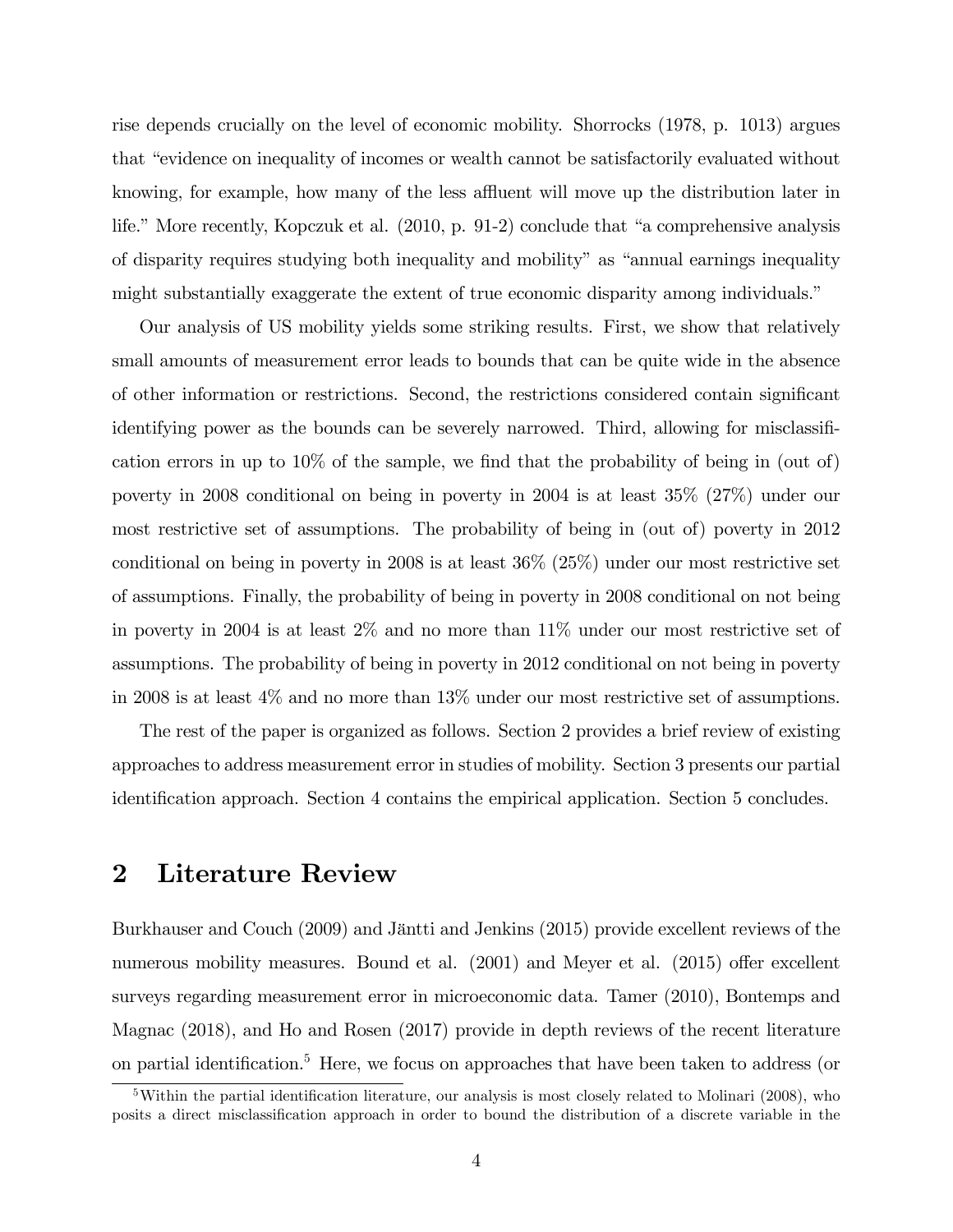rise depends crucially on the level of economic mobility. Shorrocks (1978, p. 1013) argues that "evidence on inequality of incomes or wealth cannot be satisfactorily evaluated without knowing, for example, how many of the less affluent will move up the distribution later in life." More recently, Kopczuk et al. (2010, p. 91-2) conclude that "a comprehensive analysis of disparity requires studying both inequality and mobility" as "annual earnings inequality might substantially exaggerate the extent of true economic disparity among individuals."

Our analysis of US mobility yields some striking results. First, we show that relatively small amounts of measurement error leads to bounds that can be quite wide in the absence of other information or restrictions. Second, the restrictions considered contain significant identifying power as the bounds can be severely narrowed. Third, allowing for misclassification errors in up to 10% of the sample, we find that the probability of being in (out of) poverty in 2008 conditional on being in poverty in 2004 is at least 35% (27%) under our most restrictive set of assumptions. The probability of being in (out of) poverty in 2012 conditional on being in poverty in 2008 is at least 36% (25%) under our most restrictive set of assumptions. Finally, the probability of being in poverty in 2008 conditional on not being in poverty in 2004 is at least 2% and no more than 11% under our most restrictive set of assumptions. The probability of being in poverty in 2012 conditional on not being in poverty in 2008 is at least 4% and no more than 13% under our most restrictive set of assumptions.

The rest of the paper is organized as follows. Section 2 provides a brief review of existing approaches to address measurement error in studies of mobility. Section 3 presents our partial identification approach. Section 4 contains the empirical application. Section 5 concludes.

## 2 Literature Review

Burkhauser and Couch (2009) and Jäntti and Jenkins (2015) provide excellent reviews of the numerous mobility measures. Bound et al. (2001) and Meyer et al. (2015) offer excellent surveys regarding measurement error in microeconomic data. Tamer (2010), Bontemps and Magnac (2018), and Ho and Rosen (2017) provide in depth reviews of the recent literature on partial identification.[5] Here, we focus on approaches that have been taken to address (or

[5] Within the partial identification literature, our analysis is most closely related to Molinari (2008), who posits a direct misclassification approach in order to bound the distribution of a discrete variable in the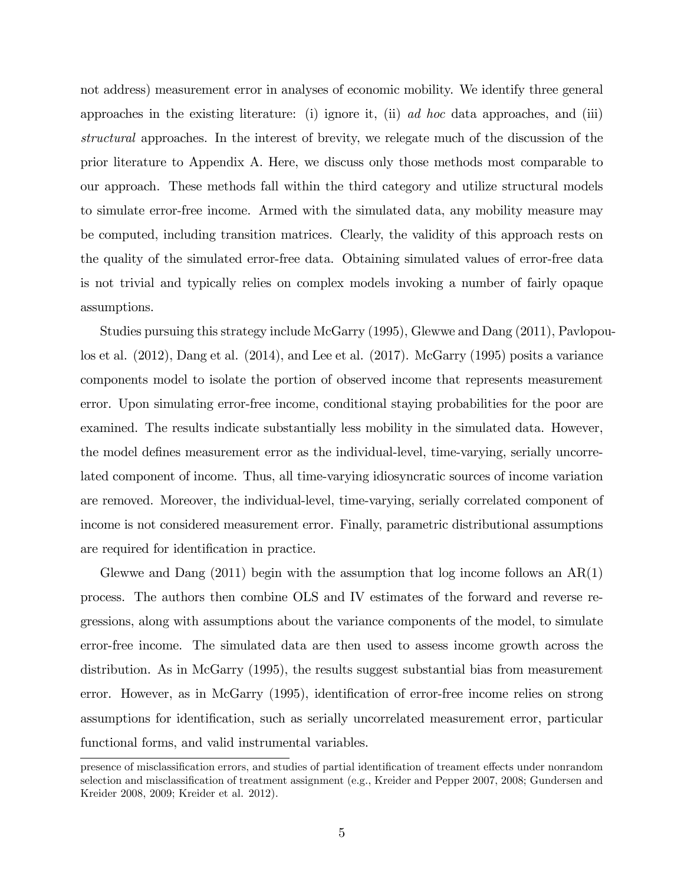not address) measurement error in analyses of economic mobility. We identify three general approaches in the existing literature: (i) ignore it, (ii) *ad hoc* data approaches, and (iii) *structural* approaches. In the interest of brevity, we relegate much of the discussion of the prior literature to Appendix A. Here, we discuss only those methods most comparable to our approach. These methods fall within the third category and utilize structural models to simulate error-free income. Armed with the simulated data, any mobility measure may be computed, including transition matrices. Clearly, the validity of this approach rests on the quality of the simulated error-free data. Obtaining simulated values of error-free data is not trivial and typically relies on complex models invoking a number of fairly opaque assumptions.

Studies pursuing this strategy include McGarry (1995), Glewwe and Dang (2011), Pavlopoulos et al. (2012), Dang et al. (2014), and Lee et al. (2017). McGarry (1995) posits a variance components model to isolate the portion of observed income that represents measurement error. Upon simulating error-free income, conditional staying probabilities for the poor are examined. The results indicate substantially less mobility in the simulated data. However, the model defines measurement error as the individual-level, time-varying, serially uncorrelated component of income. Thus, all time-varying idiosyncratic sources of income variation are removed. Moreover, the individual-level, time-varying, serially correlated component of income is not considered measurement error. Finally, parametric distributional assumptions are required for identification in practice.

Glewwe and Dang (2011) begin with the assumption that log income follows an AR(1) process. The authors then combine OLS and IV estimates of the forward and reverse regressions, along with assumptions about the variance components of the model, to simulate error-free income. The simulated data are then used to assess income growth across the distribution. As in McGarry (1995), the results suggest substantial bias from measurement error. However, as in McGarry (1995), identification of error-free income relies on strong assumptions for identification, such as serially uncorrelated measurement error, particular functional forms, and valid instrumental variables.

presence of misclassification errors, and studies of partial identification of treament effects under nonrandom selection and misclassification of treatment assignment (e.g., Kreider and Pepper 2007, 2008; Gundersen and Kreider 2008, 2009; Kreider et al. 2012).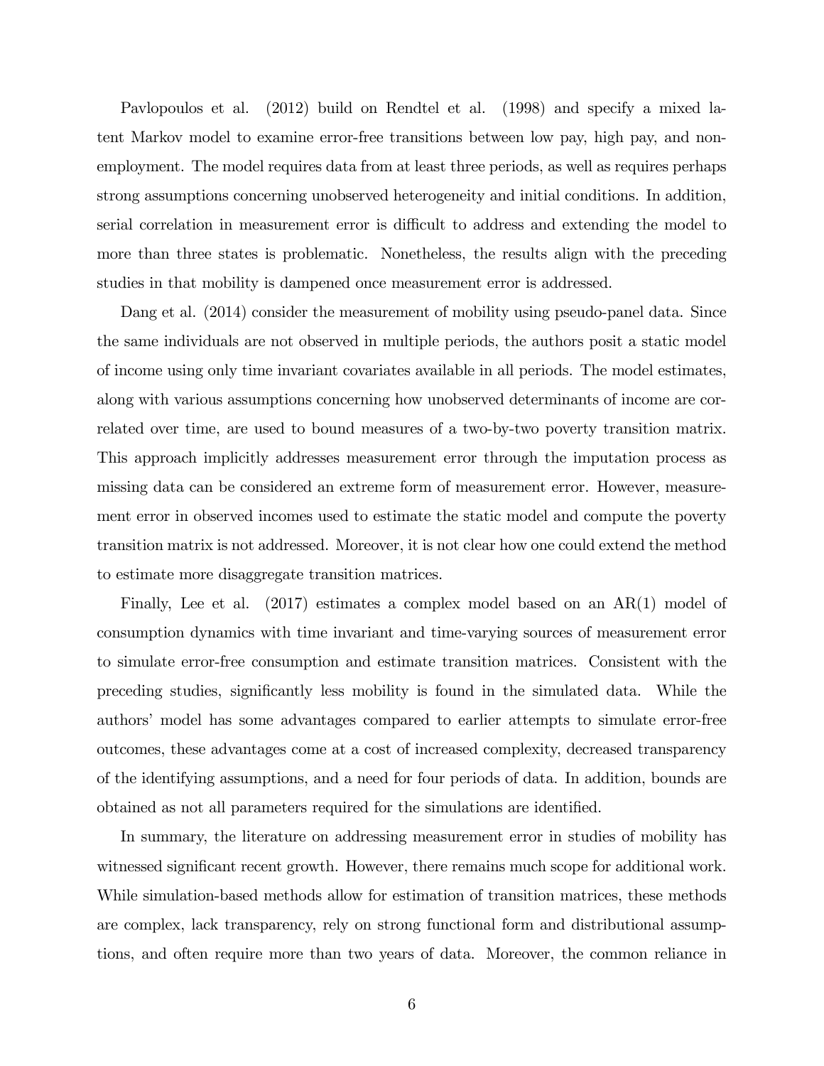Pavlopoulos et al. (2012) build on Rendtel et al. (1998) and specify a mixed latent Markov model to examine error-free transitions between low pay, high pay, and non-employment. The model requires data from at least three periods, as well as requires perhaps strong assumptions concerning unobserved heterogeneity and initial conditions. In addition, serial correlation in measurement error is difficult to address and extending the model to more than three states is problematic. Nonetheless, the results align with the preceding studies in that mobility is dampened once measurement error is addressed.

Dang et al. (2014) consider the measurement of mobility using pseudo-panel data. Since the same individuals are not observed in multiple periods, the authors posit a static model of income using only time invariant covariates available in all periods. The model estimates, along with various assumptions concerning how unobserved determinants of income are correlated over time, are used to bound measures of a two-by-two poverty transition matrix. This approach implicitly addresses measurement error through the imputation process as missing data can be considered an extreme form of measurement error. However, measurement error in observed incomes used to estimate the static model and compute the poverty transition matrix is not addressed. Moreover, it is not clear how one could extend the method to estimate more disaggregate transition matrices.

Finally, Lee et al. (2017) estimates a complex model based on an AR(1) model of consumption dynamics with time invariant and time-varying sources of measurement error to simulate error-free consumption and estimate transition matrices. Consistent with the preceding studies, significantly less mobility is found in the simulated data. While the authors' model has some advantages compared to earlier attempts to simulate error-free outcomes, these advantages come at a cost of increased complexity, decreased transparency of the identifying assumptions, and a need for four periods of data. In addition, bounds are obtained as not all parameters required for the simulations are identified.

In summary, the literature on addressing measurement error in studies of mobility has witnessed significant recent growth. However, there remains much scope for additional work. While simulation-based methods allow for estimation of transition matrices, these methods are complex, lack transparency, rely on strong functional form and distributional assumptions, and often require more than two years of data. Moreover, the common reliance in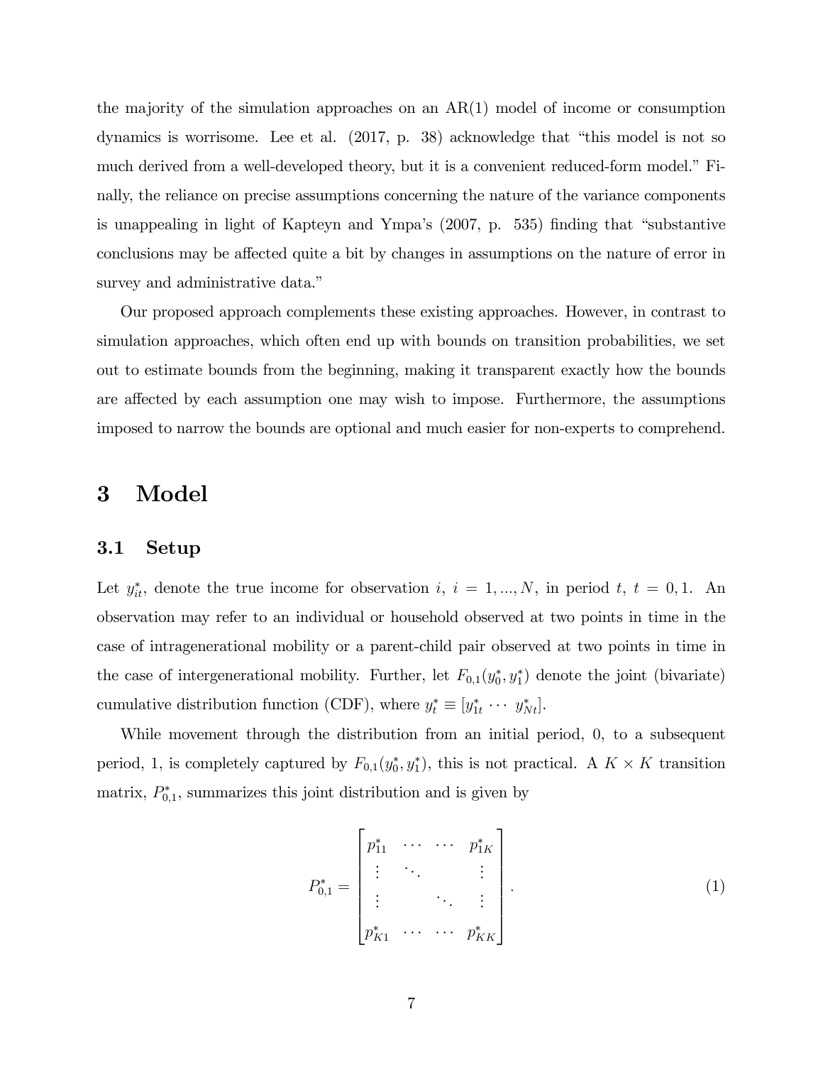the majority of the simulation approaches on an AR(1) model of income or consumption dynamics is worrisome. Lee et al. (2017, p. 38) acknowledge that "this model is not so much derived from a well-developed theory, but it is a convenient reduced-form model." Finally, the reliance on precise assumptions concerning the nature of the variance components is unappealing in light of Kapteyn and Ympa's (2007, p. 535) finding that "substantive conclusions may be affected quite a bit by changes in assumptions on the nature of error in survey and administrative data."

Our proposed approach complements these existing approaches. However, in contrast to simulation approaches, which often end up with bounds on transition probabilities, we set out to estimate bounds from the beginning, making it transparent exactly how the bounds are affected by each assumption one may wish to impose. Furthermore, the assumptions imposed to narrow the bounds are optional and much easier for non-experts to comprehend.

# 3 Model

## 3.1 Setup

Let $y^*_{it}$, denote the true income for observation $i$, $i = 1, ..., N$, in period $t$, $t = 0, 1$. An observation may refer to an individual or household observed at two points in time in the case of intragenerational mobility or a parent-child pair observed at two points in time in the case of intergenerational mobility. Further, let $F_{0,1}(y^*_0, y^*_1)$ denote the joint (bivariate) cumulative distribution function (CDF), where $y^*_t \equiv [y^*_{1t} \cdots y^*_{Nt}]$.

While movement through the distribution from an initial period, 0, to a subsequent period, 1, is completely captured by $F_{0,1}(y^*_0, y^*_1)$, this is not practical. A $K \times K$ transition matrix, $P^*_{0,1}$, summarizes this joint distribution and is given by

$$P^*_{0,1} = \begin{bmatrix} p^*_{11} & \cdots & \cdots & p^*_{1K} \\ \vdots & \ddots & & \vdots \\ \vdots & & \ddots & \vdots \\ p^*_{K1} & \cdots & \cdots & p^*_{KK} \end{bmatrix}. \tag{1}$$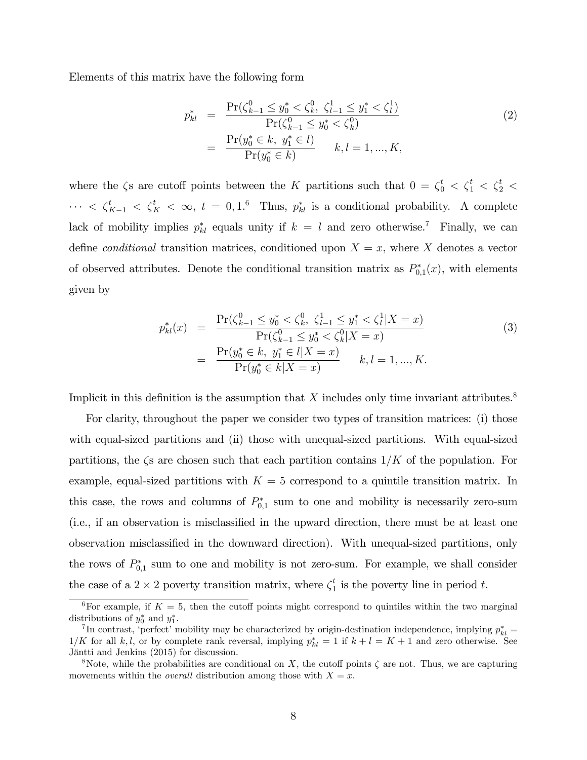Elements of this matrix have the following form

$$
\begin{aligned}
p^*_{kl} &= \frac{\Pr(\zeta^0_{k-1} \leq y^*_0 < \zeta^0_k,\ \zeta^1_{l-1} \leq y^*_1 < \zeta^1_l)}{\Pr(\zeta^0_{k-1} \leq y^*_0 < \zeta^0_k)} \\
&= \frac{\Pr(y^*_0 \in k,\ y^*_1 \in l)}{\Pr(y^*_0 \in k)} \qquad k, l = 1, ..., K,
\end{aligned} \tag{2}
$$

where the $\zeta$s are cutoff points between the $K$ partitions such that $0 = \zeta^t_0 < \zeta^t_1 < \zeta^t_2 < \cdots < \zeta^t_{K-1} < \zeta^t_K < \infty$, $t = 0, 1$.[6] Thus, $p^*_{kl}$ is a conditional probability. A complete lack of mobility implies $p^*_{kl}$ equals unity if $k = l$ and zero otherwise.[7] Finally, we can define *conditional* transition matrices, conditioned upon $X = x$, where $X$ denotes a vector of observed attributes. Denote the conditional transition matrix as $P^*_{0,1}(x)$, with elements given by

$$
\begin{aligned}
p^*_{kl}(x) &= \frac{\Pr(\zeta^0_{k-1} \leq y^*_0 < \zeta^0_k,\ \zeta^1_{l-1} \leq y^*_1 < \zeta^1_l | X = x)}{\Pr(\zeta^0_{k-1} \leq y^*_0 < \zeta^0_k | X = x)} \\
&= \frac{\Pr(y^*_0 \in k,\ y^*_1 \in l | X = x)}{\Pr(y^*_0 \in k | X = x)} \qquad k, l = 1, ..., K.
\end{aligned} \tag{3}
$$

Implicit in this definition is the assumption that $X$ includes only time invariant attributes.[8]

For clarity, throughout the paper we consider two types of transition matrices: (i) those with equal-sized partitions and (ii) those with unequal-sized partitions. With equal-sized partitions, the $\zeta$s are chosen such that each partition contains $1/K$ of the population. For example, equal-sized partitions with $K = 5$ correspond to a quintile transition matrix. In this case, the rows and columns of $P^*_{0,1}$ sum to one and mobility is necessarily zero-sum (i.e., if an observation is misclassified in the upward direction, there must be at least one observation misclassified in the downward direction). With unequal-sized partitions, only the rows of $P^*_{0,1}$ sum to one and mobility is not zero-sum. For example, we shall consider the case of a $2 \times 2$ poverty transition matrix, where $\zeta^t_1$ is the poverty line in period $t$.

---

[6] For example, if $K = 5$, then the cutoff points might correspond to quintiles within the two marginal distributions of $y^*_0$ and $y^*_1$.

[7] In contrast, 'perfect' mobility may be characterized by origin-destination independence, implying $p^*_{kl} = 1/K$ for all $k, l$, or by complete rank reversal, implying $p^*_{kl} = 1$ if $k + l = K + 1$ and zero otherwise. See Jäntti and Jenkins (2015) for discussion.

[8] Note, while the probabilities are conditional on $X$, the cutoff points $\zeta$ are not. Thus, we are capturing movements within the *overall* distribution among those with $X = x$.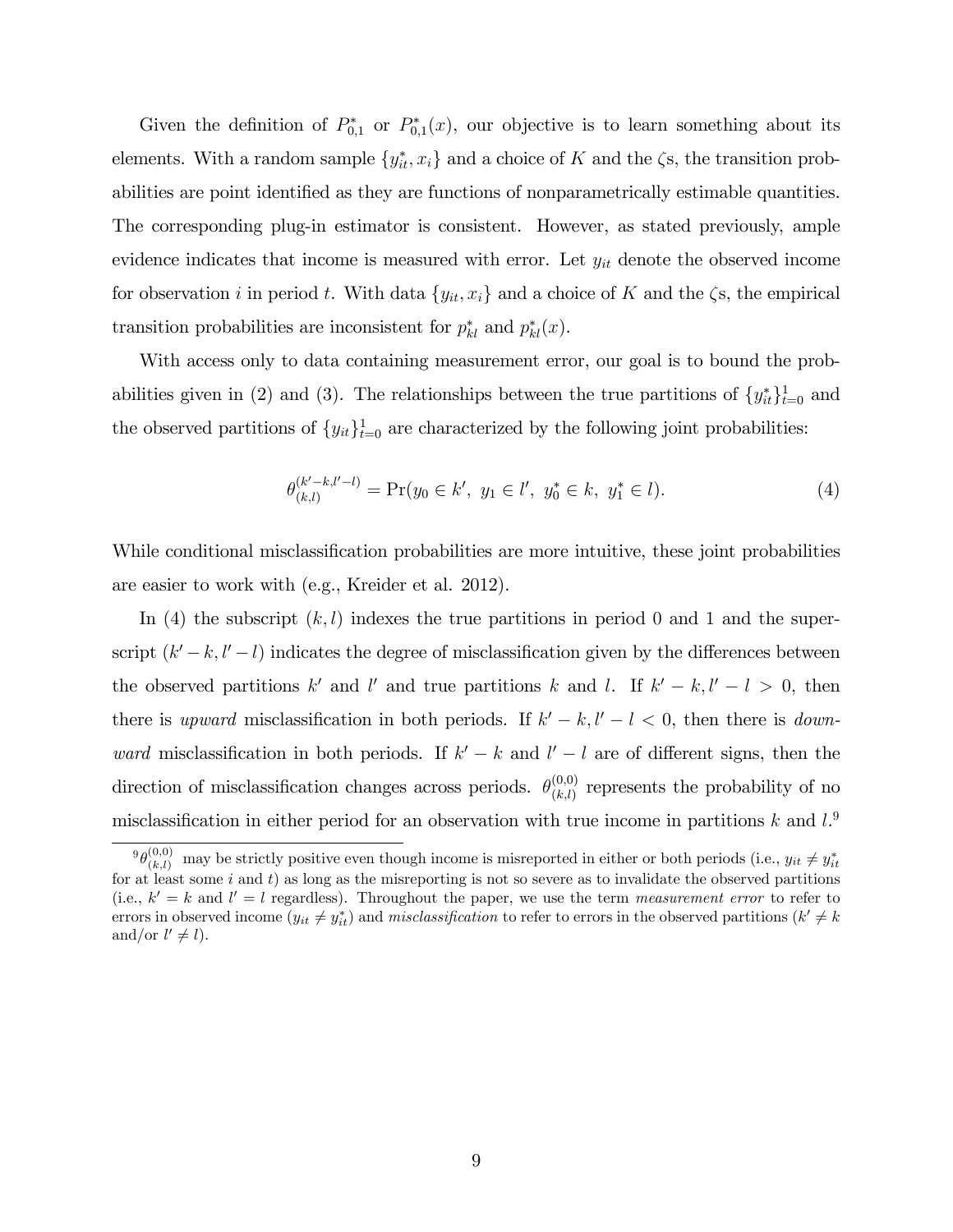Given the definition of $P^*_{0,1}$ or $P^*_{0,1}(x)$, our objective is to learn something about its elements. With a random sample $\{y^*_{it}, x_i\}$ and a choice of $K$ and the $\zeta$s, the transition probabilities are point identified as they are functions of nonparametrically estimable quantities. The corresponding plug-in estimator is consistent. However, as stated previously, ample evidence indicates that income is measured with error. Let $y_{it}$ denote the observed income for observation $i$ in period $t$. With data $\{y_{it}, x_i\}$ and a choice of $K$ and the $\zeta$s, the empirical transition probabilities are inconsistent for $p^*_{kl}$ and $p^*_{kl}(x)$.

With access only to data containing measurement error, our goal is to bound the probabilities given in (2) and (3). The relationships between the true partitions of $\{y^*_{it}\}^1_{t=0}$ and the observed partitions of $\{y_{it}\}^1_{t=0}$ are characterized by the following joint probabilities:

$$\theta^{(k'-k,l'-l)}_{(k,l)} = \Pr(y_0 \in k',\ y_1 \in l',\ y^*_0 \in k,\ y^*_1 \in l). \tag{4}$$

While conditional misclassification probabilities are more intuitive, these joint probabilities are easier to work with (e.g., Kreider et al. 2012).

In (4) the subscript $(k, l)$ indexes the true partitions in period 0 and 1 and the superscript $(k' - k, l' - l)$ indicates the degree of misclassification given by the differences between the observed partitions $k'$ and $l'$ and true partitions $k$ and $l$. If $k' - k, l' - l > 0$, then there is *upward* misclassification in both periods. If $k' - k, l' - l < 0$, then there is *downward* misclassification in both periods. If $k' - k$ and $l' - l$ are of different signs, then the direction of misclassification changes across periods. $\theta^{(0,0)}_{(k,l)}$ represents the probability of no misclassification in either period for an observation with true income in partitions $k$ and $l$.[9]

[9] $\theta^{(0,0)}_{(k,l)}$ may be strictly positive even though income is misreported in either or both periods (i.e., $y_{it} \neq y^*_{it}$ for at least some $i$ and $t$) as long as the misreporting is not so severe as to invalidate the observed partitions (i.e., $k' = k$ and $l' = l$ regardless). Throughout the paper, we use the term *measurement error* to refer to errors in observed income ($y_{it} \neq y^*_{it}$) and *misclassification* to refer to errors in the observed partitions ($k' \neq k$ and/or $l' \neq l$).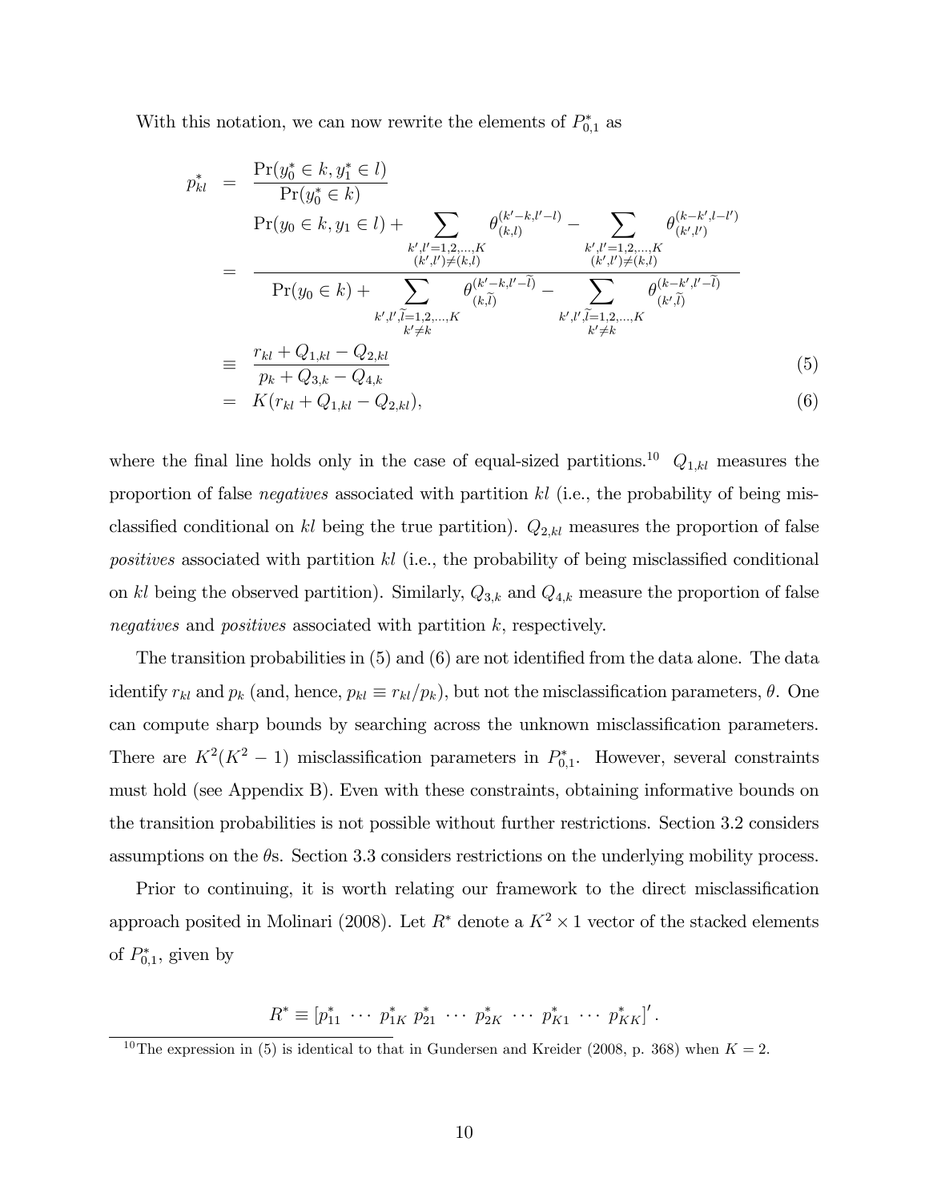With this notation, we can now rewrite the elements of $P_{0,1}^*$ as

$$
\begin{aligned}
p_{kl}^* &= \frac{\Pr(y_0^* \in k, y_1^* \in l)}{\Pr(y_0^* \in k)} \\
&= \frac{\Pr(y_0 \in k, y_1 \in l) + \sum\limits_{\substack{k',l'=1,2,\ldots,K \\ (k',l')\neq(k,l)}} \theta_{(k,l)}^{(k'-k,l'-l)} - \sum\limits_{\substack{k',l'=1,2,\ldots,K \\ (k',l')\neq(k,l)}} \theta_{(k',l')}^{(k-k',l-l')}}{\Pr(y_0 \in k) + \sum\limits_{\substack{k',l',\widetilde{l}=1,2,\ldots,K \\ k'\neq k}} \theta_{(k,\widetilde{l})}^{(k'-k,l'-\widetilde{l})} - \sum\limits_{\substack{k',l',\widetilde{l}=1,2,\ldots,K \\ k'\neq k}} \theta_{(k',\widetilde{l})}^{(k-k',l'-\widetilde{l})}} \\
&\equiv \frac{r_{kl} + Q_{1,kl} - Q_{2,kl}}{p_k + Q_{3,k} - Q_{4,k}} \qquad (5) \\
&= K(r_{kl} + Q_{1,kl} - Q_{2,kl}), \qquad (6)
\end{aligned}
$$

where the final line holds only in the case of equal-sized partitions.[10] $Q_{1,kl}$ measures the proportion of false *negatives* associated with partition $kl$ (i.e., the probability of being misclassified conditional on $kl$ being the true partition). $Q_{2,kl}$ measures the proportion of false *positives* associated with partition $kl$ (i.e., the probability of being misclassified conditional on $kl$ being the observed partition). Similarly, $Q_{3,k}$ and $Q_{4,k}$ measure the proportion of false *negatives* and *positives* associated with partition $k$, respectively.

The transition probabilities in (5) and (6) are not identified from the data alone. The data identify $r_{kl}$ and $p_k$ (and, hence, $p_{kl} \equiv r_{kl}/p_k$), but not the misclassification parameters, $\theta$. One can compute sharp bounds by searching across the unknown misclassification parameters. There are $K^2(K^2-1)$ misclassification parameters in $P_{0,1}^*$. However, several constraints must hold (see Appendix B). Even with these constraints, obtaining informative bounds on the transition probabilities is not possible without further restrictions. Section 3.2 considers assumptions on the $\theta$s. Section 3.3 considers restrictions on the underlying mobility process.

Prior to continuing, it is worth relating our framework to the direct misclassification approach posited in Molinari (2008). Let $R^*$ denote a $K^2 \times 1$ vector of the stacked elements of $P_{0,1}^*$, given by

$$
R^* \equiv [p_{11}^* \ \cdots \ p_{1K}^* \ p_{21}^* \ \cdots \ p_{2K}^* \ \cdots \ p_{K1}^* \ \cdots \ p_{KK}^*]'.
$$

[10] The expression in (5) is identical to that in Gundersen and Kreider (2008, p. 368) when $K = 2$.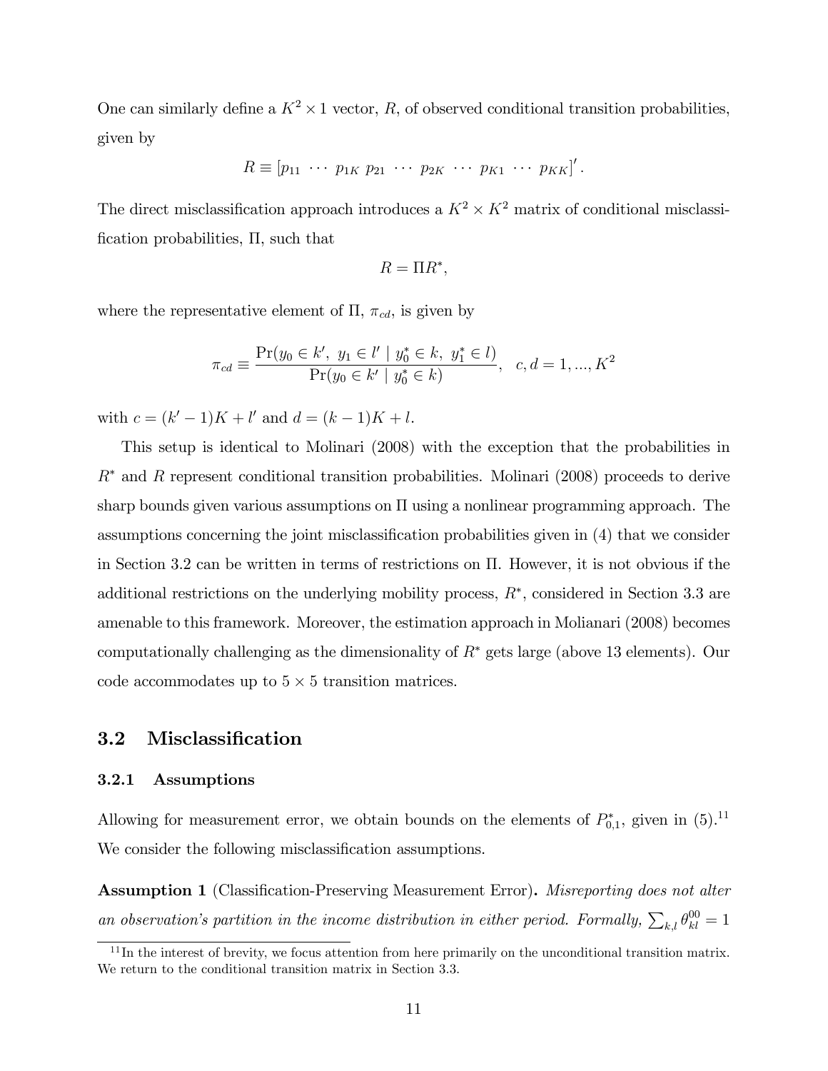One can similarly define a $K^2 \times 1$ vector, $R$, of observed conditional transition probabilities, given by

$$R \equiv [p_{11} \ \cdots \ p_{1K} \ p_{21} \ \cdots \ p_{2K} \ \cdots \ p_{K1} \ \cdots \ p_{KK}]' .$$

The direct misclassification approach introduces a $K^2 \times K^2$ matrix of conditional misclassification probabilities, $\Pi$, such that

$$R = \Pi R^*,$$

where the representative element of $\Pi$, $\pi_{cd}$, is given by

$$\pi_{cd} \equiv \frac{\Pr(y_0 \in k', \ y_1 \in l' \mid y_0^* \in k, \ y_1^* \in l)}{\Pr(y_0 \in k' \mid y_0^* \in k)}, \quad c, d = 1, ..., K^2$$

with $c = (k'-1)K + l'$ and $d = (k-1)K + l$.

This setup is identical to Molinari (2008) with the exception that the probabilities in $R^*$ and $R$ represent conditional transition probabilities. Molinari (2008) proceeds to derive sharp bounds given various assumptions on $\Pi$ using a nonlinear programming approach. The assumptions concerning the joint misclassification probabilities given in (4) that we consider in Section 3.2 can be written in terms of restrictions on $\Pi$. However, it is not obvious if the additional restrictions on the underlying mobility process, $R^*$, considered in Section 3.3 are amenable to this framework. Moreover, the estimation approach in Molianari (2008) becomes computationally challenging as the dimensionality of $R^*$ gets large (above 13 elements). Our code accommodates up to $5 \times 5$ transition matrices.

## 3.2 Misclassification

### 3.2.1 Assumptions

Allowing for measurement error, we obtain bounds on the elements of $P_{0,1}^*$, given in (5).[11] We consider the following misclassification assumptions.

**Assumption 1** (Classification-Preserving Measurement Error)**.** *Misreporting does not alter an observation's partition in the income distribution in either period. Formally,* $\sum_{k,l} \theta_{kl}^{00} = 1$

[11] In the interest of brevity, we focus attention from here primarily on the unconditional transition matrix. We return to the conditional transition matrix in Section 3.3.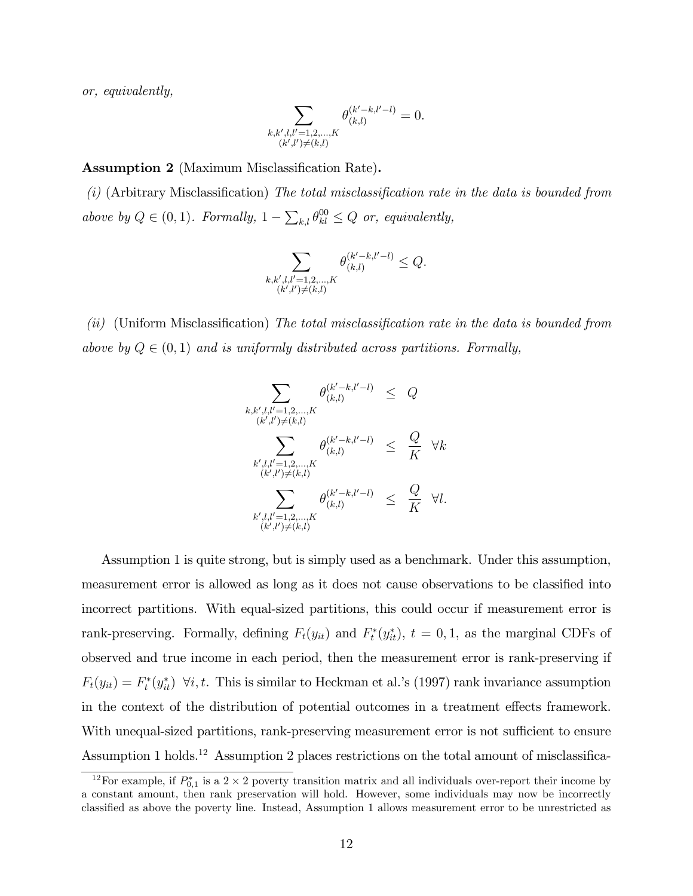*or, equivalently,*

$$\sum_{\substack{k,k',l,l'=1,2,...,K \\ (k',l')\neq(k,l)}} \theta_{(k,l)}^{(k'-k,l'-l)} = 0.$$

**Assumption 2** (Maximum Misclassification Rate)**.**

*(i)* (Arbitrary Misclassification) *The total misclassification rate in the data is bounded from above by* $Q \in (0,1)$*. Formally,* $1 - \sum_{k,l} \theta_{kl}^{00} \leq Q$ *or, equivalently,*

$$\sum_{\substack{k,k',l,l'=1,2,...,K \\ (k',l')\neq(k,l)}} \theta_{(k,l)}^{(k'-k,l'-l)} \leq Q.$$

*(ii)* (Uniform Misclassification) *The total misclassification rate in the data is bounded from above by* $Q \in (0,1)$ *and is uniformly distributed across partitions. Formally,*

$$\begin{aligned}
\sum_{\substack{k,k',l,l'=1,2,...,K \\ (k',l')\neq(k,l)}} \theta_{(k,l)}^{(k'-k,l'-l)} &\leq Q \\
\sum_{\substack{k',l,l'=1,2,...,K \\ (k',l')\neq(k,l)}} \theta_{(k,l)}^{(k'-k,l'-l)} &\leq \frac{Q}{K} \quad \forall k \\
\sum_{\substack{k',l,l'=1,2,...,K \\ (k',l')\neq(k,l)}} \theta_{(k,l)}^{(k'-k,l'-l)} &\leq \frac{Q}{K} \quad \forall l.
\end{aligned}$$

Assumption 1 is quite strong, but is simply used as a benchmark. Under this assumption, measurement error is allowed as long as it does not cause observations to be classified into incorrect partitions. With equal-sized partitions, this could occur if measurement error is rank-preserving. Formally, defining $F_t(y_{it})$ and $F_t^*(y_{it}^*)$, $t = 0,1$, as the marginal CDFs of observed and true income in each period, then the measurement error is rank-preserving if $F_t(y_{it}) = F_t^*(y_{it}^*)$ $\forall i,t$. This is similar to Heckman et al.'s (1997) rank invariance assumption in the context of the distribution of potential outcomes in a treatment effects framework. With unequal-sized partitions, rank-preserving measurement error is not sufficient to ensure Assumption 1 holds.[12] Assumption 2 places restrictions on the total amount of misclassifica-

[12] For example, if $P_{0,1}^*$ is a $2 \times 2$ poverty transition matrix and all individuals over-report their income by a constant amount, then rank preservation will hold. However, some individuals may now be incorrectly classified as above the poverty line. Instead, Assumption 1 allows measurement error to be unrestricted as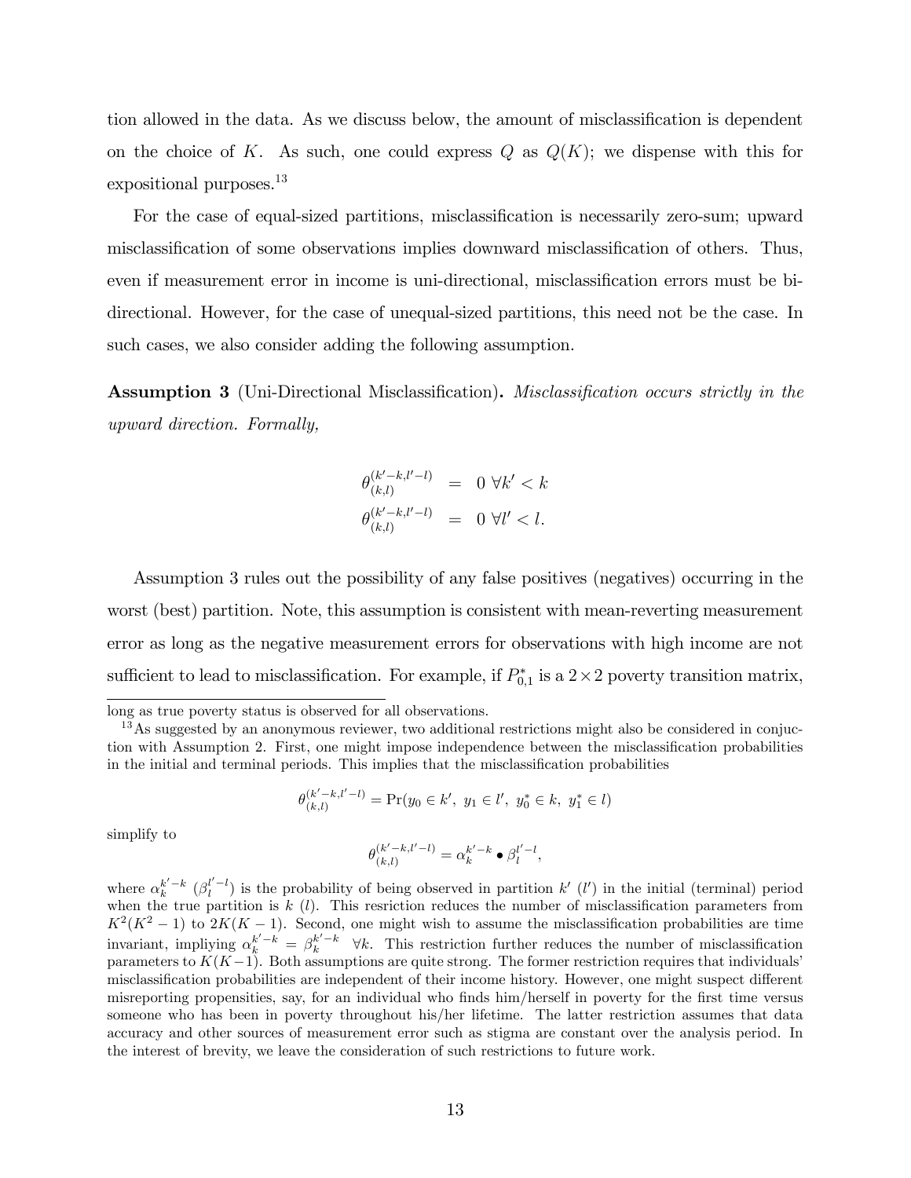tion allowed in the data. As we discuss below, the amount of misclassification is dependent on the choice of $K$. As such, one could express $Q$ as $Q(K)$; we dispense with this for expositional purposes.[13]

For the case of equal-sized partitions, misclassification is necessarily zero-sum; upward misclassification of some observations implies downward misclassification of others. Thus, even if measurement error in income is uni-directional, misclassification errors must be bi-directional. However, for the case of unequal-sized partitions, this need not be the case. In such cases, we also consider adding the following assumption.

**Assumption 3** (Uni-Directional Misclassification)**.** *Misclassification occurs strictly in the upward direction. Formally,*

$$
\begin{aligned}
\theta_{(k,l)}^{(k'-k,l'-l)} &= 0 \ \forall k' < k \\
\theta_{(k,l)}^{(k'-k,l'-l)} &= 0 \ \forall l' < l.
\end{aligned}
$$

Assumption 3 rules out the possibility of any false positives (negatives) occurring in the worst (best) partition. Note, this assumption is consistent with mean-reverting measurement error as long as the negative measurement errors for observations with high income are not sufficient to lead to misclassification. For example, if $P_{0,1}^*$ is a $2 \times 2$ poverty transition matrix,

---

long as true poverty status is observed for all observations.

[13] As suggested by an anonymous reviewer, two additional restrictions might also be considered in conjuction with Assumption 2. First, one might impose independence between the misclassification probabilities in the initial and terminal periods. This implies that the misclassification probabilities

$$
\theta_{(k,l)}^{(k'-k,l'-l)} = \Pr(y_0 \in k',\ y_1 \in l',\ y_0^* \in k,\ y_1^* \in l)
$$

simplify to

$$
\theta_{(k,l)}^{(k'-k,l'-l)} = \alpha_k^{k'-k} \bullet \beta_l^{l'-l},
$$

where $\alpha_k^{k'-k}$ ($\beta_l^{l'-l}$) is the probability of being observed in partition $k'$ ($l'$) in the initial (terminal) period when the true partition is $k$ ($l$). This resriction reduces the number of misclassification parameters from $K^2(K^2-1)$ to $2K(K-1)$. Second, one might wish to assume the misclassification probabilities are time invariant, impliying $\alpha_k^{k'-k} = \beta_k^{k'-k} \ \ \forall k$. This restriction further reduces the number of misclassification parameters to $K(K-1)$. Both assumptions are quite strong. The former restriction requires that individuals' misclassification probabilities are independent of their income history. However, one might suspect different misreporting propensities, say, for an individual who finds him/herself in poverty for the first time versus someone who has been in poverty throughout his/her lifetime. The latter restriction assumes that data accuracy and other sources of measurement error such as stigma are constant over the analysis period. In the interest of brevity, we leave the consideration of such restrictions to future work.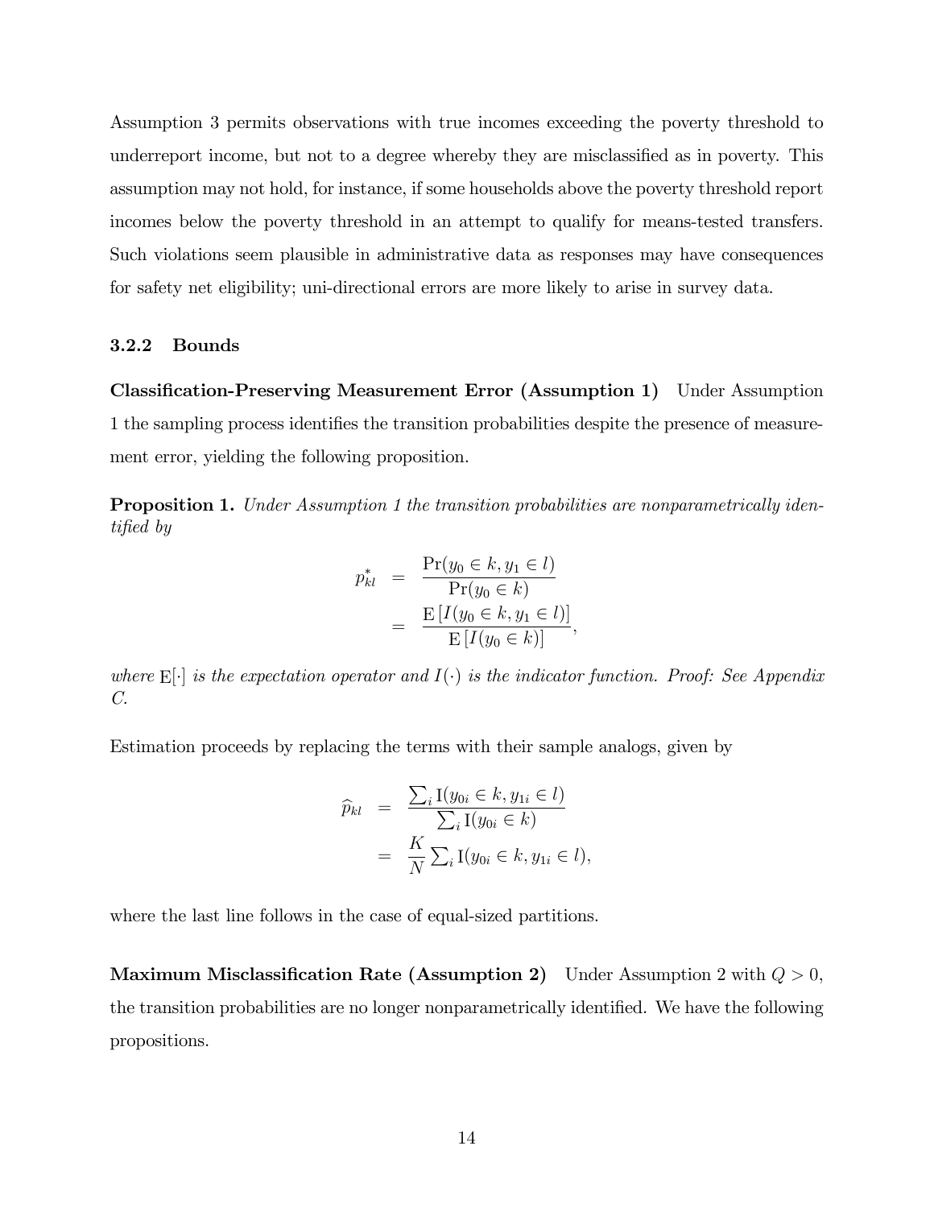Assumption 3 permits observations with true incomes exceeding the poverty threshold to underreport income, but not to a degree whereby they are misclassified as in poverty. This assumption may not hold, for instance, if some households above the poverty threshold report incomes below the poverty threshold in an attempt to qualify for means-tested transfers. Such violations seem plausible in administrative data as responses may have consequences for safety net eligibility; uni-directional errors are more likely to arise in survey data.

### 3.2.2 Bounds

**Classification-Preserving Measurement Error (Assumption 1)** Under Assumption 1 the sampling process identifies the transition probabilities despite the presence of measurement error, yielding the following proposition.

**Proposition 1.** *Under Assumption 1 the transition probabilities are nonparametrically identified by*

$$
\begin{aligned}
p^*_{kl} &= \frac{\Pr(y_0 \in k, y_1 \in l)}{\Pr(y_0 \in k)} \\
&= \frac{\mathrm{E}\left[I(y_0 \in k, y_1 \in l)\right]}{\mathrm{E}\left[I(y_0 \in k)\right]},
\end{aligned}
$$

*where* $\mathrm{E}[\cdot]$ *is the expectation operator and* $I(\cdot)$ *is the indicator function. Proof: See Appendix C.*

Estimation proceeds by replacing the terms with their sample analogs, given by

$$
\begin{aligned}
\widehat{p}_{kl} &= \frac{\sum_i \mathrm{I}(y_{0i} \in k, y_{1i} \in l)}{\sum_i \mathrm{I}(y_{0i} \in k)} \\
&= \frac{K}{N} \sum_i \mathrm{I}(y_{0i} \in k, y_{1i} \in l),
\end{aligned}
$$

where the last line follows in the case of equal-sized partitions.

**Maximum Misclassification Rate (Assumption 2)** Under Assumption 2 with $Q > 0$, the transition probabilities are no longer nonparametrically identified. We have the following propositions.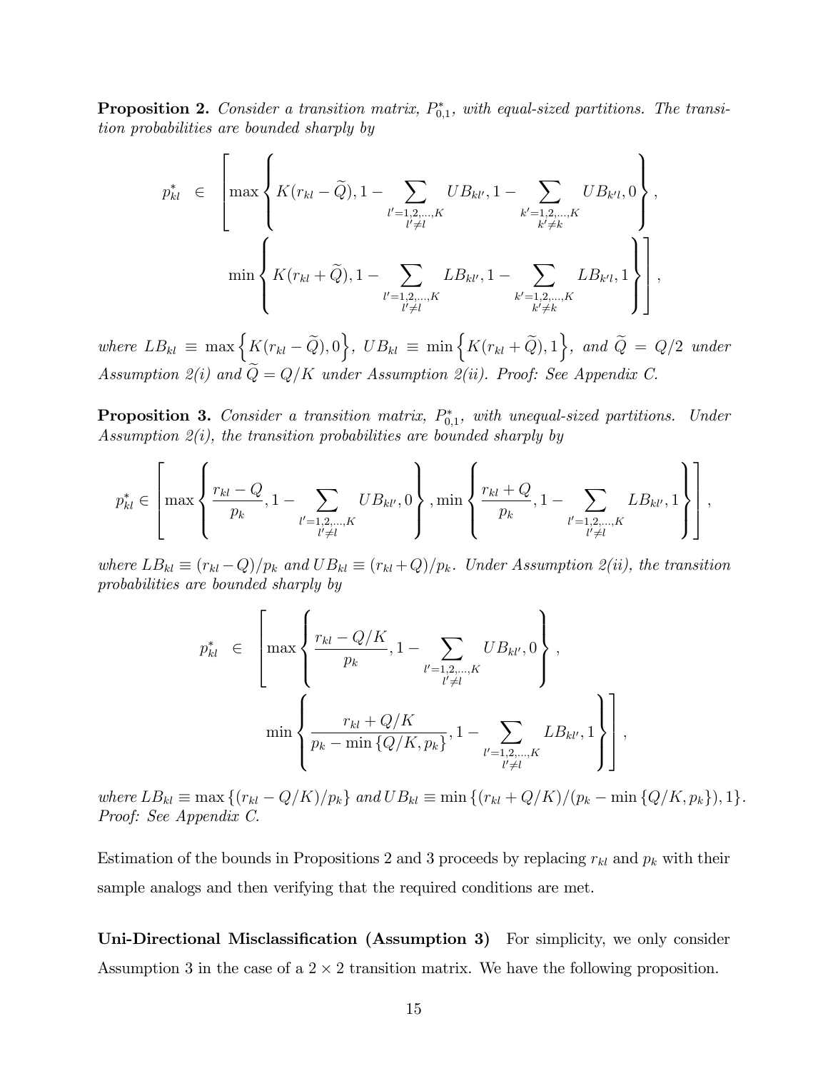**Proposition 2.** *Consider a transition matrix, $P^*_{0,1}$, with equal-sized partitions. The transition probabilities are bounded sharply by*

$$
\begin{aligned}
p^*_{kl} \;\in\; & \left[ \max\left\{ K(r_{kl} - \widetilde{Q}), 1 - \sum_{\substack{l'=1,2,\ldots,K \\ l' \neq l}} UB_{kl'}, 1 - \sum_{\substack{k'=1,2,\ldots,K \\ k' \neq k}} UB_{k'l}, 0 \right\}, \right. \\
& \left. \min\left\{ K(r_{kl} + \widetilde{Q}), 1 - \sum_{\substack{l'=1,2,\ldots,K \\ l' \neq l}} LB_{kl'}, 1 - \sum_{\substack{k'=1,2,\ldots,K \\ k' \neq k}} LB_{k'l}, 1 \right\} \right],
\end{aligned}
$$

*where $LB_{kl} \equiv \max\left\{K(r_{kl} - \widetilde{Q}), 0\right\}$, $UB_{kl} \equiv \min\left\{K(r_{kl} + \widetilde{Q}), 1\right\}$, and $\widetilde{Q} = Q/2$ under Assumption 2(i) and $\widetilde{Q} = Q/K$ under Assumption 2(ii). Proof: See Appendix C.*

**Proposition 3.** *Consider a transition matrix, $P^*_{0,1}$, with unequal-sized partitions. Under Assumption 2(i), the transition probabilities are bounded sharply by*

$$
p^*_{kl} \in \left[ \max\left\{ \frac{r_{kl} - Q}{p_k}, 1 - \sum_{\substack{l'=1,2,\ldots,K \\ l' \neq l}} UB_{kl'}, 0 \right\}, \min\left\{ \frac{r_{kl} + Q}{p_k}, 1 - \sum_{\substack{l'=1,2,\ldots,K \\ l' \neq l}} LB_{kl'}, 1 \right\} \right],
$$

*where $LB_{kl} \equiv (r_{kl} - Q)/p_k$ and $UB_{kl} \equiv (r_{kl} + Q)/p_k$. Under Assumption 2(ii), the transition probabilities are bounded sharply by*

$$
\begin{aligned}
p^*_{kl} \;\in\; & \left[ \max\left\{ \frac{r_{kl} - Q/K}{p_k}, 1 - \sum_{\substack{l'=1,2,\ldots,K \\ l' \neq l}} UB_{kl'}, 0 \right\}, \right. \\
& \left. \min\left\{ \frac{r_{kl} + Q/K}{p_k - \min\{Q/K, p_k\}}, 1 - \sum_{\substack{l'=1,2,\ldots,K \\ l' \neq l}} LB_{kl'}, 1 \right\} \right],
\end{aligned}
$$

*where $LB_{kl} \equiv \max\{(r_{kl} - Q/K)/p_k\}$ and $UB_{kl} \equiv \min\{(r_{kl} + Q/K)/(p_k - \min\{Q/K, p_k\}), 1\}$. Proof: See Appendix C.*

Estimation of the bounds in Propositions 2 and 3 proceeds by replacing $r_{kl}$ and $p_k$ with their sample analogs and then verifying that the required conditions are met.

**Uni-Directional Misclassification (Assumption 3)** For simplicity, we only consider Assumption 3 in the case of a $2 \times 2$ transition matrix. We have the following proposition.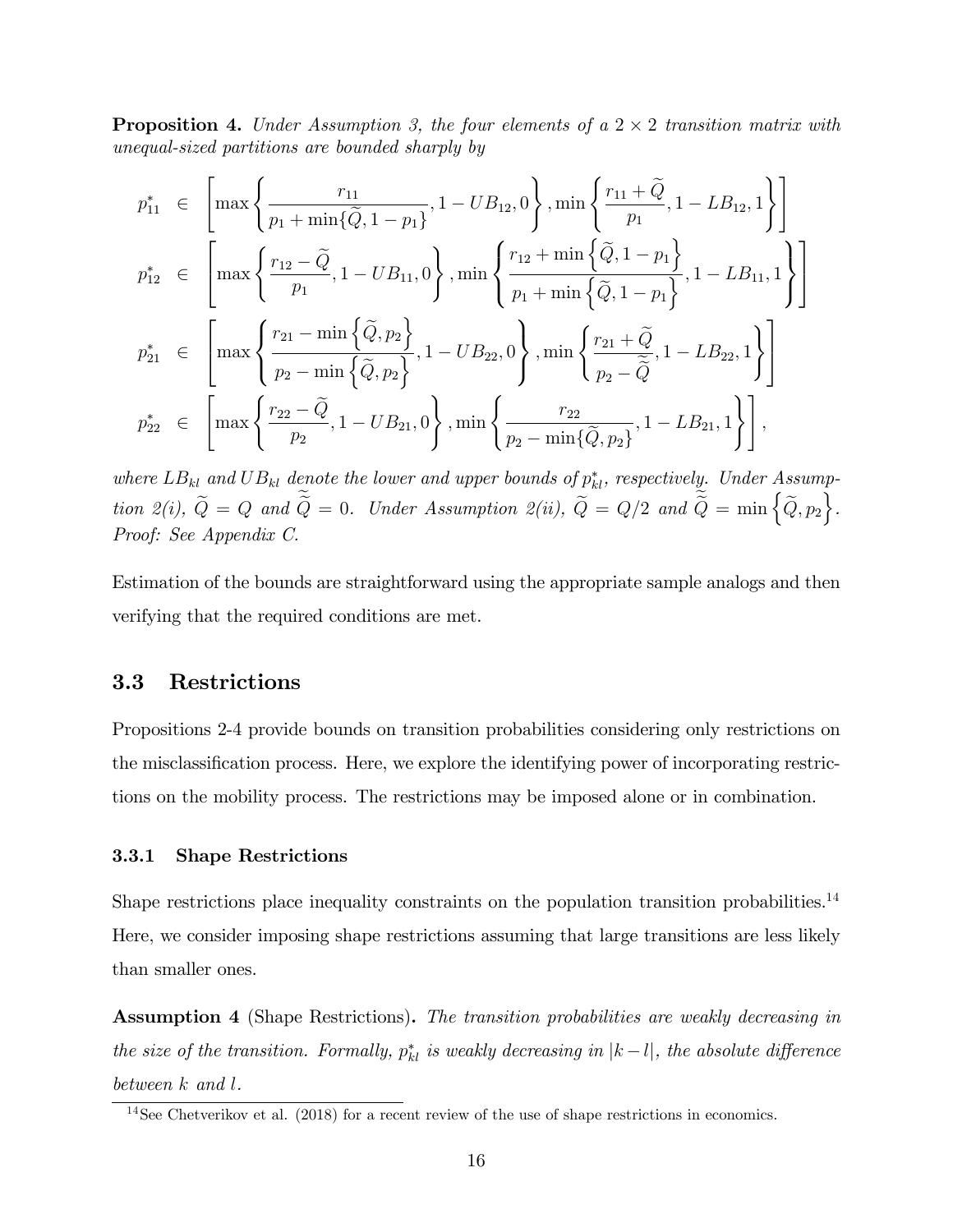**Proposition 4.** *Under Assumption 3, the four elements of a $2 \times 2$ transition matrix with unequal-sized partitions are bounded sharply by*

$$
\begin{aligned}
p_{11}^* &\in \left[ \max\left\{ \frac{r_{11}}{p_1 + \min\{\widetilde{Q}, 1-p_1\}}, 1 - UB_{12}, 0 \right\}, \min\left\{ \frac{r_{11} + \widetilde{Q}}{p_1}, 1 - LB_{12}, 1 \right\} \right] \\
p_{12}^* &\in \left[ \max\left\{ \frac{r_{12} - \widetilde{Q}}{p_1}, 1 - UB_{11}, 0 \right\}, \min\left\{ \frac{r_{12} + \min\left\{\widetilde{Q}, 1-p_1\right\}}{p_1 + \min\left\{\widetilde{Q}, 1-p_1\right\}}, 1 - LB_{11}, 1 \right\} \right] \\
p_{21}^* &\in \left[ \max\left\{ \frac{r_{21} - \min\left\{\widetilde{Q}, p_2\right\}}{p_2 - \min\left\{\widetilde{Q}, p_2\right\}}, 1 - UB_{22}, 0 \right\}, \min\left\{ \frac{r_{21} + \widetilde{Q}}{p_2 - \widetilde{\widetilde{Q}}}, 1 - LB_{22}, 1 \right\} \right] \\
p_{22}^* &\in \left[ \max\left\{ \frac{r_{22} - \widetilde{Q}}{p_2}, 1 - UB_{21}, 0 \right\}, \min\left\{ \frac{r_{22}}{p_2 - \min\{\widetilde{Q}, p_2\}}, 1 - LB_{21}, 1 \right\} \right],
\end{aligned}
$$

*where $LB_{kl}$ and $UB_{kl}$ denote the lower and upper bounds of $p_{kl}^*$, respectively. Under Assumption 2(i), $\widetilde{Q} = Q$ and $\widetilde{\widetilde{Q}} = 0$. Under Assumption 2(ii), $\widetilde{Q} = Q/2$ and $\widetilde{\widetilde{Q}} = \min\left\{\widetilde{Q}, p_2\right\}$. Proof: See Appendix C.*

Estimation of the bounds are straightforward using the appropriate sample analogs and then verifying that the required conditions are met.

## 3.3 Restrictions

Propositions 2-4 provide bounds on transition probabilities considering only restrictions on the misclassification process. Here, we explore the identifying power of incorporating restrictions on the mobility process. The restrictions may be imposed alone or in combination.

### 3.3.1 Shape Restrictions

Shape restrictions place inequality constraints on the population transition probabilities.[14] Here, we consider imposing shape restrictions assuming that large transitions are less likely than smaller ones.

**Assumption 4** (Shape Restrictions)**.** *The transition probabilities are weakly decreasing in the size of the transition. Formally, $p_{kl}^*$ is weakly decreasing in $|k - l|$, the absolute difference between $k$ and $l$.*

[14] See Chetverikov et al. (2018) for a recent review of the use of shape restrictions in economics.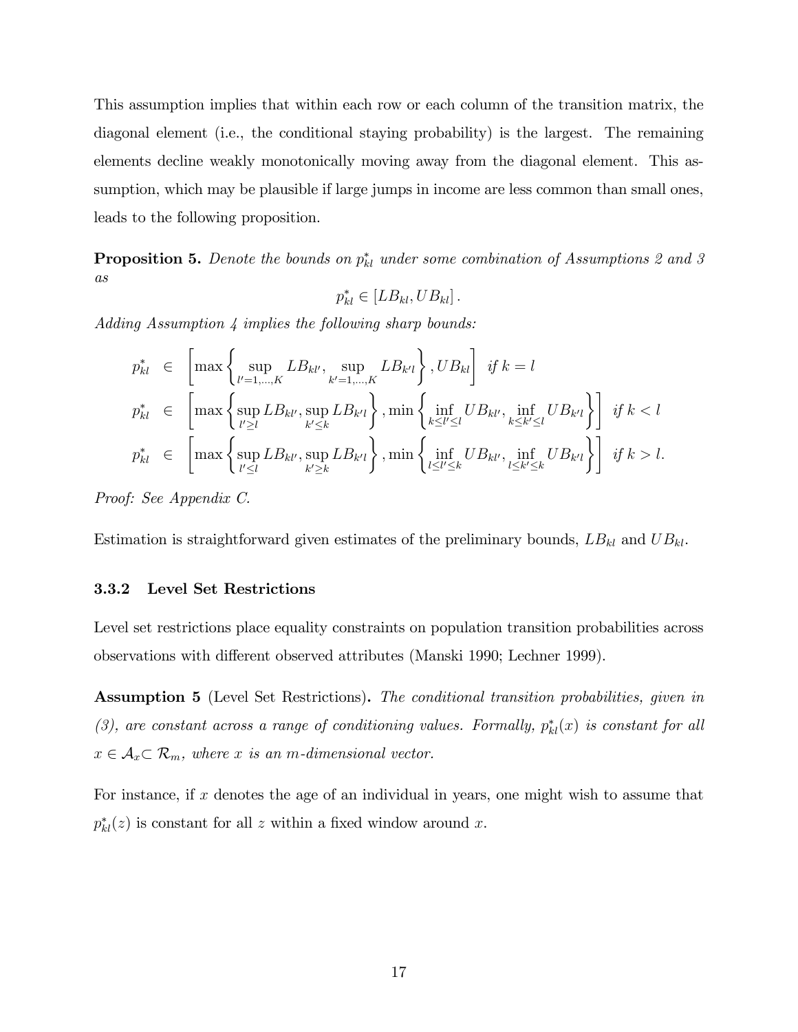This assumption implies that within each row or each column of the transition matrix, the diagonal element (i.e., the conditional staying probability) is the largest. The remaining elements decline weakly monotonically moving away from the diagonal element. This assumption, which may be plausible if large jumps in income are less common than small ones, leads to the following proposition.

**Proposition 5.** *Denote the bounds on $p^*_{kl}$ under some combination of Assumptions 2 and 3 as*

$$p^*_{kl} \in [LB_{kl}, UB_{kl}].$$

*Adding Assumption 4 implies the following sharp bounds:*

$$
\begin{aligned}
p^*_{kl} &\in \left[\max\left\{\sup_{l'=1,\ldots,K} LB_{kl'}, \sup_{k'=1,\ldots,K} LB_{k'l}\right\}, UB_{kl}\right] \quad \text{if } k = l \\
p^*_{kl} &\in \left[\max\left\{\sup_{l' \geq l} LB_{kl'}, \sup_{k' \leq k} LB_{k'l}\right\}, \min\left\{\inf_{k \leq l' \leq l} UB_{kl'}, \inf_{k \leq k' \leq l} UB_{k'l}\right\}\right] \quad \text{if } k < l \\
p^*_{kl} &\in \left[\max\left\{\sup_{l' \leq l} LB_{kl'}, \sup_{k' \geq k} LB_{k'l}\right\}, \min\left\{\inf_{l \leq l' \leq k} UB_{kl'}, \inf_{l \leq k' \leq k} UB_{k'l}\right\}\right] \quad \text{if } k > l.
\end{aligned}
$$

*Proof: See Appendix C.*

Estimation is straightforward given estimates of the preliminary bounds, $LB_{kl}$ and $UB_{kl}$.

### 3.3.2 Level Set Restrictions

Level set restrictions place equality constraints on population transition probabilities across observations with different observed attributes (Manski 1990; Lechner 1999).

**Assumption 5** (Level Set Restrictions)**.** *The conditional transition probabilities, given in (3), are constant across a range of conditioning values. Formally, $p^*_{kl}(x)$ is constant for all $x \in \mathcal{A}_x \subset \mathcal{R}_m$, where $x$ is an $m$-dimensional vector.*

For instance, if $x$ denotes the age of an individual in years, one might wish to assume that $p^*_{kl}(z)$ is constant for all $z$ within a fixed window around $x$.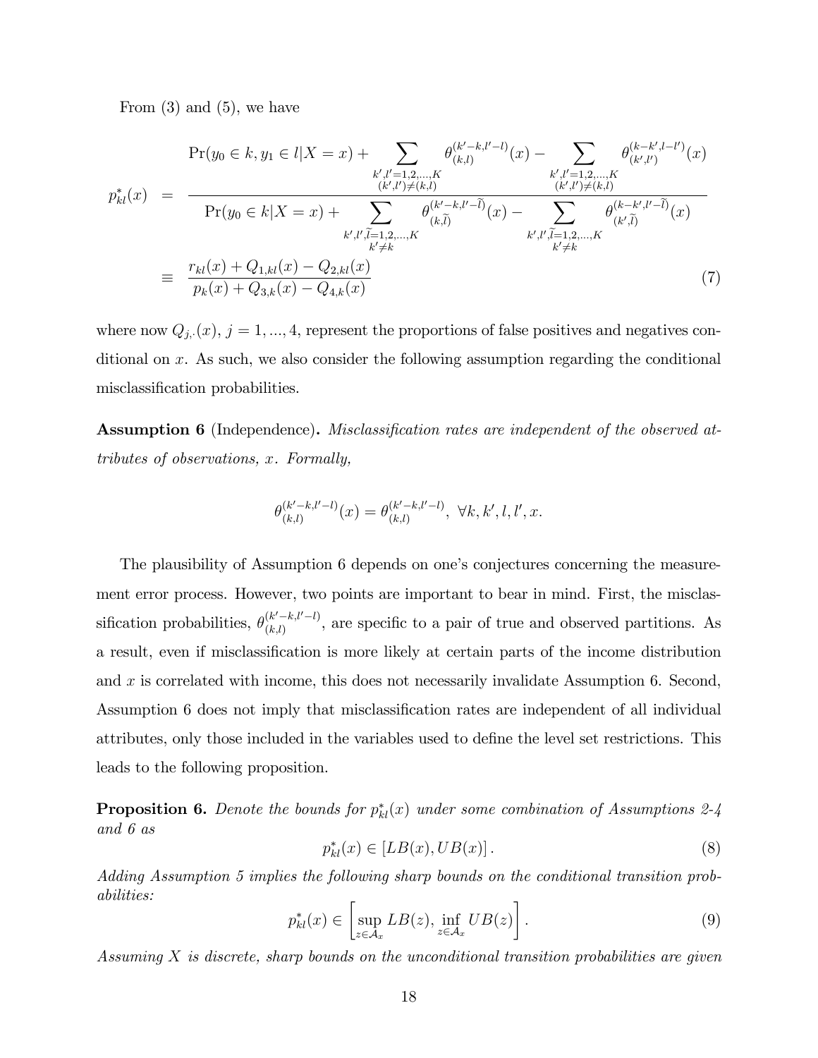From (3) and (5), we have

$$
\begin{aligned}
p^*_{kl}(x) &= \frac{\Pr(y_0 \in k, y_1 \in l | X = x) + \sum\limits_{\substack{k',l'=1,2,\ldots,K \\ (k',l') \neq (k,l)}} \theta^{(k'-k,l'-l)}_{(k,l)}(x) - \sum\limits_{\substack{k',l'=1,2,\ldots,K \\ (k',l') \neq (k,l)}} \theta^{(k-k',l-l')}_{(k',l')}(x)}{\Pr(y_0 \in k | X = x) + \sum\limits_{\substack{k',l',\widetilde{l}=1,2,\ldots,K \\ k' \neq k}} \theta^{(k'-k,l'-\widetilde{l})}_{(k,\widetilde{l})}(x) - \sum\limits_{\substack{k',l',\widetilde{l}=1,2,\ldots,K \\ k' \neq k}} \theta^{(k-k',l'-\widetilde{l})}_{(k',\widetilde{l})}(x)} \\
&\equiv \frac{r_{kl}(x) + Q_{1,kl}(x) - Q_{2,kl}(x)}{p_k(x) + Q_{3,k}(x) - Q_{4,k}(x)} \qquad (7)
\end{aligned}
$$

where now $Q_{j,\cdot}(x)$, $j = 1, \ldots, 4$, represent the proportions of false positives and negatives conditional on $x$. As such, we also consider the following assumption regarding the conditional misclassification probabilities.

**Assumption 6** (Independence)**.** *Misclassification rates are independent of the observed attributes of observations, $x$. Formally,*

$$
\theta^{(k'-k,l'-l)}_{(k,l)}(x) = \theta^{(k'-k,l'-l)}_{(k,l)}, \ \forall k, k', l, l', x.
$$

The plausibility of Assumption 6 depends on one's conjectures concerning the measurement error process. However, two points are important to bear in mind. First, the misclassification probabilities, $\theta^{(k'-k,l'-l)}_{(k,l)}$, are specific to a pair of true and observed partitions. As a result, even if misclassification is more likely at certain parts of the income distribution and $x$ is correlated with income, this does not necessarily invalidate Assumption 6. Second, Assumption 6 does not imply that misclassification rates are independent of all individual attributes, only those included in the variables used to define the level set restrictions. This leads to the following proposition.

**Proposition 6.** *Denote the bounds for $p^*_{kl}(x)$ under some combination of Assumptions 2-4 and 6 as*

$$
p^*_{kl}(x) \in \left[ LB(x), UB(x) \right]. \qquad (8)
$$

*Adding Assumption 5 implies the following sharp bounds on the conditional transition probabilities:*

$$
p^*_{kl}(x) \in \left[ \sup_{z \in \mathcal{A}_x} LB(z), \inf_{z \in \mathcal{A}_x} UB(z) \right]. \qquad (9)
$$

*Assuming $X$ is discrete, sharp bounds on the unconditional transition probabilities are given*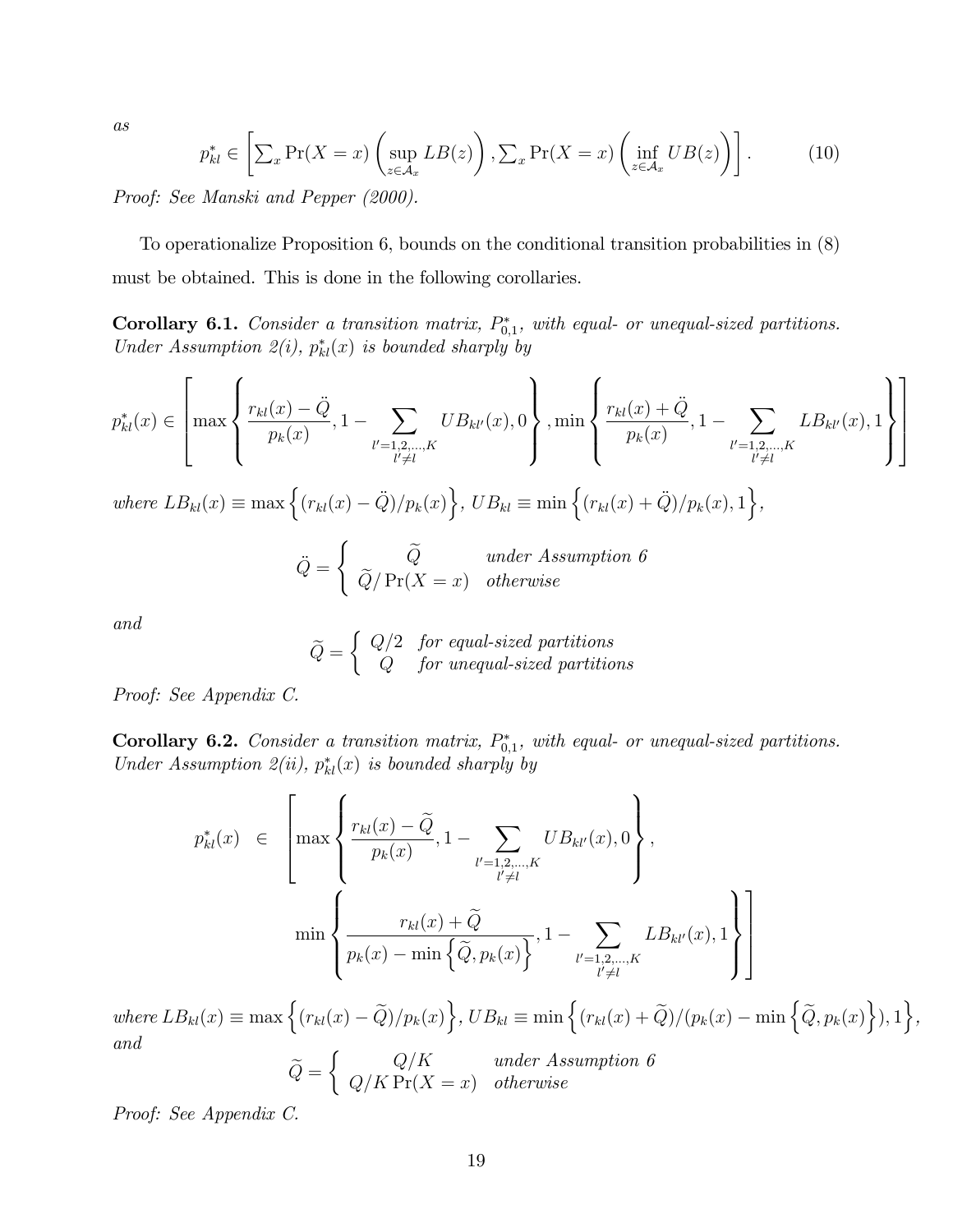*as*

$$p^*_{kl} \in \left[ \sum_x \Pr(X=x) \left( \sup_{z \in \mathcal{A}_x} LB(z) \right), \sum_x \Pr(X=x) \left( \inf_{z \in \mathcal{A}_x} UB(z) \right) \right]. \tag{10}$$

*Proof: See Manski and Pepper (2000).*

To operationalize Proposition 6, bounds on the conditional transition probabilities in (8) must be obtained. This is done in the following corollaries.

**Corollary 6.1.** *Consider a transition matrix, $P^*_{0,1}$, with equal- or unequal-sized partitions. Under Assumption 2(i), $p^*_{kl}(x)$ is bounded sharply by*

$$p^*_{kl}(x) \in \left[ \max\left\{ \frac{r_{kl}(x) - \ddot{Q}}{p_k(x)}, 1 - \sum_{\substack{l'=1,2,\ldots,K \\ l' \neq l}} UB_{kl'}(x), 0 \right\}, \min\left\{ \frac{r_{kl}(x) + \ddot{Q}}{p_k(x)}, 1 - \sum_{\substack{l'=1,2,\ldots,K \\ l' \neq l}} LB_{kl'}(x), 1 \right\} \right]$$

*where $LB_{kl}(x) \equiv \max\left\{ (r_{kl}(x) - \ddot{Q})/p_k(x) \right\}$, $UB_{kl} \equiv \min\left\{ (r_{kl}(x) + \ddot{Q})/p_k(x), 1 \right\}$,*

$$\ddot{Q} = \begin{cases} \widetilde{Q} & \text{under Assumption 6} \\ \widetilde{Q}/\Pr(X=x) & \text{otherwise} \end{cases}$$

*and*

$$\widetilde{Q} = \begin{cases} Q/2 & \text{for equal-sized partitions} \\ Q & \text{for unequal-sized partitions} \end{cases}$$

*Proof: See Appendix C.*

**Corollary 6.2.** *Consider a transition matrix, $P^*_{0,1}$, with equal- or unequal-sized partitions. Under Assumption 2(ii), $p^*_{kl}(x)$ is bounded sharply by*

$$\begin{aligned} p^*_{kl}(x) \in \; & \left[ \max\left\{ \frac{r_{kl}(x) - \widetilde{Q}}{p_k(x)}, 1 - \sum_{\substack{l'=1,2,\ldots,K \\ l' \neq l}} UB_{kl'}(x), 0 \right\}, \right. \\ & \left. \min\left\{ \frac{r_{kl}(x) + \widetilde{Q}}{p_k(x) - \min\left\{ \widetilde{Q}, p_k(x) \right\}}, 1 - \sum_{\substack{l'=1,2,\ldots,K \\ l' \neq l}} LB_{kl'}(x), 1 \right\} \right] \end{aligned}$$

*where $LB_{kl}(x) \equiv \max\left\{ (r_{kl}(x) - \widetilde{Q})/p_k(x) \right\}$, $UB_{kl} \equiv \min\left\{ (r_{kl}(x) + \widetilde{Q})/(p_k(x) - \min\left\{ \widetilde{Q}, p_k(x) \right\}), 1 \right\}$, and*

$$\widetilde{Q} = \begin{cases} Q/K & \text{under Assumption 6} \\ Q/K\Pr(X=x) & \text{otherwise} \end{cases}$$

*Proof: See Appendix C.*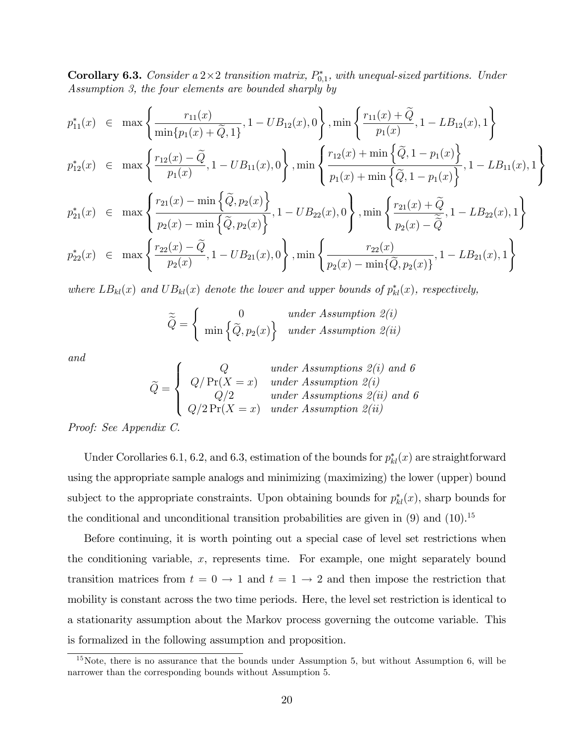**Corollary 6.3.** *Consider a* $2 \times 2$ *transition matrix,* $P^*_{0,1}$*, with unequal-sized partitions. Under Assumption 3, the four elements are bounded sharply by*

$$
\begin{aligned}
p^*_{11}(x) &\in \max\left\{\frac{r_{11}(x)}{\min\{p_1(x)+\widetilde{Q},1\}}, 1-UB_{12}(x), 0\right\}, \min\left\{\frac{r_{11}(x)+\widetilde{Q}}{p_1(x)}, 1-LB_{12}(x), 1\right\} \\
p^*_{12}(x) &\in \max\left\{\frac{r_{12}(x)-\widetilde{Q}}{p_1(x)}, 1-UB_{11}(x), 0\right\}, \min\left\{\frac{r_{12}(x)+\min\left\{\widetilde{Q},1-p_1(x)\right\}}{p_1(x)+\min\left\{\widetilde{Q},1-p_1(x)\right\}}, 1-LB_{11}(x), 1\right\} \\
p^*_{21}(x) &\in \max\left\{\frac{r_{21}(x)-\min\left\{\widetilde{Q},p_2(x)\right\}}{p_2(x)-\min\left\{\widetilde{Q},p_2(x)\right\}}, 1-UB_{22}(x), 0\right\}, \min\left\{\frac{r_{21}(x)+\widetilde{Q}}{p_2(x)-\widetilde{\widetilde{Q}}}, 1-LB_{22}(x), 1\right\} \\
p^*_{22}(x) &\in \max\left\{\frac{r_{22}(x)-\widetilde{Q}}{p_2(x)}, 1-UB_{21}(x), 0\right\}, \min\left\{\frac{r_{22}(x)}{p_2(x)-\min\{\widetilde{Q},p_2(x)\}}, 1-LB_{21}(x), 1\right\}
\end{aligned}
$$

*where* $LB_{kl}(x)$ *and* $UB_{kl}(x)$ *denote the lower and upper bounds of* $p^*_{kl}(x)$*, respectively,*

$$
\widetilde{\widetilde{Q}} = \begin{cases} 0 & \text{under Assumption 2(i)} \\ \min\left\{\widetilde{Q}, p_2(x)\right\} & \text{under Assumption 2(ii)} \end{cases}
$$

*and*

$$
\widetilde{Q} = \begin{cases} Q & \text{under Assumptions 2(i) and 6} \\ Q/\Pr(X=x) & \text{under Assumption 2(i)} \\ Q/2 & \text{under Assumptions 2(ii) and 6} \\ Q/2\Pr(X=x) & \text{under Assumption 2(ii)} \end{cases}
$$

*Proof: See Appendix C.*

Under Corollaries 6.1, 6.2, and 6.3, estimation of the bounds for $p^*_{kl}(x)$ are straightforward using the appropriate sample analogs and minimizing (maximizing) the lower (upper) bound subject to the appropriate constraints. Upon obtaining bounds for $p^*_{kl}(x)$, sharp bounds for the conditional and unconditional transition probabilities are given in (9) and (10).[15]

Before continuing, it is worth pointing out a special case of level set restrictions when the conditioning variable, $x$, represents time. For example, one might separately bound transition matrices from $t = 0 \to 1$ and $t = 1 \to 2$ and then impose the restriction that mobility is constant across the two time periods. Here, the level set restriction is identical to a stationarity assumption about the Markov process governing the outcome variable. This is formalized in the following assumption and proposition.

[15] Note, there is no assurance that the bounds under Assumption 5, but without Assumption 6, will be narrower than the corresponding bounds without Assumption 5.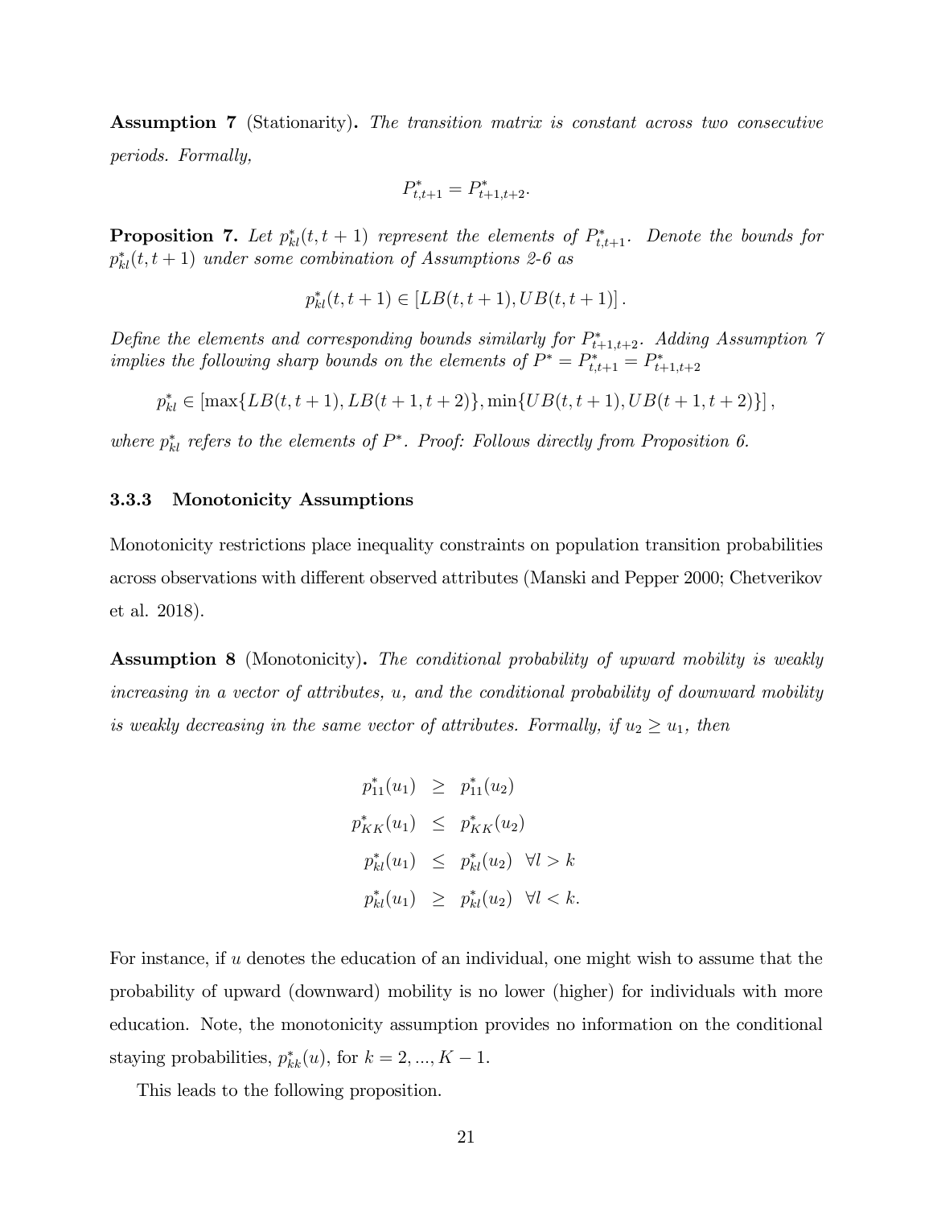**Assumption 7** (Stationarity). *The transition matrix is constant across two consecutive periods. Formally,*

$$P^*_{t,t+1} = P^*_{t+1,t+2}.$$

**Proposition 7.** *Let $p^*_{kl}(t,t+1)$ represent the elements of $P^*_{t,t+1}$. Denote the bounds for $p^*_{kl}(t,t+1)$ under some combination of Assumptions 2-6 as*

$$p^*_{kl}(t,t+1) \in \left[LB(t,t+1), UB(t,t+1)\right].$$

*Define the elements and corresponding bounds similarly for $P^*_{t+1,t+2}$. Adding Assumption 7 implies the following sharp bounds on the elements of $P^* = P^*_{t,t+1} = P^*_{t+1,t+2}$*

$$p^*_{kl} \in \left[\max\{LB(t,t+1), LB(t+1,t+2)\}, \min\{UB(t,t+1), UB(t+1,t+2)\}\right],$$

*where $p^*_{kl}$ refers to the elements of $P^*$. Proof: Follows directly from Proposition 6.*

### 3.3.3 Monotonicity Assumptions

Monotonicity restrictions place inequality constraints on population transition probabilities across observations with different observed attributes (Manski and Pepper 2000; Chetverikov et al. 2018).

**Assumption 8** (Monotonicity). *The conditional probability of upward mobility is weakly increasing in a vector of attributes, $u$, and the conditional probability of downward mobility is weakly decreasing in the same vector of attributes. Formally, if $u_2 \geq u_1$, then*

$$\begin{aligned}
p^*_{11}(u_1) &\geq p^*_{11}(u_2) \\
p^*_{KK}(u_1) &\leq p^*_{KK}(u_2) \\
p^*_{kl}(u_1) &\leq p^*_{kl}(u_2) \;\; \forall l > k \\
p^*_{kl}(u_1) &\geq p^*_{kl}(u_2) \;\; \forall l < k.
\end{aligned}$$

For instance, if $u$ denotes the education of an individual, one might wish to assume that the probability of upward (downward) mobility is no lower (higher) for individuals with more education. Note, the monotonicity assumption provides no information on the conditional staying probabilities, $p^*_{kk}(u)$, for $k = 2, ..., K-1$.

This leads to the following proposition.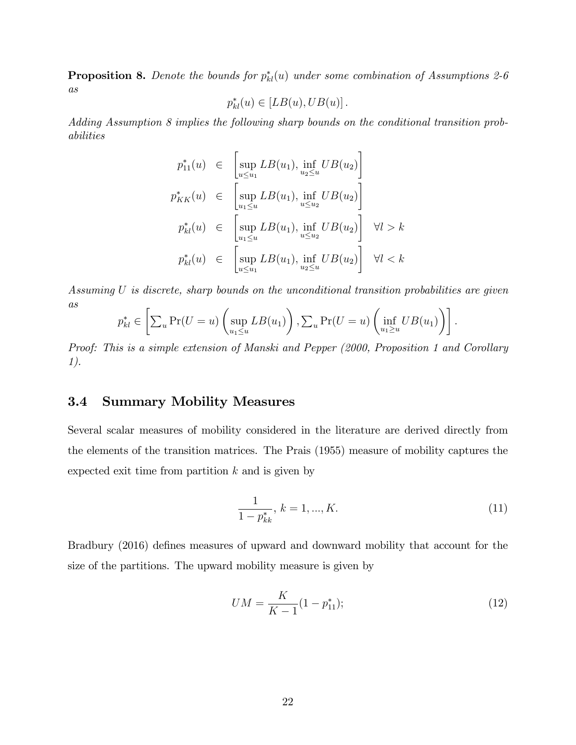**Proposition 8.** *Denote the bounds for $p^*_{kl}(u)$ under some combination of Assumptions 2-6 as*

$$p^*_{kl}(u) \in [LB(u), UB(u)].$$

*Adding Assumption 8 implies the following sharp bounds on the conditional transition probabilities*

$$
\begin{aligned}
p^*_{11}(u) &\in \left[\sup_{u \le u_1} LB(u_1), \inf_{u_2 \le u} UB(u_2)\right] \\
p^*_{KK}(u) &\in \left[\sup_{u_1 \le u} LB(u_1), \inf_{u \le u_2} UB(u_2)\right] \\
p^*_{kl}(u) &\in \left[\sup_{u_1 \le u} LB(u_1), \inf_{u \le u_2} UB(u_2)\right] \quad \forall l > k \\
p^*_{kl}(u) &\in \left[\sup_{u \le u_1} LB(u_1), \inf_{u_2 \le u} UB(u_2)\right] \quad \forall l < k
\end{aligned}
$$

*Assuming $U$ is discrete, sharp bounds on the unconditional transition probabilities are given as*

$$p^*_{kl} \in \left[\sum\nolimits_u \Pr(U = u)\left(\sup_{u_1 \le u} LB(u_1)\right), \sum\nolimits_u \Pr(U = u)\left(\inf_{u_1 \ge u} UB(u_1)\right)\right].$$

*Proof: This is a simple extension of Manski and Pepper (2000, Proposition 1 and Corollary 1).*

## 3.4 Summary Mobility Measures

Several scalar measures of mobility considered in the literature are derived directly from the elements of the transition matrices. The Prais (1955) measure of mobility captures the expected exit time from partition $k$ and is given by

$$\frac{1}{1 - p^*_{kk}}, \; k = 1, ..., K. \tag{11}$$

Bradbury (2016) defines measures of upward and downward mobility that account for the size of the partitions. The upward mobility measure is given by

$$UM = \frac{K}{K-1}(1 - p^*_{11}); \tag{12}$$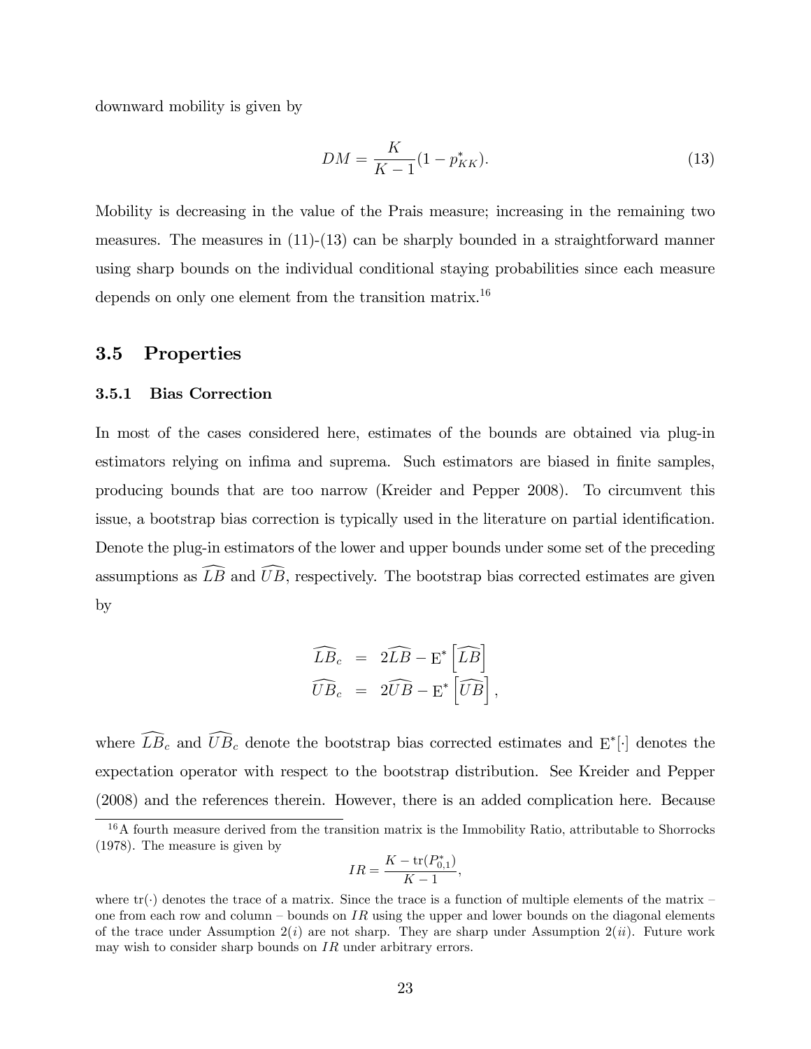downward mobility is given by

$$DM = \frac{K}{K-1}(1 - p^*_{KK}). \tag{13}$$

Mobility is decreasing in the value of the Prais measure; increasing in the remaining two measures. The measures in (11)-(13) can be sharply bounded in a straightforward manner using sharp bounds on the individual conditional staying probabilities since each measure depends on only one element from the transition matrix.[16]

## 3.5 Properties

### 3.5.1 Bias Correction

In most of the cases considered here, estimates of the bounds are obtained via plug-in estimators relying on infima and suprema. Such estimators are biased in finite samples, producing bounds that are too narrow (Kreider and Pepper 2008). To circumvent this issue, a bootstrap bias correction is typically used in the literature on partial identification. Denote the plug-in estimators of the lower and upper bounds under some set of the preceding assumptions as $\widehat{LB}$ and $\widehat{UB}$, respectively. The bootstrap bias corrected estimates are given by

$$\begin{aligned} \widehat{LB}_c &= 2\widehat{LB} - \mathrm{E}^*\left[\widehat{LB}\right] \\ \widehat{UB}_c &= 2\widehat{UB} - \mathrm{E}^*\left[\widehat{UB}\right], \end{aligned}$$

where $\widehat{LB}_c$ and $\widehat{UB}_c$ denote the bootstrap bias corrected estimates and $\mathrm{E}^*[\cdot]$ denotes the expectation operator with respect to the bootstrap distribution. See Kreider and Pepper (2008) and the references therein. However, there is an added complication here. Because

---

[16] A fourth measure derived from the transition matrix is the Immobility Ratio, attributable to Shorrocks (1978). The measure is given by

$$IR = \frac{K - \mathrm{tr}(P^*_{0,1})}{K-1},$$

where $\mathrm{tr}(\cdot)$ denotes the trace of a matrix. Since the trace is a function of multiple elements of the matrix – one from each row and column – bounds on $IR$ using the upper and lower bounds on the diagonal elements of the trace under Assumption 2($i$) are not sharp. They are sharp under Assumption 2($ii$). Future work may wish to consider sharp bounds on $IR$ under arbitrary errors.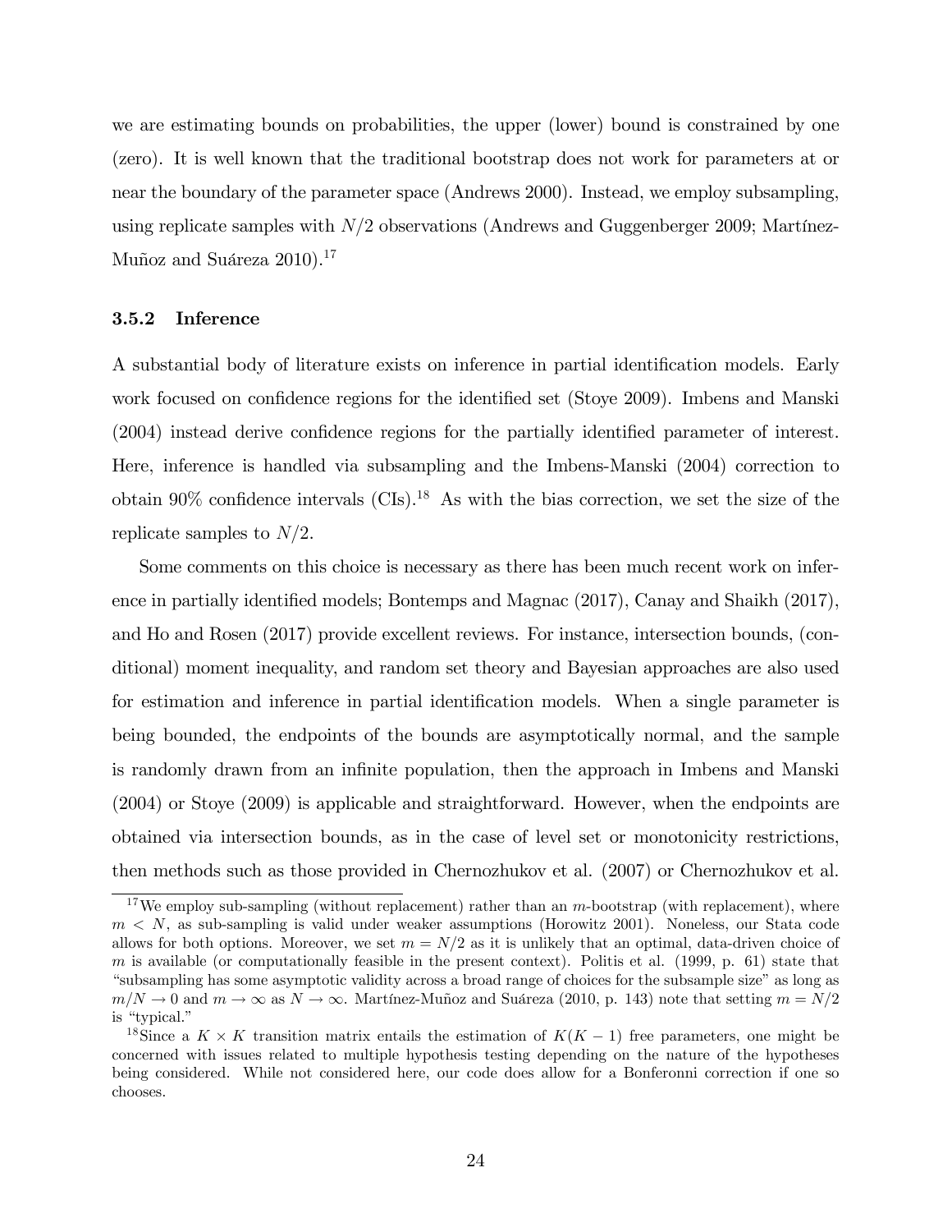we are estimating bounds on probabilities, the upper (lower) bound is constrained by one (zero). It is well known that the traditional bootstrap does not work for parameters at or near the boundary of the parameter space (Andrews 2000). Instead, we employ subsampling, using replicate samples with $N/2$ observations (Andrews and Guggenberger 2009; Martínez-Muñoz and Suáreza 2010).[17]

### 3.5.2 Inference

A substantial body of literature exists on inference in partial identification models. Early work focused on confidence regions for the identified set (Stoye 2009). Imbens and Manski (2004) instead derive confidence regions for the partially identified parameter of interest. Here, inference is handled via subsampling and the Imbens-Manski (2004) correction to obtain 90% confidence intervals (CIs).[18] As with the bias correction, we set the size of the replicate samples to $N/2$.

Some comments on this choice is necessary as there has been much recent work on inference in partially identified models; Bontemps and Magnac (2017), Canay and Shaikh (2017), and Ho and Rosen (2017) provide excellent reviews. For instance, intersection bounds, (conditional) moment inequality, and random set theory and Bayesian approaches are also used for estimation and inference in partial identification models. When a single parameter is being bounded, the endpoints of the bounds are asymptotically normal, and the sample is randomly drawn from an infinite population, then the approach in Imbens and Manski (2004) or Stoye (2009) is applicable and straightforward. However, when the endpoints are obtained via intersection bounds, as in the case of level set or monotonicity restrictions, then methods such as those provided in Chernozhukov et al. (2007) or Chernozhukov et al.

---

[17] We employ sub-sampling (without replacement) rather than an $m$-bootstrap (with replacement), where $m < N$, as sub-sampling is valid under weaker assumptions (Horowitz 2001). Noneless, our Stata code allows for both options. Moreover, we set $m = N/2$ as it is unlikely that an optimal, data-driven choice of $m$ is available (or computationally feasible in the present context). Politis et al. (1999, p. 61) state that "subsampling has some asymptotic validity across a broad range of choices for the subsample size" as long as $m/N \to 0$ and $m \to \infty$ as $N \to \infty$. Martínez-Muñoz and Suáreza (2010, p. 143) note that setting $m = N/2$ is "typical."

[18] Since a $K \times K$ transition matrix entails the estimation of $K(K-1)$ free parameters, one might be concerned with issues related to multiple hypothesis testing depending on the nature of the hypotheses being considered. While not considered here, our code does allow for a Bonferonni correction if one so chooses.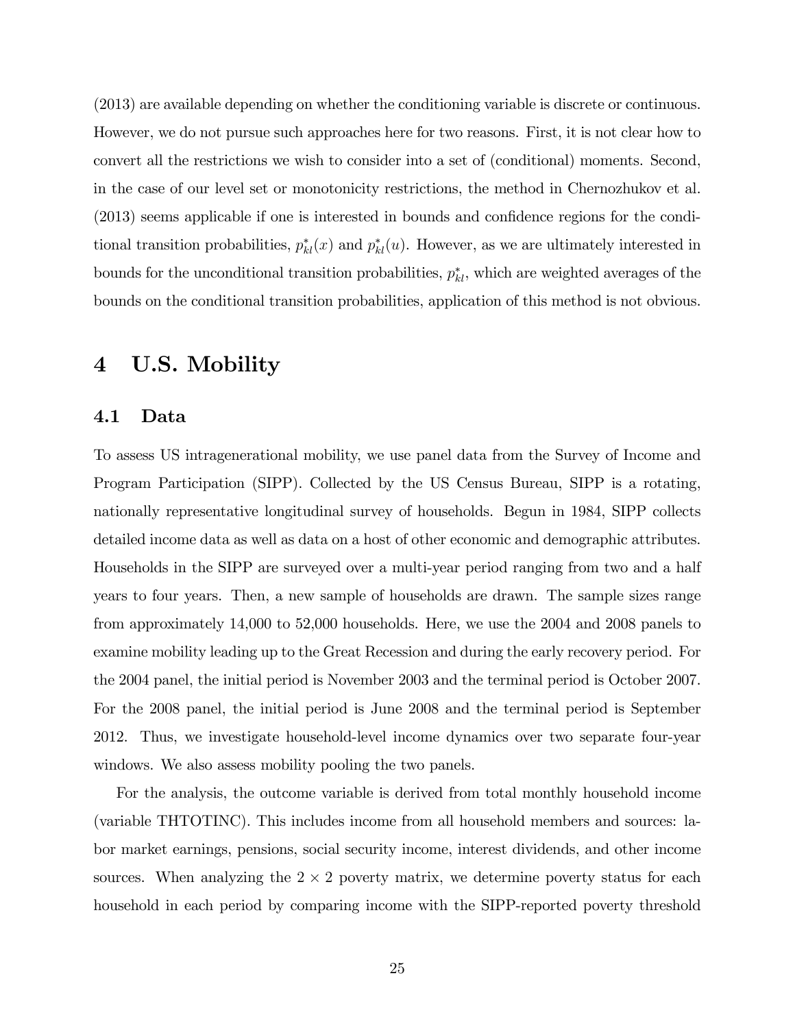(2013) are available depending on whether the conditioning variable is discrete or continuous. However, we do not pursue such approaches here for two reasons. First, it is not clear how to convert all the restrictions we wish to consider into a set of (conditional) moments. Second, in the case of our level set or monotonicity restrictions, the method in Chernozhukov et al. (2013) seems applicable if one is interested in bounds and confidence regions for the conditional transition probabilities, $p^*_{kl}(x)$ and $p^*_{kl}(u)$. However, as we are ultimately interested in bounds for the unconditional transition probabilities, $p^*_{kl}$, which are weighted averages of the bounds on the conditional transition probabilities, application of this method is not obvious.

# 4 U.S. Mobility

## 4.1 Data

To assess US intragenerational mobility, we use panel data from the Survey of Income and Program Participation (SIPP). Collected by the US Census Bureau, SIPP is a rotating, nationally representative longitudinal survey of households. Begun in 1984, SIPP collects detailed income data as well as data on a host of other economic and demographic attributes. Households in the SIPP are surveyed over a multi-year period ranging from two and a half years to four years. Then, a new sample of households are drawn. The sample sizes range from approximately 14,000 to 52,000 households. Here, we use the 2004 and 2008 panels to examine mobility leading up to the Great Recession and during the early recovery period. For the 2004 panel, the initial period is November 2003 and the terminal period is October 2007. For the 2008 panel, the initial period is June 2008 and the terminal period is September 2012. Thus, we investigate household-level income dynamics over two separate four-year windows. We also assess mobility pooling the two panels.

For the analysis, the outcome variable is derived from total monthly household income (variable THTOTINC). This includes income from all household members and sources: labor market earnings, pensions, social security income, interest dividends, and other income sources. When analyzing the $2 \times 2$ poverty matrix, we determine poverty status for each household in each period by comparing income with the SIPP-reported poverty threshold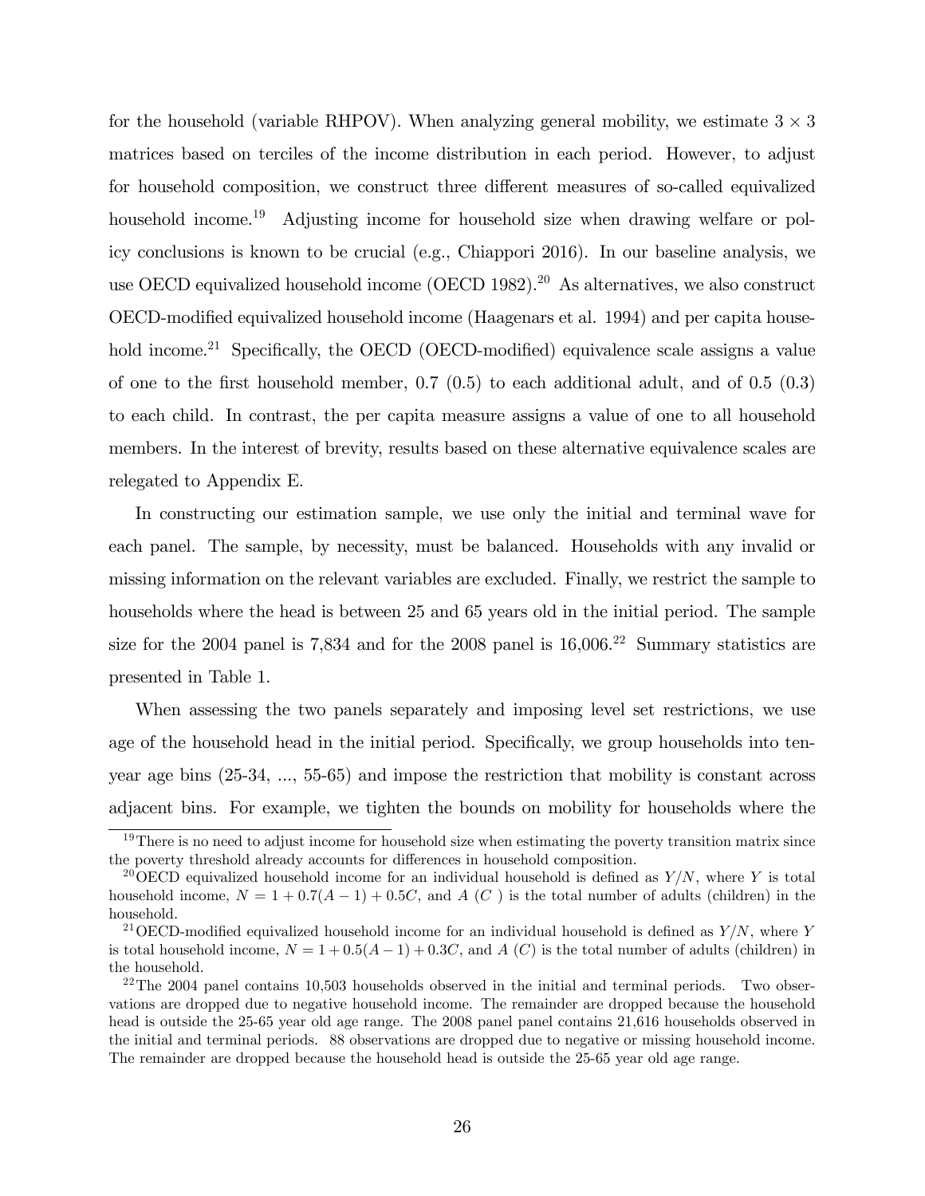for the household (variable RHPOV). When analyzing general mobility, we estimate $3 \times 3$ matrices based on terciles of the income distribution in each period. However, to adjust for household composition, we construct three different measures of so-called equivalized household income.[19] Adjusting income for household size when drawing welfare or policy conclusions is known to be crucial (e.g., Chiappori 2016). In our baseline analysis, we use OECD equivalized household income (OECD 1982).[20] As alternatives, we also construct OECD-modified equivalized household income (Haagenars et al. 1994) and per capita household income.[21] Specifically, the OECD (OECD-modified) equivalence scale assigns a value of one to the first household member, 0.7 (0.5) to each additional adult, and of 0.5 (0.3) to each child. In contrast, the per capita measure assigns a value of one to all household members. In the interest of brevity, results based on these alternative equivalence scales are relegated to Appendix E.

In constructing our estimation sample, we use only the initial and terminal wave for each panel. The sample, by necessity, must be balanced. Households with any invalid or missing information on the relevant variables are excluded. Finally, we restrict the sample to households where the head is between 25 and 65 years old in the initial period. The sample size for the 2004 panel is 7,834 and for the 2008 panel is 16,006.[22] Summary statistics are presented in Table 1.

When assessing the two panels separately and imposing level set restrictions, we use age of the household head in the initial period. Specifically, we group households into ten-year age bins (25-34, ..., 55-65) and impose the restriction that mobility is constant across adjacent bins. For example, we tighten the bounds on mobility for households where the

[19] There is no need to adjust income for household size when estimating the poverty transition matrix since the poverty threshold already accounts for differences in household composition.

[20] OECD equivalized household income for an individual household is defined as $Y/N$, where $Y$ is total household income, $N = 1 + 0.7(A - 1) + 0.5C$, and $A$ ($C$) is the total number of adults (children) in the household.

[21] OECD-modified equivalized household income for an individual household is defined as $Y/N$, where $Y$ is total household income, $N = 1 + 0.5(A - 1) + 0.3C$, and $A$ ($C$) is the total number of adults (children) in the household.

[22] The 2004 panel contains 10,503 households observed in the initial and terminal periods. Two observations are dropped due to negative household income. The remainder are dropped because the household head is outside the 25-65 year old age range. The 2008 panel panel contains 21,616 households observed in the initial and terminal periods. 88 observations are dropped due to negative or missing household income. The remainder are dropped because the household head is outside the 25-65 year old age range.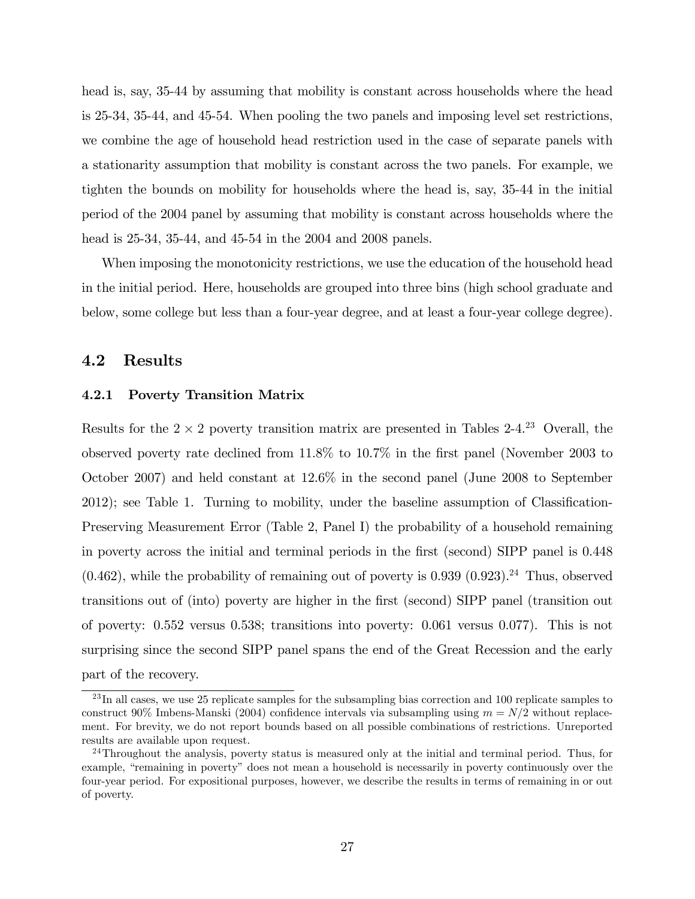head is, say, 35-44 by assuming that mobility is constant across households where the head is 25-34, 35-44, and 45-54. When pooling the two panels and imposing level set restrictions, we combine the age of household head restriction used in the case of separate panels with a stationarity assumption that mobility is constant across the two panels. For example, we tighten the bounds on mobility for households where the head is, say, 35-44 in the initial period of the 2004 panel by assuming that mobility is constant across households where the head is 25-34, 35-44, and 45-54 in the 2004 and 2008 panels.

When imposing the monotonicity restrictions, we use the education of the household head in the initial period. Here, households are grouped into three bins (high school graduate and below, some college but less than a four-year degree, and at least a four-year college degree).

## 4.2 Results

### 4.2.1 Poverty Transition Matrix

Results for the $2 \times 2$ poverty transition matrix are presented in Tables 2-4.[23] Overall, the observed poverty rate declined from 11.8% to 10.7% in the first panel (November 2003 to October 2007) and held constant at 12.6% in the second panel (June 2008 to September 2012); see Table 1. Turning to mobility, under the baseline assumption of Classification-Preserving Measurement Error (Table 2, Panel I) the probability of a household remaining in poverty across the initial and terminal periods in the first (second) SIPP panel is 0.448 (0.462), while the probability of remaining out of poverty is 0.939 (0.923).[24] Thus, observed transitions out of (into) poverty are higher in the first (second) SIPP panel (transition out of poverty: 0.552 versus 0.538; transitions into poverty: 0.061 versus 0.077). This is not surprising since the second SIPP panel spans the end of the Great Recession and the early part of the recovery.

[23] In all cases, we use 25 replicate samples for the subsampling bias correction and 100 replicate samples to construct 90% Imbens-Manski (2004) confidence intervals via subsampling using $m = N/2$ without replacement. For brevity, we do not report bounds based on all possible combinations of restrictions. Unreported results are available upon request.

[24] Throughout the analysis, poverty status is measured only at the initial and terminal period. Thus, for example, "remaining in poverty" does not mean a household is necessarily in poverty continuously over the four-year period. For expositional purposes, however, we describe the results in terms of remaining in or out of poverty.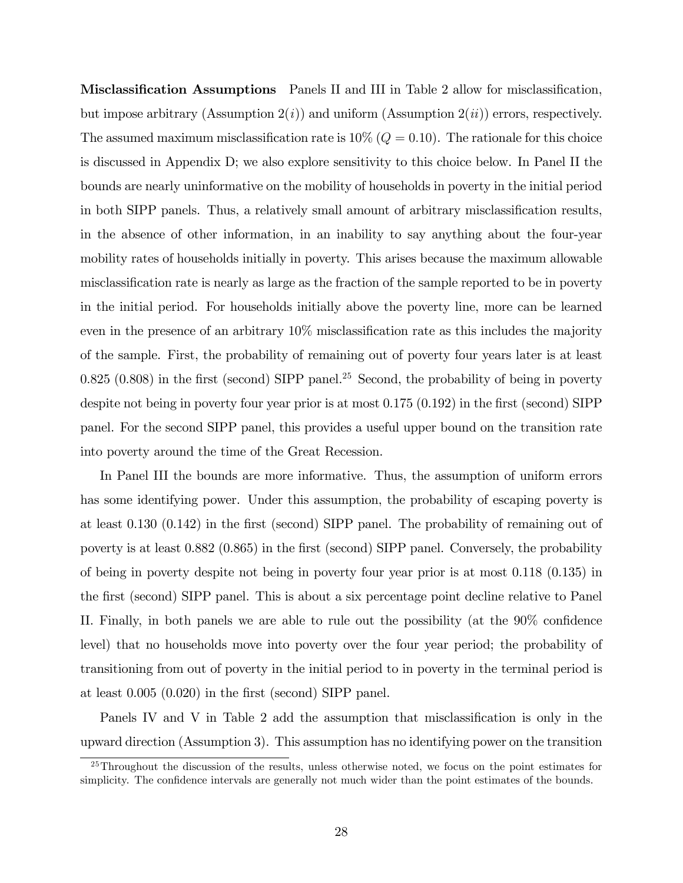**Misclassification Assumptions** Panels II and III in Table 2 allow for misclassification, but impose arbitrary (Assumption 2$(i)$) and uniform (Assumption 2$(ii)$) errors, respectively. The assumed maximum misclassification rate is 10% ($Q = 0.10$). The rationale for this choice is discussed in Appendix D; we also explore sensitivity to this choice below. In Panel II the bounds are nearly uninformative on the mobility of households in poverty in the initial period in both SIPP panels. Thus, a relatively small amount of arbitrary misclassification results, in the absence of other information, in an inability to say anything about the four-year mobility rates of households initially in poverty. This arises because the maximum allowable misclassification rate is nearly as large as the fraction of the sample reported to be in poverty in the initial period. For households initially above the poverty line, more can be learned even in the presence of an arbitrary 10% misclassification rate as this includes the majority of the sample. First, the probability of remaining out of poverty four years later is at least 0.825 (0.808) in the first (second) SIPP panel.[25] Second, the probability of being in poverty despite not being in poverty four year prior is at most 0.175 (0.192) in the first (second) SIPP panel. For the second SIPP panel, this provides a useful upper bound on the transition rate into poverty around the time of the Great Recession.

In Panel III the bounds are more informative. Thus, the assumption of uniform errors has some identifying power. Under this assumption, the probability of escaping poverty is at least 0.130 (0.142) in the first (second) SIPP panel. The probability of remaining out of poverty is at least 0.882 (0.865) in the first (second) SIPP panel. Conversely, the probability of being in poverty despite not being in poverty four year prior is at most 0.118 (0.135) in the first (second) SIPP panel. This is about a six percentage point decline relative to Panel II. Finally, in both panels we are able to rule out the possibility (at the 90% confidence level) that no households move into poverty over the four year period; the probability of transitioning from out of poverty in the initial period to in poverty in the terminal period is at least 0.005 (0.020) in the first (second) SIPP panel.

Panels IV and V in Table 2 add the assumption that misclassification is only in the upward direction (Assumption 3). This assumption has no identifying power on the transition

[25] Throughout the discussion of the results, unless otherwise noted, we focus on the point estimates for simplicity. The confidence intervals are generally not much wider than the point estimates of the bounds.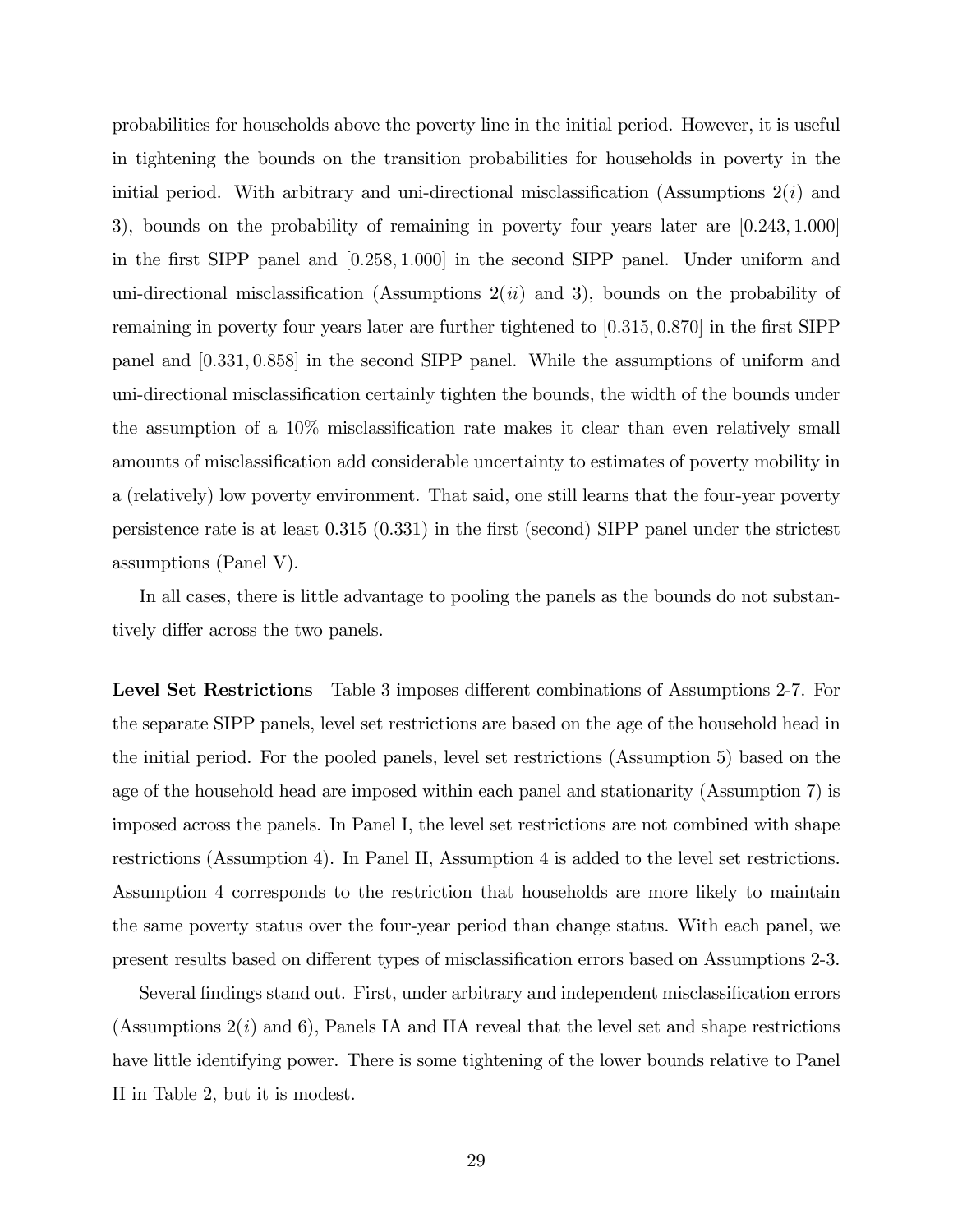probabilities for households above the poverty line in the initial period. However, it is useful in tightening the bounds on the transition probabilities for households in poverty in the initial period. With arbitrary and uni-directional misclassification (Assumptions 2($i$) and 3), bounds on the probability of remaining in poverty four years later are $[0.243, 1.000]$ in the first SIPP panel and $[0.258, 1.000]$ in the second SIPP panel. Under uniform and uni-directional misclassification (Assumptions 2($ii$) and 3), bounds on the probability of remaining in poverty four years later are further tightened to $[0.315, 0.870]$ in the first SIPP panel and $[0.331, 0.858]$ in the second SIPP panel. While the assumptions of uniform and uni-directional misclassification certainly tighten the bounds, the width of the bounds under the assumption of a 10% misclassification rate makes it clear than even relatively small amounts of misclassification add considerable uncertainty to estimates of poverty mobility in a (relatively) low poverty environment. That said, one still learns that the four-year poverty persistence rate is at least 0.315 (0.331) in the first (second) SIPP panel under the strictest assumptions (Panel V).

In all cases, there is little advantage to pooling the panels as the bounds do not substantively differ across the two panels.

**Level Set Restrictions** Table 3 imposes different combinations of Assumptions 2-7. For the separate SIPP panels, level set restrictions are based on the age of the household head in the initial period. For the pooled panels, level set restrictions (Assumption 5) based on the age of the household head are imposed within each panel and stationarity (Assumption 7) is imposed across the panels. In Panel I, the level set restrictions are not combined with shape restrictions (Assumption 4). In Panel II, Assumption 4 is added to the level set restrictions. Assumption 4 corresponds to the restriction that households are more likely to maintain the same poverty status over the four-year period than change status. With each panel, we present results based on different types of misclassification errors based on Assumptions 2-3.

Several findings stand out. First, under arbitrary and independent misclassification errors (Assumptions 2($i$) and 6), Panels IA and IIA reveal that the level set and shape restrictions have little identifying power. There is some tightening of the lower bounds relative to Panel II in Table 2, but it is modest.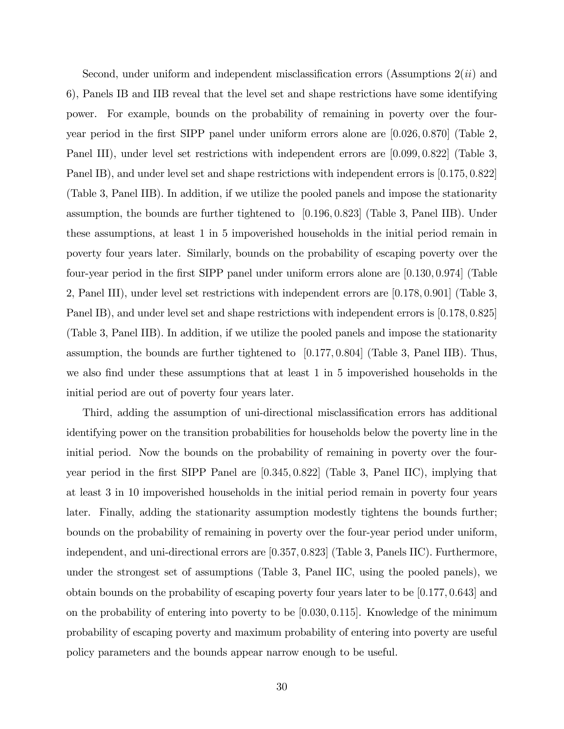Second, under uniform and independent misclassification errors (Assumptions 2($ii$) and 6), Panels IB and IIB reveal that the level set and shape restrictions have some identifying power. For example, bounds on the probability of remaining in poverty over the four-year period in the first SIPP panel under uniform errors alone are $[0.026, 0.870]$ (Table 2, Panel III), under level set restrictions with independent errors are $[0.099, 0.822]$ (Table 3, Panel IB), and under level set and shape restrictions with independent errors is $[0.175, 0.822]$ (Table 3, Panel IIB). In addition, if we utilize the pooled panels and impose the stationarity assumption, the bounds are further tightened to $[0.196, 0.823]$ (Table 3, Panel IIB). Under these assumptions, at least 1 in 5 impoverished households in the initial period remain in poverty four years later. Similarly, bounds on the probability of escaping poverty over the four-year period in the first SIPP panel under uniform errors alone are $[0.130, 0.974]$ (Table 2, Panel III), under level set restrictions with independent errors are $[0.178, 0.901]$ (Table 3, Panel IB), and under level set and shape restrictions with independent errors is $[0.178, 0.825]$ (Table 3, Panel IIB). In addition, if we utilize the pooled panels and impose the stationarity assumption, the bounds are further tightened to $[0.177, 0.804]$ (Table 3, Panel IIB). Thus, we also find under these assumptions that at least 1 in 5 impoverished households in the initial period are out of poverty four years later.

Third, adding the assumption of uni-directional misclassification errors has additional identifying power on the transition probabilities for households below the poverty line in the initial period. Now the bounds on the probability of remaining in poverty over the four-year period in the first SIPP Panel are $[0.345, 0.822]$ (Table 3, Panel IIC), implying that at least 3 in 10 impoverished households in the initial period remain in poverty four years later. Finally, adding the stationarity assumption modestly tightens the bounds further; bounds on the probability of remaining in poverty over the four-year period under uniform, independent, and uni-directional errors are $[0.357, 0.823]$ (Table 3, Panels IIC). Furthermore, under the strongest set of assumptions (Table 3, Panel IIC, using the pooled panels), we obtain bounds on the probability of escaping poverty four years later to be $[0.177, 0.643]$ and on the probability of entering into poverty to be $[0.030, 0.115]$. Knowledge of the minimum probability of escaping poverty and maximum probability of entering into poverty are useful policy parameters and the bounds appear narrow enough to be useful.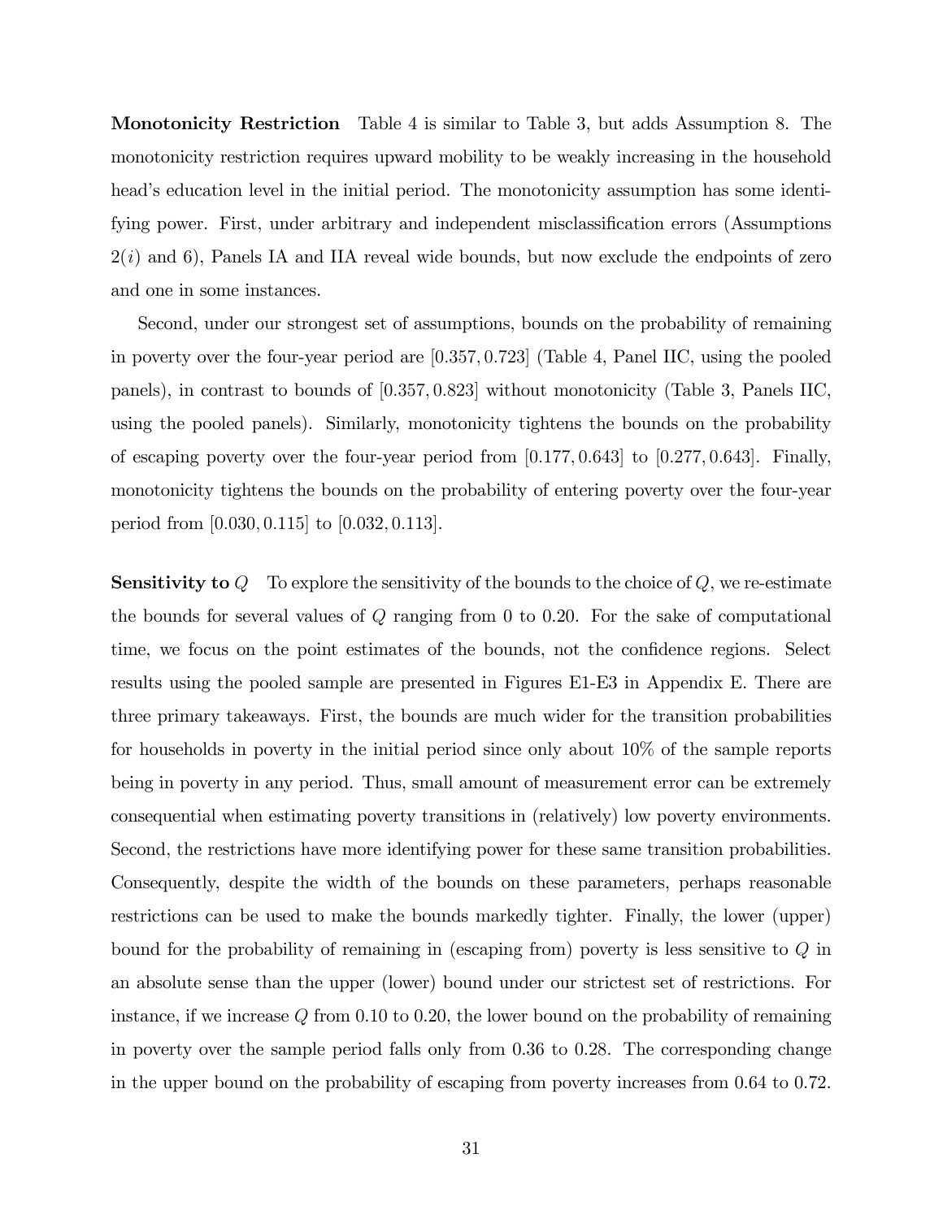**Monotonicity Restriction** Table 4 is similar to Table 3, but adds Assumption 8. The monotonicity restriction requires upward mobility to be weakly increasing in the household head's education level in the initial period. The monotonicity assumption has some identifying power. First, under arbitrary and independent misclassification errors (Assumptions 2($i$) and 6), Panels IA and IIA reveal wide bounds, but now exclude the endpoints of zero and one in some instances.

Second, under our strongest set of assumptions, bounds on the probability of remaining in poverty over the four-year period are $[0.357, 0.723]$ (Table 4, Panel IIC, using the pooled panels), in contrast to bounds of $[0.357, 0.823]$ without monotonicity (Table 3, Panels IIC, using the pooled panels). Similarly, monotonicity tightens the bounds on the probability of escaping poverty over the four-year period from $[0.177, 0.643]$ to $[0.277, 0.643]$. Finally, monotonicity tightens the bounds on the probability of entering poverty over the four-year period from $[0.030, 0.115]$ to $[0.032, 0.113]$.

**Sensitivity to $Q$** To explore the sensitivity of the bounds to the choice of $Q$, we re-estimate the bounds for several values of $Q$ ranging from 0 to 0.20. For the sake of computational time, we focus on the point estimates of the bounds, not the confidence regions. Select results using the pooled sample are presented in Figures E1-E3 in Appendix E. There are three primary takeaways. First, the bounds are much wider for the transition probabilities for households in poverty in the initial period since only about 10% of the sample reports being in poverty in any period. Thus, small amount of measurement error can be extremely consequential when estimating poverty transitions in (relatively) low poverty environments. Second, the restrictions have more identifying power for these same transition probabilities. Consequently, despite the width of the bounds on these parameters, perhaps reasonable restrictions can be used to make the bounds markedly tighter. Finally, the lower (upper) bound for the probability of remaining in (escaping from) poverty is less sensitive to $Q$ in an absolute sense than the upper (lower) bound under our strictest set of restrictions. For instance, if we increase $Q$ from 0.10 to 0.20, the lower bound on the probability of remaining in poverty over the sample period falls only from 0.36 to 0.28. The corresponding change in the upper bound on the probability of escaping from poverty increases from 0.64 to 0.72.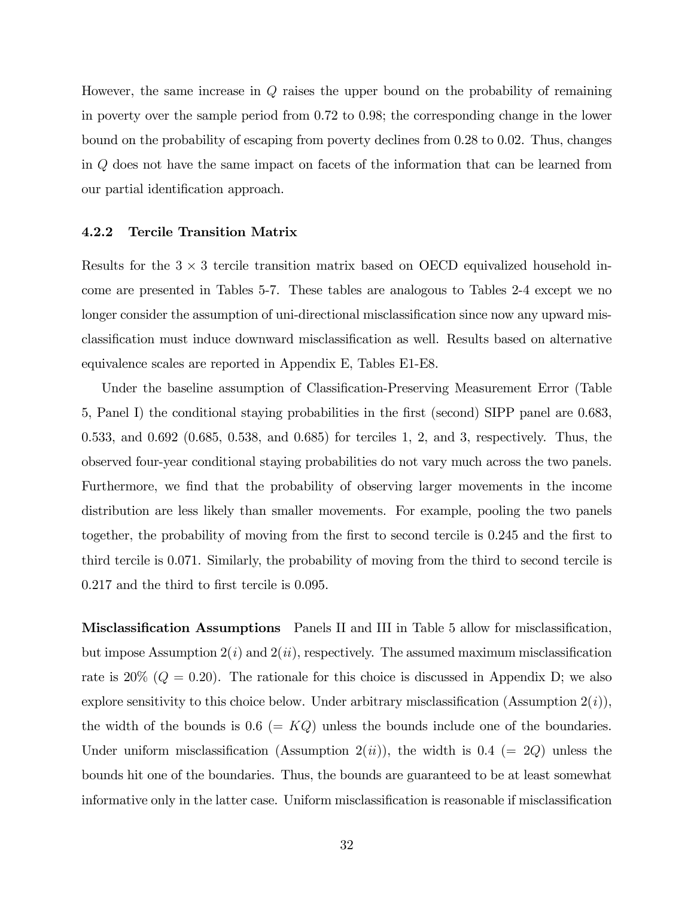However, the same increase in $Q$ raises the upper bound on the probability of remaining in poverty over the sample period from 0.72 to 0.98; the corresponding change in the lower bound on the probability of escaping from poverty declines from 0.28 to 0.02. Thus, changes in $Q$ does not have the same impact on facets of the information that can be learned from our partial identification approach.

### 4.2.2 Tercile Transition Matrix

Results for the $3 \times 3$ tercile transition matrix based on OECD equivalized household income are presented in Tables 5-7. These tables are analogous to Tables 2-4 except we no longer consider the assumption of uni-directional misclassification since now any upward misclassification must induce downward misclassification as well. Results based on alternative equivalence scales are reported in Appendix E, Tables E1-E8.

Under the baseline assumption of Classification-Preserving Measurement Error (Table 5, Panel I) the conditional staying probabilities in the first (second) SIPP panel are 0.683, 0.533, and 0.692 (0.685, 0.538, and 0.685) for terciles 1, 2, and 3, respectively. Thus, the observed four-year conditional staying probabilities do not vary much across the two panels. Furthermore, we find that the probability of observing larger movements in the income distribution are less likely than smaller movements. For example, pooling the two panels together, the probability of moving from the first to second tercile is 0.245 and the first to third tercile is 0.071. Similarly, the probability of moving from the third to second tercile is 0.217 and the third to first tercile is 0.095.

**Misclassification Assumptions** Panels II and III in Table 5 allow for misclassification, but impose Assumption $2(i)$ and $2(ii)$, respectively. The assumed maximum misclassification rate is 20% ($Q = 0.20$). The rationale for this choice is discussed in Appendix D; we also explore sensitivity to this choice below. Under arbitrary misclassification (Assumption $2(i)$), the width of the bounds is 0.6 ($= KQ$) unless the bounds include one of the boundaries. Under uniform misclassification (Assumption $2(ii)$), the width is 0.4 ($= 2Q$) unless the bounds hit one of the boundaries. Thus, the bounds are guaranteed to be at least somewhat informative only in the latter case. Uniform misclassification is reasonable if misclassification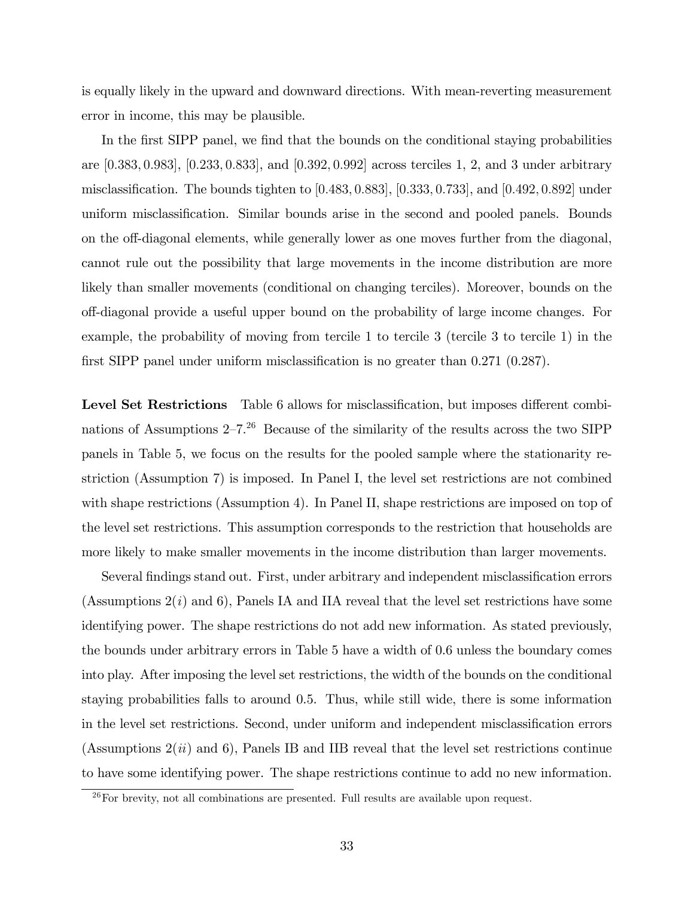is equally likely in the upward and downward directions. With mean-reverting measurement error in income, this may be plausible.

In the first SIPP panel, we find that the bounds on the conditional staying probabilities are $[0.383, 0.983]$, $[0.233, 0.833]$, and $[0.392, 0.992]$ across terciles 1, 2, and 3 under arbitrary misclassification. The bounds tighten to $[0.483, 0.883]$, $[0.333, 0.733]$, and $[0.492, 0.892]$ under uniform misclassification. Similar bounds arise in the second and pooled panels. Bounds on the off-diagonal elements, while generally lower as one moves further from the diagonal, cannot rule out the possibility that large movements in the income distribution are more likely than smaller movements (conditional on changing terciles). Moreover, bounds on the off-diagonal provide a useful upper bound on the probability of large income changes. For example, the probability of moving from tercile 1 to tercile 3 (tercile 3 to tercile 1) in the first SIPP panel under uniform misclassification is no greater than 0.271 (0.287).

**Level Set Restrictions** Table 6 allows for misclassification, but imposes different combinations of Assumptions 2–7.[26] Because of the similarity of the results across the two SIPP panels in Table 5, we focus on the results for the pooled sample where the stationarity restriction (Assumption 7) is imposed. In Panel I, the level set restrictions are not combined with shape restrictions (Assumption 4). In Panel II, shape restrictions are imposed on top of the level set restrictions. This assumption corresponds to the restriction that households are more likely to make smaller movements in the income distribution than larger movements.

Several findings stand out. First, under arbitrary and independent misclassification errors (Assumptions 2($i$) and 6), Panels IA and IIA reveal that the level set restrictions have some identifying power. The shape restrictions do not add new information. As stated previously, the bounds under arbitrary errors in Table 5 have a width of 0.6 unless the boundary comes into play. After imposing the level set restrictions, the width of the bounds on the conditional staying probabilities falls to around 0.5. Thus, while still wide, there is some information in the level set restrictions. Second, under uniform and independent misclassification errors (Assumptions 2($ii$) and 6), Panels IB and IIB reveal that the level set restrictions continue to have some identifying power. The shape restrictions continue to add no new information.

[26] For brevity, not all combinations are presented. Full results are available upon request.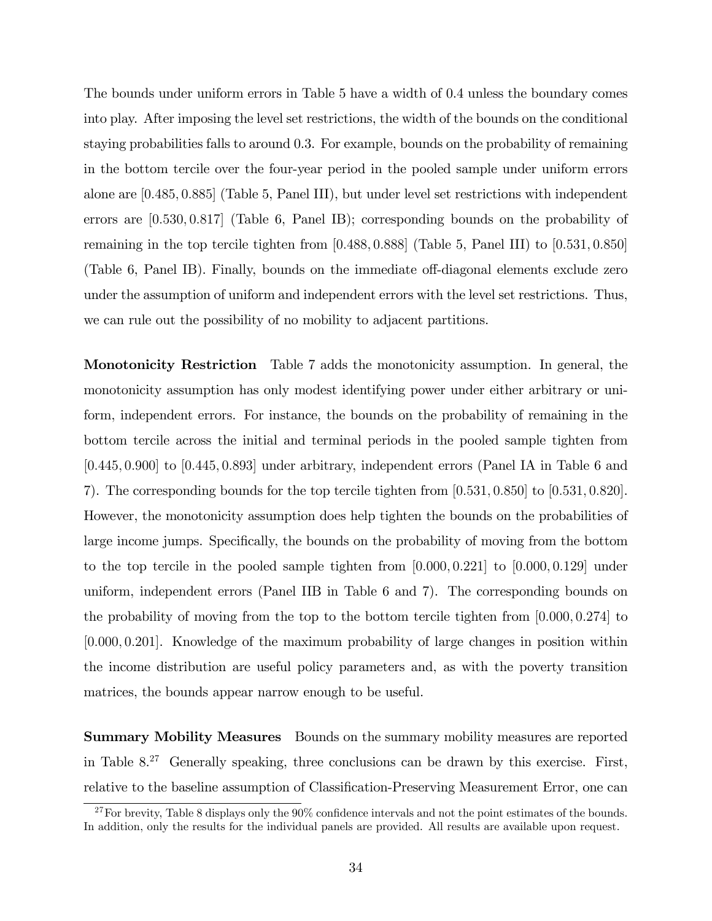The bounds under uniform errors in Table 5 have a width of 0.4 unless the boundary comes into play. After imposing the level set restrictions, the width of the bounds on the conditional staying probabilities falls to around 0.3. For example, bounds on the probability of remaining in the bottom tercile over the four-year period in the pooled sample under uniform errors alone are $[0.485, 0.885]$ (Table 5, Panel III), but under level set restrictions with independent errors are $[0.530, 0.817]$ (Table 6, Panel IB); corresponding bounds on the probability of remaining in the top tercile tighten from $[0.488, 0.888]$ (Table 5, Panel III) to $[0.531, 0.850]$ (Table 6, Panel IB). Finally, bounds on the immediate off-diagonal elements exclude zero under the assumption of uniform and independent errors with the level set restrictions. Thus, we can rule out the possibility of no mobility to adjacent partitions.

**Monotonicity Restriction** Table 7 adds the monotonicity assumption. In general, the monotonicity assumption has only modest identifying power under either arbitrary or uniform, independent errors. For instance, the bounds on the probability of remaining in the bottom tercile across the initial and terminal periods in the pooled sample tighten from $[0.445, 0.900]$ to $[0.445, 0.893]$ under arbitrary, independent errors (Panel IA in Table 6 and 7). The corresponding bounds for the top tercile tighten from $[0.531, 0.850]$ to $[0.531, 0.820]$. However, the monotonicity assumption does help tighten the bounds on the probabilities of large income jumps. Specifically, the bounds on the probability of moving from the bottom to the top tercile in the pooled sample tighten from $[0.000, 0.221]$ to $[0.000, 0.129]$ under uniform, independent errors (Panel IIB in Table 6 and 7). The corresponding bounds on the probability of moving from the top to the bottom tercile tighten from $[0.000, 0.274]$ to $[0.000, 0.201]$. Knowledge of the maximum probability of large changes in position within the income distribution are useful policy parameters and, as with the poverty transition matrices, the bounds appear narrow enough to be useful.

**Summary Mobility Measures** Bounds on the summary mobility measures are reported in Table 8.[27] Generally speaking, three conclusions can be drawn by this exercise. First, relative to the baseline assumption of Classification-Preserving Measurement Error, one can

[27] For brevity, Table 8 displays only the 90% confidence intervals and not the point estimates of the bounds. In addition, only the results for the individual panels are provided. All results are available upon request.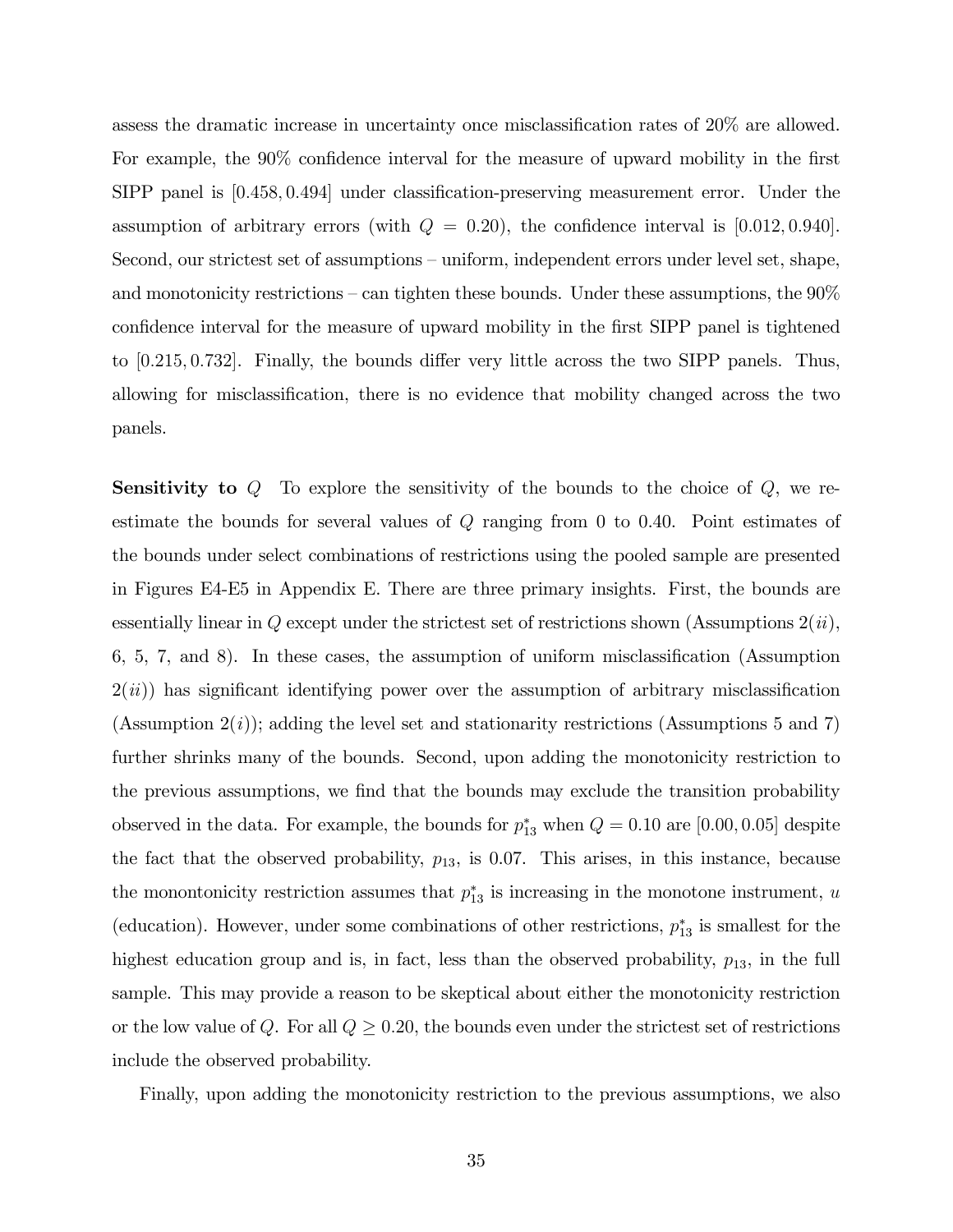assess the dramatic increase in uncertainty once misclassification rates of 20% are allowed. For example, the 90% confidence interval for the measure of upward mobility in the first SIPP panel is $[0.458, 0.494]$ under classification-preserving measurement error. Under the assumption of arbitrary errors (with $Q = 0.20$), the confidence interval is $[0.012, 0.940]$. Second, our strictest set of assumptions – uniform, independent errors under level set, shape, and monotonicity restrictions – can tighten these bounds. Under these assumptions, the 90% confidence interval for the measure of upward mobility in the first SIPP panel is tightened to $[0.215, 0.732]$. Finally, the bounds differ very little across the two SIPP panels. Thus, allowing for misclassification, there is no evidence that mobility changed across the two panels.

**Sensitivity to $Q$** To explore the sensitivity of the bounds to the choice of $Q$, we re-estimate the bounds for several values of $Q$ ranging from 0 to 0.40. Point estimates of the bounds under select combinations of restrictions using the pooled sample are presented in Figures E4-E5 in Appendix E. There are three primary insights. First, the bounds are essentially linear in $Q$ except under the strictest set of restrictions shown (Assumptions 2($ii$), 6, 5, 7, and 8). In these cases, the assumption of uniform misclassification (Assumption 2($ii$)) has significant identifying power over the assumption of arbitrary misclassification (Assumption 2($i$)); adding the level set and stationarity restrictions (Assumptions 5 and 7) further shrinks many of the bounds. Second, upon adding the monotonicity restriction to the previous assumptions, we find that the bounds may exclude the transition probability observed in the data. For example, the bounds for $p^*_{13}$ when $Q = 0.10$ are $[0.00, 0.05]$ despite the fact that the observed probability, $p_{13}$, is 0.07. This arises, in this instance, because the monontonicity restriction assumes that $p^*_{13}$ is increasing in the monotone instrument, $u$ (education). However, under some combinations of other restrictions, $p^*_{13}$ is smallest for the highest education group and is, in fact, less than the observed probability, $p_{13}$, in the full sample. This may provide a reason to be skeptical about either the monotonicity restriction or the low value of $Q$. For all $Q \geq 0.20$, the bounds even under the strictest set of restrictions include the observed probability.

Finally, upon adding the monotonicity restriction to the previous assumptions, we also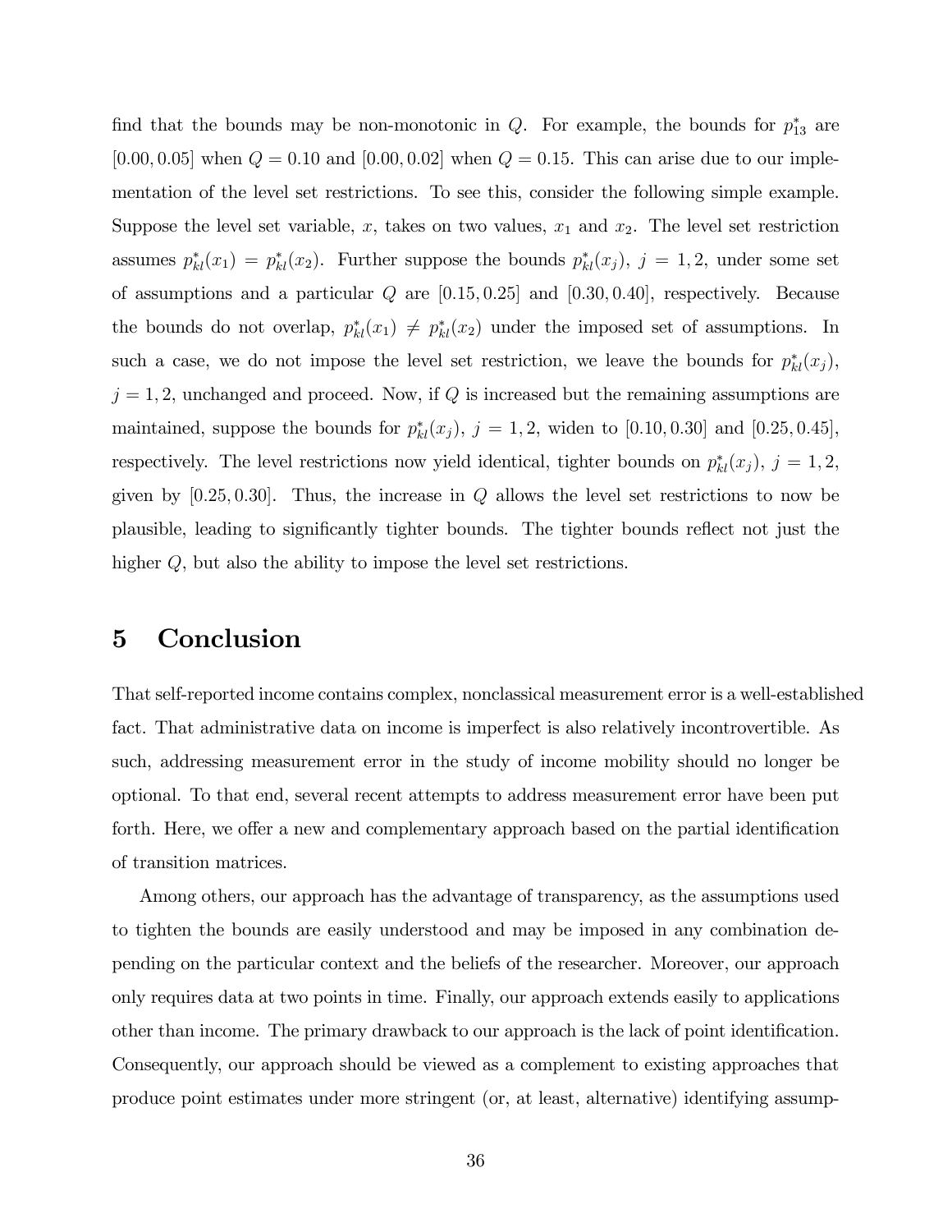find that the bounds may be non-monotonic in $Q$. For example, the bounds for $p^*_{13}$ are $[0.00, 0.05]$ when $Q = 0.10$ and $[0.00, 0.02]$ when $Q = 0.15$. This can arise due to our implementation of the level set restrictions. To see this, consider the following simple example. Suppose the level set variable, $x$, takes on two values, $x_1$ and $x_2$. The level set restriction assumes $p^*_{kl}(x_1) = p^*_{kl}(x_2)$. Further suppose the bounds $p^*_{kl}(x_j)$, $j = 1, 2$, under some set of assumptions and a particular $Q$ are $[0.15, 0.25]$ and $[0.30, 0.40]$, respectively. Because the bounds do not overlap, $p^*_{kl}(x_1) \neq p^*_{kl}(x_2)$ under the imposed set of assumptions. In such a case, we do not impose the level set restriction, we leave the bounds for $p^*_{kl}(x_j)$, $j = 1, 2$, unchanged and proceed. Now, if $Q$ is increased but the remaining assumptions are maintained, suppose the bounds for $p^*_{kl}(x_j)$, $j = 1, 2$, widen to $[0.10, 0.30]$ and $[0.25, 0.45]$, respectively. The level restrictions now yield identical, tighter bounds on $p^*_{kl}(x_j)$, $j = 1, 2$, given by $[0.25, 0.30]$. Thus, the increase in $Q$ allows the level set restrictions to now be plausible, leading to significantly tighter bounds. The tighter bounds reflect not just the higher $Q$, but also the ability to impose the level set restrictions.

# 5 Conclusion

That self-reported income contains complex, nonclassical measurement error is a well-established fact. That administrative data on income is imperfect is also relatively incontrovertible. As such, addressing measurement error in the study of income mobility should no longer be optional. To that end, several recent attempts to address measurement error have been put forth. Here, we offer a new and complementary approach based on the partial identification of transition matrices.

Among others, our approach has the advantage of transparency, as the assumptions used to tighten the bounds are easily understood and may be imposed in any combination depending on the particular context and the beliefs of the researcher. Moreover, our approach only requires data at two points in time. Finally, our approach extends easily to applications other than income. The primary drawback to our approach is the lack of point identification. Consequently, our approach should be viewed as a complement to existing approaches that produce point estimates under more stringent (or, at least, alternative) identifying assump-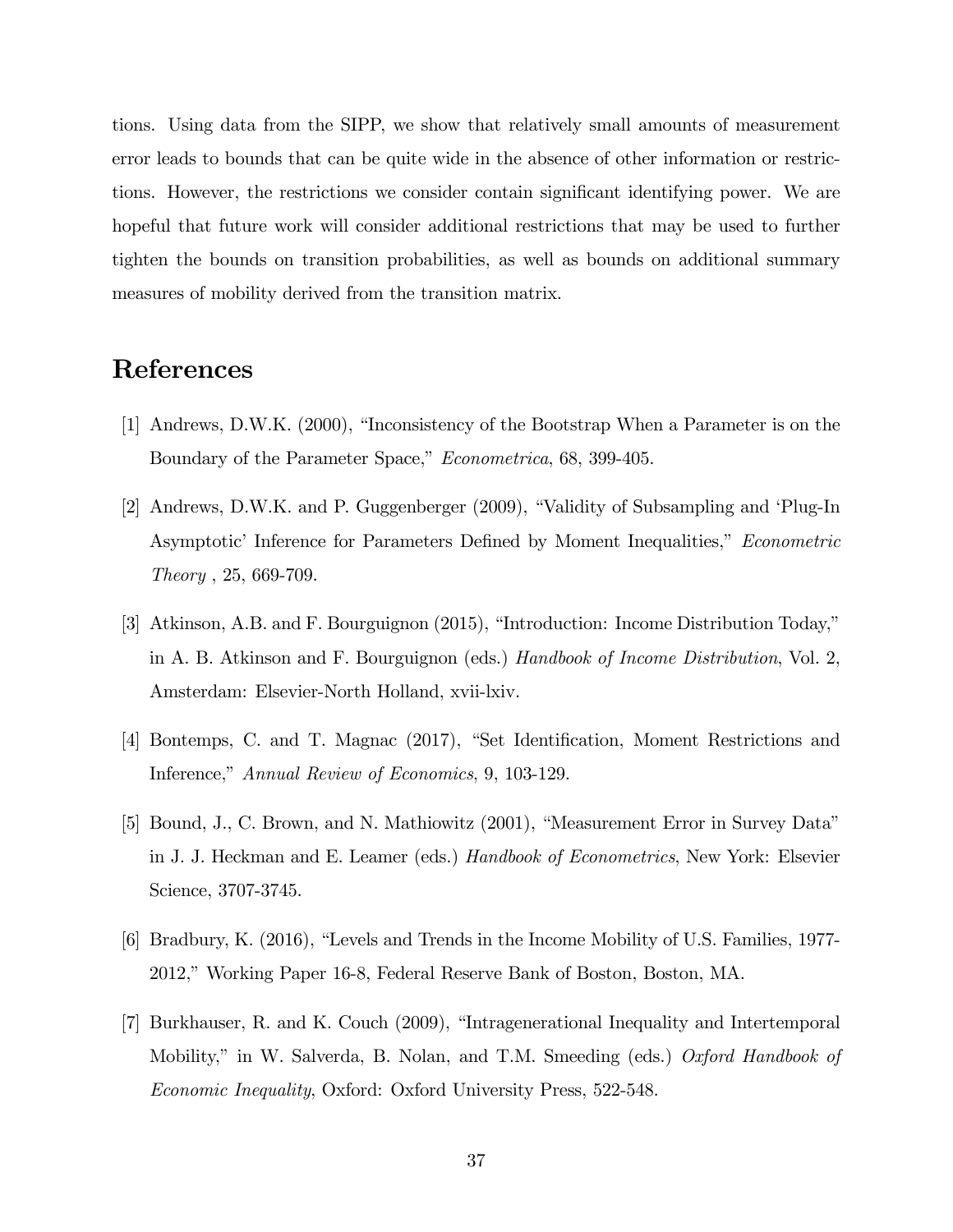tions. Using data from the SIPP, we show that relatively small amounts of measurement error leads to bounds that can be quite wide in the absence of other information or restrictions. However, the restrictions we consider contain significant identifying power. We are hopeful that future work will consider additional restrictions that may be used to further tighten the bounds on transition probabilities, as well as bounds on additional summary measures of mobility derived from the transition matrix.

# References

[1] Andrews, D.W.K. (2000), "Inconsistency of the Bootstrap When a Parameter is on the Boundary of the Parameter Space," *Econometrica*, 68, 399-405.

[2] Andrews, D.W.K. and P. Guggenberger (2009), "Validity of Subsampling and 'Plug-In Asymptotic' Inference for Parameters Defined by Moment Inequalities," *Econometric Theory* , 25, 669-709.

[3] Atkinson, A.B. and F. Bourguignon (2015), "Introduction: Income Distribution Today," in A. B. Atkinson and F. Bourguignon (eds.) *Handbook of Income Distribution*, Vol. 2, Amsterdam: Elsevier-North Holland, xvii-lxiv.

[4] Bontemps, C. and T. Magnac (2017), "Set Identification, Moment Restrictions and Inference," *Annual Review of Economics*, 9, 103-129.

[5] Bound, J., C. Brown, and N. Mathiowitz (2001), "Measurement Error in Survey Data" in J. J. Heckman and E. Leamer (eds.) *Handbook of Econometrics*, New York: Elsevier Science, 3707-3745.

[6] Bradbury, K. (2016), "Levels and Trends in the Income Mobility of U.S. Families, 1977-2012," Working Paper 16-8, Federal Reserve Bank of Boston, Boston, MA.

[7] Burkhauser, R. and K. Couch (2009), "Intragenerational Inequality and Intertemporal Mobility," in W. Salverda, B. Nolan, and T.M. Smeeding (eds.) *Oxford Handbook of Economic Inequality*, Oxford: Oxford University Press, 522-548.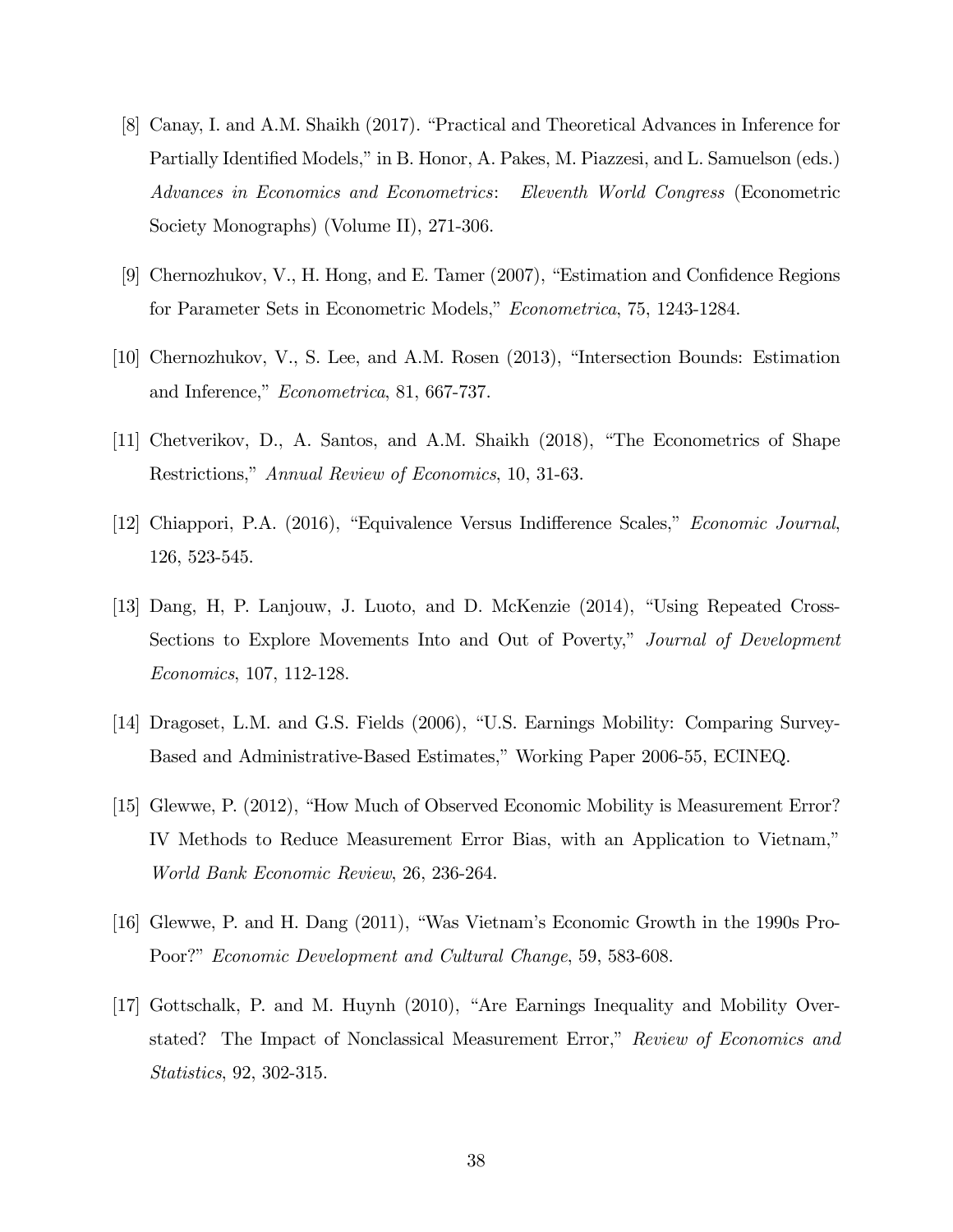[8] Canay, I. and A.M. Shaikh (2017). "Practical and Theoretical Advances in Inference for Partially Identified Models," in B. Honor, A. Pakes, M. Piazzesi, and L. Samuelson (eds.) *Advances in Economics and Econometrics*: *Eleventh World Congress* (Econometric Society Monographs) (Volume II), 271-306.

[9] Chernozhukov, V., H. Hong, and E. Tamer (2007), "Estimation and Confidence Regions for Parameter Sets in Econometric Models," *Econometrica*, 75, 1243-1284.

[10] Chernozhukov, V., S. Lee, and A.M. Rosen (2013), "Intersection Bounds: Estimation and Inference," *Econometrica*, 81, 667-737.

[11] Chetverikov, D., A. Santos, and A.M. Shaikh (2018), "The Econometrics of Shape Restrictions," *Annual Review of Economics*, 10, 31-63.

[12] Chiappori, P.A. (2016), "Equivalence Versus Indifference Scales," *Economic Journal*, 126, 523-545.

[13] Dang, H, P. Lanjouw, J. Luoto, and D. McKenzie (2014), "Using Repeated Cross-Sections to Explore Movements Into and Out of Poverty," *Journal of Development Economics*, 107, 112-128.

[14] Dragoset, L.M. and G.S. Fields (2006), "U.S. Earnings Mobility: Comparing Survey-Based and Administrative-Based Estimates," Working Paper 2006-55, ECINEQ.

[15] Glewwe, P. (2012), "How Much of Observed Economic Mobility is Measurement Error? IV Methods to Reduce Measurement Error Bias, with an Application to Vietnam," *World Bank Economic Review*, 26, 236-264.

[16] Glewwe, P. and H. Dang (2011), "Was Vietnam's Economic Growth in the 1990s Pro-Poor?" *Economic Development and Cultural Change*, 59, 583-608.

[17] Gottschalk, P. and M. Huynh (2010), "Are Earnings Inequality and Mobility Overstated? The Impact of Nonclassical Measurement Error," *Review of Economics and Statistics*, 92, 302-315.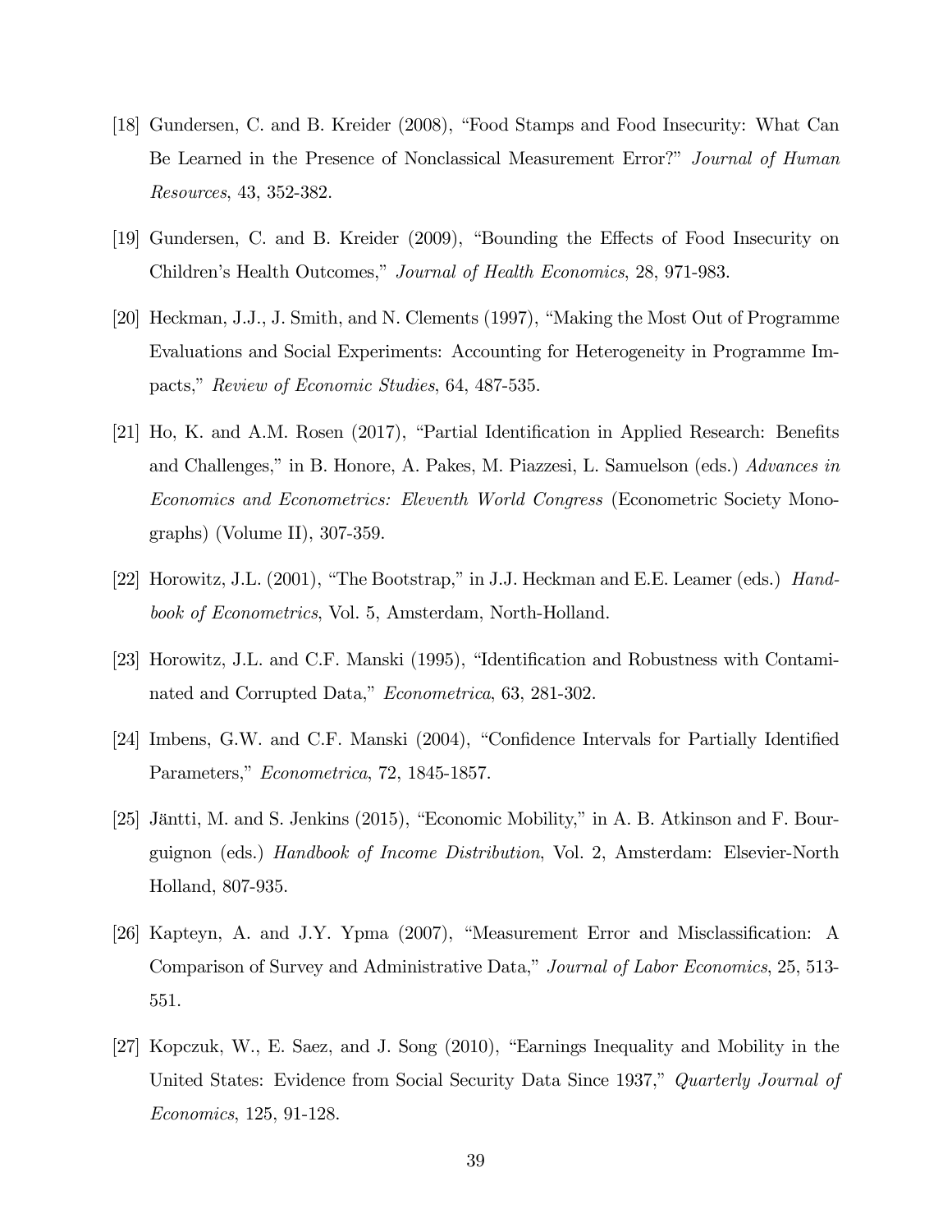[18] Gundersen, C. and B. Kreider (2008), "Food Stamps and Food Insecurity: What Can Be Learned in the Presence of Nonclassical Measurement Error?" *Journal of Human Resources*, 43, 352-382.

[19] Gundersen, C. and B. Kreider (2009), "Bounding the Effects of Food Insecurity on Children's Health Outcomes," *Journal of Health Economics*, 28, 971-983.

[20] Heckman, J.J., J. Smith, and N. Clements (1997), "Making the Most Out of Programme Evaluations and Social Experiments: Accounting for Heterogeneity in Programme Impacts," *Review of Economic Studies*, 64, 487-535.

[21] Ho, K. and A.M. Rosen (2017), "Partial Identification in Applied Research: Benefits and Challenges," in B. Honore, A. Pakes, M. Piazzesi, L. Samuelson (eds.) *Advances in Economics and Econometrics: Eleventh World Congress* (Econometric Society Monographs) (Volume II), 307-359.

[22] Horowitz, J.L. (2001), "The Bootstrap," in J.J. Heckman and E.E. Leamer (eds.) *Handbook of Econometrics*, Vol. 5, Amsterdam, North-Holland.

[23] Horowitz, J.L. and C.F. Manski (1995), "Identification and Robustness with Contaminated and Corrupted Data," *Econometrica*, 63, 281-302.

[24] Imbens, G.W. and C.F. Manski (2004), "Confidence Intervals for Partially Identified Parameters," *Econometrica*, 72, 1845-1857.

[25] Jäntti, M. and S. Jenkins (2015), "Economic Mobility," in A. B. Atkinson and F. Bourguignon (eds.) *Handbook of Income Distribution*, Vol. 2, Amsterdam: Elsevier-North Holland, 807-935.

[26] Kapteyn, A. and J.Y. Ypma (2007), "Measurement Error and Misclassification: A Comparison of Survey and Administrative Data," *Journal of Labor Economics*, 25, 513-551.

[27] Kopczuk, W., E. Saez, and J. Song (2010), "Earnings Inequality and Mobility in the United States: Evidence from Social Security Data Since 1937," *Quarterly Journal of Economics*, 125, 91-128.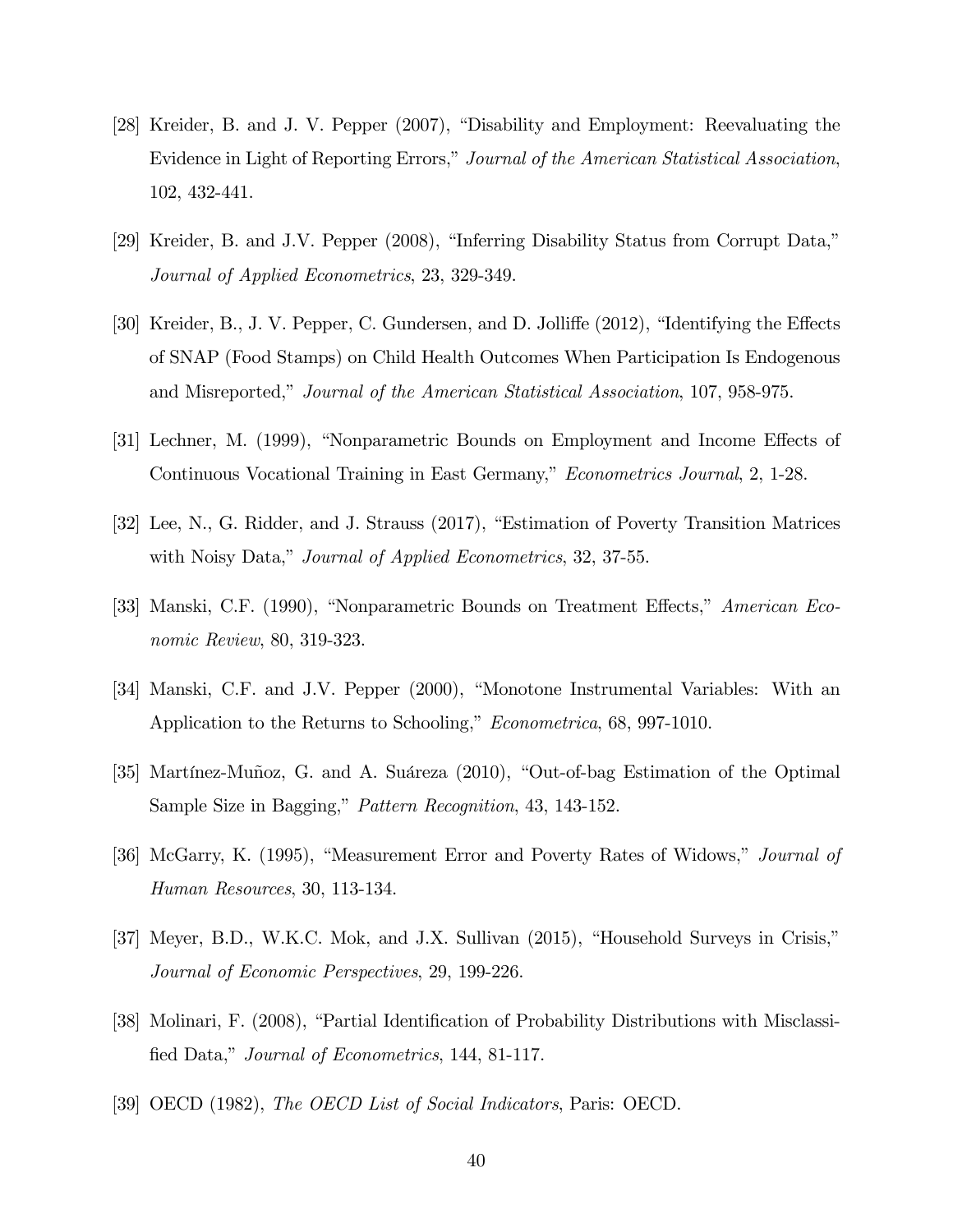[28] Kreider, B. and J. V. Pepper (2007), "Disability and Employment: Reevaluating the Evidence in Light of Reporting Errors," *Journal of the American Statistical Association*, 102, 432-441.

[29] Kreider, B. and J.V. Pepper (2008), "Inferring Disability Status from Corrupt Data," *Journal of Applied Econometrics*, 23, 329-349.

[30] Kreider, B., J. V. Pepper, C. Gundersen, and D. Jolliffe (2012), "Identifying the Effects of SNAP (Food Stamps) on Child Health Outcomes When Participation Is Endogenous and Misreported," *Journal of the American Statistical Association*, 107, 958-975.

[31] Lechner, M. (1999), "Nonparametric Bounds on Employment and Income Effects of Continuous Vocational Training in East Germany," *Econometrics Journal*, 2, 1-28.

[32] Lee, N., G. Ridder, and J. Strauss (2017), "Estimation of Poverty Transition Matrices with Noisy Data," *Journal of Applied Econometrics*, 32, 37-55.

[33] Manski, C.F. (1990), "Nonparametric Bounds on Treatment Effects," *American Economic Review*, 80, 319-323.

[34] Manski, C.F. and J.V. Pepper (2000), "Monotone Instrumental Variables: With an Application to the Returns to Schooling," *Econometrica*, 68, 997-1010.

[35] Martínez-Muñoz, G. and A. Suáreza (2010), "Out-of-bag Estimation of the Optimal Sample Size in Bagging," *Pattern Recognition*, 43, 143-152.

[36] McGarry, K. (1995), "Measurement Error and Poverty Rates of Widows," *Journal of Human Resources*, 30, 113-134.

[37] Meyer, B.D., W.K.C. Mok, and J.X. Sullivan (2015), "Household Surveys in Crisis," *Journal of Economic Perspectives*, 29, 199-226.

[38] Molinari, F. (2008), "Partial Identification of Probability Distributions with Misclassified Data," *Journal of Econometrics*, 144, 81-117.

[39] OECD (1982), *The OECD List of Social Indicators*, Paris: OECD.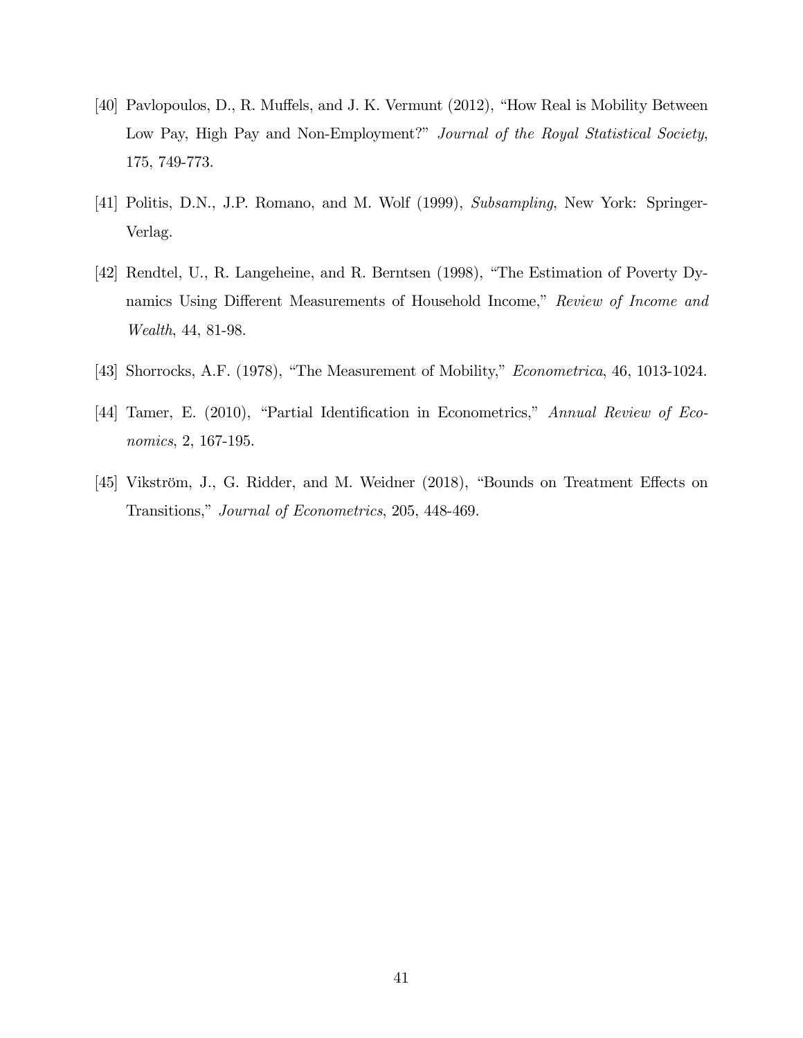[40] Pavlopoulos, D., R. Muffels, and J. K. Vermunt (2012), "How Real is Mobility Between Low Pay, High Pay and Non-Employment?" *Journal of the Royal Statistical Society*, 175, 749-773.

[41] Politis, D.N., J.P. Romano, and M. Wolf (1999), *Subsampling*, New York: Springer-Verlag.

[42] Rendtel, U., R. Langeheine, and R. Berntsen (1998), "The Estimation of Poverty Dynamics Using Different Measurements of Household Income," *Review of Income and Wealth*, 44, 81-98.

[43] Shorrocks, A.F. (1978), "The Measurement of Mobility," *Econometrica*, 46, 1013-1024.

[44] Tamer, E. (2010), "Partial Identification in Econometrics," *Annual Review of Economics*, 2, 167-195.

[45] Vikström, J., G. Ridder, and M. Weidner (2018), "Bounds on Treatment Effects on Transitions," *Journal of Econometrics*, 205, 448-469.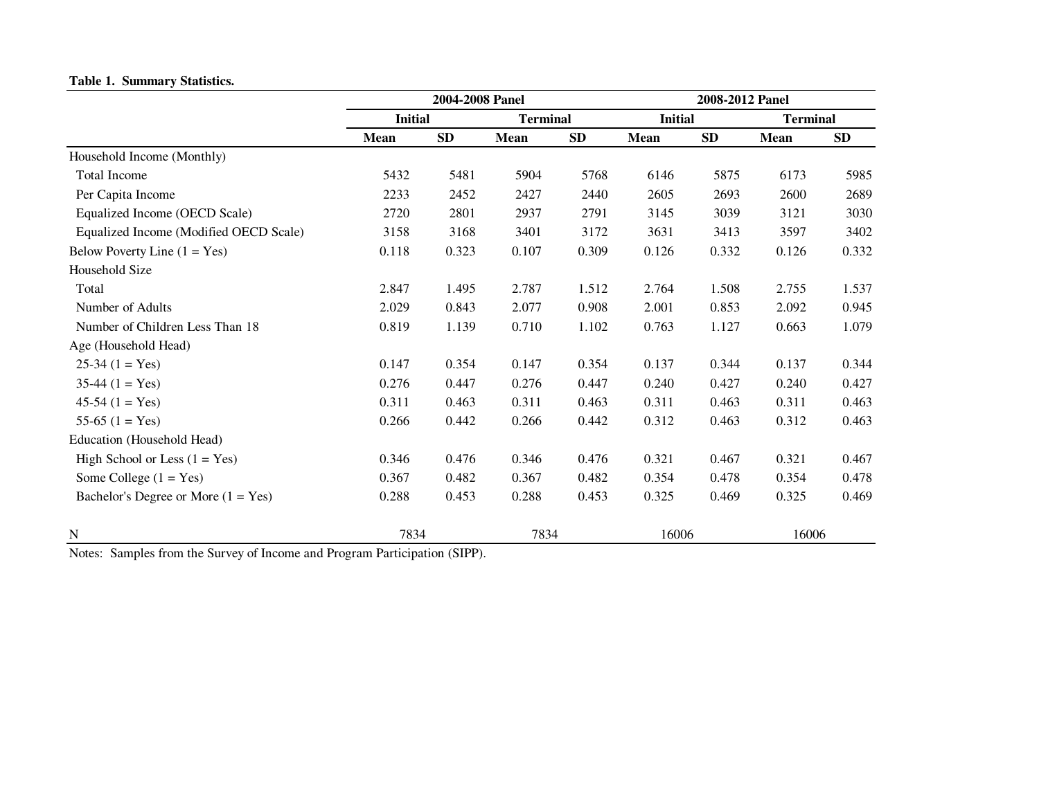**Table 1. Summary Statistics.**

| | 2004-2008 Panel | | | | 2008-2012 Panel | | | |
|---|---|---|---|---|---|---|---|---|
| | Initial | | Terminal | | Initial | | Terminal | |
| | Mean | SD | Mean | SD | Mean | SD | Mean | SD |
| Household Income (Monthly) | | | | | | | | |
| Total Income | 5432 | 5481 | 5904 | 5768 | 6146 | 5875 | 6173 | 5985 |
| Per Capita Income | 2233 | 2452 | 2427 | 2440 | 2605 | 2693 | 2600 | 2689 |
| Equalized Income (OECD Scale) | 2720 | 2801 | 2937 | 2791 | 3145 | 3039 | 3121 | 3030 |
| Equalized Income (Modified OECD Scale) | 3158 | 3168 | 3401 | 3172 | 3631 | 3413 | 3597 | 3402 |
| Below Poverty Line (1 = Yes) | 0.118 | 0.323 | 0.107 | 0.309 | 0.126 | 0.332 | 0.126 | 0.332 |
| Household Size | | | | | | | | |
| Total | 2.847 | 1.495 | 2.787 | 1.512 | 2.764 | 1.508 | 2.755 | 1.537 |
| Number of Adults | 2.029 | 0.843 | 2.077 | 0.908 | 2.001 | 0.853 | 2.092 | 0.945 |
| Number of Children Less Than 18 | 0.819 | 1.139 | 0.710 | 1.102 | 0.763 | 1.127 | 0.663 | 1.079 |
| Age (Household Head) | | | | | | | | |
| 25-34 (1 = Yes) | 0.147 | 0.354 | 0.147 | 0.354 | 0.137 | 0.344 | 0.137 | 0.344 |
| 35-44 (1 = Yes) | 0.276 | 0.447 | 0.276 | 0.447 | 0.240 | 0.427 | 0.240 | 0.427 |
| 45-54 (1 = Yes) | 0.311 | 0.463 | 0.311 | 0.463 | 0.311 | 0.463 | 0.311 | 0.463 |
| 55-65 (1 = Yes) | 0.266 | 0.442 | 0.266 | 0.442 | 0.312 | 0.463 | 0.312 | 0.463 |
| Education (Household Head) | | | | | | | | |
| High School or Less (1 = Yes) | 0.346 | 0.476 | 0.346 | 0.476 | 0.321 | 0.467 | 0.321 | 0.467 |
| Some College (1 = Yes) | 0.367 | 0.482 | 0.367 | 0.482 | 0.354 | 0.478 | 0.354 | 0.478 |
| Bachelor's Degree or More (1 = Yes) | 0.288 | 0.453 | 0.288 | 0.453 | 0.325 | 0.469 | 0.325 | 0.469 |
| N | 7834 | | 7834 | | 16006 | | 16006 | |

Notes: Samples from the Survey of Income and Program Participation (SIPP).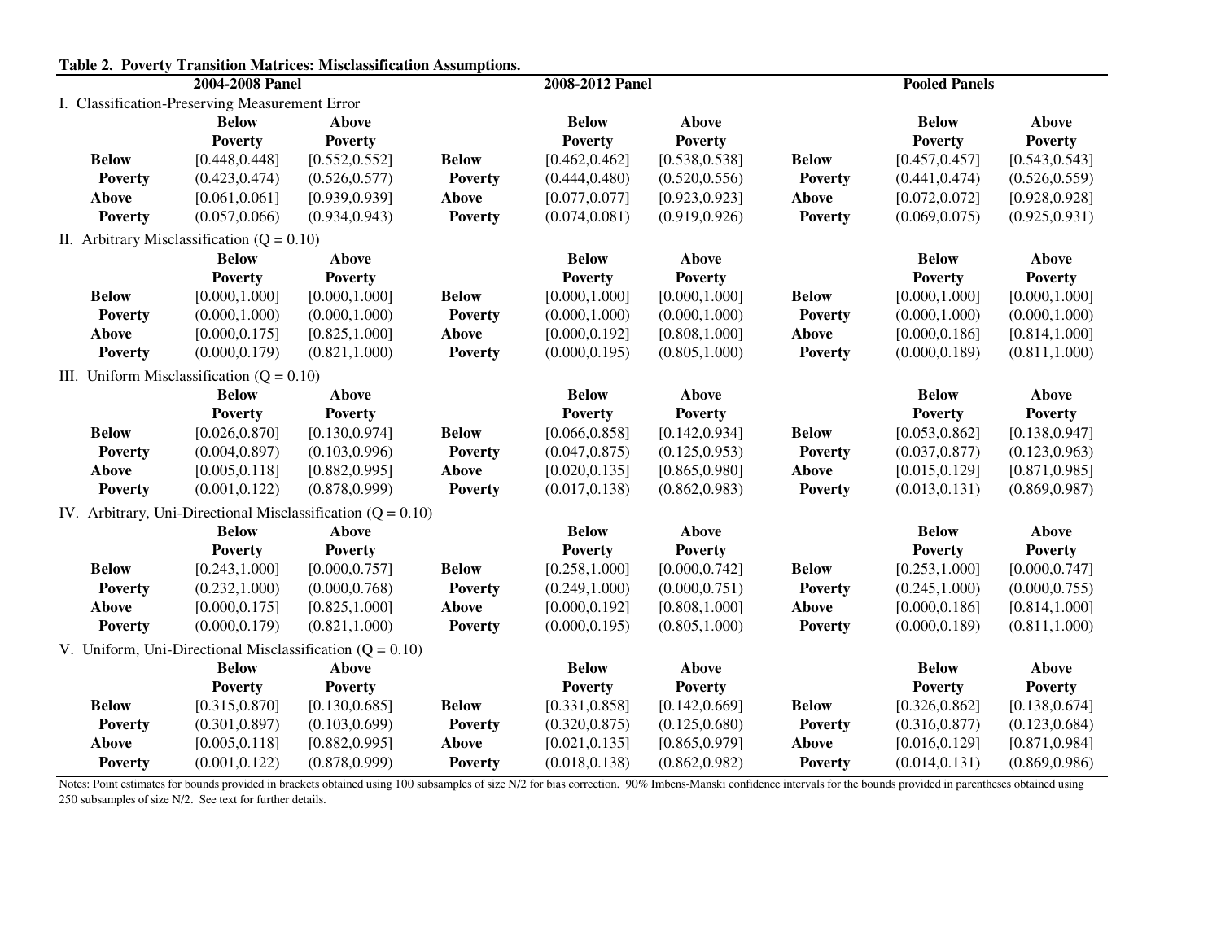**Table 2. Poverty Transition Matrices: Misclassification Assumptions.**

| 2004-2008 Panel | | | 2008-2012 Panel | | | Pooled Panels | | |
|---|---|---|---|---|---|---|---|---|
| I. Classification-Preserving Measurement Error | | | | | | | | |
| | **Below Poverty** | **Above Poverty** | | **Below Poverty** | **Above Poverty** | | **Below Poverty** | **Above Poverty** |
| **Below Poverty** | [0.448,0.448] | [0.552,0.552] | **Below Poverty** | [0.462,0.462] | [0.538,0.538] | **Below Poverty** | [0.457,0.457] | [0.543,0.543] |
| | (0.423,0.474) | (0.526,0.577) | | (0.444,0.480) | (0.520,0.556) | | (0.441,0.474) | (0.526,0.559) |
| **Above Poverty** | [0.061,0.061] | [0.939,0.939] | **Above Poverty** | [0.077,0.077] | [0.923,0.923] | **Above Poverty** | [0.072,0.072] | [0.928,0.928] |
| | (0.057,0.066) | (0.934,0.943) | | (0.074,0.081) | (0.919,0.926) | | (0.069,0.075) | (0.925,0.931) |
| II. Arbitrary Misclassification (Q = 0.10) | | | | | | | | |
| | **Below Poverty** | **Above Poverty** | | **Below Poverty** | **Above Poverty** | | **Below Poverty** | **Above Poverty** |
| **Below Poverty** | [0.000,1.000] | [0.000,1.000] | **Below Poverty** | [0.000,1.000] | [0.000,1.000] | **Below Poverty** | [0.000,1.000] | [0.000,1.000] |
| | (0.000,1.000) | (0.000,1.000) | | (0.000,1.000) | (0.000,1.000) | | (0.000,1.000) | (0.000,1.000) |
| **Above Poverty** | [0.000,0.175] | [0.825,1.000] | **Above Poverty** | [0.000,0.192] | [0.808,1.000] | **Above Poverty** | [0.000,0.186] | [0.814,1.000] |
| | (0.000,0.179) | (0.821,1.000) | | (0.000,0.195) | (0.805,1.000) | | (0.000,0.189) | (0.811,1.000) |
| III. Uniform Misclassification (Q = 0.10) | | | | | | | | |
| | **Below Poverty** | **Above Poverty** | | **Below Poverty** | **Above Poverty** | | **Below Poverty** | **Above Poverty** |
| **Below Poverty** | [0.026,0.870] | [0.130,0.974] | **Below Poverty** | [0.066,0.858] | [0.142,0.934] | **Below Poverty** | [0.053,0.862] | [0.138,0.947] |
| | (0.004,0.897) | (0.103,0.996) | | (0.047,0.875) | (0.125,0.953) | | (0.037,0.877) | (0.123,0.963) |
| **Above Poverty** | [0.005,0.118] | [0.882,0.995] | **Above Poverty** | [0.020,0.135] | [0.865,0.980] | **Above Poverty** | [0.015,0.129] | [0.871,0.985] |
| | (0.001,0.122) | (0.878,0.999) | | (0.017,0.138) | (0.862,0.983) | | (0.013,0.131) | (0.869,0.987) |
| IV. Arbitrary, Uni-Directional Misclassification (Q = 0.10) | | | | | | | | |
| | **Below Poverty** | **Above Poverty** | | **Below Poverty** | **Above Poverty** | | **Below Poverty** | **Above Poverty** |
| **Below Poverty** | [0.243,1.000] | [0.000,0.757] | **Below Poverty** | [0.258,1.000] | [0.000,0.742] | **Below Poverty** | [0.253,1.000] | [0.000,0.747] |
| | (0.232,1.000) | (0.000,0.768) | | (0.249,1.000) | (0.000,0.751) | | (0.245,1.000) | (0.000,0.755) |
| **Above Poverty** | [0.000,0.175] | [0.825,1.000] | **Above Poverty** | [0.000,0.192] | [0.808,1.000] | **Above Poverty** | [0.000,0.186] | [0.814,1.000] |
| | (0.000,0.179) | (0.821,1.000) | | (0.000,0.195) | (0.805,1.000) | | (0.000,0.189) | (0.811,1.000) |
| V. Uniform, Uni-Directional Misclassification (Q = 0.10) | | | | | | | | |
| | **Below Poverty** | **Above Poverty** | | **Below Poverty** | **Above Poverty** | | **Below Poverty** | **Above Poverty** |
| **Below Poverty** | [0.315,0.870] | [0.130,0.685] | **Below Poverty** | [0.331,0.858] | [0.142,0.669] | **Below Poverty** | [0.326,0.862] | [0.138,0.674] |
| | (0.301,0.897) | (0.103,0.699) | | (0.320,0.875) | (0.125,0.680) | | (0.316,0.877) | (0.123,0.684) |
| **Above Poverty** | [0.005,0.118] | [0.882,0.995] | **Above Poverty** | [0.021,0.135] | [0.865,0.979] | **Above Poverty** | [0.016,0.129] | [0.871,0.984] |
| | (0.001,0.122) | (0.878,0.999) | | (0.018,0.138) | (0.862,0.982) | | (0.014,0.131) | (0.869,0.986) |

Notes: Point estimates for bounds provided in brackets obtained using 100 subsamples of size N/2 for bias correction. 90% Imbens-Manski confidence intervals for the bounds provided in parentheses obtained using 250 subsamples of size N/2. See text for further details.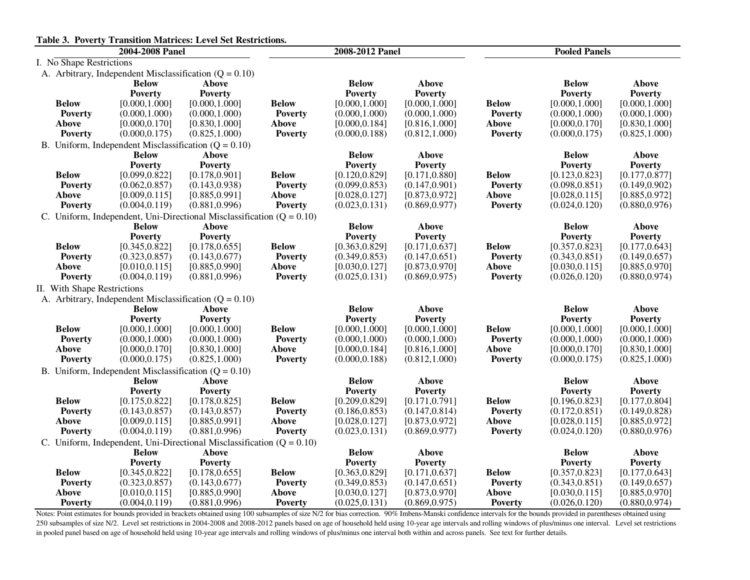**Table 3. Poverty Transition Matrices: Level Set Restrictions.**

| | 2004-2008 Panel | | | 2008-2012 Panel | | | Pooled Panels | |
|---|---|---|---|---|---|---|---|---|
| **I. No Shape Restrictions** | | | | | | | | |
| **A. Arbitrary, Independent Misclassification (Q = 0.10)** | | | | | | | | |
| | **Below Poverty** | **Above Poverty** | | **Below Poverty** | **Above Poverty** | | **Below Poverty** | **Above Poverty** |
| **Below Poverty** | [0.000,1.000] | [0.000,1.000] | **Below Poverty** | [0.000,1.000] | [0.000,1.000] | **Below Poverty** | [0.000,1.000] | [0.000,1.000] |
| | (0.000,1.000) | (0.000,1.000) | | (0.000,1.000) | (0.000,1.000) | | (0.000,1.000) | (0.000,1.000) |
| **Above Poverty** | [0.000,0.170] | [0.830,1.000] | **Above Poverty** | [0.000,0.184] | [0.816,1.000] | **Above Poverty** | [0.000,0.170] | [0.830,1.000] |
| | (0.000,0.175) | (0.825,1.000) | | (0.000,0.188) | (0.812,1.000) | | (0.000,0.175) | (0.825,1.000) |
| **B. Uniform, Independent Misclassification (Q = 0.10)** | | | | | | | | |
| | **Below Poverty** | **Above Poverty** | | **Below Poverty** | **Above Poverty** | | **Below Poverty** | **Above Poverty** |
| **Below Poverty** | [0.099,0.822] | [0.178,0.901] | **Below Poverty** | [0.120,0.829] | [0.171,0.880] | **Below Poverty** | [0.123,0.823] | [0.177,0.877] |
| | (0.062,0.857) | (0.143,0.938) | | (0.099,0.853) | (0.147,0.901) | | (0.098,0.851) | (0.149,0.902) |
| **Above Poverty** | [0.009,0.115] | [0.885,0.991] | **Above Poverty** | [0.028,0.127] | [0.873,0.972] | **Above Poverty** | [0.028,0.115] | [0.885,0.972] |
| | (0.004,0.119) | (0.881,0.996) | | (0.023,0.131) | (0.869,0.977) | | (0.024,0.120) | (0.880,0.976) |
| **C. Uniform, Independent, Uni-Directional Misclassification (Q = 0.10)** | | | | | | | | |
| | **Below Poverty** | **Above Poverty** | | **Below Poverty** | **Above Poverty** | | **Below Poverty** | **Above Poverty** |
| **Below Poverty** | [0.345,0.822] | [0.178,0.655] | **Below Poverty** | [0.363,0.829] | [0.171,0.637] | **Below Poverty** | [0.357,0.823] | [0.177,0.643] |
| | (0.323,0.857) | (0.143,0.677) | | (0.349,0.853) | (0.147,0.651) | | (0.343,0.851) | (0.149,0.657) |
| **Above Poverty** | [0.010,0.115] | [0.885,0.990] | **Above Poverty** | [0.030,0.127] | [0.873,0.970] | **Above Poverty** | [0.030,0.115] | [0.885,0.970] |
| | (0.004,0.119) | (0.881,0.996) | | (0.025,0.131) | (0.869,0.975) | | (0.026,0.120) | (0.880,0.974) |
| **II. With Shape Restrictions** | | | | | | | | |
| **A. Arbitrary, Independent Misclassification (Q = 0.10)** | | | | | | | | |
| | **Below Poverty** | **Above Poverty** | | **Below Poverty** | **Above Poverty** | | **Below Poverty** | **Above Poverty** |
| **Below Poverty** | [0.000,1.000] | [0.000,1.000] | **Below Poverty** | [0.000,1.000] | [0.000,1.000] | **Below Poverty** | [0.000,1.000] | [0.000,1.000] |
| | (0.000,1.000) | (0.000,1.000) | | (0.000,1.000) | (0.000,1.000) | | (0.000,1.000) | (0.000,1.000) |
| **Above Poverty** | [0.000,0.170] | [0.830,1.000] | **Above Poverty** | [0.000,0.184] | [0.816,1.000] | **Above Poverty** | [0.000,0.170] | [0.830,1.000] |
| | (0.000,0.175) | (0.825,1.000) | | (0.000,0.188) | (0.812,1.000) | | (0.000,0.175) | (0.825,1.000) |
| **B. Uniform, Independent Misclassification (Q = 0.10)** | | | | | | | | |
| | **Below Poverty** | **Above Poverty** | | **Below Poverty** | **Above Poverty** | | **Below Poverty** | **Above Poverty** |
| **Below Poverty** | [0.175,0.822] | [0.178,0.825] | **Below Poverty** | [0.209,0.829] | [0.171,0.791] | **Below Poverty** | [0.196,0.823] | [0.177,0.804] |
| | (0.143,0.857) | (0.143,0.857) | | (0.186,0.853) | (0.147,0.814) | | (0.172,0.851) | (0.149,0.828) |
| **Above Poverty** | [0.009,0.115] | [0.885,0.991] | **Above Poverty** | [0.028,0.127] | [0.873,0.972] | **Above Poverty** | [0.028,0.115] | [0.885,0.972] |
| | (0.004,0.119) | (0.881,0.996) | | (0.023,0.131) | (0.869,0.977) | | (0.024,0.120) | (0.880,0.976) |
| **C. Uniform, Independent, Uni-Directional Misclassification (Q = 0.10)** | | | | | | | | |
| | **Below Poverty** | **Above Poverty** | | **Below Poverty** | **Above Poverty** | | **Below Poverty** | **Above Poverty** |
| **Below Poverty** | [0.345,0.822] | [0.178,0.655] | **Below Poverty** | [0.363,0.829] | [0.171,0.637] | **Below Poverty** | [0.357,0.823] | [0.177,0.643] |
| | (0.323,0.857) | (0.143,0.677) | | (0.349,0.853) | (0.147,0.651) | | (0.343,0.851) | (0.149,0.657) |
| **Above Poverty** | [0.010,0.115] | [0.885,0.990] | **Above Poverty** | [0.030,0.127] | [0.873,0.970] | **Above Poverty** | [0.030,0.115] | [0.885,0.970] |
| | (0.004,0.119) | (0.881,0.996) | | (0.025,0.131) | (0.869,0.975) | | (0.026,0.120) | (0.880,0.974) |

Notes: Point estimates for bounds provided in brackets obtained using 100 subsamples of size N/2 for bias correction. 90% Imbens-Manski confidence intervals for the bounds provided in parentheses obtained using 250 subsamples of size N/2. Level set restrictions in 2004-2008 and 2008-2012 panels based on age of household held using 10-year age intervals and rolling windows of plus/minus one interval. Level set restrictions in pooled panel based on age of household held using 10-year age intervals and rolling windows of plus/minus one interval both within and across panels. See text for further details.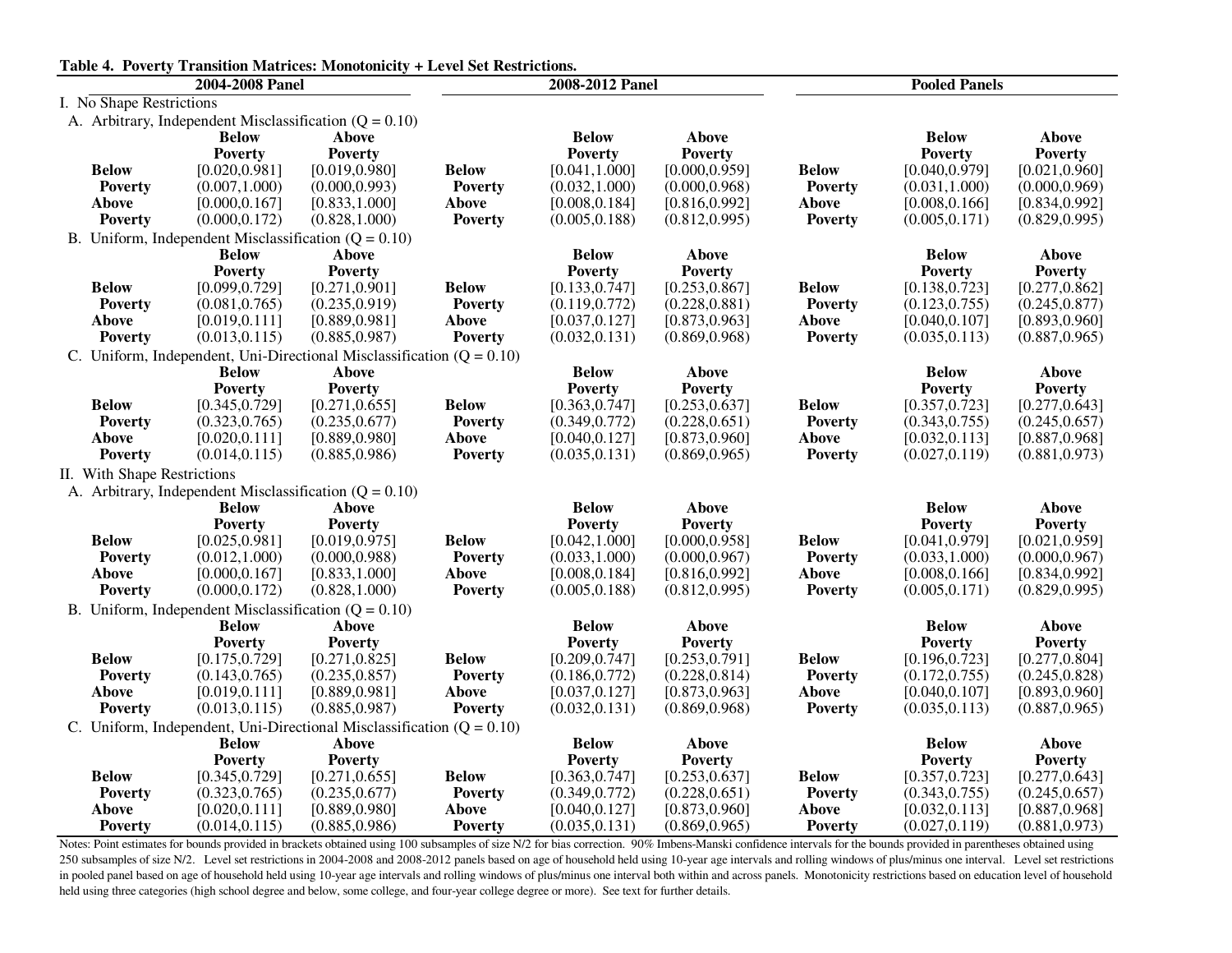**Table 4. Poverty Transition Matrices: Monotonicity + Level Set Restrictions.**

| | 2004-2008 Panel | | | 2008-2012 Panel | | | Pooled Panels | |
|---|---|---|---|---|---|---|---|---|
| **I. No Shape Restrictions** | | | | | | | | |
| **A. Arbitrary, Independent Misclassification (Q = 0.10)** | | | | | | | | |
| | **Below Poverty** | **Above Poverty** | | **Below Poverty** | **Above Poverty** | | **Below Poverty** | **Above Poverty** |
| **Below Poverty** | [0.020,0.981] | [0.019,0.980] | **Below Poverty** | [0.041,1.000] | [0.000,0.959] | **Below Poverty** | [0.040,0.979] | [0.021,0.960] |
| | (0.007,1.000) | (0.000,0.993) | | (0.032,1.000) | (0.000,0.968) | | (0.031,1.000) | (0.000,0.969) |
| **Above Poverty** | [0.000,0.167] | [0.833,1.000] | **Above Poverty** | [0.008,0.184] | [0.816,0.992] | **Above Poverty** | [0.008,0.166] | [0.834,0.992] |
| | (0.000,0.172) | (0.828,1.000) | | (0.005,0.188) | (0.812,0.995) | | (0.005,0.171) | (0.829,0.995) |
| **B. Uniform, Independent Misclassification (Q = 0.10)** | | | | | | | | |
| | **Below Poverty** | **Above Poverty** | | **Below Poverty** | **Above Poverty** | | **Below Poverty** | **Above Poverty** |
| **Below Poverty** | [0.099,0.729] | [0.271,0.901] | **Below Poverty** | [0.133,0.747] | [0.253,0.867] | **Below Poverty** | [0.138,0.723] | [0.277,0.862] |
| | (0.081,0.765) | (0.235,0.919) | | (0.119,0.772) | (0.228,0.881) | | (0.123,0.755) | (0.245,0.877) |
| **Above Poverty** | [0.019,0.111] | [0.889,0.981] | **Above Poverty** | [0.037,0.127] | [0.873,0.963] | **Above Poverty** | [0.040,0.107] | [0.893,0.960] |
| | (0.013,0.115) | (0.885,0.987) | | (0.032,0.131) | (0.869,0.968) | | (0.035,0.113) | (0.887,0.965) |
| **C. Uniform, Independent, Uni-Directional Misclassification (Q = 0.10)** | | | | | | | | |
| | **Below Poverty** | **Above Poverty** | | **Below Poverty** | **Above Poverty** | | **Below Poverty** | **Above Poverty** |
| **Below Poverty** | [0.345,0.729] | [0.271,0.655] | **Below Poverty** | [0.363,0.747] | [0.253,0.637] | **Below Poverty** | [0.357,0.723] | [0.277,0.643] |
| | (0.323,0.765) | (0.235,0.677) | | (0.349,0.772) | (0.228,0.651) | | (0.343,0.755) | (0.245,0.657) |
| **Above Poverty** | [0.020,0.111] | [0.889,0.980] | **Above Poverty** | [0.040,0.127] | [0.873,0.960] | **Above Poverty** | [0.032,0.113] | [0.887,0.968] |
| | (0.014,0.115) | (0.885,0.986) | | (0.035,0.131) | (0.869,0.965) | | (0.027,0.119) | (0.881,0.973) |
| **II. With Shape Restrictions** | | | | | | | | |
| **A. Arbitrary, Independent Misclassification (Q = 0.10)** | | | | | | | | |
| | **Below Poverty** | **Above Poverty** | | **Below Poverty** | **Above Poverty** | | **Below Poverty** | **Above Poverty** |
| **Below Poverty** | [0.025,0.981] | [0.019,0.975] | **Below Poverty** | [0.042,1.000] | [0.000,0.958] | **Below Poverty** | [0.041,0.979] | [0.021,0.959] |
| | (0.012,1.000) | (0.000,0.988) | | (0.033,1.000) | (0.000,0.967) | | (0.033,1.000) | (0.000,0.967) |
| **Above Poverty** | [0.000,0.167] | [0.833,1.000] | **Above Poverty** | [0.008,0.184] | [0.816,0.992] | **Above Poverty** | [0.008,0.166] | [0.834,0.992] |
| | (0.000,0.172) | (0.828,1.000) | | (0.005,0.188) | (0.812,0.995) | | (0.005,0.171) | (0.829,0.995) |
| **B. Uniform, Independent Misclassification (Q = 0.10)** | | | | | | | | |
| | **Below Poverty** | **Above Poverty** | | **Below Poverty** | **Above Poverty** | | **Below Poverty** | **Above Poverty** |
| **Below Poverty** | [0.175,0.729] | [0.271,0.825] | **Below Poverty** | [0.209,0.747] | [0.253,0.791] | **Below Poverty** | [0.196,0.723] | [0.277,0.804] |
| | (0.143,0.765) | (0.235,0.857) | | (0.186,0.772) | (0.228,0.814) | | (0.172,0.755) | (0.245,0.828) |
| **Above Poverty** | [0.019,0.111] | [0.889,0.981] | **Above Poverty** | [0.037,0.127] | [0.873,0.963] | **Above Poverty** | [0.040,0.107] | [0.893,0.960] |
| | (0.013,0.115) | (0.885,0.987) | | (0.032,0.131) | (0.869,0.968) | | (0.035,0.113) | (0.887,0.965) |
| **C. Uniform, Independent, Uni-Directional Misclassification (Q = 0.10)** | | | | | | | | |
| | **Below Poverty** | **Above Poverty** | | **Below Poverty** | **Above Poverty** | | **Below Poverty** | **Above Poverty** |
| **Below Poverty** | [0.345,0.729] | [0.271,0.655] | **Below Poverty** | [0.363,0.747] | [0.253,0.637] | **Below Poverty** | [0.357,0.723] | [0.277,0.643] |
| | (0.323,0.765) | (0.235,0.677) | | (0.349,0.772) | (0.228,0.651) | | (0.343,0.755) | (0.245,0.657) |
| **Above Poverty** | [0.020,0.111] | [0.889,0.980] | **Above Poverty** | [0.040,0.127] | [0.873,0.960] | **Above Poverty** | [0.032,0.113] | [0.887,0.968] |
| | (0.014,0.115) | (0.885,0.986) | | (0.035,0.131) | (0.869,0.965) | | (0.027,0.119) | (0.881,0.973) |

Notes: Point estimates for bounds provided in brackets obtained using 100 subsamples of size N/2 for bias correction. 90% Imbens-Manski confidence intervals for the bounds provided in parentheses obtained using 250 subsamples of size N/2. Level set restrictions in 2004-2008 and 2008-2012 panels based on age of household held using 10-year age intervals and rolling windows of plus/minus one interval. Level set restrictions in pooled panel based on age of household held using 10-year age intervals and rolling windows of plus/minus one interval both within and across panels. Monotonicity restrictions based on education level of household held using three categories (high school degree and below, some college, and four-year college degree or more). See text for further details.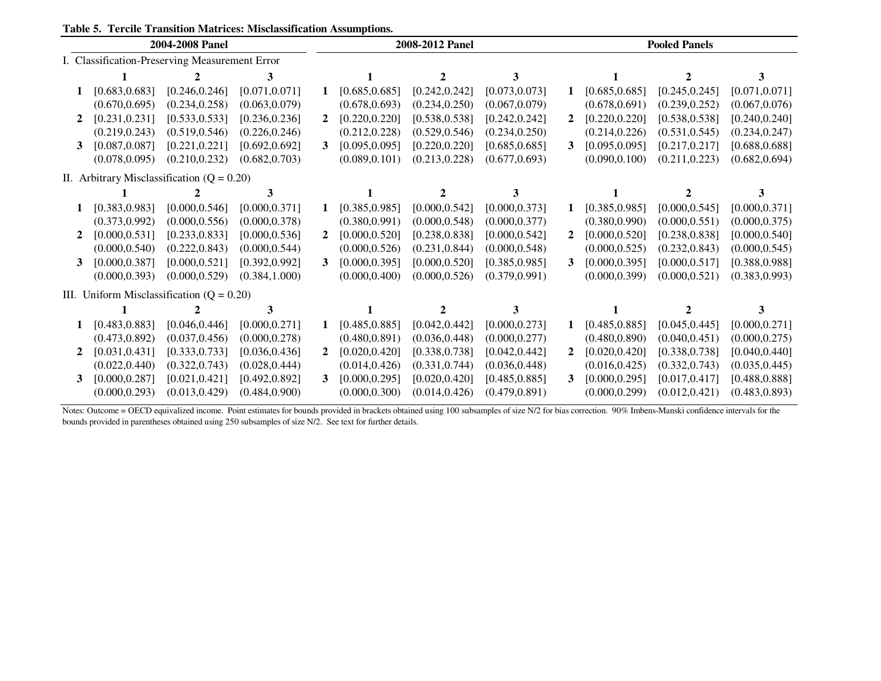**Table 5. Tercile Transition Matrices: Misclassification Assumptions.**

| | 2004-2008 Panel | | | | 2008-2012 Panel | | | | Pooled Panels | | |
|---|---|---|---|---|---|---|---|---|---|---|---|
| I. Classification-Preserving Measurement Error | | | | | | | | | | | |
| | **1** | **2** | **3** | | **1** | **2** | **3** | | **1** | **2** | **3** |
| **1** | [0.683,0.683] | [0.246,0.246] | [0.071,0.071] | **1** | [0.685,0.685] | [0.242,0.242] | [0.073,0.073] | **1** | [0.685,0.685] | [0.245,0.245] | [0.071,0.071] |
| | (0.670,0.695) | (0.234,0.258) | (0.063,0.079) | | (0.678,0.693) | (0.234,0.250) | (0.067,0.079) | | (0.678,0.691) | (0.239,0.252) | (0.067,0.076) |
| **2** | [0.231,0.231] | [0.533,0.533] | [0.236,0.236] | **2** | [0.220,0.220] | [0.538,0.538] | [0.242,0.242] | **2** | [0.220,0.220] | [0.538,0.538] | [0.240,0.240] |
| | (0.219,0.243) | (0.519,0.546) | (0.226,0.246) | | (0.212,0.228) | (0.529,0.546) | (0.234,0.250) | | (0.214,0.226) | (0.531,0.545) | (0.234,0.247) |
| **3** | [0.087,0.087] | [0.221,0.221] | [0.692,0.692] | **3** | [0.095,0.095] | [0.220,0.220] | [0.685,0.685] | **3** | [0.095,0.095] | [0.217,0.217] | [0.688,0.688] |
| | (0.078,0.095) | (0.210,0.232) | (0.682,0.703) | | (0.089,0.101) | (0.213,0.228) | (0.677,0.693) | | (0.090,0.100) | (0.211,0.223) | (0.682,0.694) |
| II. Arbitrary Misclassification (Q = 0.20) | | | | | | | | | | | |
| | **1** | **2** | **3** | | **1** | **2** | **3** | | **1** | **2** | **3** |
| **1** | [0.383,0.983] | [0.000,0.546] | [0.000,0.371] | **1** | [0.385,0.985] | [0.000,0.542] | [0.000,0.373] | **1** | [0.385,0.985] | [0.000,0.545] | [0.000,0.371] |
| | (0.373,0.992) | (0.000,0.556) | (0.000,0.378) | | (0.380,0.991) | (0.000,0.548) | (0.000,0.377) | | (0.380,0.990) | (0.000,0.551) | (0.000,0.375) |
| **2** | [0.000,0.531] | [0.233,0.833] | [0.000,0.536] | **2** | [0.000,0.520] | [0.238,0.838] | [0.000,0.542] | **2** | [0.000,0.520] | [0.238,0.838] | [0.000,0.540] |
| | (0.000,0.540) | (0.222,0.843) | (0.000,0.544) | | (0.000,0.526) | (0.231,0.844) | (0.000,0.548) | | (0.000,0.525) | (0.232,0.843) | (0.000,0.545) |
| **3** | [0.000,0.387] | [0.000,0.521] | [0.392,0.992] | **3** | [0.000,0.395] | [0.000,0.520] | [0.385,0.985] | **3** | [0.000,0.395] | [0.000,0.517] | [0.388,0.988] |
| | (0.000,0.393) | (0.000,0.529) | (0.384,1.000) | | (0.000,0.400) | (0.000,0.526) | (0.379,0.991) | | (0.000,0.399) | (0.000,0.521) | (0.383,0.993) |
| III. Uniform Misclassification (Q = 0.20) | | | | | | | | | | | |
| | **1** | **2** | **3** | | **1** | **2** | **3** | | **1** | **2** | **3** |
| **1** | [0.483,0.883] | [0.046,0.446] | [0.000,0.271] | **1** | [0.485,0.885] | [0.042,0.442] | [0.000,0.273] | **1** | [0.485,0.885] | [0.045,0.445] | [0.000,0.271] |
| | (0.473,0.892) | (0.037,0.456) | (0.000,0.278) | | (0.480,0.891) | (0.036,0.448) | (0.000,0.277) | | (0.480,0.890) | (0.040,0.451) | (0.000,0.275) |
| **2** | [0.031,0.431] | [0.333,0.733] | [0.036,0.436] | **2** | [0.020,0.420] | [0.338,0.738] | [0.042,0.442] | **2** | [0.020,0.420] | [0.338,0.738] | [0.040,0.440] |
| | (0.022,0.440) | (0.322,0.743) | (0.028,0.444) | | (0.014,0.426) | (0.331,0.744) | (0.036,0.448) | | (0.016,0.425) | (0.332,0.743) | (0.035,0.445) |
| **3** | [0.000,0.287] | [0.021,0.421] | [0.492,0.892] | **3** | [0.000,0.295] | [0.020,0.420] | [0.485,0.885] | **3** | [0.000,0.295] | [0.017,0.417] | [0.488,0.888] |
| | (0.000,0.293) | (0.013,0.429) | (0.484,0.900) | | (0.000,0.300) | (0.014,0.426) | (0.479,0.891) | | (0.000,0.299) | (0.012,0.421) | (0.483,0.893) |

Notes: Outcome = OECD equivalized income. Point estimates for bounds provided in brackets obtained using 100 subsamples of size N/2 for bias correction. 90% Imbens-Manski confidence intervals for the bounds provided in parentheses obtained using 250 subsamples of size N/2. See text for further details.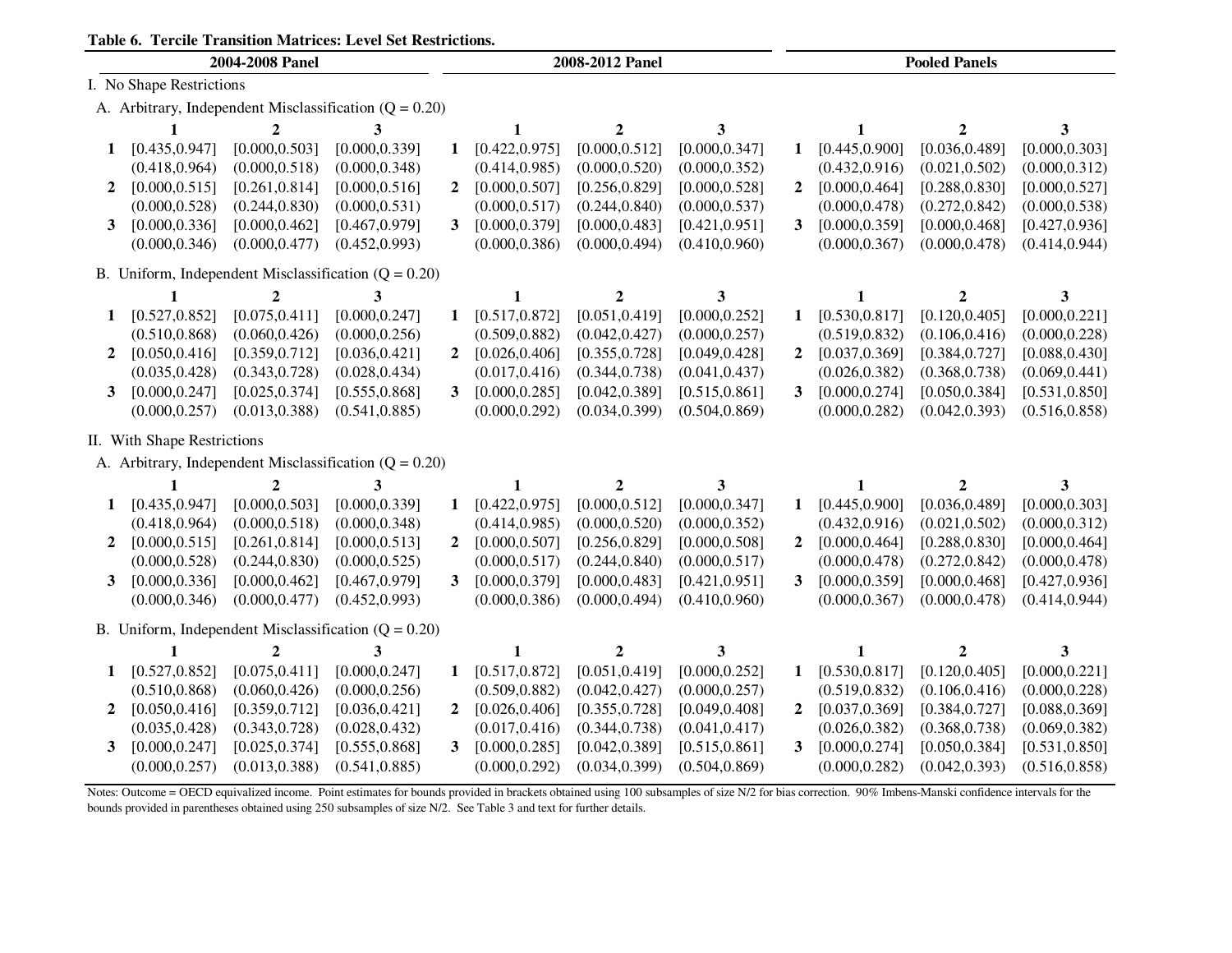**Table 6. Tercile Transition Matrices: Level Set Restrictions.**

| | 2004-2008 Panel | | | | 2008-2012 Panel | | | | Pooled Panels | | |
|---|---|---|---|---|---|---|---|---|---|---|---|
| **I. No Shape Restrictions** | | | | | | | | | | | |
| A. Arbitrary, Independent Misclassification (Q = 0.20) | | | | | | | | | | | |
| | **1** | **2** | **3** | | **1** | **2** | **3** | | **1** | **2** | **3** |
| **1** | [0.435,0.947] | [0.000,0.503] | [0.000,0.339] | **1** | [0.422,0.975] | [0.000,0.512] | [0.000,0.347] | **1** | [0.445,0.900] | [0.036,0.489] | [0.000,0.303] |
| | (0.418,0.964) | (0.000,0.518) | (0.000,0.348) | | (0.414,0.985) | (0.000,0.520) | (0.000,0.352) | | (0.432,0.916) | (0.021,0.502) | (0.000,0.312) |
| **2** | [0.000,0.515] | [0.261,0.814] | [0.000,0.516] | **2** | [0.000,0.507] | [0.256,0.829] | [0.000,0.528] | **2** | [0.000,0.464] | [0.288,0.830] | [0.000,0.527] |
| | (0.000,0.528) | (0.244,0.830) | (0.000,0.531) | | (0.000,0.517) | (0.244,0.840) | (0.000,0.537) | | (0.000,0.478) | (0.272,0.842) | (0.000,0.538) |
| **3** | [0.000,0.336] | [0.000,0.462] | [0.467,0.979] | **3** | [0.000,0.379] | [0.000,0.483] | [0.421,0.951] | **3** | [0.000,0.359] | [0.000,0.468] | [0.427,0.936] |
| | (0.000,0.346) | (0.000,0.477) | (0.452,0.993) | | (0.000,0.386) | (0.000,0.494) | (0.410,0.960) | | (0.000,0.367) | (0.000,0.478) | (0.414,0.944) |
| B. Uniform, Independent Misclassification (Q = 0.20) | | | | | | | | | | | |
| | **1** | **2** | **3** | | **1** | **2** | **3** | | **1** | **2** | **3** |
| **1** | [0.527,0.852] | [0.075,0.411] | [0.000,0.247] | **1** | [0.517,0.872] | [0.051,0.419] | [0.000,0.252] | **1** | [0.530,0.817] | [0.120,0.405] | [0.000,0.221] |
| | (0.510,0.868) | (0.060,0.426) | (0.000,0.256) | | (0.509,0.882) | (0.042,0.427) | (0.000,0.257) | | (0.519,0.832) | (0.106,0.416) | (0.000,0.228) |
| **2** | [0.050,0.416] | [0.359,0.712] | [0.036,0.421] | **2** | [0.026,0.406] | [0.355,0.728] | [0.049,0.428] | **2** | [0.037,0.369] | [0.384,0.727] | [0.088,0.430] |
| | (0.035,0.428) | (0.343,0.728) | (0.028,0.434) | | (0.017,0.416) | (0.344,0.738) | (0.041,0.437) | | (0.026,0.382) | (0.368,0.738) | (0.069,0.441) |
| **3** | [0.000,0.247] | [0.025,0.374] | [0.555,0.868] | **3** | [0.000,0.285] | [0.042,0.389] | [0.515,0.861] | **3** | [0.000,0.274] | [0.050,0.384] | [0.531,0.850] |
| | (0.000,0.257) | (0.013,0.388) | (0.541,0.885) | | (0.000,0.292) | (0.034,0.399) | (0.504,0.869) | | (0.000,0.282) | (0.042,0.393) | (0.516,0.858) |
| **II. With Shape Restrictions** | | | | | | | | | | | |
| A. Arbitrary, Independent Misclassification (Q = 0.20) | | | | | | | | | | | |
| | **1** | **2** | **3** | | **1** | **2** | **3** | | **1** | **2** | **3** |
| **1** | [0.435,0.947] | [0.000,0.503] | [0.000,0.339] | **1** | [0.422,0.975] | [0.000,0.512] | [0.000,0.347] | **1** | [0.445,0.900] | [0.036,0.489] | [0.000,0.303] |
| | (0.418,0.964) | (0.000,0.518) | (0.000,0.348) | | (0.414,0.985) | (0.000,0.520) | (0.000,0.352) | | (0.432,0.916) | (0.021,0.502) | (0.000,0.312) |
| **2** | [0.000,0.515] | [0.261,0.814] | [0.000,0.513] | **2** | [0.000,0.507] | [0.256,0.829] | [0.000,0.508] | **2** | [0.000,0.464] | [0.288,0.830] | [0.000,0.464] |
| | (0.000,0.528) | (0.244,0.830) | (0.000,0.525) | | (0.000,0.517) | (0.244,0.840) | (0.000,0.517) | | (0.000,0.478) | (0.272,0.842) | (0.000,0.478) |
| **3** | [0.000,0.336] | [0.000,0.462] | [0.467,0.979] | **3** | [0.000,0.379] | [0.000,0.483] | [0.421,0.951] | **3** | [0.000,0.359] | [0.000,0.468] | [0.427,0.936] |
| | (0.000,0.346) | (0.000,0.477) | (0.452,0.993) | | (0.000,0.386) | (0.000,0.494) | (0.410,0.960) | | (0.000,0.367) | (0.000,0.478) | (0.414,0.944) |
| B. Uniform, Independent Misclassification (Q = 0.20) | | | | | | | | | | | |
| | **1** | **2** | **3** | | **1** | **2** | **3** | | **1** | **2** | **3** |
| **1** | [0.527,0.852] | [0.075,0.411] | [0.000,0.247] | **1** | [0.517,0.872] | [0.051,0.419] | [0.000,0.252] | **1** | [0.530,0.817] | [0.120,0.405] | [0.000,0.221] |
| | (0.510,0.868) | (0.060,0.426) | (0.000,0.256) | | (0.509,0.882) | (0.042,0.427) | (0.000,0.257) | | (0.519,0.832) | (0.106,0.416) | (0.000,0.228) |
| **2** | [0.050,0.416] | [0.359,0.712] | [0.036,0.421] | **2** | [0.026,0.406] | [0.355,0.728] | [0.049,0.408] | **2** | [0.037,0.369] | [0.384,0.727] | [0.088,0.369] |
| | (0.035,0.428) | (0.343,0.728) | (0.028,0.432) | | (0.017,0.416) | (0.344,0.738) | (0.041,0.417) | | (0.026,0.382) | (0.368,0.738) | (0.069,0.382) |
| **3** | [0.000,0.247] | [0.025,0.374] | [0.555,0.868] | **3** | [0.000,0.285] | [0.042,0.389] | [0.515,0.861] | **3** | [0.000,0.274] | [0.050,0.384] | [0.531,0.850] |
| | (0.000,0.257) | (0.013,0.388) | (0.541,0.885) | | (0.000,0.292) | (0.034,0.399) | (0.504,0.869) | | (0.000,0.282) | (0.042,0.393) | (0.516,0.858) |

Notes: Outcome = OECD equivalized income. Point estimates for bounds provided in brackets obtained using 100 subsamples of size N/2 for bias correction. 90% Imbens-Manski confidence intervals for the bounds provided in parentheses obtained using 250 subsamples of size N/2. See Table 3 and text for further details.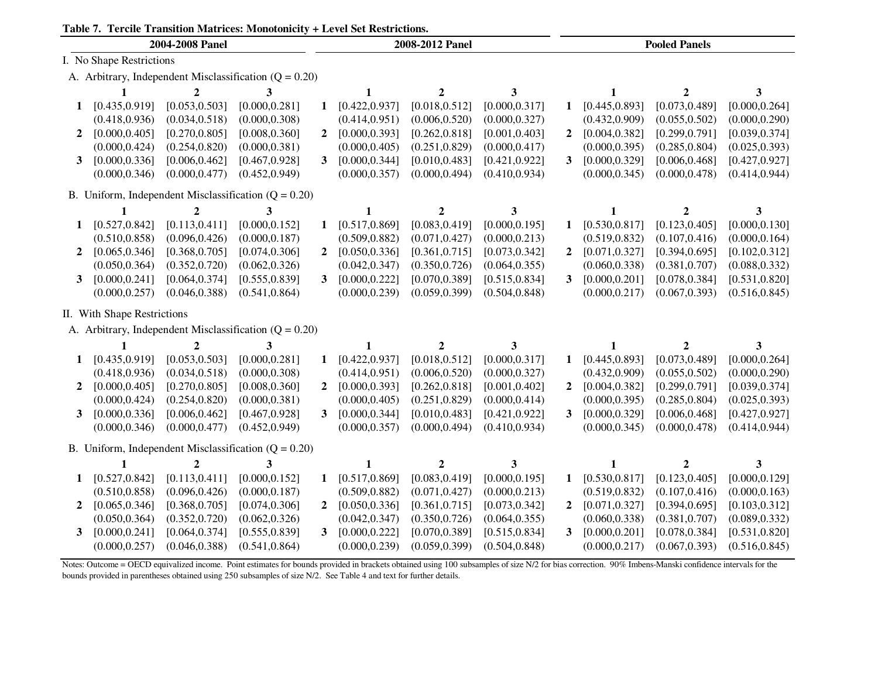**Table 7. Tercile Transition Matrices: Monotonicity + Level Set Restrictions.**

| | 2004-2008 Panel | | | | 2008-2012 Panel | | | | Pooled Panels | | |
|---|---|---|---|---|---|---|---|---|---|---|---|
| **I. No Shape Restrictions** | | | | | | | | | | | |
| **A. Arbitrary, Independent Misclassification (Q = 0.20)** | | | | | | | | | | | |
| | **1** | **2** | **3** | | **1** | **2** | **3** | | **1** | **2** | **3** |
| **1** | [0.435,0.919] | [0.053,0.503] | [0.000,0.281] | **1** | [0.422,0.937] | [0.018,0.512] | [0.000,0.317] | **1** | [0.445,0.893] | [0.073,0.489] | [0.000,0.264] |
| | (0.418,0.936) | (0.034,0.518) | (0.000,0.308) | | (0.414,0.951) | (0.006,0.520) | (0.000,0.327) | | (0.432,0.909) | (0.055,0.502) | (0.000,0.290) |
| **2** | [0.000,0.405] | [0.270,0.805] | [0.008,0.360] | **2** | [0.000,0.393] | [0.262,0.818] | [0.001,0.403] | **2** | [0.004,0.382] | [0.299,0.791] | [0.039,0.374] |
| | (0.000,0.424) | (0.254,0.820) | (0.000,0.381) | | (0.000,0.405) | (0.251,0.829) | (0.000,0.417) | | (0.000,0.395) | (0.285,0.804) | (0.025,0.393) |
| **3** | [0.000,0.336] | [0.006,0.462] | [0.467,0.928] | **3** | [0.000,0.344] | [0.010,0.483] | [0.421,0.922] | **3** | [0.000,0.329] | [0.006,0.468] | [0.427,0.927] |
| | (0.000,0.346) | (0.000,0.477) | (0.452,0.949) | | (0.000,0.357) | (0.000,0.494) | (0.410,0.934) | | (0.000,0.345) | (0.000,0.478) | (0.414,0.944) |
| **B. Uniform, Independent Misclassification (Q = 0.20)** | | | | | | | | | | | |
| | **1** | **2** | **3** | | **1** | **2** | **3** | | **1** | **2** | **3** |
| **1** | [0.527,0.842] | [0.113,0.411] | [0.000,0.152] | **1** | [0.517,0.869] | [0.083,0.419] | [0.000,0.195] | **1** | [0.530,0.817] | [0.123,0.405] | [0.000,0.130] |
| | (0.510,0.858) | (0.096,0.426) | (0.000,0.187) | | (0.509,0.882) | (0.071,0.427) | (0.000,0.213) | | (0.519,0.832) | (0.107,0.416) | (0.000,0.164) |
| **2** | [0.065,0.346] | [0.368,0.705] | [0.074,0.306] | **2** | [0.050,0.336] | [0.361,0.715] | [0.073,0.342] | **2** | [0.071,0.327] | [0.394,0.695] | [0.102,0.312] |
| | (0.050,0.364) | (0.352,0.720) | (0.062,0.326) | | (0.042,0.347) | (0.350,0.726) | (0.064,0.355) | | (0.060,0.338) | (0.381,0.707) | (0.088,0.332) |
| **3** | [0.000,0.241] | [0.064,0.374] | [0.555,0.839] | **3** | [0.000,0.222] | [0.070,0.389] | [0.515,0.834] | **3** | [0.000,0.201] | [0.078,0.384] | [0.531,0.820] |
| | (0.000,0.257) | (0.046,0.388) | (0.541,0.864) | | (0.000,0.239) | (0.059,0.399) | (0.504,0.848) | | (0.000,0.217) | (0.067,0.393) | (0.516,0.845) |
| **II. With Shape Restrictions** | | | | | | | | | | | |
| **A. Arbitrary, Independent Misclassification (Q = 0.20)** | | | | | | | | | | | |
| | **1** | **2** | **3** | | **1** | **2** | **3** | | **1** | **2** | **3** |
| **1** | [0.435,0.919] | [0.053,0.503] | [0.000,0.281] | **1** | [0.422,0.937] | [0.018,0.512] | [0.000,0.317] | **1** | [0.445,0.893] | [0.073,0.489] | [0.000,0.264] |
| | (0.418,0.936) | (0.034,0.518) | (0.000,0.308) | | (0.414,0.951) | (0.006,0.520) | (0.000,0.327) | | (0.432,0.909) | (0.055,0.502) | (0.000,0.290) |
| **2** | [0.000,0.405] | [0.270,0.805] | [0.008,0.360] | **2** | [0.000,0.393] | [0.262,0.818] | [0.001,0.402] | **2** | [0.004,0.382] | [0.299,0.791] | [0.039,0.374] |
| | (0.000,0.424) | (0.254,0.820) | (0.000,0.381) | | (0.000,0.405) | (0.251,0.829) | (0.000,0.414) | | (0.000,0.395) | (0.285,0.804) | (0.025,0.393) |
| **3** | [0.000,0.336] | [0.006,0.462] | [0.467,0.928] | **3** | [0.000,0.344] | [0.010,0.483] | [0.421,0.922] | **3** | [0.000,0.329] | [0.006,0.468] | [0.427,0.927] |
| | (0.000,0.346) | (0.000,0.477) | (0.452,0.949) | | (0.000,0.357) | (0.000,0.494) | (0.410,0.934) | | (0.000,0.345) | (0.000,0.478) | (0.414,0.944) |
| **B. Uniform, Independent Misclassification (Q = 0.20)** | | | | | | | | | | | |
| | **1** | **2** | **3** | | **1** | **2** | **3** | | **1** | **2** | **3** |
| **1** | [0.527,0.842] | [0.113,0.411] | [0.000,0.152] | **1** | [0.517,0.869] | [0.083,0.419] | [0.000,0.195] | **1** | [0.530,0.817] | [0.123,0.405] | [0.000,0.129] |
| | (0.510,0.858) | (0.096,0.426) | (0.000,0.187) | | (0.509,0.882) | (0.071,0.427) | (0.000,0.213) | | (0.519,0.832) | (0.107,0.416) | (0.000,0.163) |
| **2** | [0.065,0.346] | [0.368,0.705] | [0.074,0.306] | **2** | [0.050,0.336] | [0.361,0.715] | [0.073,0.342] | **2** | [0.071,0.327] | [0.394,0.695] | [0.103,0.312] |
| | (0.050,0.364) | (0.352,0.720) | (0.062,0.326) | | (0.042,0.347) | (0.350,0.726) | (0.064,0.355) | | (0.060,0.338) | (0.381,0.707) | (0.089,0.332) |
| **3** | [0.000,0.241] | [0.064,0.374] | [0.555,0.839] | **3** | [0.000,0.222] | [0.070,0.389] | [0.515,0.834] | **3** | [0.000,0.201] | [0.078,0.384] | [0.531,0.820] |
| | (0.000,0.257) | (0.046,0.388) | (0.541,0.864) | | (0.000,0.239) | (0.059,0.399) | (0.504,0.848) | | (0.000,0.217) | (0.067,0.393) | (0.516,0.845) |

Notes: Outcome = OECD equivalized income. Point estimates for bounds provided in brackets obtained using 100 subsamples of size N/2 for bias correction. 90% Imbens-Manski confidence intervals for the bounds provided in parentheses obtained using 250 subsamples of size N/2. See Table 4 and text for further details.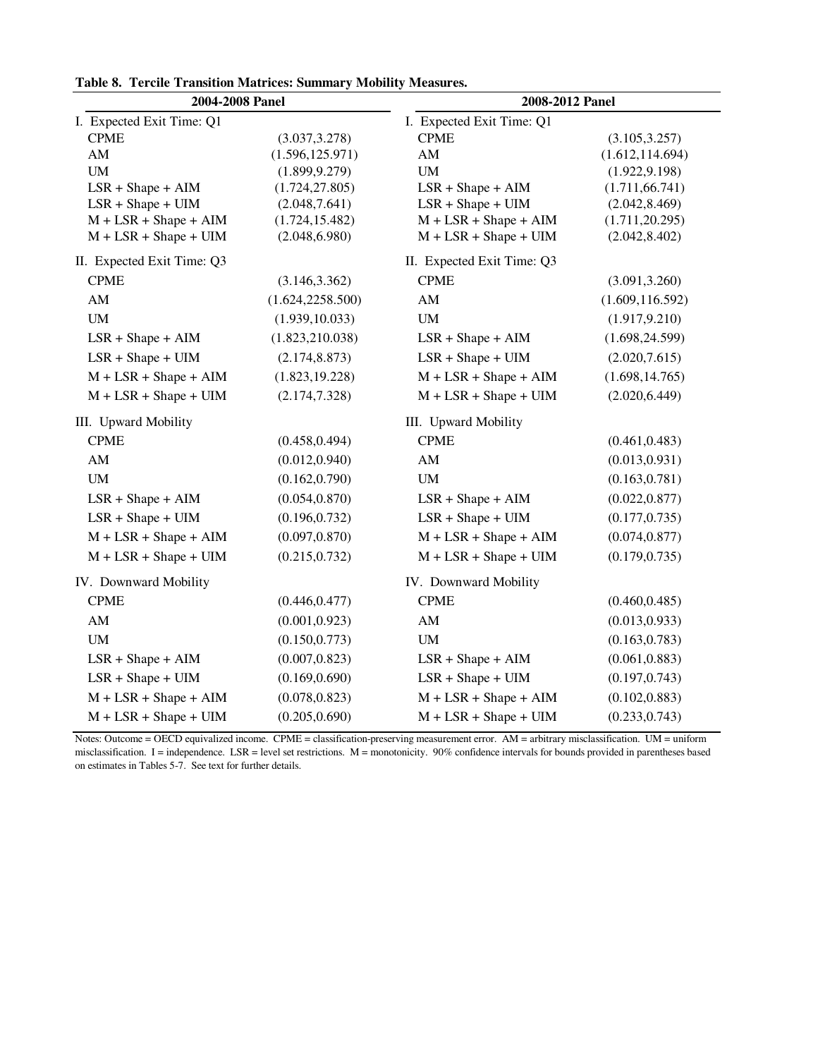**Table 8. Tercile Transition Matrices: Summary Mobility Measures.**

| 2004-2008 Panel | | 2008-2012 Panel | |
|---|---|---|---|
| I. Expected Exit Time: Q1 | | I. Expected Exit Time: Q1 | |
| CPME | (3.037,3.278) | CPME | (3.105,3.257) |
| AM | (1.596,125.971) | AM | (1.612,114.694) |
| UM | (1.899,9.279) | UM | (1.922,9.198) |
| LSR + Shape + AIM | (1.724,27.805) | LSR + Shape + AIM | (1.711,66.741) |
| LSR + Shape + UIM | (2.048,7.641) | LSR + Shape + UIM | (2.042,8.469) |
| M + LSR + Shape + AIM | (1.724,15.482) | M + LSR + Shape + AIM | (1.711,20.295) |
| M + LSR + Shape + UIM | (2.048,6.980) | M + LSR + Shape + UIM | (2.042,8.402) |
| II. Expected Exit Time: Q3 | | II. Expected Exit Time: Q3 | |
| CPME | (3.146,3.362) | CPME | (3.091,3.260) |
| AM | (1.624,2258.500) | AM | (1.609,116.592) |
| UM | (1.939,10.033) | UM | (1.917,9.210) |
| LSR + Shape + AIM | (1.823,210.038) | LSR + Shape + AIM | (1.698,24.599) |
| LSR + Shape + UIM | (2.174,8.873) | LSR + Shape + UIM | (2.020,7.615) |
| M + LSR + Shape + AIM | (1.823,19.228) | M + LSR + Shape + AIM | (1.698,14.765) |
| M + LSR + Shape + UIM | (2.174,7.328) | M + LSR + Shape + UIM | (2.020,6.449) |
| III. Upward Mobility | | III. Upward Mobility | |
| CPME | (0.458,0.494) | CPME | (0.461,0.483) |
| AM | (0.012,0.940) | AM | (0.013,0.931) |
| UM | (0.162,0.790) | UM | (0.163,0.781) |
| LSR + Shape + AIM | (0.054,0.870) | LSR + Shape + AIM | (0.022,0.877) |
| LSR + Shape + UIM | (0.196,0.732) | LSR + Shape + UIM | (0.177,0.735) |
| M + LSR + Shape + AIM | (0.097,0.870) | M + LSR + Shape + AIM | (0.074,0.877) |
| M + LSR + Shape + UIM | (0.215,0.732) | M + LSR + Shape + UIM | (0.179,0.735) |
| IV. Downward Mobility | | IV. Downward Mobility | |
| CPME | (0.446,0.477) | CPME | (0.460,0.485) |
| AM | (0.001,0.923) | AM | (0.013,0.933) |
| UM | (0.150,0.773) | UM | (0.163,0.783) |
| LSR + Shape + AIM | (0.007,0.823) | LSR + Shape + AIM | (0.061,0.883) |
| LSR + Shape + UIM | (0.169,0.690) | LSR + Shape + UIM | (0.197,0.743) |
| M + LSR + Shape + AIM | (0.078,0.823) | M + LSR + Shape + AIM | (0.102,0.883) |
| M + LSR + Shape + UIM | (0.205,0.690) | M + LSR + Shape + UIM | (0.233,0.743) |

Notes: Outcome = OECD equivalized income. CPME = classification-preserving measurement error. AM = arbitrary misclassification. UM = uniform misclassification. I = independence. LSR = level set restrictions. M = monotonicity. 90% confidence intervals for bounds provided in parentheses based on estimates in Tables 5-7. See text for further details.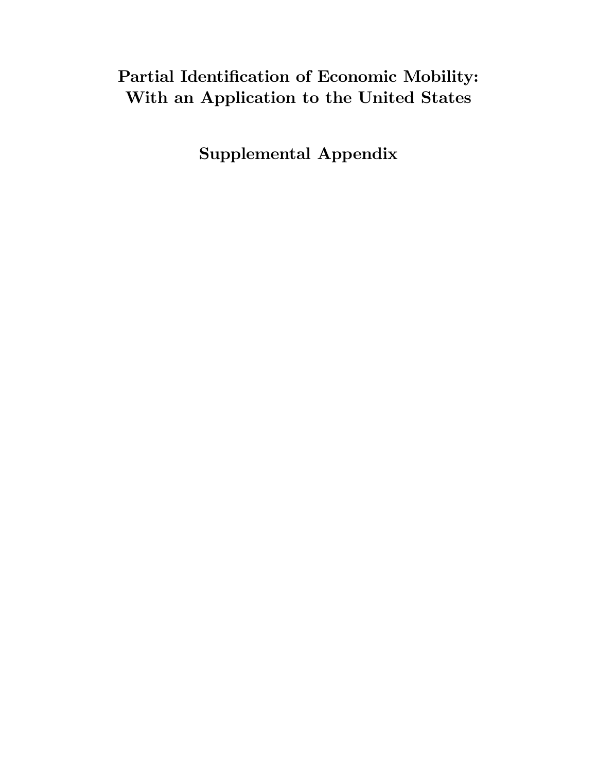# Partial Identification of Economic Mobility: With an Application to the United States

## Supplemental Appendix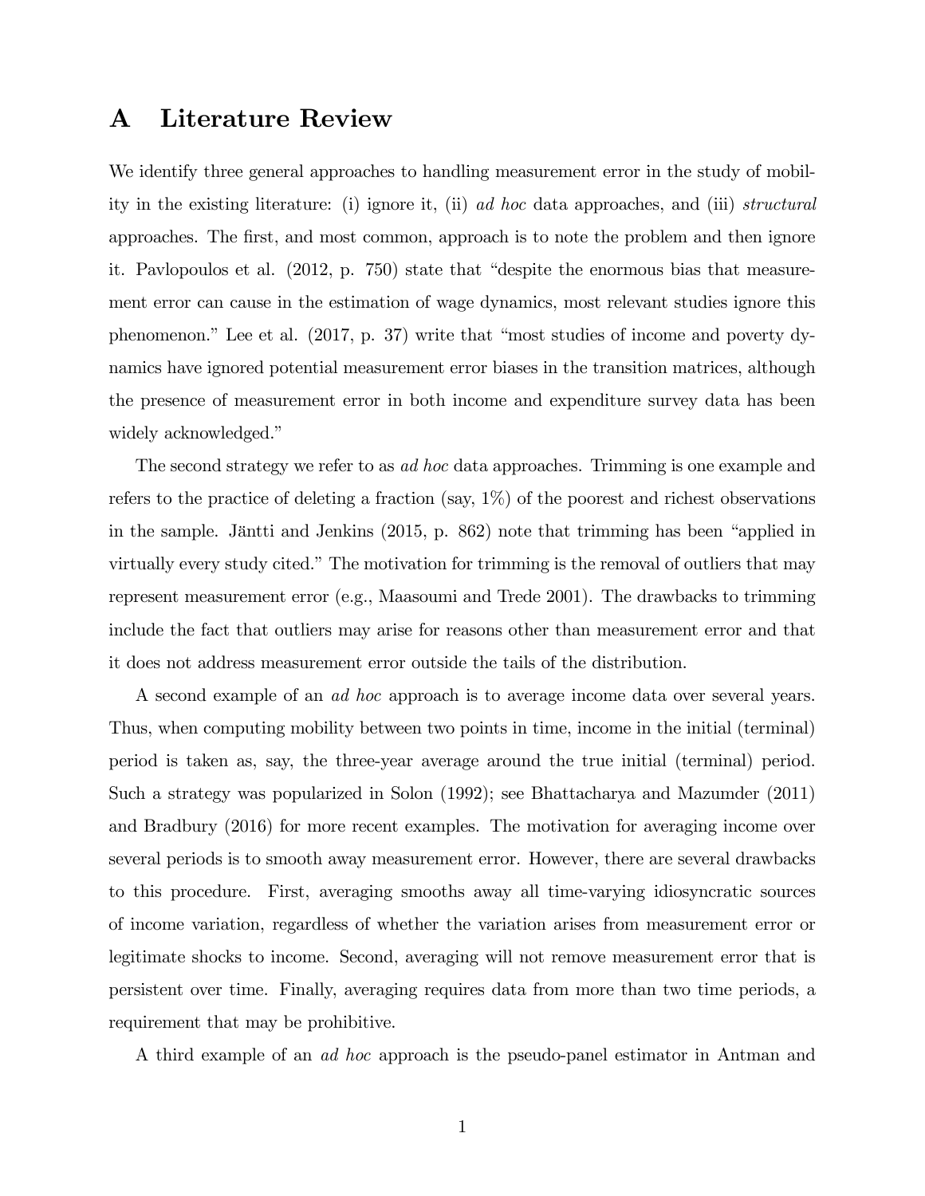# A Literature Review

We identify three general approaches to handling measurement error in the study of mobility in the existing literature: (i) ignore it, (ii) *ad hoc* data approaches, and (iii) *structural* approaches. The first, and most common, approach is to note the problem and then ignore it. Pavlopoulos et al. (2012, p. 750) state that "despite the enormous bias that measurement error can cause in the estimation of wage dynamics, most relevant studies ignore this phenomenon." Lee et al. (2017, p. 37) write that "most studies of income and poverty dynamics have ignored potential measurement error biases in the transition matrices, although the presence of measurement error in both income and expenditure survey data has been widely acknowledged."

The second strategy we refer to as *ad hoc* data approaches. Trimming is one example and refers to the practice of deleting a fraction (say, 1%) of the poorest and richest observations in the sample. Jäntti and Jenkins (2015, p. 862) note that trimming has been "applied in virtually every study cited." The motivation for trimming is the removal of outliers that may represent measurement error (e.g., Maasoumi and Trede 2001). The drawbacks to trimming include the fact that outliers may arise for reasons other than measurement error and that it does not address measurement error outside the tails of the distribution.

A second example of an *ad hoc* approach is to average income data over several years. Thus, when computing mobility between two points in time, income in the initial (terminal) period is taken as, say, the three-year average around the true initial (terminal) period. Such a strategy was popularized in Solon (1992); see Bhattacharya and Mazumder (2011) and Bradbury (2016) for more recent examples. The motivation for averaging income over several periods is to smooth away measurement error. However, there are several drawbacks to this procedure. First, averaging smooths away all time-varying idiosyncratic sources of income variation, regardless of whether the variation arises from measurement error or legitimate shocks to income. Second, averaging will not remove measurement error that is persistent over time. Finally, averaging requires data from more than two time periods, a requirement that may be prohibitive.

A third example of an *ad hoc* approach is the pseudo-panel estimator in Antman and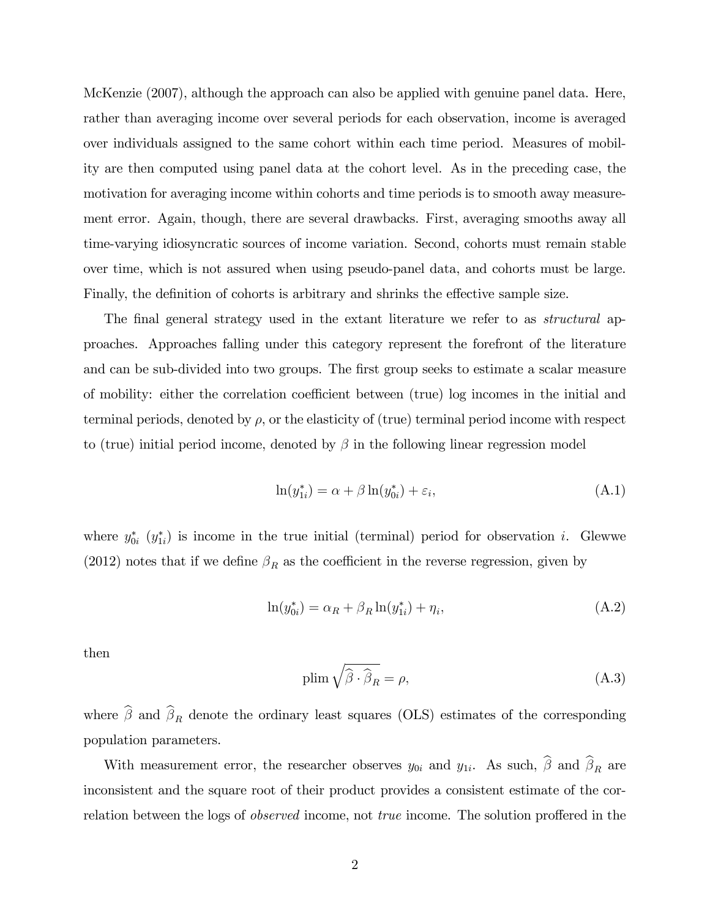McKenzie (2007), although the approach can also be applied with genuine panel data. Here, rather than averaging income over several periods for each observation, income is averaged over individuals assigned to the same cohort within each time period. Measures of mobility are then computed using panel data at the cohort level. As in the preceding case, the motivation for averaging income within cohorts and time periods is to smooth away measurement error. Again, though, there are several drawbacks. First, averaging smooths away all time-varying idiosyncratic sources of income variation. Second, cohorts must remain stable over time, which is not assured when using pseudo-panel data, and cohorts must be large. Finally, the definition of cohorts is arbitrary and shrinks the effective sample size.

The final general strategy used in the extant literature we refer to as *structural* approaches. Approaches falling under this category represent the forefront of the literature and can be sub-divided into two groups. The first group seeks to estimate a scalar measure of mobility: either the correlation coefficient between (true) log incomes in the initial and terminal periods, denoted by $\rho$, or the elasticity of (true) terminal period income with respect to (true) initial period income, denoted by $\beta$ in the following linear regression model

$$\ln(y_{1i}^{*}) = \alpha + \beta \ln(y_{0i}^{*}) + \varepsilon_i, \tag{A.1}$$

where $y_{0i}^{*}$ ($y_{1i}^{*}$) is income in the true initial (terminal) period for observation $i$. Glewwe (2012) notes that if we define $\beta_R$ as the coefficient in the reverse regression, given by

$$\ln(y_{0i}^{*}) = \alpha_R + \beta_R \ln(y_{1i}^{*}) + \eta_i, \tag{A.2}$$

then

$$\text{plim} \sqrt{\widehat{\beta} \cdot \widehat{\beta}_R} = \rho, \tag{A.3}$$

where $\widehat{\beta}$ and $\widehat{\beta}_R$ denote the ordinary least squares (OLS) estimates of the corresponding population parameters.

With measurement error, the researcher observes $y_{0i}$ and $y_{1i}$. As such, $\widehat{\beta}$ and $\widehat{\beta}_R$ are inconsistent and the square root of their product provides a consistent estimate of the correlation between the logs of *observed* income, not *true* income. The solution proffered in the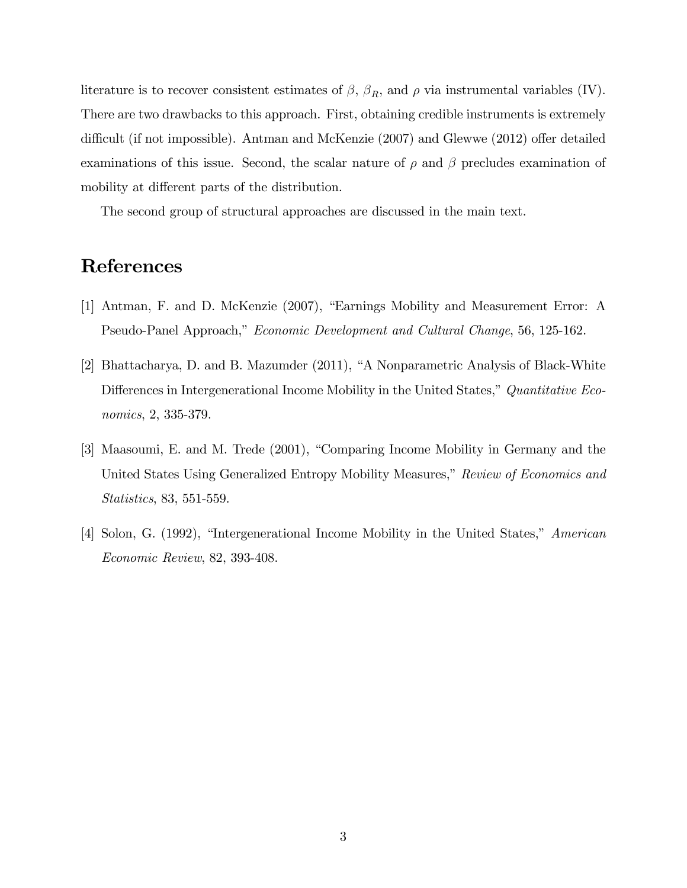literature is to recover consistent estimates of $\beta$, $\beta_R$, and $\rho$ via instrumental variables (IV). There are two drawbacks to this approach. First, obtaining credible instruments is extremely difficult (if not impossible). Antman and McKenzie (2007) and Glewwe (2012) offer detailed examinations of this issue. Second, the scalar nature of $\rho$ and $\beta$ precludes examination of mobility at different parts of the distribution.

The second group of structural approaches are discussed in the main text.

# References

[1] Antman, F. and D. McKenzie (2007), "Earnings Mobility and Measurement Error: A Pseudo-Panel Approach," *Economic Development and Cultural Change*, 56, 125-162.

[2] Bhattacharya, D. and B. Mazumder (2011), "A Nonparametric Analysis of Black-White Differences in Intergenerational Income Mobility in the United States," *Quantitative Economics*, 2, 335-379.

[3] Maasoumi, E. and M. Trede (2001), "Comparing Income Mobility in Germany and the United States Using Generalized Entropy Mobility Measures," *Review of Economics and Statistics*, 83, 551-559.

[4] Solon, G. (1992), "Intergenerational Income Mobility in the United States," *American Economic Review*, 82, 393-408.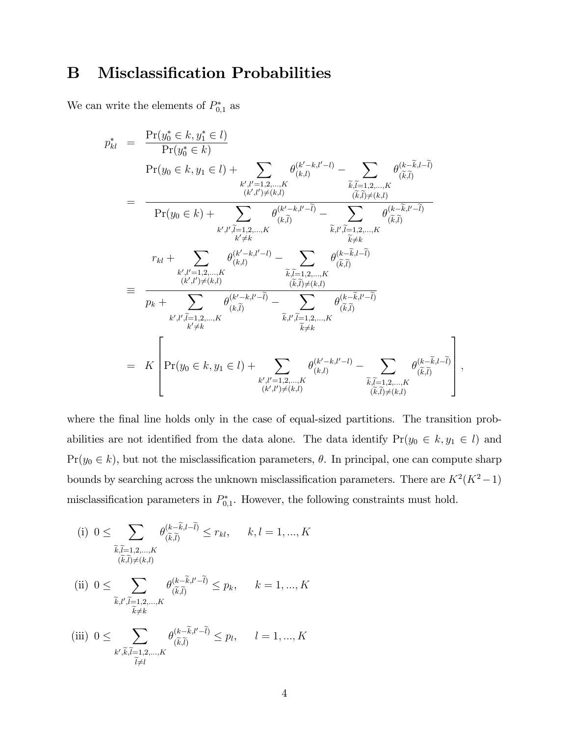# B Misclassification Probabilities

We can write the elements of $P^*_{0,1}$ as

$$
\begin{aligned}
p^*_{kl} &= \frac{\Pr(y^*_0 \in k, y^*_1 \in l)}{\Pr(y^*_0 \in k)} \\
&= \frac{\Pr(y_0 \in k, y_1 \in l) + \sum\limits_{\substack{k',l'=1,2,\ldots,K \\ (k',l') \neq (k,l)}} \theta^{(k'-k,l'-l)}_{(k,l)} - \sum\limits_{\substack{\widetilde{k},\widetilde{l}=1,2,\ldots,K \\ (\widetilde{k},\widetilde{l}) \neq (k,l)}} \theta^{(k-\widetilde{k},l-\widetilde{l})}_{(\widetilde{k},\widetilde{l})}}{\Pr(y_0 \in k) + \sum\limits_{\substack{k',l',\widetilde{l}=1,2,\ldots,K \\ k' \neq k}} \theta^{(k'-k,l'-\widetilde{l})}_{(k,\widetilde{l})} - \sum\limits_{\substack{\widetilde{k},l',\widetilde{l}=1,2,\ldots,K \\ \widetilde{k} \neq k}} \theta^{(k-\widetilde{k},l'-\widetilde{l})}_{(\widetilde{k},\widetilde{l})}} \\
&\equiv \frac{r_{kl} + \sum\limits_{\substack{k',l'=1,2,\ldots,K \\ (k',l') \neq (k,l)}} \theta^{(k'-k,l'-l)}_{(k,l)} - \sum\limits_{\substack{\widetilde{k},\widetilde{l}=1,2,\ldots,K \\ (\widetilde{k},\widetilde{l}) \neq (k,l)}} \theta^{(k-\widetilde{k},l-\widetilde{l})}_{(\widetilde{k},\widetilde{l})}}{p_k + \sum\limits_{\substack{k',l',\widetilde{l}=1,2,\ldots,K \\ k' \neq k}} \theta^{(k'-k,l'-\widetilde{l})}_{(k,\widetilde{l})} - \sum\limits_{\substack{\widetilde{k},l',\widetilde{l}=1,2,\ldots,K \\ \widetilde{k} \neq k}} \theta^{(k-\widetilde{k},l'-\widetilde{l})}_{(\widetilde{k},\widetilde{l})}} \\
&= K \left[ \Pr(y_0 \in k, y_1 \in l) + \sum\limits_{\substack{k',l'=1,2,\ldots,K \\ (k',l') \neq (k,l)}} \theta^{(k'-k,l'-l)}_{(k,l)} - \sum\limits_{\substack{\widetilde{k},\widetilde{l}=1,2,\ldots,K \\ (\widetilde{k},\widetilde{l}) \neq (k,l)}} \theta^{(k-\widetilde{k},l-\widetilde{l})}_{(\widetilde{k},\widetilde{l})} \right],
\end{aligned}
$$

where the final line holds only in the case of equal-sized partitions. The transition probabilities are not identified from the data alone. The data identify $\Pr(y_0 \in k, y_1 \in l)$ and $\Pr(y_0 \in k)$, but not the misclassification parameters, $\theta$. In principal, one can compute sharp bounds by searching across the unknown misclassification parameters. There are $K^2(K^2-1)$ misclassification parameters in $P^*_{0,1}$. However, the following constraints must hold.

(i) $0 \leq \sum\limits_{\substack{\widetilde{k},\widetilde{l}=1,2,\ldots,K \\ (\widetilde{k},\widetilde{l}) \neq (k,l)}} \theta^{(k-\widetilde{k},l-\widetilde{l})}_{(\widetilde{k},\widetilde{l})} \leq r_{kl}, \quad k,l = 1,\ldots,K$

(ii) $0 \leq \sum\limits_{\substack{\widetilde{k},l',\widetilde{l}=1,2,\ldots,K \\ \widetilde{k} \neq k}} \theta^{(k-\widetilde{k},l'-\widetilde{l})}_{(\widetilde{k},\widetilde{l})} \leq p_k, \quad k = 1,\ldots,K$

(iii) $0 \leq \sum\limits_{\substack{k',\widetilde{k},\widetilde{l}=1,2,\ldots,K \\ \widetilde{l} \neq l}} \theta^{(k-\widetilde{k},l'-\widetilde{l})}_{(\widetilde{k},\widetilde{l})} \leq p_l, \quad l = 1,\ldots,K$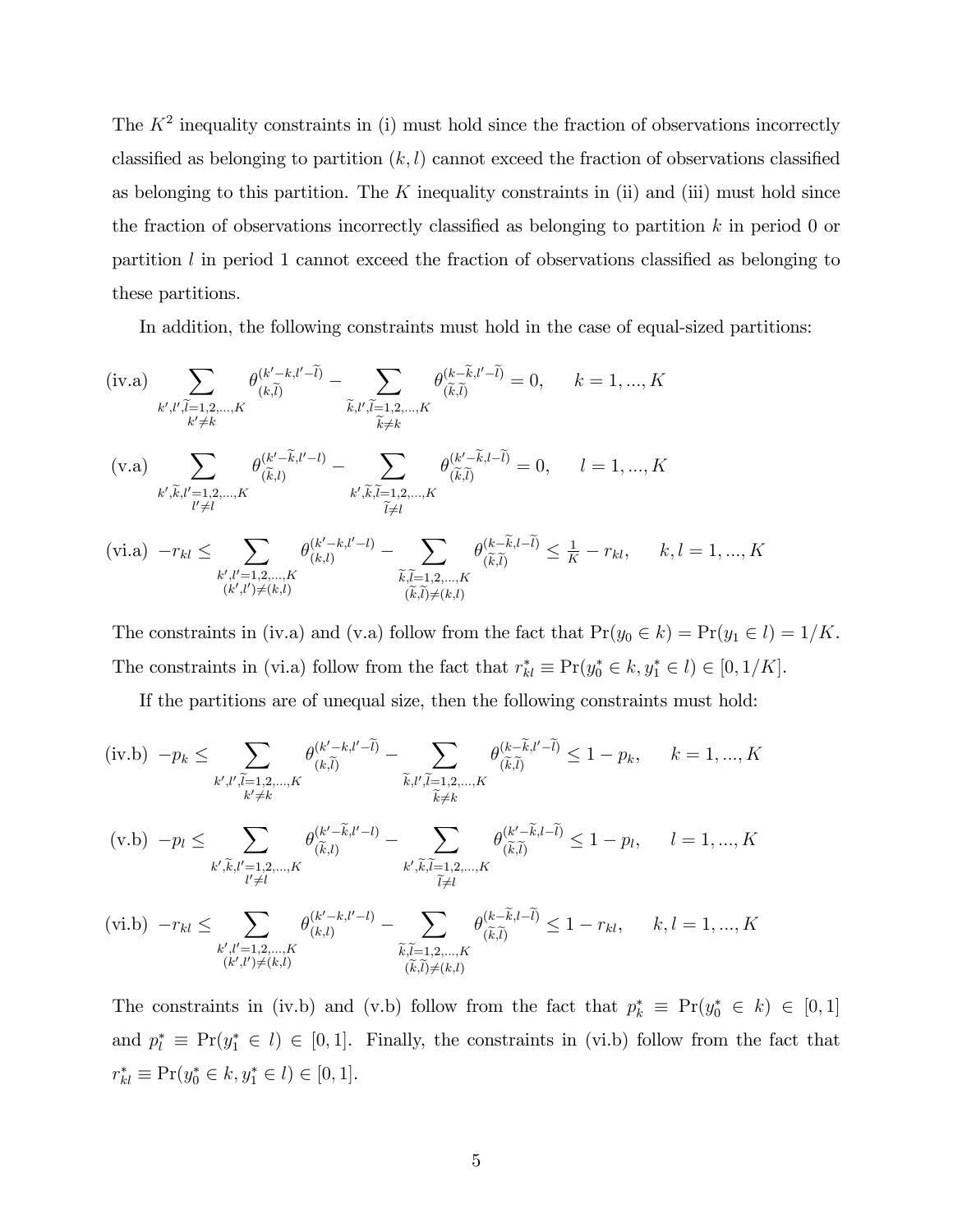The $K^2$ inequality constraints in (i) must hold since the fraction of observations incorrectly classified as belonging to partition $(k,l)$ cannot exceed the fraction of observations classified as belonging to this partition. The $K$ inequality constraints in (ii) and (iii) must hold since the fraction of observations incorrectly classified as belonging to partition $k$ in period 0 or partition $l$ in period 1 cannot exceed the fraction of observations classified as belonging to these partitions.

In addition, the following constraints must hold in the case of equal-sized partitions:

$$\text{(iv.a)} \quad \sum_{\substack{k',l',\widetilde{l}=1,2,\ldots,K \\ k'\neq k}} \theta_{(k,\widetilde{l})}^{(k'-k,l'-\widetilde{l})} - \sum_{\substack{\widetilde{k},l',\widetilde{l}=1,2,\ldots,K \\ \widetilde{k}\neq k}} \theta_{(\widetilde{k},\widetilde{l})}^{(k-\widetilde{k},l'-\widetilde{l})} = 0, \qquad k=1,\ldots,K$$

$$\text{(v.a)} \quad \sum_{\substack{k',\widetilde{k},l'=1,2,\ldots,K \\ l'\neq l}} \theta_{(\widetilde{k},l)}^{(k'-\widetilde{k},l'-l)} - \sum_{\substack{k',\widetilde{k},\widetilde{l}=1,2,\ldots,K \\ \widetilde{l}\neq l}} \theta_{(\widetilde{k},\widetilde{l})}^{(k'-\widetilde{k},l-\widetilde{l})} = 0, \qquad l=1,\ldots,K$$

$$\text{(vi.a)} \quad -r_{kl} \leq \sum_{\substack{k',l'=1,2,\ldots,K \\ (k',l')\neq(k,l)}} \theta_{(k,l)}^{(k'-k,l'-l)} - \sum_{\substack{\widetilde{k},\widetilde{l}=1,2,\ldots,K \\ (\widetilde{k},\widetilde{l})\neq(k,l)}} \theta_{(\widetilde{k},\widetilde{l})}^{(k-\widetilde{k},l-\widetilde{l})} \leq \tfrac{1}{K} - r_{kl}, \qquad k,l=1,\ldots,K$$

The constraints in (iv.a) and (v.a) follow from the fact that $\Pr(y_0 \in k) = \Pr(y_1 \in l) = 1/K$. The constraints in (vi.a) follow from the fact that $r_{kl}^* \equiv \Pr(y_0^* \in k, y_1^* \in l) \in [0, 1/K]$.

If the partitions are of unequal size, then the following constraints must hold:

$$\text{(iv.b)} \quad -p_k \leq \sum_{\substack{k',l',\widetilde{l}=1,2,\ldots,K \\ k'\neq k}} \theta_{(k,\widetilde{l})}^{(k'-k,l'-\widetilde{l})} - \sum_{\substack{\widetilde{k},l',\widetilde{l}=1,2,\ldots,K \\ \widetilde{k}\neq k}} \theta_{(\widetilde{k},\widetilde{l})}^{(k-\widetilde{k},l'-\widetilde{l})} \leq 1 - p_k, \qquad k=1,\ldots,K$$

$$\text{(v.b)} \quad -p_l \leq \sum_{\substack{k',\widetilde{k},l'=1,2,\ldots,K \\ l'\neq l}} \theta_{(\widetilde{k},l)}^{(k'-\widetilde{k},l'-l)} - \sum_{\substack{k',\widetilde{k},\widetilde{l}=1,2,\ldots,K \\ \widetilde{l}\neq l}} \theta_{(\widetilde{k},\widetilde{l})}^{(k'-\widetilde{k},l-\widetilde{l})} \leq 1 - p_l, \qquad l=1,\ldots,K$$

$$\text{(vi.b)} \quad -r_{kl} \leq \sum_{\substack{k',l'=1,2,\ldots,K \\ (k',l')\neq(k,l)}} \theta_{(k,l)}^{(k'-k,l'-l)} - \sum_{\substack{\widetilde{k},\widetilde{l}=1,2,\ldots,K \\ (\widetilde{k},\widetilde{l})\neq(k,l)}} \theta_{(\widetilde{k},\widetilde{l})}^{(k-\widetilde{k},l-\widetilde{l})} \leq 1 - r_{kl}, \qquad k,l=1,\ldots,K$$

The constraints in (iv.b) and (v.b) follow from the fact that $p_k^* \equiv \Pr(y_0^* \in k) \in [0,1]$ and $p_l^* \equiv \Pr(y_1^* \in l) \in [0,1]$. Finally, the constraints in (vi.b) follow from the fact that $r_{kl}^* \equiv \Pr(y_0^* \in k, y_1^* \in l) \in [0,1]$.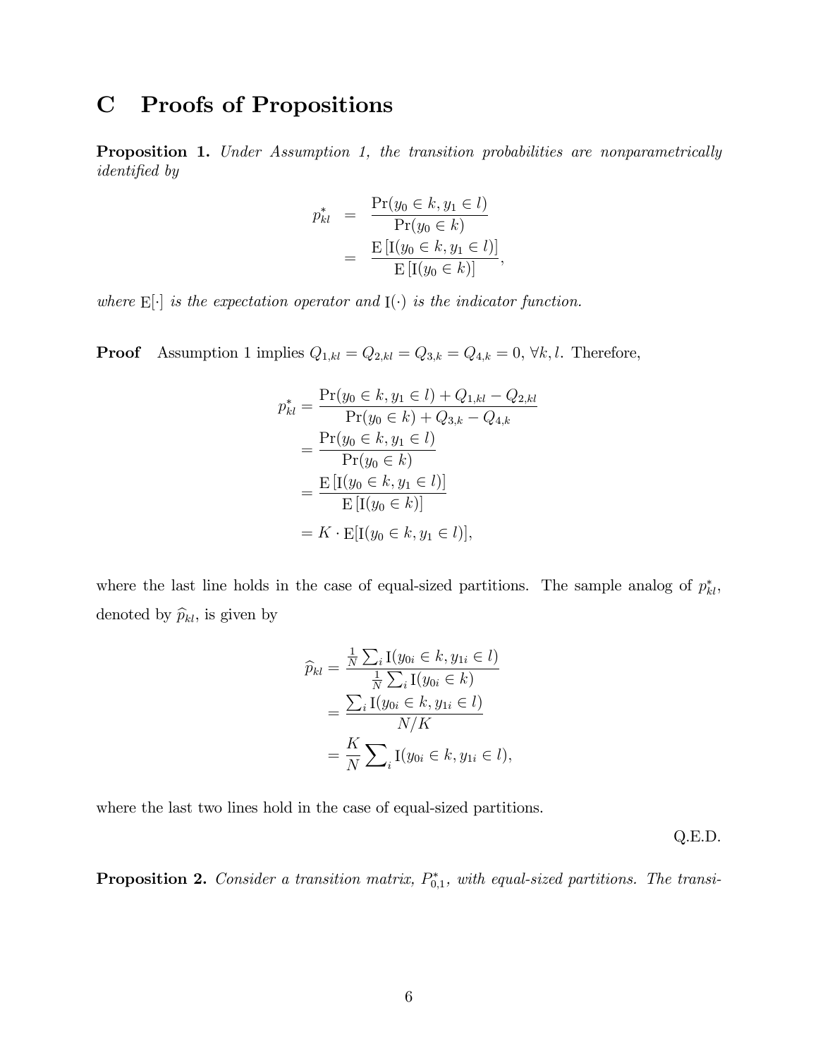# C Proofs of Propositions

**Proposition 1.** *Under Assumption 1, the transition probabilities are nonparametrically identified by*

$$
\begin{aligned}
p^*_{kl} &= \frac{\Pr(y_0 \in k, y_1 \in l)}{\Pr(y_0 \in k)} \\
&= \frac{\mathrm{E}\left[\mathrm{I}(y_0 \in k, y_1 \in l)\right]}{\mathrm{E}\left[\mathrm{I}(y_0 \in k)\right]},
\end{aligned}
$$

*where* $\mathrm{E}[\cdot]$ *is the expectation operator and* $\mathrm{I}(\cdot)$ *is the indicator function.*

**Proof** Assumption 1 implies $Q_{1,kl} = Q_{2,kl} = Q_{3,k} = Q_{4,k} = 0$, $\forall k, l$. Therefore,

$$
\begin{aligned}
p^*_{kl} &= \frac{\Pr(y_0 \in k, y_1 \in l) + Q_{1,kl} - Q_{2,kl}}{\Pr(y_0 \in k) + Q_{3,k} - Q_{4,k}} \\
&= \frac{\Pr(y_0 \in k, y_1 \in l)}{\Pr(y_0 \in k)} \\
&= \frac{\mathrm{E}\left[\mathrm{I}(y_0 \in k, y_1 \in l)\right]}{\mathrm{E}\left[\mathrm{I}(y_0 \in k)\right]} \\
&= K \cdot \mathrm{E}[\mathrm{I}(y_0 \in k, y_1 \in l)],
\end{aligned}
$$

where the last line holds in the case of equal-sized partitions. The sample analog of $p^*_{kl}$, denoted by $\widehat{p}_{kl}$, is given by

$$
\begin{aligned}
\widehat{p}_{kl} &= \frac{\frac{1}{N}\sum_i \mathrm{I}(y_{0i} \in k, y_{1i} \in l)}{\frac{1}{N}\sum_i \mathrm{I}(y_{0i} \in k)} \\
&= \frac{\sum_i \mathrm{I}(y_{0i} \in k, y_{1i} \in l)}{N/K} \\
&= \frac{K}{N}\sum\nolimits_i \mathrm{I}(y_{0i} \in k, y_{1i} \in l),
\end{aligned}
$$

where the last two lines hold in the case of equal-sized partitions.

Q.E.D.

**Proposition 2.** *Consider a transition matrix,* $P^*_{0,1}$*, with equal-sized partitions. The transi-*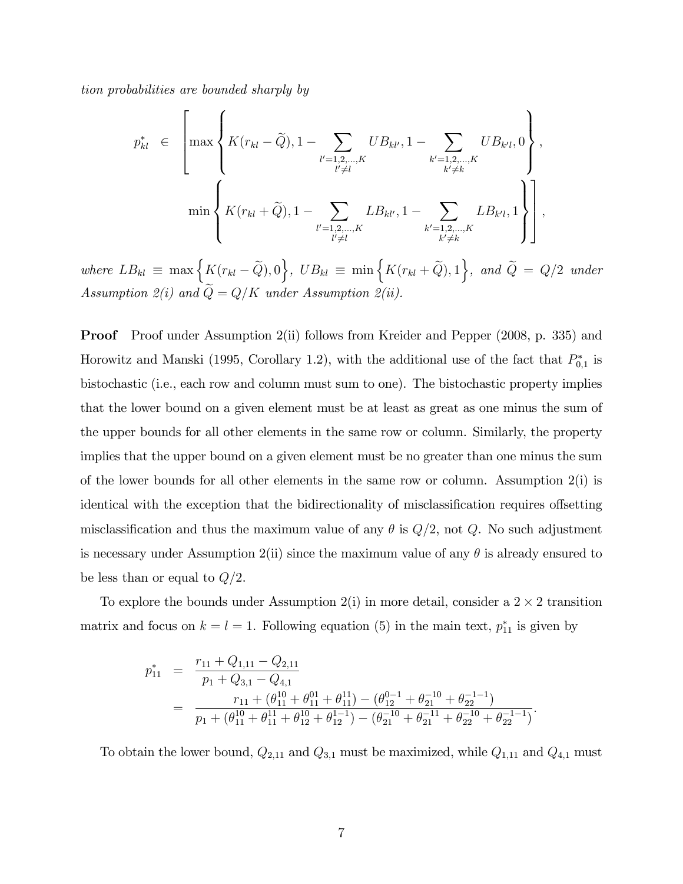*tion probabilities are bounded sharply by*

$$
\begin{aligned}
p^*_{kl} \quad \in \quad & \left[ \max\left\{ K(r_{kl} - \widetilde{Q}), 1 - \sum_{\substack{l'=1,2,\ldots,K \\ l' \neq l}} UB_{kl'}, 1 - \sum_{\substack{k'=1,2,\ldots,K \\ k' \neq k}} UB_{k'l}, 0 \right\}, \right. \\
& \left. \min\left\{ K(r_{kl} + \widetilde{Q}), 1 - \sum_{\substack{l'=1,2,\ldots,K \\ l' \neq l}} LB_{kl'}, 1 - \sum_{\substack{k'=1,2,\ldots,K \\ k' \neq k}} LB_{k'l}, 1 \right\} \right],
\end{aligned}
$$

*where* $LB_{kl} \equiv \max\left\{K(r_{kl} - \widetilde{Q}), 0\right\}$*,* $UB_{kl} \equiv \min\left\{K(r_{kl} + \widetilde{Q}), 1\right\}$*, and* $\widetilde{Q} = Q/2$ *under Assumption 2(i) and* $\widetilde{Q} = Q/K$ *under Assumption 2(ii).*

**Proof** Proof under Assumption 2(ii) follows from Kreider and Pepper (2008, p. 335) and Horowitz and Manski (1995, Corollary 1.2), with the additional use of the fact that $P^*_{0,1}$ is bistochastic (i.e., each row and column must sum to one). The bistochastic property implies that the lower bound on a given element must be at least as great as one minus the sum of the upper bounds for all other elements in the same row or column. Similarly, the property implies that the upper bound on a given element must be no greater than one minus the sum of the lower bounds for all other elements in the same row or column. Assumption 2(i) is identical with the exception that the bidirectionality of misclassification requires offsetting misclassification and thus the maximum value of any $\theta$ is $Q/2$, not $Q$. No such adjustment is necessary under Assumption 2(ii) since the maximum value of any $\theta$ is already ensured to be less than or equal to $Q/2$.

To explore the bounds under Assumption 2(i) in more detail, consider a $2 \times 2$ transition matrix and focus on $k = l = 1$. Following equation (5) in the main text, $p^*_{11}$ is given by

$$
\begin{aligned}
p^*_{11} &= \frac{r_{11} + Q_{1,11} - Q_{2,11}}{p_1 + Q_{3,1} - Q_{4,1}} \\
&= \frac{r_{11} + (\theta^{10}_{11} + \theta^{01}_{11} + \theta^{11}_{11}) - (\theta^{0-1}_{12} + \theta^{-10}_{21} + \theta^{-1-1}_{22})}{p_1 + (\theta^{10}_{11} + \theta^{11}_{11} + \theta^{10}_{12} + \theta^{1-1}_{12}) - (\theta^{-10}_{21} + \theta^{-11}_{21} + \theta^{-10}_{22} + \theta^{-1-1}_{22})}.
\end{aligned}
$$

To obtain the lower bound, $Q_{2,11}$ and $Q_{3,1}$ must be maximized, while $Q_{1,11}$ and $Q_{4,1}$ must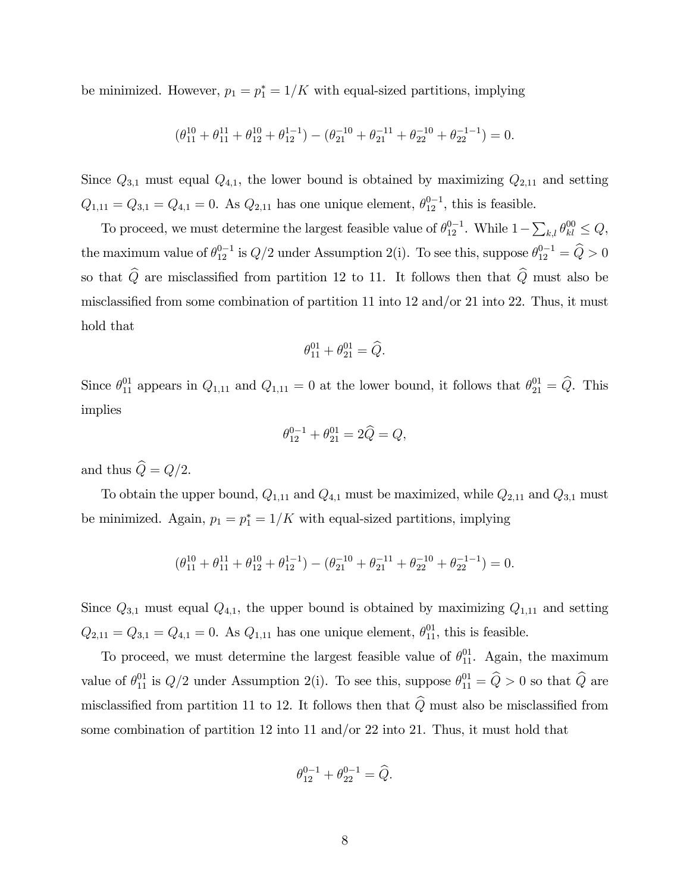be minimized. However, $p_1 = p_1^* = 1/K$ with equal-sized partitions, implying

$$(\theta_{11}^{10} + \theta_{11}^{11} + \theta_{12}^{10} + \theta_{12}^{1-1}) - (\theta_{21}^{-10} + \theta_{21}^{-11} + \theta_{22}^{-10} + \theta_{22}^{-1-1}) = 0.$$

Since $Q_{3,1}$ must equal $Q_{4,1}$, the lower bound is obtained by maximizing $Q_{2,11}$ and setting $Q_{1,11} = Q_{3,1} = Q_{4,1} = 0$. As $Q_{2,11}$ has one unique element, $\theta_{12}^{0-1}$, this is feasible.

To proceed, we must determine the largest feasible value of $\theta_{12}^{0-1}$. While $1 - \sum_{k,l} \theta_{kl}^{00} \leq Q$, the maximum value of $\theta_{12}^{0-1}$ is $Q/2$ under Assumption 2(i). To see this, suppose $\theta_{12}^{0-1} = \widehat{Q} > 0$ so that $\widehat{Q}$ are misclassified from partition 12 to 11. It follows then that $\widehat{Q}$ must also be misclassified from some combination of partition 11 into 12 and/or 21 into 22. Thus, it must hold that

$$\theta_{11}^{01} + \theta_{21}^{01} = \widehat{Q}.$$

Since $\theta_{11}^{01}$ appears in $Q_{1,11}$ and $Q_{1,11} = 0$ at the lower bound, it follows that $\theta_{21}^{01} = \widehat{Q}$. This implies

$$\theta_{12}^{0-1} + \theta_{21}^{01} = 2\widehat{Q} = Q,$$

and thus $\widehat{Q} = Q/2$.

To obtain the upper bound, $Q_{1,11}$ and $Q_{4,1}$ must be maximized, while $Q_{2,11}$ and $Q_{3,1}$ must be minimized. Again, $p_1 = p_1^* = 1/K$ with equal-sized partitions, implying

$$(\theta_{11}^{10} + \theta_{11}^{11} + \theta_{12}^{10} + \theta_{12}^{1-1}) - (\theta_{21}^{-10} + \theta_{21}^{-11} + \theta_{22}^{-10} + \theta_{22}^{-1-1}) = 0.$$

Since $Q_{3,1}$ must equal $Q_{4,1}$, the upper bound is obtained by maximizing $Q_{1,11}$ and setting $Q_{2,11} = Q_{3,1} = Q_{4,1} = 0$. As $Q_{1,11}$ has one unique element, $\theta_{11}^{01}$, this is feasible.

To proceed, we must determine the largest feasible value of $\theta_{11}^{01}$. Again, the maximum value of $\theta_{11}^{01}$ is $Q/2$ under Assumption 2(i). To see this, suppose $\theta_{11}^{01} = \widehat{Q} > 0$ so that $\widehat{Q}$ are misclassified from partition 11 to 12. It follows then that $\widehat{Q}$ must also be misclassified from some combination of partition 12 into 11 and/or 22 into 21. Thus, it must hold that

$$\theta_{12}^{0-1} + \theta_{22}^{0-1} = \widehat{Q}.$$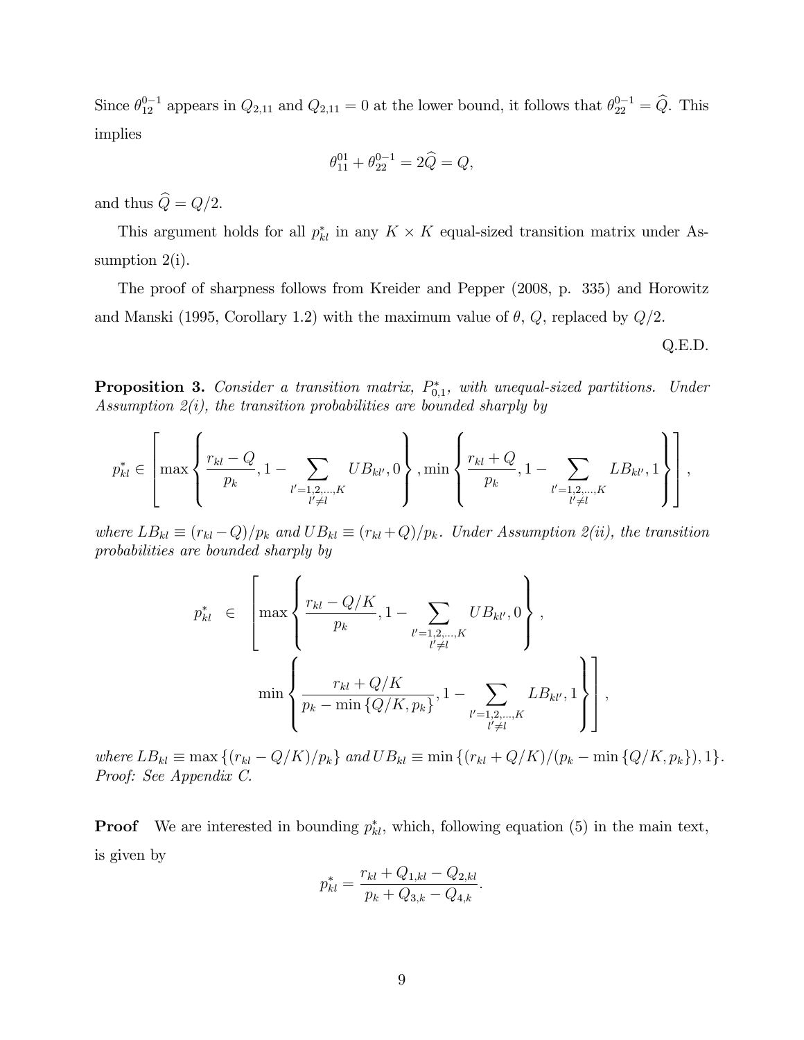Since $\theta_{12}^{0-1}$ appears in $Q_{2,11}$ and $Q_{2,11} = 0$ at the lower bound, it follows that $\theta_{22}^{0-1} = \widehat{Q}$. This implies

$$\theta_{11}^{01} + \theta_{22}^{0-1} = 2\widehat{Q} = Q,$$

and thus $\widehat{Q} = Q/2$.

This argument holds for all $p_{kl}^*$ in any $K \times K$ equal-sized transition matrix under Assumption 2(i).

The proof of sharpness follows from Kreider and Pepper (2008, p. 335) and Horowitz and Manski (1995, Corollary 1.2) with the maximum value of $\theta$, $Q$, replaced by $Q/2$.

Q.E.D.

**Proposition 3.** *Consider a transition matrix, $P_{0,1}^*$, with unequal-sized partitions. Under Assumption 2(i), the transition probabilities are bounded sharply by*

$$p_{kl}^* \in \left[ \max\left\{ \frac{r_{kl} - Q}{p_k}, 1 - \sum_{\substack{l'=1,2,\ldots,K \\ l' \neq l}} UB_{kl'}, 0 \right\}, \min\left\{ \frac{r_{kl} + Q}{p_k}, 1 - \sum_{\substack{l'=1,2,\ldots,K \\ l' \neq l}} LB_{kl'}, 1 \right\} \right],$$

*where $LB_{kl} \equiv (r_{kl} - Q)/p_k$ and $UB_{kl} \equiv (r_{kl} + Q)/p_k$. Under Assumption 2(ii), the transition probabilities are bounded sharply by*

$$\begin{aligned} p_{kl}^* \quad \in \quad & \left[ \max\left\{ \frac{r_{kl} - Q/K}{p_k}, 1 - \sum_{\substack{l'=1,2,\ldots,K \\ l' \neq l}} UB_{kl'}, 0 \right\}, \right. \\ & \left. \min\left\{ \frac{r_{kl} + Q/K}{p_k - \min\{Q/K, p_k\}}, 1 - \sum_{\substack{l'=1,2,\ldots,K \\ l' \neq l}} LB_{kl'}, 1 \right\} \right], \end{aligned}$$

*where $LB_{kl} \equiv \max\{(r_{kl} - Q/K)/p_k\}$ and $UB_{kl} \equiv \min\{(r_{kl} + Q/K)/(p_k - \min\{Q/K, p_k\}), 1\}$.*
*Proof: See Appendix C.*

**Proof** We are interested in bounding $p_{kl}^*$, which, following equation (5) in the main text, is given by

$$p_{kl}^* = \frac{r_{kl} + Q_{1,kl} - Q_{2,kl}}{p_k + Q_{3,k} - Q_{4,k}}.$$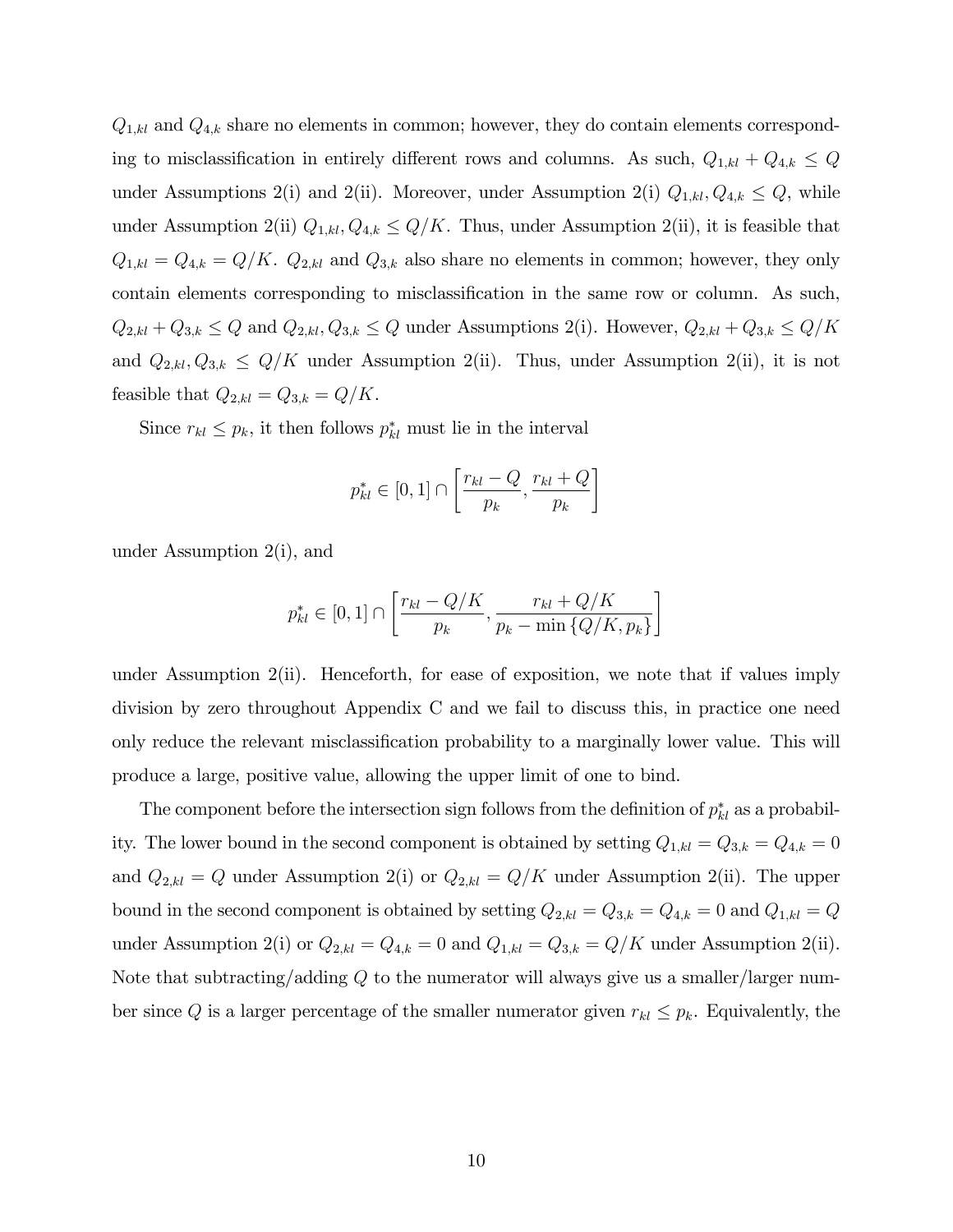$Q_{1,kl}$ and $Q_{4,k}$ share no elements in common; however, they do contain elements corresponding to misclassification in entirely different rows and columns. As such, $Q_{1,kl} + Q_{4,k} \leq Q$ under Assumptions 2(i) and 2(ii). Moreover, under Assumption 2(i) $Q_{1,kl}, Q_{4,k} \leq Q$, while under Assumption 2(ii) $Q_{1,kl}, Q_{4,k} \leq Q/K$. Thus, under Assumption 2(ii), it is feasible that $Q_{1,kl} = Q_{4,k} = Q/K$. $Q_{2,kl}$ and $Q_{3,k}$ also share no elements in common; however, they only contain elements corresponding to misclassification in the same row or column. As such, $Q_{2,kl} + Q_{3,k} \leq Q$ and $Q_{2,kl}, Q_{3,k} \leq Q$ under Assumptions 2(i). However, $Q_{2,kl} + Q_{3,k} \leq Q/K$ and $Q_{2,kl}, Q_{3,k} \leq Q/K$ under Assumption 2(ii). Thus, under Assumption 2(ii), it is not feasible that $Q_{2,kl} = Q_{3,k} = Q/K$.

Since $r_{kl} \leq p_k$, it then follows $p^*_{kl}$ must lie in the interval

$$p^*_{kl} \in [0,1] \cap \left[\frac{r_{kl} - Q}{p_k}, \frac{r_{kl} + Q}{p_k}\right]$$

under Assumption 2(i), and

$$p^*_{kl} \in [0,1] \cap \left[\frac{r_{kl} - Q/K}{p_k}, \frac{r_{kl} + Q/K}{p_k - \min\{Q/K, p_k\}}\right]$$

under Assumption 2(ii). Henceforth, for ease of exposition, we note that if values imply division by zero throughout Appendix C and we fail to discuss this, in practice one need only reduce the relevant misclassification probability to a marginally lower value. This will produce a large, positive value, allowing the upper limit of one to bind.

The component before the intersection sign follows from the definition of $p^*_{kl}$ as a probability. The lower bound in the second component is obtained by setting $Q_{1,kl} = Q_{3,k} = Q_{4,k} = 0$ and $Q_{2,kl} = Q$ under Assumption 2(i) or $Q_{2,kl} = Q/K$ under Assumption 2(ii). The upper bound in the second component is obtained by setting $Q_{2,kl} = Q_{3,k} = Q_{4,k} = 0$ and $Q_{1,kl} = Q$ under Assumption 2(i) or $Q_{2,kl} = Q_{4,k} = 0$ and $Q_{1,kl} = Q_{3,k} = Q/K$ under Assumption 2(ii). Note that subtracting/adding $Q$ to the numerator will always give us a smaller/larger number since $Q$ is a larger percentage of the smaller numerator given $r_{kl} \leq p_k$. Equivalently, the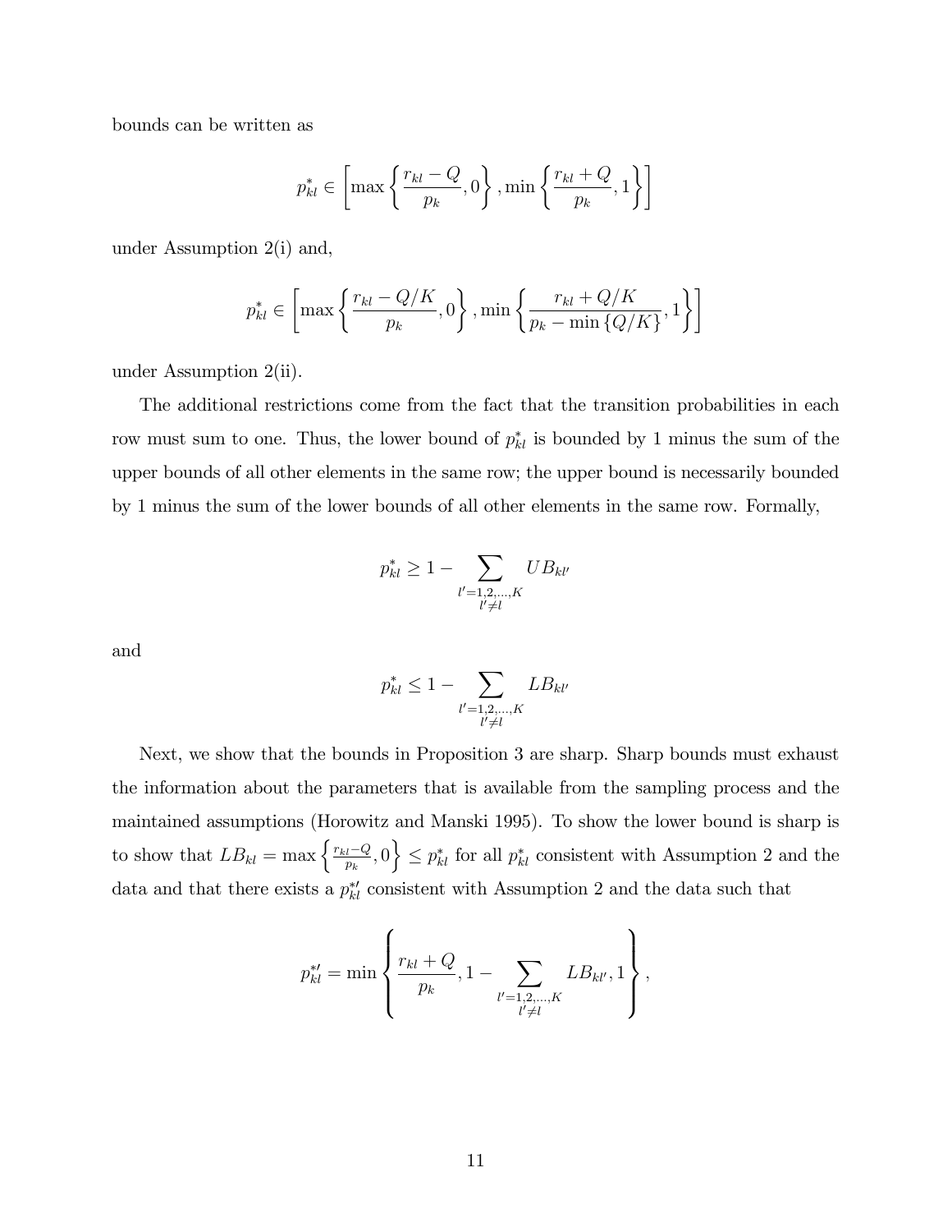bounds can be written as

$$p_{kl}^{*} \in \left[ \max\left\{ \frac{r_{kl} - Q}{p_k}, 0 \right\}, \min\left\{ \frac{r_{kl} + Q}{p_k}, 1 \right\} \right]$$

under Assumption 2(i) and,

$$p_{kl}^{*} \in \left[ \max\left\{ \frac{r_{kl} - Q/K}{p_k}, 0 \right\}, \min\left\{ \frac{r_{kl} + Q/K}{p_k - \min\{Q/K\}}, 1 \right\} \right]$$

under Assumption 2(ii).

The additional restrictions come from the fact that the transition probabilities in each row must sum to one. Thus, the lower bound of $p_{kl}^{*}$ is bounded by 1 minus the sum of the upper bounds of all other elements in the same row; the upper bound is necessarily bounded by 1 minus the sum of the lower bounds of all other elements in the same row. Formally,

$$p_{kl}^{*} \geq 1 - \sum_{\substack{l'=1,2,\ldots,K \\ l' \neq l}} UB_{kl'}$$

and

$$p_{kl}^{*} \leq 1 - \sum_{\substack{l'=1,2,\ldots,K \\ l' \neq l}} LB_{kl'}$$

Next, we show that the bounds in Proposition 3 are sharp. Sharp bounds must exhaust the information about the parameters that is available from the sampling process and the maintained assumptions (Horowitz and Manski 1995). To show the lower bound is sharp is to show that $LB_{kl} = \max\left\{ \frac{r_{kl} - Q}{p_k}, 0 \right\} \leq p_{kl}^{*}$ for all $p_{kl}^{*}$ consistent with Assumption 2 and the data and that there exists a $p_{kl}^{*\prime}$ consistent with Assumption 2 and the data such that

$$p_{kl}^{*\prime} = \min\left\{ \frac{r_{kl} + Q}{p_k}, 1 - \sum_{\substack{l'=1,2,\ldots,K \\ l' \neq l}} LB_{kl'}, 1 \right\},$$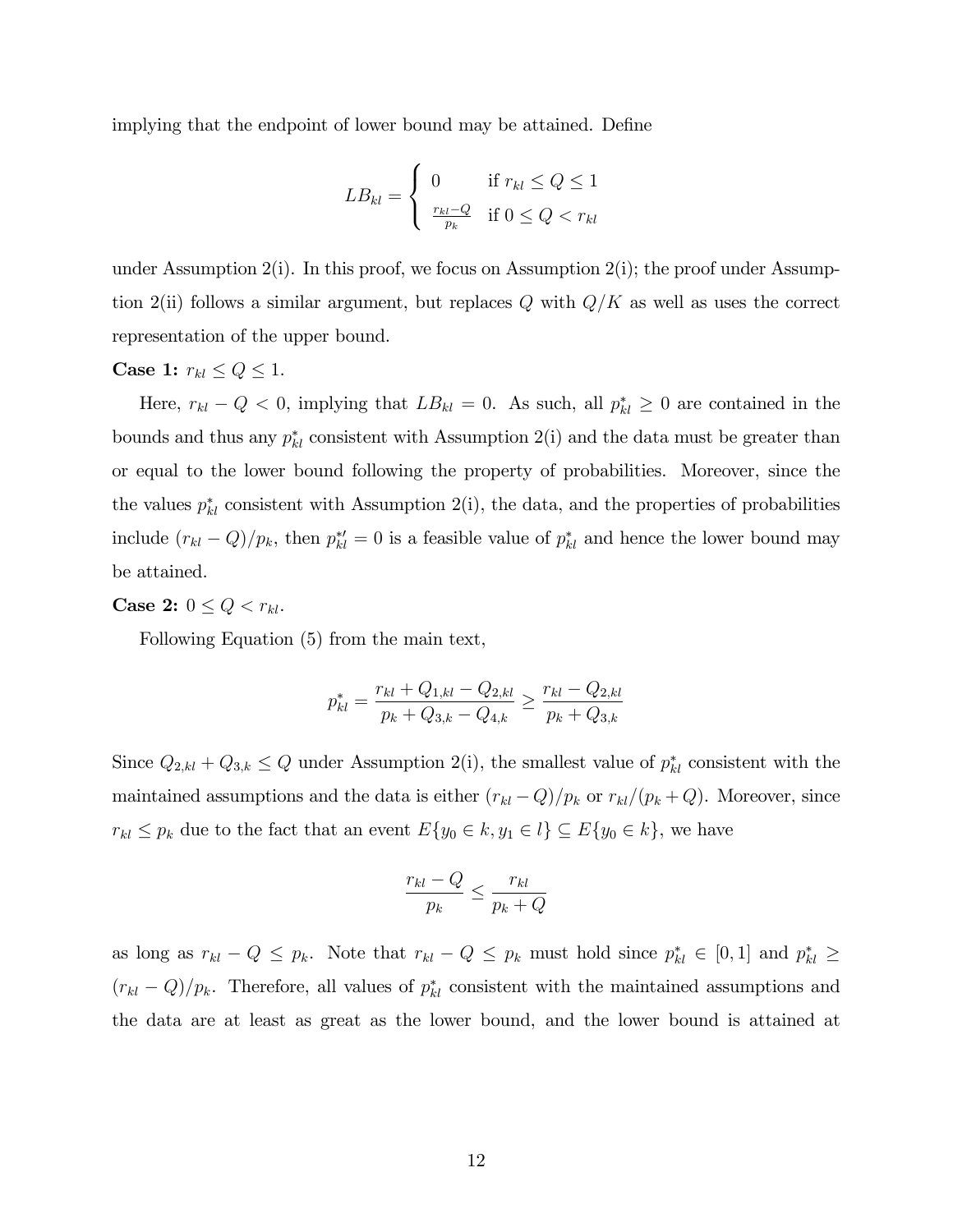implying that the endpoint of lower bound may be attained. Define

$$LB_{kl} = \begin{cases} 0 & \text{if } r_{kl} \leq Q \leq 1 \\ \frac{r_{kl}-Q}{p_k} & \text{if } 0 \leq Q < r_{kl} \end{cases}$$

under Assumption 2(i). In this proof, we focus on Assumption 2(i); the proof under Assumption 2(ii) follows a similar argument, but replaces $Q$ with $Q/K$ as well as uses the correct representation of the upper bound.

**Case 1:** $r_{kl} \leq Q \leq 1$.

Here, $r_{kl} - Q < 0$, implying that $LB_{kl} = 0$. As such, all $p^*_{kl} \geq 0$ are contained in the bounds and thus any $p^*_{kl}$ consistent with Assumption 2(i) and the data must be greater than or equal to the lower bound following the property of probabilities. Moreover, since the the values $p^*_{kl}$ consistent with Assumption 2(i), the data, and the properties of probabilities include $(r_{kl} - Q)/p_k$, then $p^{*\prime}_{kl} = 0$ is a feasible value of $p^*_{kl}$ and hence the lower bound may be attained.

**Case 2:** $0 \leq Q < r_{kl}$.

Following Equation (5) from the main text,

$$p^*_{kl} = \frac{r_{kl} + Q_{1,kl} - Q_{2,kl}}{p_k + Q_{3,k} - Q_{4,k}} \geq \frac{r_{kl} - Q_{2,kl}}{p_k + Q_{3,k}}$$

Since $Q_{2,kl} + Q_{3,k} \leq Q$ under Assumption 2(i), the smallest value of $p^*_{kl}$ consistent with the maintained assumptions and the data is either $(r_{kl} - Q)/p_k$ or $r_{kl}/(p_k + Q)$. Moreover, since $r_{kl} \leq p_k$ due to the fact that an event $E\{y_0 \in k, y_1 \in l\} \subseteq E\{y_0 \in k\}$, we have

$$\frac{r_{kl} - Q}{p_k} \leq \frac{r_{kl}}{p_k + Q}$$

as long as $r_{kl} - Q \leq p_k$. Note that $r_{kl} - Q \leq p_k$ must hold since $p^*_{kl} \in [0, 1]$ and $p^*_{kl} \geq (r_{kl} - Q)/p_k$. Therefore, all values of $p^*_{kl}$ consistent with the maintained assumptions and the data are at least as great as the lower bound, and the lower bound is attained at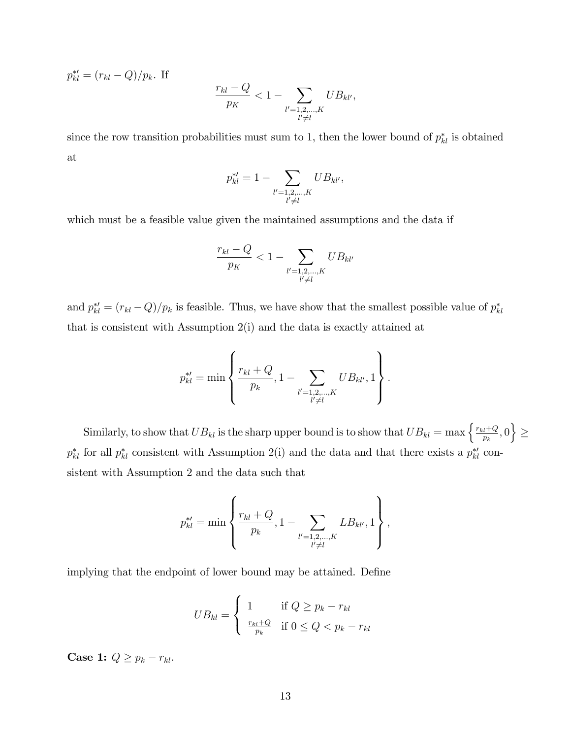$p^{*\prime}_{kl} = (r_{kl} - Q)/p_k$. If

$$\frac{r_{kl} - Q}{p_K} < 1 - \sum_{\substack{l'=1,2,\ldots,K \\ l' \neq l}} UB_{kl'},$$

since the row transition probabilities must sum to 1, then the lower bound of $p^*_{kl}$ is obtained at

$$p^{*\prime}_{kl} = 1 - \sum_{\substack{l'=1,2,\ldots,K \\ l' \neq l}} UB_{kl'},$$

which must be a feasible value given the maintained assumptions and the data if

$$\frac{r_{kl} - Q}{p_K} < 1 - \sum_{\substack{l'=1,2,\ldots,K \\ l' \neq l}} UB_{kl'}$$

and $p^{*\prime}_{kl} = (r_{kl} - Q)/p_k$ is feasible. Thus, we have show that the smallest possible value of $p^*_{kl}$ that is consistent with Assumption 2(i) and the data is exactly attained at

$$p^{*\prime}_{kl} = \min\left\{\frac{r_{kl} + Q}{p_k}, 1 - \sum_{\substack{l'=1,2,\ldots,K \\ l' \neq l}} UB_{kl'}, 1\right\}.$$

Similarly, to show that $UB_{kl}$ is the sharp upper bound is to show that $UB_{kl} = \max\left\{\frac{r_{kl}+Q}{p_k}, 0\right\} \geq p^*_{kl}$ for all $p^*_{kl}$ consistent with Assumption 2(i) and the data and that there exists a $p^{*\prime}_{kl}$ consistent with Assumption 2 and the data such that

$$p^{*\prime}_{kl} = \min\left\{\frac{r_{kl} + Q}{p_k}, 1 - \sum_{\substack{l'=1,2,\ldots,K \\ l' \neq l}} LB_{kl'}, 1\right\},$$

implying that the endpoint of lower bound may be attained. Define

$$UB_{kl} = \begin{cases} 1 & \text{if } Q \geq p_k - r_{kl} \\ \frac{r_{kl}+Q}{p_k} & \text{if } 0 \leq Q < p_k - r_{kl} \end{cases}$$

**Case 1:** $Q \geq p_k - r_{kl}$.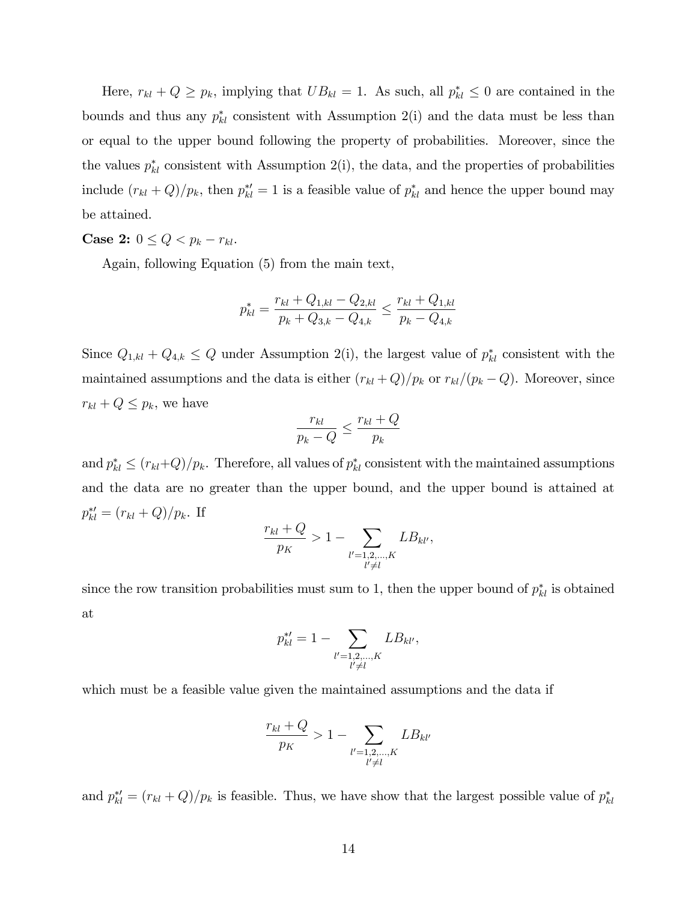Here, $r_{kl} + Q \geq p_k$, implying that $UB_{kl} = 1$. As such, all $p^*_{kl} \leq 0$ are contained in the bounds and thus any $p^*_{kl}$ consistent with Assumption 2(i) and the data must be less than or equal to the upper bound following the property of probabilities. Moreover, since the the values $p^*_{kl}$ consistent with Assumption 2(i), the data, and the properties of probabilities include $(r_{kl} + Q)/p_k$, then $p^{*\prime}_{kl} = 1$ is a feasible value of $p^*_{kl}$ and hence the upper bound may be attained.

**Case 2:** $0 \leq Q < p_k - r_{kl}$.

Again, following Equation (5) from the main text,

$$p^*_{kl} = \frac{r_{kl} + Q_{1,kl} - Q_{2,kl}}{p_k + Q_{3,k} - Q_{4,k}} \leq \frac{r_{kl} + Q_{1,kl}}{p_k - Q_{4,k}}$$

Since $Q_{1,kl} + Q_{4,k} \leq Q$ under Assumption 2(i), the largest value of $p^*_{kl}$ consistent with the maintained assumptions and the data is either $(r_{kl} + Q)/p_k$ or $r_{kl}/(p_k - Q)$. Moreover, since $r_{kl} + Q \leq p_k$, we have

$$\frac{r_{kl}}{p_k - Q} \leq \frac{r_{kl} + Q}{p_k}$$

and $p^*_{kl} \leq (r_{kl}+Q)/p_k$. Therefore, all values of $p^*_{kl}$ consistent with the maintained assumptions and the data are no greater than the upper bound, and the upper bound is attained at $p^{*\prime}_{kl} = (r_{kl} + Q)/p_k$. If

$$\frac{r_{kl} + Q}{p_K} > 1 - \sum_{\substack{l'=1,2,\ldots,K \\ l' \neq l}} LB_{kl'},$$

since the row transition probabilities must sum to 1, then the upper bound of $p^*_{kl}$ is obtained at

$$p^{*\prime}_{kl} = 1 - \sum_{\substack{l'=1,2,\ldots,K \\ l' \neq l}} LB_{kl'},$$

which must be a feasible value given the maintained assumptions and the data if

$$\frac{r_{kl} + Q}{p_K} > 1 - \sum_{\substack{l'=1,2,\ldots,K \\ l' \neq l}} LB_{kl'}$$

and $p^{*\prime}_{kl} = (r_{kl} + Q)/p_k$ is feasible. Thus, we have show that the largest possible value of $p^*_{kl}$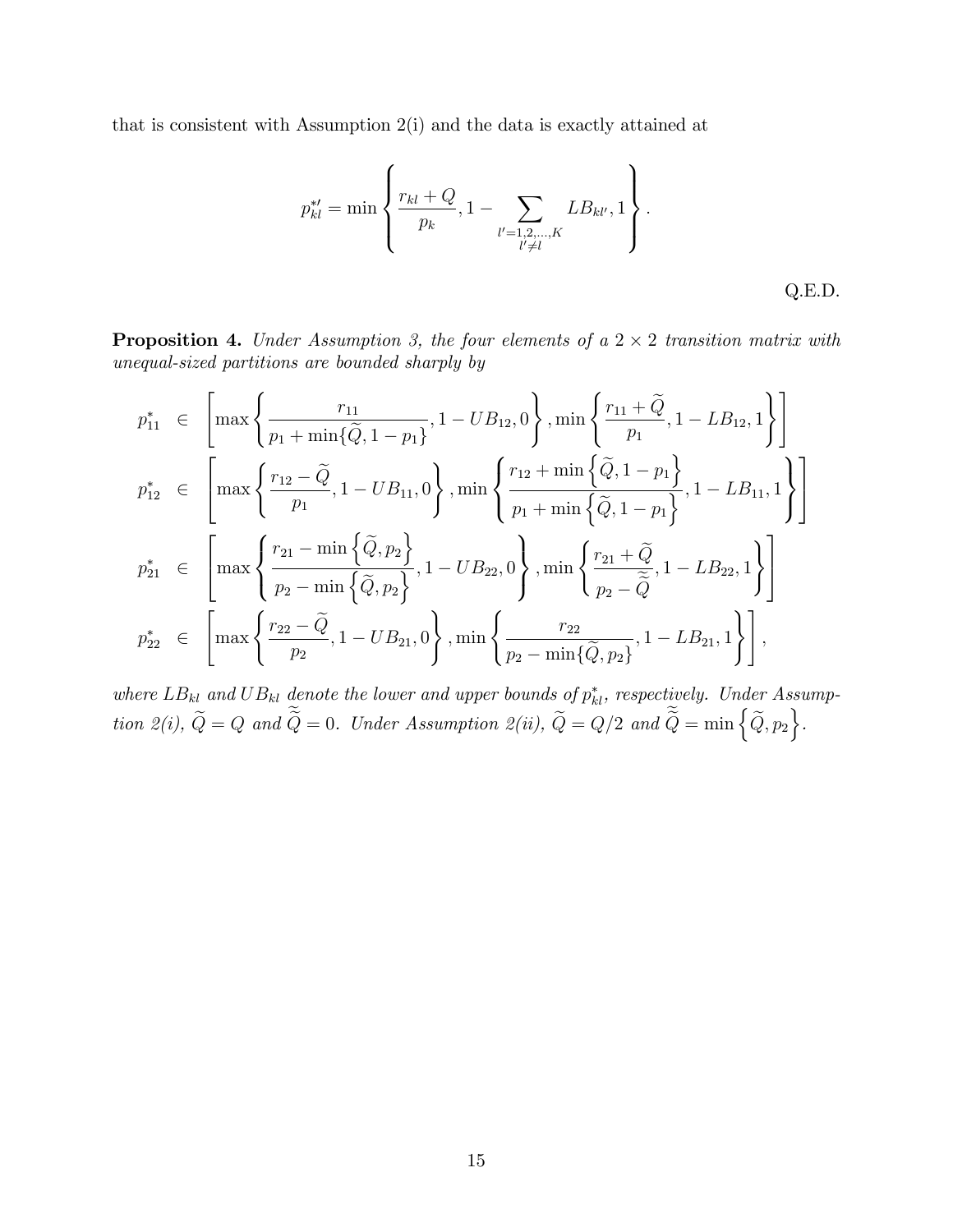that is consistent with Assumption 2(i) and the data is exactly attained at

$$p_{kl}^{*\prime} = \min \left\{ \frac{r_{kl} + Q}{p_k}, 1 - \sum_{\substack{l'=1,2,\dots,K \\ l' \neq l}} LB_{kl'}, 1 \right\}.$$

Q.E.D.

**Proposition 4.** *Under Assumption 3, the four elements of a $2 \times 2$ transition matrix with unequal-sized partitions are bounded sharply by*

$$\begin{aligned}
p_{11}^* &\in \left[ \max\left\{ \frac{r_{11}}{p_1 + \min\{\widetilde{Q}, 1 - p_1\}}, 1 - UB_{12}, 0 \right\}, \min\left\{ \frac{r_{11} + \widetilde{Q}}{p_1}, 1 - LB_{12}, 1 \right\} \right] \\
p_{12}^* &\in \left[ \max\left\{ \frac{r_{12} - \widetilde{Q}}{p_1}, 1 - UB_{11}, 0 \right\}, \min\left\{ \frac{r_{12} + \min\left\{\widetilde{Q}, 1 - p_1\right\}}{p_1 + \min\left\{\widetilde{Q}, 1 - p_1\right\}}, 1 - LB_{11}, 1 \right\} \right] \\
p_{21}^* &\in \left[ \max\left\{ \frac{r_{21} - \min\left\{\widetilde{Q}, p_2\right\}}{p_2 - \min\left\{\widetilde{Q}, p_2\right\}}, 1 - UB_{22}, 0 \right\}, \min\left\{ \frac{r_{21} + \widetilde{Q}}{p_2 - \widetilde{\widetilde{Q}}}, 1 - LB_{22}, 1 \right\} \right] \\
p_{22}^* &\in \left[ \max\left\{ \frac{r_{22} - \widetilde{Q}}{p_2}, 1 - UB_{21}, 0 \right\}, \min\left\{ \frac{r_{22}}{p_2 - \min\{\widetilde{Q}, p_2\}}, 1 - LB_{21}, 1 \right\} \right],
\end{aligned}$$

*where $LB_{kl}$ and $UB_{kl}$ denote the lower and upper bounds of $p_{kl}^*$, respectively. Under Assumption 2(i), $\widetilde{Q} = Q$ and $\widetilde{\widetilde{Q}} = 0$. Under Assumption 2(ii), $\widetilde{Q} = Q/2$ and $\widetilde{\widetilde{Q}} = \min\left\{\widetilde{Q}, p_2\right\}$.*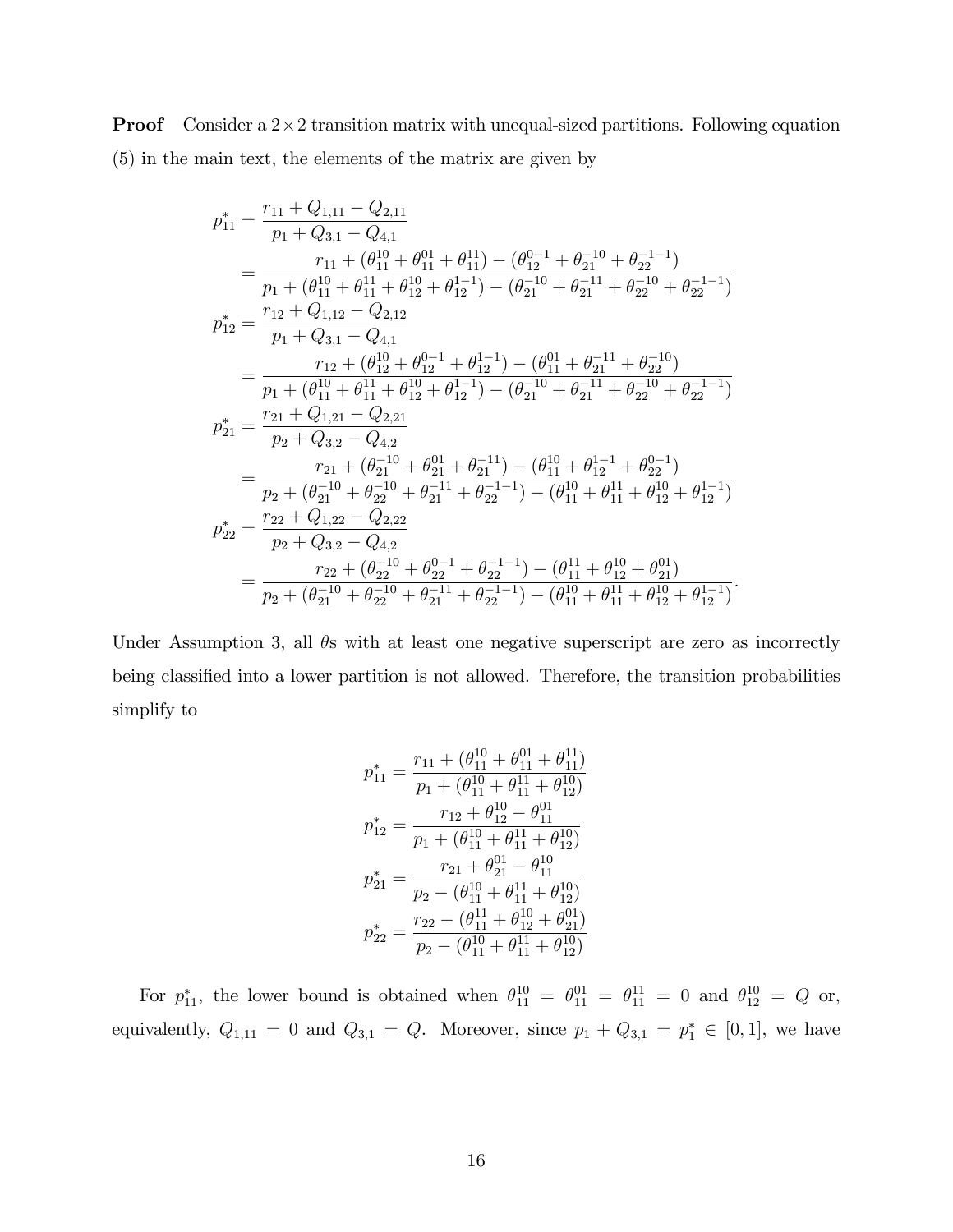**Proof** Consider a $2 \times 2$ transition matrix with unequal-sized partitions. Following equation (5) in the main text, the elements of the matrix are given by

$$
\begin{aligned}
p_{11}^* &= \frac{r_{11} + Q_{1,11} - Q_{2,11}}{p_1 + Q_{3,1} - Q_{4,1}} \\
&= \frac{r_{11} + (\theta_{11}^{10} + \theta_{11}^{01} + \theta_{11}^{11}) - (\theta_{12}^{0-1} + \theta_{21}^{-10} + \theta_{22}^{-1-1})}{p_1 + (\theta_{11}^{10} + \theta_{11}^{11} + \theta_{12}^{10} + \theta_{12}^{1-1}) - (\theta_{21}^{-10} + \theta_{21}^{-11} + \theta_{22}^{-10} + \theta_{22}^{-1-1})} \\
p_{12}^* &= \frac{r_{12} + Q_{1,12} - Q_{2,12}}{p_1 + Q_{3,1} - Q_{4,1}} \\
&= \frac{r_{12} + (\theta_{12}^{10} + \theta_{12}^{0-1} + \theta_{12}^{1-1}) - (\theta_{11}^{01} + \theta_{21}^{-11} + \theta_{22}^{-10})}{p_1 + (\theta_{11}^{10} + \theta_{11}^{11} + \theta_{12}^{10} + \theta_{12}^{1-1}) - (\theta_{21}^{-10} + \theta_{21}^{-11} + \theta_{22}^{-10} + \theta_{22}^{-1-1})} \\
p_{21}^* &= \frac{r_{21} + Q_{1,21} - Q_{2,21}}{p_2 + Q_{3,2} - Q_{4,2}} \\
&= \frac{r_{21} + (\theta_{21}^{-10} + \theta_{21}^{01} + \theta_{21}^{-11}) - (\theta_{11}^{10} + \theta_{12}^{1-1} + \theta_{22}^{0-1})}{p_2 + (\theta_{21}^{-10} + \theta_{22}^{-10} + \theta_{21}^{-11} + \theta_{22}^{-1-1}) - (\theta_{11}^{10} + \theta_{11}^{11} + \theta_{12}^{10} + \theta_{12}^{1-1})} \\
p_{22}^* &= \frac{r_{22} + Q_{1,22} - Q_{2,22}}{p_2 + Q_{3,2} - Q_{4,2}} \\
&= \frac{r_{22} + (\theta_{22}^{-10} + \theta_{22}^{0-1} + \theta_{22}^{-1-1}) - (\theta_{11}^{11} + \theta_{12}^{10} + \theta_{21}^{01})}{p_2 + (\theta_{21}^{-10} + \theta_{22}^{-10} + \theta_{21}^{-11} + \theta_{22}^{-1-1}) - (\theta_{11}^{10} + \theta_{11}^{11} + \theta_{12}^{10} + \theta_{12}^{1-1})}.
\end{aligned}
$$

Under Assumption 3, all $\theta$s with at least one negative superscript are zero as incorrectly being classified into a lower partition is not allowed. Therefore, the transition probabilities simplify to

$$
\begin{aligned}
p_{11}^* &= \frac{r_{11} + (\theta_{11}^{10} + \theta_{11}^{01} + \theta_{11}^{11})}{p_1 + (\theta_{11}^{10} + \theta_{11}^{11} + \theta_{12}^{10})} \\
p_{12}^* &= \frac{r_{12} + \theta_{12}^{10} - \theta_{11}^{01}}{p_1 + (\theta_{11}^{10} + \theta_{11}^{11} + \theta_{12}^{10})} \\
p_{21}^* &= \frac{r_{21} + \theta_{21}^{01} - \theta_{11}^{10}}{p_2 - (\theta_{11}^{10} + \theta_{11}^{11} + \theta_{12}^{10})} \\
p_{22}^* &= \frac{r_{22} - (\theta_{11}^{11} + \theta_{12}^{10} + \theta_{21}^{01})}{p_2 - (\theta_{11}^{10} + \theta_{11}^{11} + \theta_{12}^{10})}
\end{aligned}
$$

For $p_{11}^*$, the lower bound is obtained when $\theta_{11}^{10} = \theta_{11}^{01} = \theta_{11}^{11} = 0$ and $\theta_{12}^{10} = Q$ or, equivalently, $Q_{1,11} = 0$ and $Q_{3,1} = Q$. Moreover, since $p_1 + Q_{3,1} = p_1^* \in [0, 1]$, we have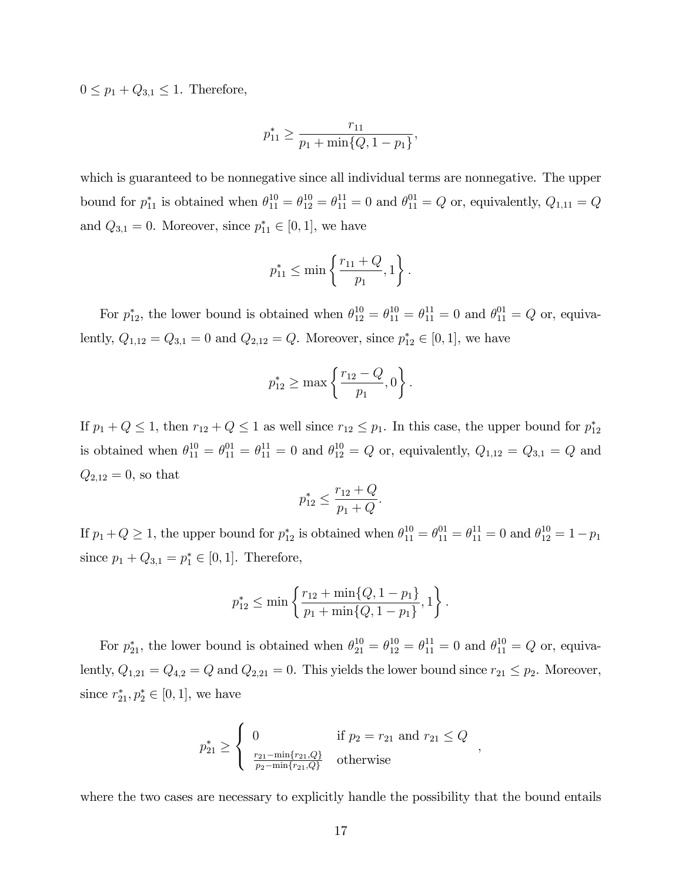$0 \leq p_1 + Q_{3,1} \leq 1$. Therefore,

$$p_{11}^* \geq \frac{r_{11}}{p_1 + \min\{Q, 1 - p_1\}},$$

which is guaranteed to be nonnegative since all individual terms are nonnegative. The upper bound for $p_{11}^*$ is obtained when $\theta_{11}^{10} = \theta_{12}^{10} = \theta_{11}^{11} = 0$ and $\theta_{11}^{01} = Q$ or, equivalently, $Q_{1,11} = Q$ and $Q_{3,1} = 0$. Moreover, since $p_{11}^* \in [0, 1]$, we have

$$p_{11}^* \leq \min\left\{\frac{r_{11} + Q}{p_1}, 1\right\}.$$

For $p_{12}^*$, the lower bound is obtained when $\theta_{12}^{10} = \theta_{11}^{10} = \theta_{11}^{11} = 0$ and $\theta_{11}^{01} = Q$ or, equivalently, $Q_{1,12} = Q_{3,1} = 0$ and $Q_{2,12} = Q$. Moreover, since $p_{12}^* \in [0, 1]$, we have

$$p_{12}^* \geq \max\left\{\frac{r_{12} - Q}{p_1}, 0\right\}.$$

If $p_1 + Q \leq 1$, then $r_{12} + Q \leq 1$ as well since $r_{12} \leq p_1$. In this case, the upper bound for $p_{12}^*$ is obtained when $\theta_{11}^{10} = \theta_{11}^{01} = \theta_{11}^{11} = 0$ and $\theta_{12}^{10} = Q$ or, equivalently, $Q_{1,12} = Q_{3,1} = Q$ and $Q_{2,12} = 0$, so that

$$p_{12}^* \leq \frac{r_{12} + Q}{p_1 + Q}.$$

If $p_1 + Q \geq 1$, the upper bound for $p_{12}^*$ is obtained when $\theta_{11}^{10} = \theta_{11}^{01} = \theta_{11}^{11} = 0$ and $\theta_{12}^{10} = 1 - p_1$ since $p_1 + Q_{3,1} = p_1^* \in [0, 1]$. Therefore,

$$p_{12}^* \leq \min\left\{\frac{r_{12} + \min\{Q, 1 - p_1\}}{p_1 + \min\{Q, 1 - p_1\}}, 1\right\}.$$

For $p_{21}^*$, the lower bound is obtained when $\theta_{21}^{10} = \theta_{12}^{10} = \theta_{11}^{11} = 0$ and $\theta_{11}^{10} = Q$ or, equivalently, $Q_{1,21} = Q_{4,2} = Q$ and $Q_{2,21} = 0$. This yields the lower bound since $r_{21} \leq p_2$. Moreover, since $r_{21}^*, p_2^* \in [0, 1]$, we have

$$p_{21}^* \geq \begin{cases} 0 & \text{if } p_2 = r_{21} \text{ and } r_{21} \leq Q \\ \frac{r_{21} - \min\{r_{21}, Q\}}{p_2 - \min\{r_{21}, Q\}} & \text{otherwise} \end{cases},$$

where the two cases are necessary to explicitly handle the possibility that the bound entails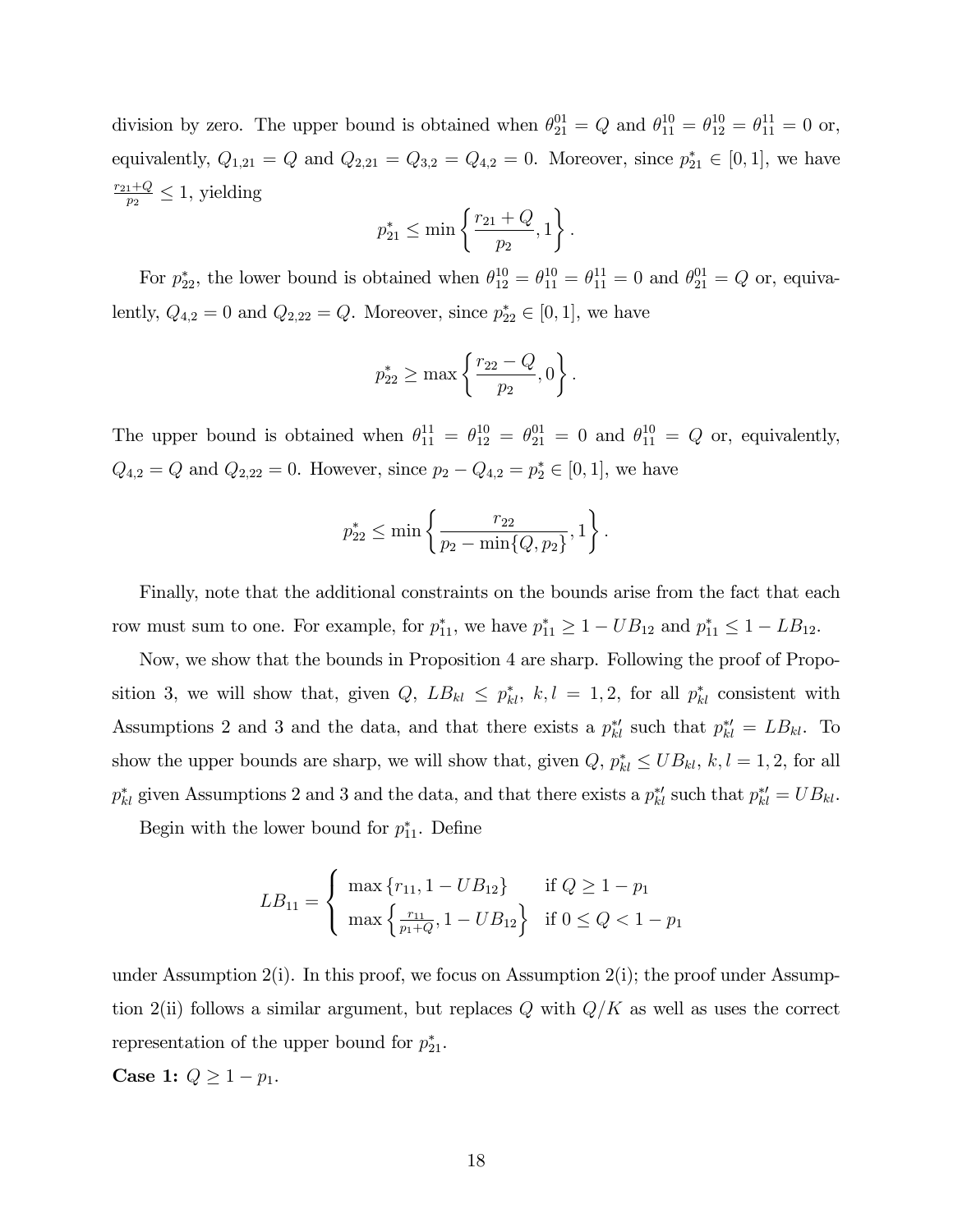division by zero. The upper bound is obtained when $\theta_{21}^{01} = Q$ and $\theta_{11}^{10} = \theta_{12}^{10} = \theta_{11}^{11} = 0$ or, equivalently, $Q_{1,21} = Q$ and $Q_{2,21} = Q_{3,2} = Q_{4,2} = 0$. Moreover, since $p_{21}^* \in [0,1]$, we have $\frac{r_{21}+Q}{p_2} \leq 1$, yielding

$$p_{21}^* \leq \min\left\{\frac{r_{21}+Q}{p_2}, 1\right\}.$$

For $p_{22}^*$, the lower bound is obtained when $\theta_{12}^{10} = \theta_{11}^{10} = \theta_{11}^{11} = 0$ and $\theta_{21}^{01} = Q$ or, equivalently, $Q_{4,2} = 0$ and $Q_{2,22} = Q$. Moreover, since $p_{22}^* \in [0,1]$, we have

$$p_{22}^* \geq \max\left\{\frac{r_{22}-Q}{p_2}, 0\right\}.$$

The upper bound is obtained when $\theta_{11}^{11} = \theta_{12}^{10} = \theta_{21}^{01} = 0$ and $\theta_{11}^{10} = Q$ or, equivalently, $Q_{4,2} = Q$ and $Q_{2,22} = 0$. However, since $p_2 - Q_{4,2} = p_2^* \in [0,1]$, we have

$$p_{22}^* \leq \min\left\{\frac{r_{22}}{p_2 - \min\{Q, p_2\}}, 1\right\}.$$

Finally, note that the additional constraints on the bounds arise from the fact that each row must sum to one. For example, for $p_{11}^*$, we have $p_{11}^* \geq 1 - UB_{12}$ and $p_{11}^* \leq 1 - LB_{12}$.

Now, we show that the bounds in Proposition 4 are sharp. Following the proof of Proposition 3, we will show that, given $Q$, $LB_{kl} \leq p_{kl}^*$, $k,l = 1,2$, for all $p_{kl}^*$ consistent with Assumptions 2 and 3 and the data, and that there exists a $p_{kl}^{*\prime}$ such that $p_{kl}^{*\prime} = LB_{kl}$. To show the upper bounds are sharp, we will show that, given $Q$, $p_{kl}^* \leq UB_{kl}$, $k,l = 1,2$, for all $p_{kl}^*$ given Assumptions 2 and 3 and the data, and that there exists a $p_{kl}^{*\prime}$ such that $p_{kl}^{*\prime} = UB_{kl}$.

Begin with the lower bound for $p_{11}^*$. Define

$$LB_{11} = \begin{cases} \max\{r_{11}, 1 - UB_{12}\} & \text{if } Q \geq 1 - p_1 \\ \max\left\{\frac{r_{11}}{p_1+Q}, 1 - UB_{12}\right\} & \text{if } 0 \leq Q < 1 - p_1 \end{cases}$$

under Assumption 2(i). In this proof, we focus on Assumption 2(i); the proof under Assumption 2(ii) follows a similar argument, but replaces $Q$ with $Q/K$ as well as uses the correct representation of the upper bound for $p_{21}^*$.

**Case 1:** $Q \geq 1 - p_1$.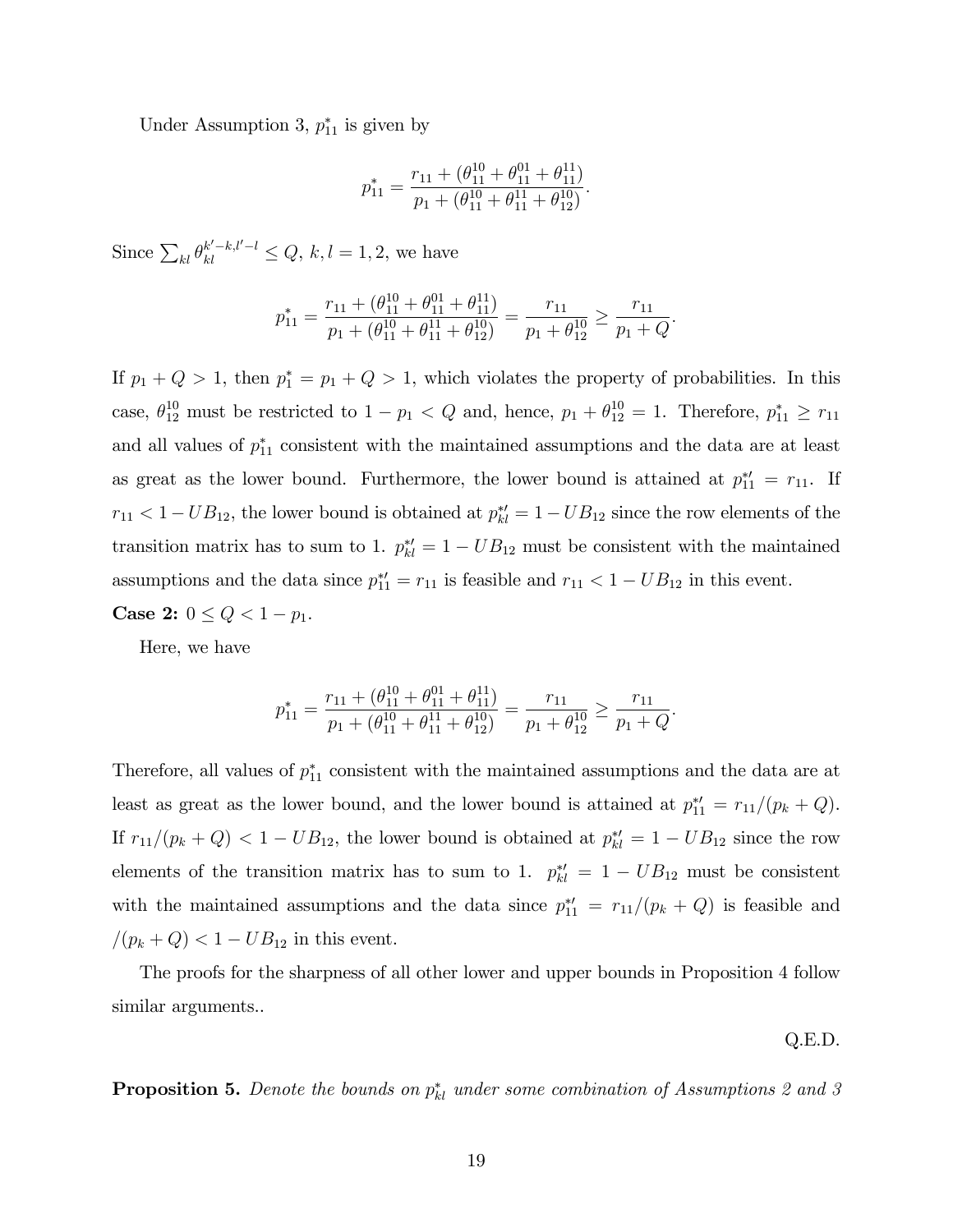Under Assumption 3, $p^*_{11}$ is given by

$$p^*_{11} = \frac{r_{11} + (\theta^{10}_{11} + \theta^{01}_{11} + \theta^{11}_{11})}{p_1 + (\theta^{10}_{11} + \theta^{11}_{11} + \theta^{10}_{12})}.$$

Since $\sum_{kl} \theta^{k'-k,l'-l}_{kl} \leq Q$, $k, l = 1, 2$, we have

$$p^*_{11} = \frac{r_{11} + (\theta^{10}_{11} + \theta^{01}_{11} + \theta^{11}_{11})}{p_1 + (\theta^{10}_{11} + \theta^{11}_{11} + \theta^{10}_{12})} = \frac{r_{11}}{p_1 + \theta^{10}_{12}} \geq \frac{r_{11}}{p_1 + Q}.$$

If $p_1 + Q > 1$, then $p^*_1 = p_1 + Q > 1$, which violates the property of probabilities. In this case, $\theta^{10}_{12}$ must be restricted to $1 - p_1 < Q$ and, hence, $p_1 + \theta^{10}_{12} = 1$. Therefore, $p^*_{11} \geq r_{11}$ and all values of $p^*_{11}$ consistent with the maintained assumptions and the data are at least as great as the lower bound. Furthermore, the lower bound is attained at $p^{*\prime}_{11} = r_{11}$. If $r_{11} < 1 - UB_{12}$, the lower bound is obtained at $p^{*\prime}_{kl} = 1 - UB_{12}$ since the row elements of the transition matrix has to sum to 1. $p^{*\prime}_{kl} = 1 - UB_{12}$ must be consistent with the maintained assumptions and the data since $p^{*\prime}_{11} = r_{11}$ is feasible and $r_{11} < 1 - UB_{12}$ in this event.

**Case 2:** $0 \leq Q < 1 - p_1$.

Here, we have

$$p^*_{11} = \frac{r_{11} + (\theta^{10}_{11} + \theta^{01}_{11} + \theta^{11}_{11})}{p_1 + (\theta^{10}_{11} + \theta^{11}_{11} + \theta^{10}_{12})} = \frac{r_{11}}{p_1 + \theta^{10}_{12}} \geq \frac{r_{11}}{p_1 + Q}.$$

Therefore, all values of $p^*_{11}$ consistent with the maintained assumptions and the data are at least as great as the lower bound, and the lower bound is attained at $p^{*\prime}_{11} = r_{11}/(p_k + Q)$. If $r_{11}/(p_k + Q) < 1 - UB_{12}$, the lower bound is obtained at $p^{*\prime}_{kl} = 1 - UB_{12}$ since the row elements of the transition matrix has to sum to 1. $p^{*\prime}_{kl} = 1 - UB_{12}$ must be consistent with the maintained assumptions and the data since $p^{*\prime}_{11} = r_{11}/(p_k + Q)$ is feasible and $/(p_k + Q) < 1 - UB_{12}$ in this event.

The proofs for the sharpness of all other lower and upper bounds in Proposition 4 follow similar arguments..

Q.E.D.

**Proposition 5.** *Denote the bounds on $p^*_{kl}$ under some combination of Assumptions 2 and 3*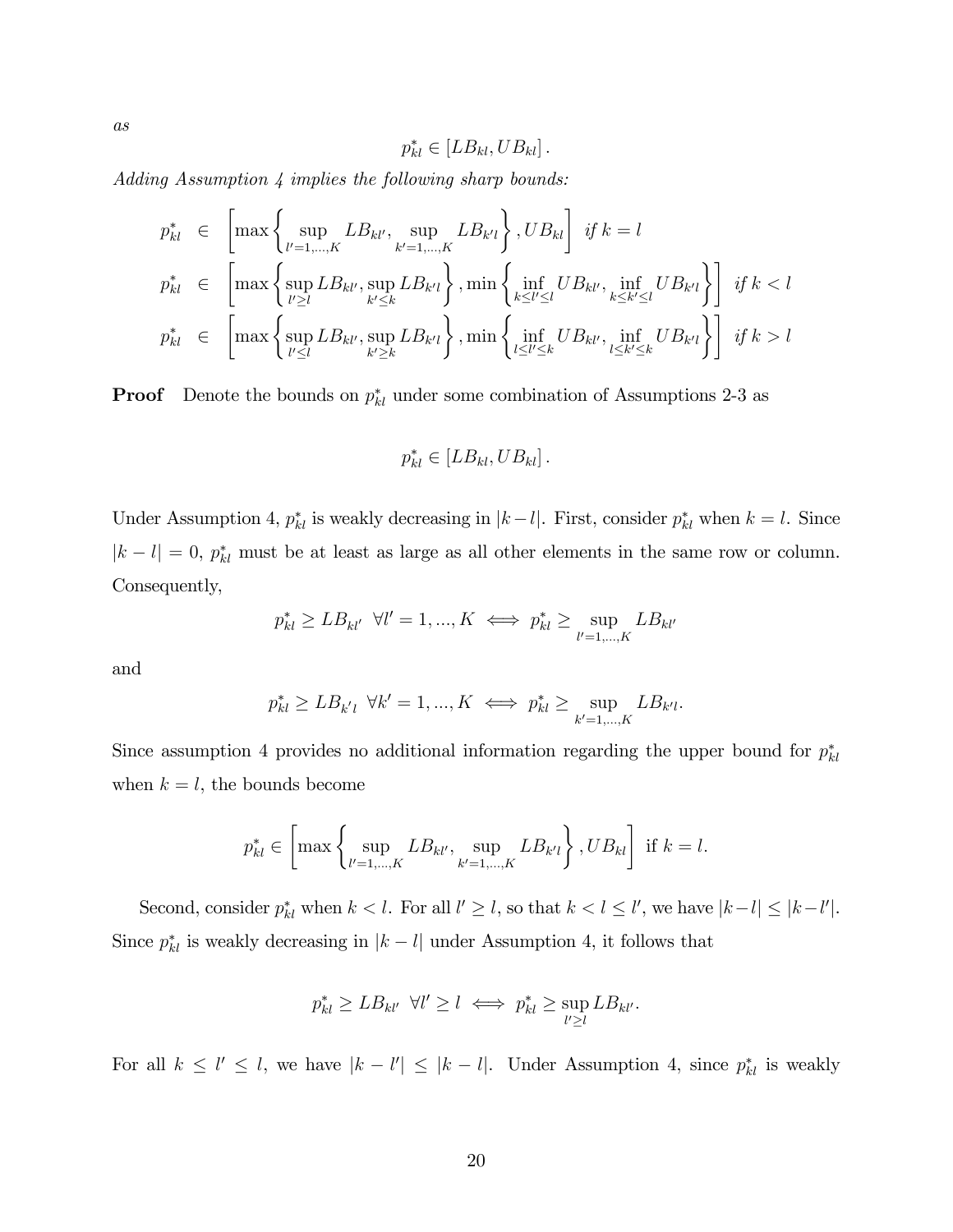*as*

$$p^*_{kl} \in [LB_{kl}, UB_{kl}].$$

*Adding Assumption 4 implies the following sharp bounds:*

$$
\begin{aligned}
p^*_{kl} &\in \left[\max\left\{\sup_{l'=1,...,K} LB_{kl'}, \sup_{k'=1,...,K} LB_{k'l}\right\}, UB_{kl}\right] \text{ if } k=l \\
p^*_{kl} &\in \left[\max\left\{\sup_{l'\geq l} LB_{kl'}, \sup_{k'\leq k} LB_{k'l}\right\}, \min\left\{\inf_{k\leq l'\leq l} UB_{kl'}, \inf_{k\leq k'\leq l} UB_{k'l}\right\}\right] \text{ if } k<l \\
p^*_{kl} &\in \left[\max\left\{\sup_{l'\leq l} LB_{kl'}, \sup_{k'\geq k} LB_{k'l}\right\}, \min\left\{\inf_{l\leq l'\leq k} UB_{kl'}, \inf_{l\leq k'\leq k} UB_{k'l}\right\}\right] \text{ if } k>l
\end{aligned}
$$

**Proof** Denote the bounds on $p^*_{kl}$ under some combination of Assumptions 2-3 as

$$p^*_{kl} \in [LB_{kl}, UB_{kl}].$$

Under Assumption 4, $p^*_{kl}$ is weakly decreasing in $|k-l|$. First, consider $p^*_{kl}$ when $k=l$. Since $|k-l|=0$, $p^*_{kl}$ must be at least as large as all other elements in the same row or column. Consequently,

$$p^*_{kl} \geq LB_{kl'} \;\; \forall l'=1,...,K \iff p^*_{kl} \geq \sup_{l'=1,...,K} LB_{kl'}$$

and

$$p^*_{kl} \geq LB_{k'l} \;\; \forall k'=1,...,K \iff p^*_{kl} \geq \sup_{k'=1,...,K} LB_{k'l}.$$

Since assumption 4 provides no additional information regarding the upper bound for $p^*_{kl}$ when $k=l$, the bounds become

$$p^*_{kl} \in \left[\max\left\{\sup_{l'=1,...,K} LB_{kl'}, \sup_{k'=1,...,K} LB_{k'l}\right\}, UB_{kl}\right] \text{ if } k=l.$$

Second, consider $p^*_{kl}$ when $k<l$. For all $l'\geq l$, so that $k<l\leq l'$, we have $|k-l|\leq|k-l'|$. Since $p^*_{kl}$ is weakly decreasing in $|k-l|$ under Assumption 4, it follows that

$$p^*_{kl} \geq LB_{kl'} \;\; \forall l'\geq l \iff p^*_{kl} \geq \sup_{l'\geq l} LB_{kl'}.$$

For all $k\leq l'\leq l$, we have $|k-l'|\leq|k-l|$. Under Assumption 4, since $p^*_{kl}$ is weakly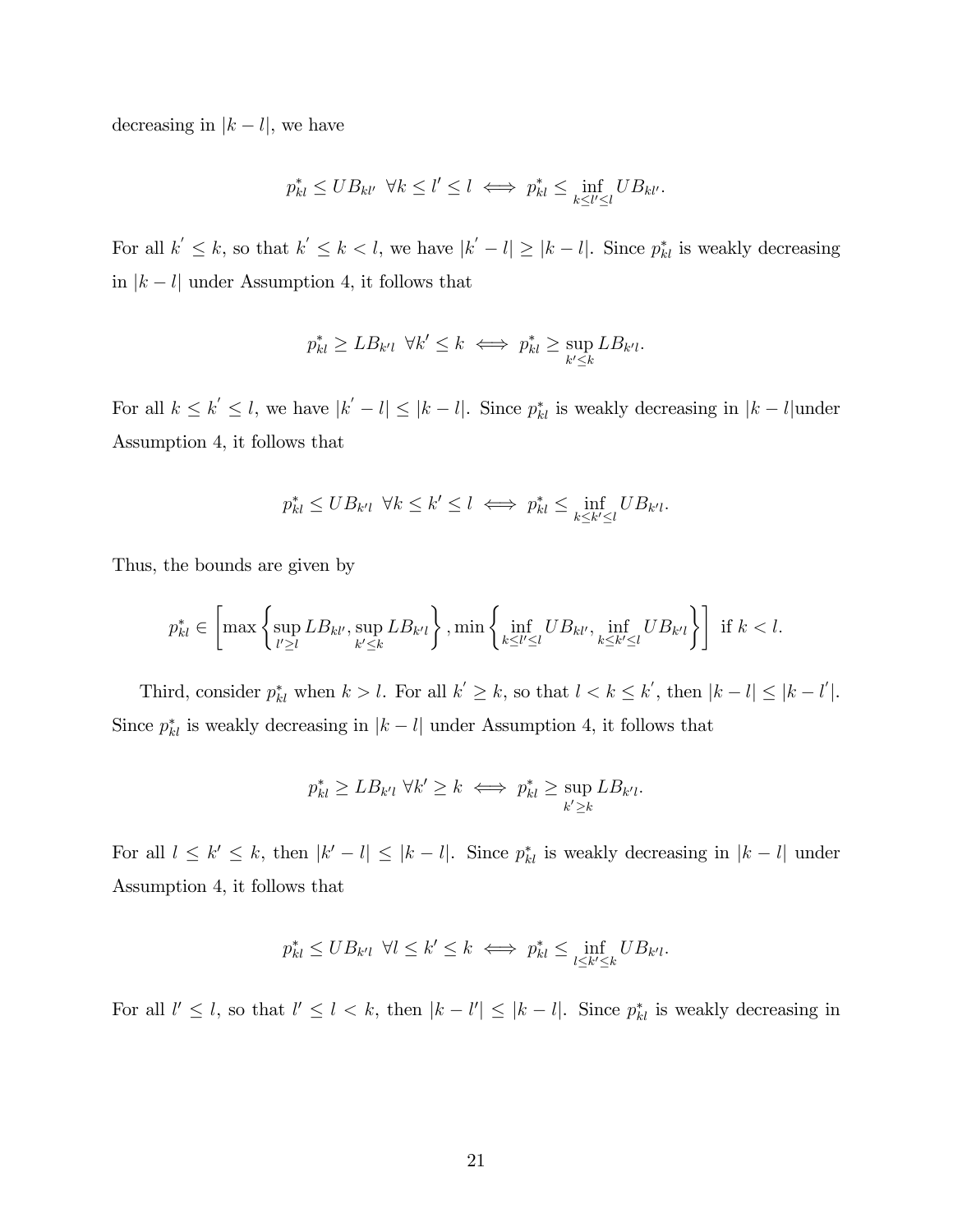decreasing in $|k-l|$, we have

$$p_{kl}^* \leq UB_{kl'} \;\; \forall k \leq l' \leq l \iff p_{kl}^* \leq \inf_{k \leq l' \leq l} UB_{kl'}.$$

For all $k' \leq k$, so that $k' \leq k < l$, we have $|k' - l| \geq |k-l|$. Since $p_{kl}^*$ is weakly decreasing in $|k-l|$ under Assumption 4, it follows that

$$p_{kl}^* \geq LB_{k'l} \;\; \forall k' \leq k \iff p_{kl}^* \geq \sup_{k' \leq k} LB_{k'l}.$$

For all $k \leq k' \leq l$, we have $|k' - l| \leq |k-l|$. Since $p_{kl}^*$ is weakly decreasing in $|k-l|$under Assumption 4, it follows that

$$p_{kl}^* \leq UB_{k'l} \;\; \forall k \leq k' \leq l \iff p_{kl}^* \leq \inf_{k \leq k' \leq l} UB_{k'l}.$$

Thus, the bounds are given by

$$p_{kl}^* \in \left[\max\left\{\sup_{l' \geq l} LB_{kl'}, \sup_{k' \leq k} LB_{k'l}\right\}, \min\left\{\inf_{k \leq l' \leq l} UB_{kl'}, \inf_{k \leq k' \leq l} UB_{k'l}\right\}\right] \text{ if } k < l.$$

Third, consider $p_{kl}^*$ when $k > l$. For all $k' \geq k$, so that $l < k \leq k'$, then $|k-l| \leq |k-l'|$. Since $p_{kl}^*$ is weakly decreasing in $|k-l|$ under Assumption 4, it follows that

$$p_{kl}^* \geq LB_{k'l} \;\forall k' \geq k \iff p_{kl}^* \geq \sup_{k' \geq k} LB_{k'l}.$$

For all $l \leq k' \leq k$, then $|k'-l| \leq |k-l|$. Since $p_{kl}^*$ is weakly decreasing in $|k-l|$ under Assumption 4, it follows that

$$p_{kl}^* \leq UB_{k'l} \;\; \forall l \leq k' \leq k \iff p_{kl}^* \leq \inf_{l \leq k' \leq k} UB_{k'l}.$$

For all $l' \leq l$, so that $l' \leq l < k$, then $|k-l'| \leq |k-l|$. Since $p_{kl}^*$ is weakly decreasing in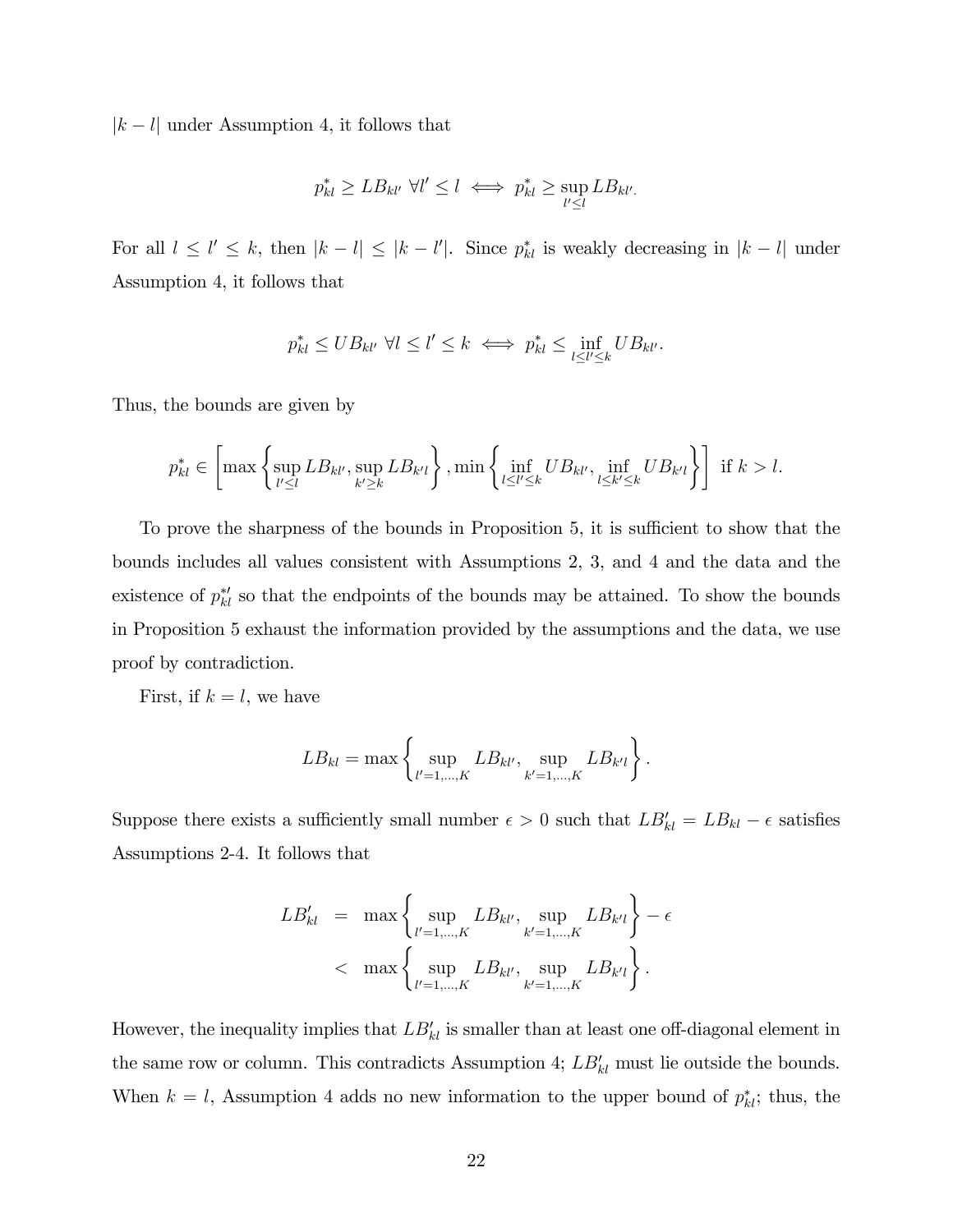$|k-l|$ under Assumption 4, it follows that

$$p^*_{kl} \geq LB_{kl'} \ \forall l' \leq l \iff p^*_{kl} \geq \sup_{l' \leq l} LB_{kl'}.$$

For all $l \leq l' \leq k$, then $|k-l| \leq |k-l'|$. Since $p^*_{kl}$ is weakly decreasing in $|k-l|$ under Assumption 4, it follows that

$$p^*_{kl} \leq UB_{kl'} \ \forall l \leq l' \leq k \iff p^*_{kl} \leq \inf_{l \leq l' \leq k} UB_{kl'}.$$

Thus, the bounds are given by

$$p^*_{kl} \in \left[\max\left\{\sup_{l' \leq l} LB_{kl'}, \sup_{k' \geq k} LB_{k'l}\right\}, \min\left\{\inf_{l \leq l' \leq k} UB_{kl'}, \inf_{l \leq k' \leq k} UB_{k'l}\right\}\right] \text{ if } k > l.$$

To prove the sharpness of the bounds in Proposition 5, it is sufficient to show that the bounds includes all values consistent with Assumptions 2, 3, and 4 and the data and the existence of $p^{*\prime}_{kl}$ so that the endpoints of the bounds may be attained. To show the bounds in Proposition 5 exhaust the information provided by the assumptions and the data, we use proof by contradiction.

First, if $k = l$, we have

$$LB_{kl} = \max\left\{\sup_{l'=1,\ldots,K} LB_{kl'}, \sup_{k'=1,\ldots,K} LB_{k'l}\right\}.$$

Suppose there exists a sufficiently small number $\epsilon > 0$ such that $LB'_{kl} = LB_{kl} - \epsilon$ satisfies Assumptions 2-4. It follows that

$$\begin{aligned} LB'_{kl} &= \max\left\{\sup_{l'=1,\ldots,K} LB_{kl'}, \sup_{k'=1,\ldots,K} LB_{k'l}\right\} - \epsilon \\ &< \max\left\{\sup_{l'=1,\ldots,K} LB_{kl'}, \sup_{k'=1,\ldots,K} LB_{k'l}\right\}. \end{aligned}$$

However, the inequality implies that $LB'_{kl}$ is smaller than at least one off-diagonal element in the same row or column. This contradicts Assumption 4; $LB'_{kl}$ must lie outside the bounds. When $k = l$, Assumption 4 adds no new information to the upper bound of $p^*_{kl}$; thus, the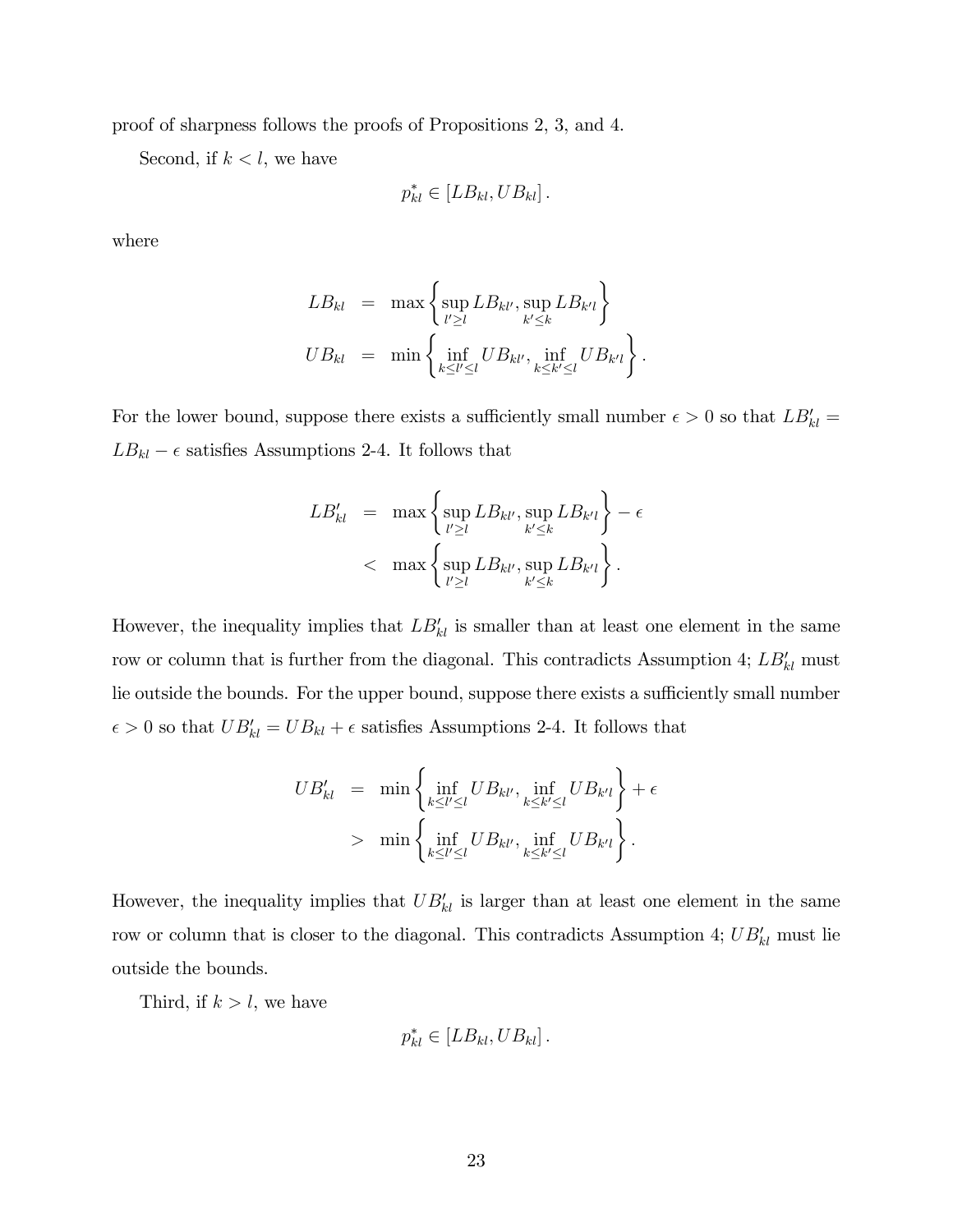proof of sharpness follows the proofs of Propositions 2, 3, and 4.

Second, if $k < l$, we have

$$p^*_{kl} \in [LB_{kl}, UB_{kl}].$$

where

$$\begin{aligned} LB_{kl} &= \max\left\{\sup_{l' \geq l} LB_{kl'}, \sup_{k' \leq k} LB_{k'l}\right\} \\ UB_{kl} &= \min\left\{\inf_{k \leq l' \leq l} UB_{kl'}, \inf_{k \leq k' \leq l} UB_{k'l}\right\}. \end{aligned}$$

For the lower bound, suppose there exists a sufficiently small number $\epsilon > 0$ so that $LB'_{kl} = LB_{kl} - \epsilon$ satisfies Assumptions 2-4. It follows that

$$\begin{aligned} LB'_{kl} &= \max\left\{\sup_{l' \geq l} LB_{kl'}, \sup_{k' \leq k} LB_{k'l}\right\} - \epsilon \\ &< \max\left\{\sup_{l' \geq l} LB_{kl'}, \sup_{k' \leq k} LB_{k'l}\right\}. \end{aligned}$$

However, the inequality implies that $LB'_{kl}$ is smaller than at least one element in the same row or column that is further from the diagonal. This contradicts Assumption 4; $LB'_{kl}$ must lie outside the bounds. For the upper bound, suppose there exists a sufficiently small number $\epsilon > 0$ so that $UB'_{kl} = UB_{kl} + \epsilon$ satisfies Assumptions 2-4. It follows that

$$\begin{aligned} UB'_{kl} &= \min\left\{\inf_{k \leq l' \leq l} UB_{kl'}, \inf_{k \leq k' \leq l} UB_{k'l}\right\} + \epsilon \\ &> \min\left\{\inf_{k \leq l' \leq l} UB_{kl'}, \inf_{k \leq k' \leq l} UB_{k'l}\right\}. \end{aligned}$$

However, the inequality implies that $UB'_{kl}$ is larger than at least one element in the same row or column that is closer to the diagonal. This contradicts Assumption 4; $UB'_{kl}$ must lie outside the bounds.

Third, if $k > l$, we have

$$p^*_{kl} \in [LB_{kl}, UB_{kl}].$$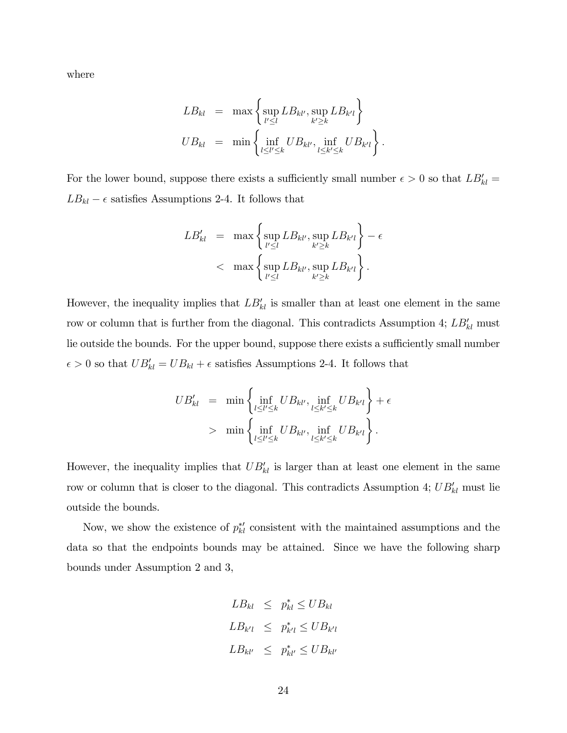where

$$
\begin{aligned}
LB_{kl} &= \max\left\{\sup_{l'\leq l} LB_{kl'}, \sup_{k'\geq k} LB_{k'l}\right\} \\
UB_{kl} &= \min\left\{\inf_{l\leq l'\leq k} UB_{kl'}, \inf_{l\leq k'\leq k} UB_{k'l}\right\}.
\end{aligned}
$$

For the lower bound, suppose there exists a sufficiently small number $\epsilon > 0$ so that $LB'_{kl} = LB_{kl} - \epsilon$ satisfies Assumptions 2-4. It follows that

$$
\begin{aligned}
LB'_{kl} &= \max\left\{\sup_{l'\leq l} LB_{kl'}, \sup_{k'\geq k} LB_{k'l}\right\} - \epsilon \\
&< \max\left\{\sup_{l'\leq l} LB_{kl'}, \sup_{k'\geq k} LB_{k'l}\right\}.
\end{aligned}
$$

However, the inequality implies that $LB'_{kl}$ is smaller than at least one element in the same row or column that is further from the diagonal. This contradicts Assumption 4; $LB'_{kl}$ must lie outside the bounds. For the upper bound, suppose there exists a sufficiently small number $\epsilon > 0$ so that $UB'_{kl} = UB_{kl} + \epsilon$ satisfies Assumptions 2-4. It follows that

$$
\begin{aligned}
UB'_{kl} &= \min\left\{\inf_{l\leq l'\leq k} UB_{kl'}, \inf_{l\leq k'\leq k} UB_{k'l}\right\} + \epsilon \\
&> \min\left\{\inf_{l\leq l'\leq k} UB_{kl'}, \inf_{l\leq k'\leq k} UB_{k'l}\right\}.
\end{aligned}
$$

However, the inequality implies that $UB'_{kl}$ is larger than at least one element in the same row or column that is closer to the diagonal. This contradicts Assumption 4; $UB'_{kl}$ must lie outside the bounds.

Now, we show the existence of $p^{*\prime}_{kl}$ consistent with the maintained assumptions and the data so that the endpoints bounds may be attained. Since we have the following sharp bounds under Assumption 2 and 3,

$$
\begin{aligned}
LB_{kl} &\leq p^*_{kl} \leq UB_{kl} \\
LB_{k'l} &\leq p^*_{k'l} \leq UB_{k'l} \\
LB_{kl'} &\leq p^*_{kl'} \leq UB_{kl'}
\end{aligned}
$$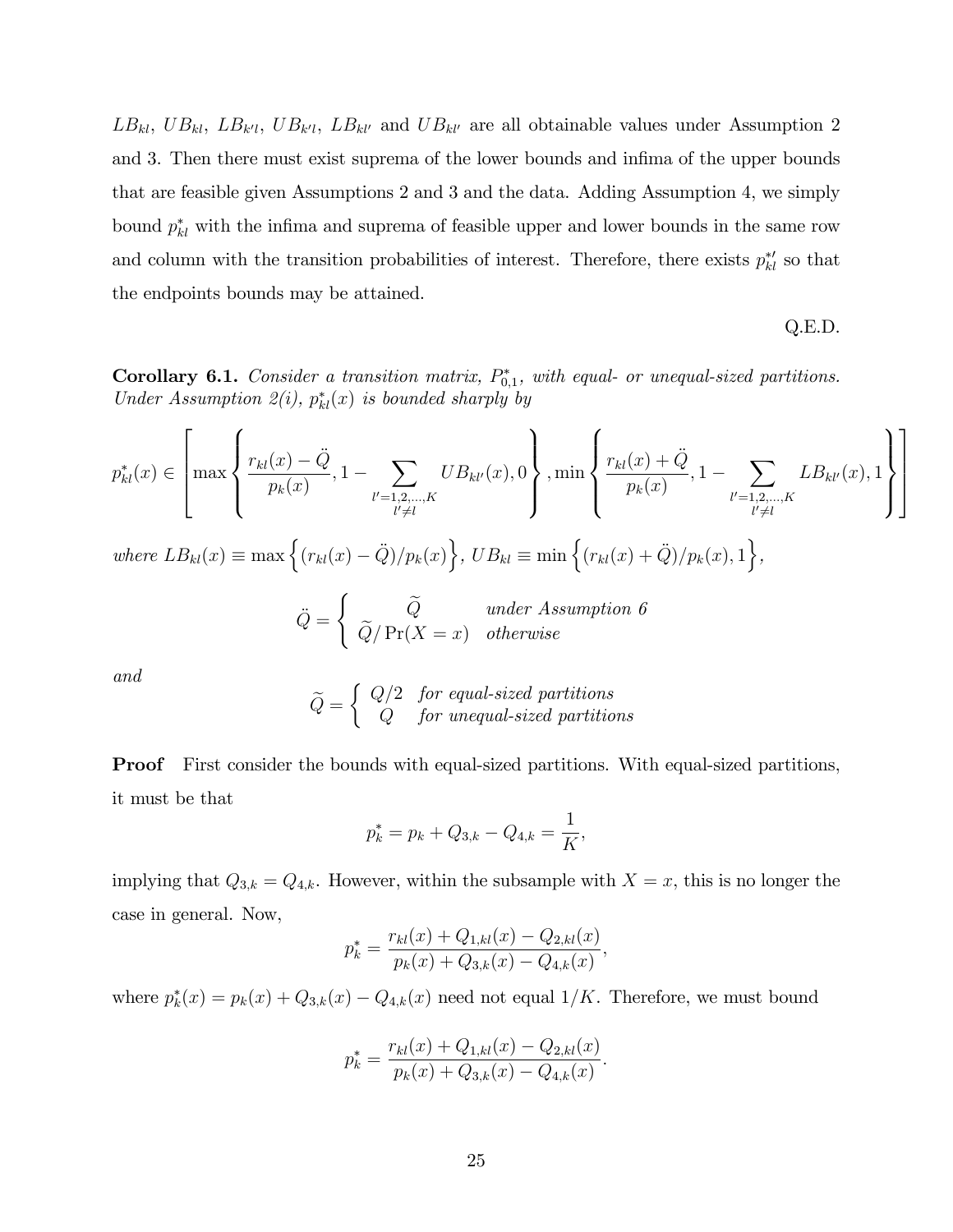$LB_{kl}$, $UB_{kl}$, $LB_{k'l}$, $UB_{k'l}$, $LB_{kl'}$ and $UB_{kl'}$ are all obtainable values under Assumption 2 and 3. Then there must exist suprema of the lower bounds and infima of the upper bounds that are feasible given Assumptions 2 and 3 and the data. Adding Assumption 4, we simply bound $p^*_{kl}$ with the infima and suprema of feasible upper and lower bounds in the same row and column with the transition probabilities of interest. Therefore, there exists $p^{*\prime}_{kl}$ so that the endpoints bounds may be attained.

Q.E.D.

**Corollary 6.1.** *Consider a transition matrix, $P^*_{0,1}$, with equal- or unequal-sized partitions. Under Assumption 2(i), $p^*_{kl}(x)$ is bounded sharply by*

$$p^*_{kl}(x) \in \left[ \max\left\{ \frac{r_{kl}(x) - \ddot{Q}}{p_k(x)}, 1 - \sum_{\substack{l'=1,2,\ldots,K \\ l' \neq l}} UB_{kl'}(x), 0 \right\}, \min\left\{ \frac{r_{kl}(x) + \ddot{Q}}{p_k(x)}, 1 - \sum_{\substack{l'=1,2,\ldots,K \\ l' \neq l}} LB_{kl'}(x), 1 \right\} \right]$$

*where* $LB_{kl}(x) \equiv \max\left\{(r_{kl}(x) - \ddot{Q})/p_k(x)\right\}$, $UB_{kl} \equiv \min\left\{(r_{kl}(x) + \ddot{Q})/p_k(x), 1\right\}$,

$$\ddot{Q} = \begin{cases} \widetilde{Q} & \text{under Assumption 6} \\ \widetilde{Q}/\Pr(X = x) & \text{otherwise} \end{cases}$$

*and*

$$\widetilde{Q} = \begin{cases} Q/2 & \text{for equal-sized partitions} \\ Q & \text{for unequal-sized partitions} \end{cases}$$

**Proof** First consider the bounds with equal-sized partitions. With equal-sized partitions, it must be that

$$p^*_k = p_k + Q_{3,k} - Q_{4,k} = \frac{1}{K},$$

implying that $Q_{3,k} = Q_{4,k}$. However, within the subsample with $X = x$, this is no longer the case in general. Now,

$$p^*_k = \frac{r_{kl}(x) + Q_{1,kl}(x) - Q_{2,kl}(x)}{p_k(x) + Q_{3,k}(x) - Q_{4,k}(x)},$$

where $p^*_k(x) = p_k(x) + Q_{3,k}(x) - Q_{4,k}(x)$ need not equal $1/K$. Therefore, we must bound

$$p^*_k = \frac{r_{kl}(x) + Q_{1,kl}(x) - Q_{2,kl}(x)}{p_k(x) + Q_{3,k}(x) - Q_{4,k}(x)}.$$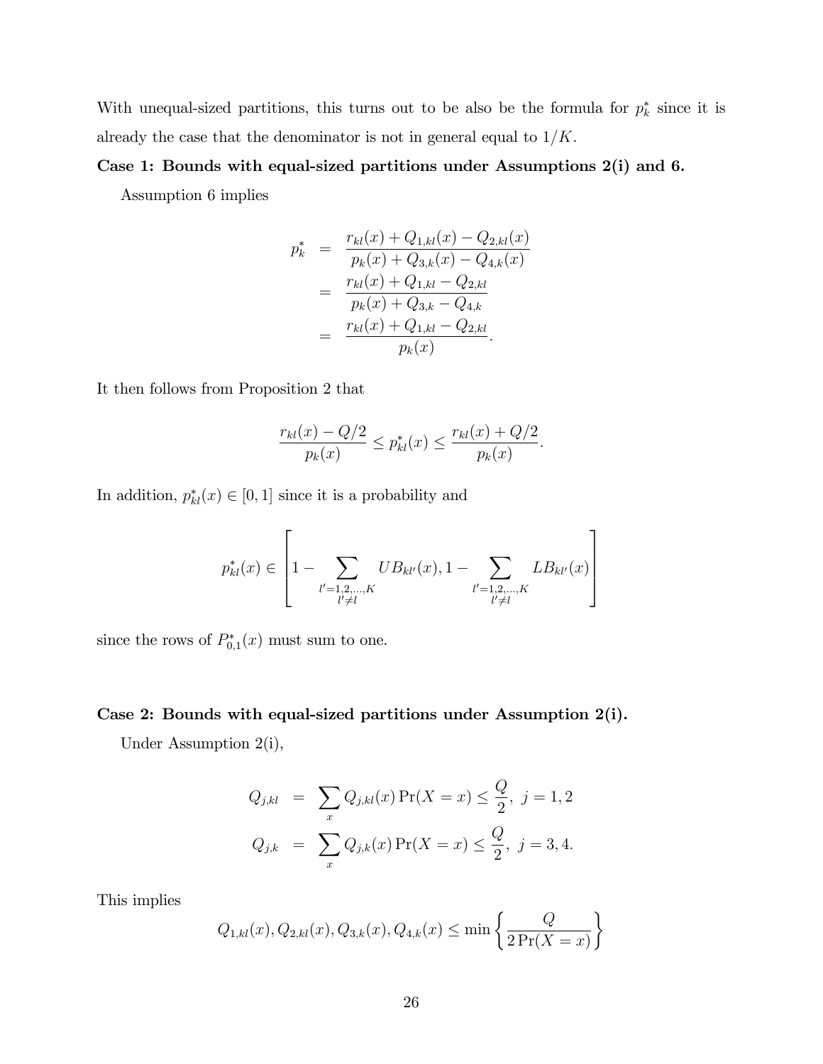With unequal-sized partitions, this turns out to be also be the formula for $p_k^*$ since it is already the case that the denominator is not in general equal to $1/K$.

**Case 1: Bounds with equal-sized partitions under Assumptions 2(i) and 6.**

Assumption 6 implies

$$
\begin{aligned}
p_k^* &= \frac{r_{kl}(x) + Q_{1,kl}(x) - Q_{2,kl}(x)}{p_k(x) + Q_{3,k}(x) - Q_{4,k}(x)} \\
&= \frac{r_{kl}(x) + Q_{1,kl} - Q_{2,kl}}{p_k(x) + Q_{3,k} - Q_{4,k}} \\
&= \frac{r_{kl}(x) + Q_{1,kl} - Q_{2,kl}}{p_k(x)}.
\end{aligned}
$$

It then follows from Proposition 2 that

$$
\frac{r_{kl}(x) - Q/2}{p_k(x)} \leq p_{kl}^*(x) \leq \frac{r_{kl}(x) + Q/2}{p_k(x)}.
$$

In addition, $p_{kl}^*(x) \in [0,1]$ since it is a probability and

$$
p_{kl}^*(x) \in \left[1 - \sum_{\substack{l'=1,2,\ldots,K \\ l' \neq l}} UB_{kl'}(x), 1 - \sum_{\substack{l'=1,2,\ldots,K \\ l' \neq l}} LB_{kl'}(x)\right]
$$

since the rows of $P_{0,1}^*(x)$ must sum to one.

**Case 2: Bounds with equal-sized partitions under Assumption 2(i).**

Under Assumption 2(i),

$$
\begin{aligned}
Q_{j,kl} &= \sum_x Q_{j,kl}(x) \Pr(X = x) \leq \frac{Q}{2}, \ j = 1, 2 \\
Q_{j,k} &= \sum_x Q_{j,k}(x) \Pr(X = x) \leq \frac{Q}{2}, \ j = 3, 4.
\end{aligned}
$$

This implies

$$
Q_{1,kl}(x), Q_{2,kl}(x), Q_{3,k}(x), Q_{4,k}(x) \leq \min\left\{\frac{Q}{2\Pr(X = x)}\right\}
$$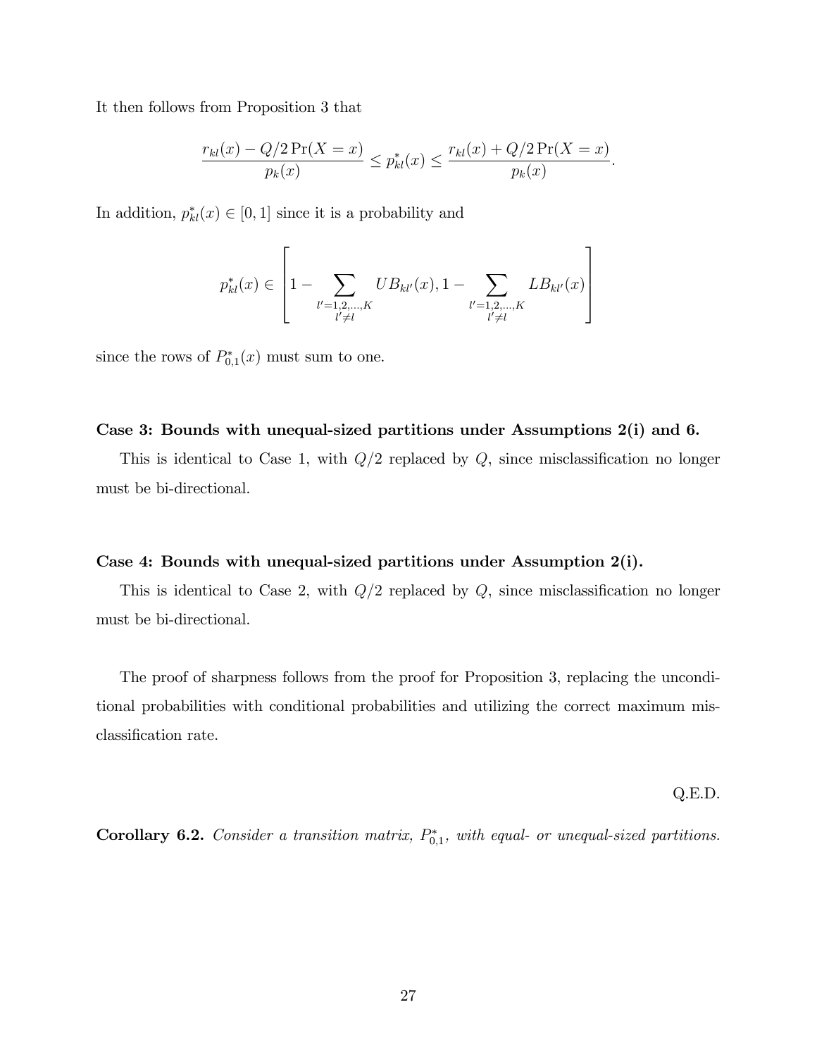It then follows from Proposition 3 that

$$\frac{r_{kl}(x) - Q/2\Pr(X = x)}{p_k(x)} \leq p^*_{kl}(x) \leq \frac{r_{kl}(x) + Q/2\Pr(X = x)}{p_k(x)}.$$

In addition, $p^*_{kl}(x) \in [0, 1]$ since it is a probability and

$$p^*_{kl}(x) \in \left[1 - \sum_{\substack{l'=1,2,\ldots,K \\ l' \neq l}} UB_{kl'}(x), 1 - \sum_{\substack{l'=1,2,\ldots,K \\ l' \neq l}} LB_{kl'}(x)\right]$$

since the rows of $P^*_{0,1}(x)$ must sum to one.

**Case 3: Bounds with unequal-sized partitions under Assumptions 2(i) and 6.**

This is identical to Case 1, with $Q/2$ replaced by $Q$, since misclassification no longer must be bi-directional.

**Case 4: Bounds with unequal-sized partitions under Assumption 2(i).**

This is identical to Case 2, with $Q/2$ replaced by $Q$, since misclassification no longer must be bi-directional.

The proof of sharpness follows from the proof for Proposition 3, replacing the unconditional probabilities with conditional probabilities and utilizing the correct maximum misclassification rate.

Q.E.D.

**Corollary 6.2.** *Consider a transition matrix, $P^*_{0,1}$, with equal- or unequal-sized partitions.*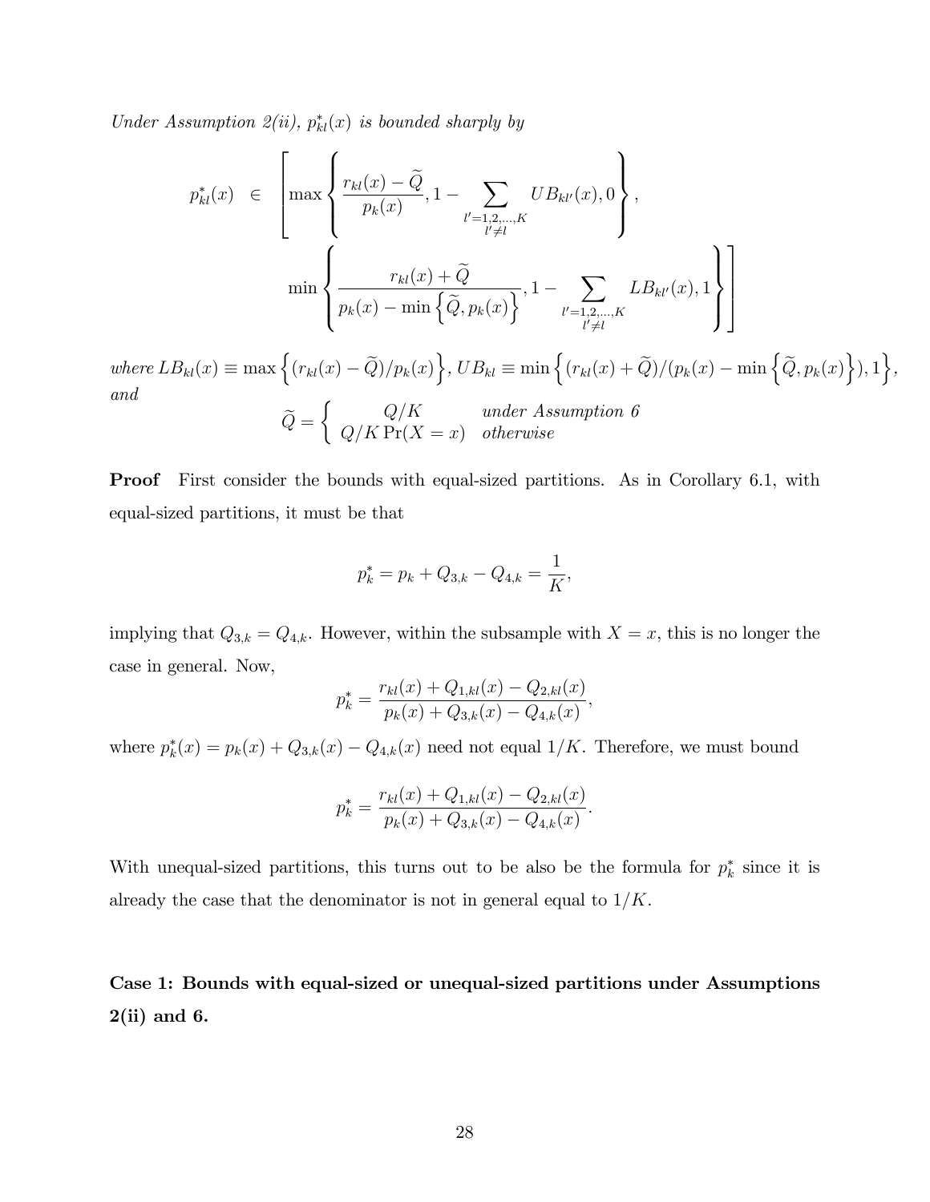*Under Assumption 2(ii), $p^*_{kl}(x)$ is bounded sharply by*

$$
\begin{aligned}
p^*_{kl}(x) \quad \in \quad & \left[ \max \left\{ \frac{r_{kl}(x) - \widetilde{Q}}{p_k(x)}, 1 - \sum_{\substack{l'=1,2,\ldots,K \\ l' \neq l}} UB_{kl'}(x), 0 \right\}, \right. \\
& \left. \min \left\{ \frac{r_{kl}(x) + \widetilde{Q}}{p_k(x) - \min\left\{\widetilde{Q}, p_k(x)\right\}}, 1 - \sum_{\substack{l'=1,2,\ldots,K \\ l' \neq l}} LB_{kl'}(x), 1 \right\} \right]
\end{aligned}
$$

*where* $LB_{kl}(x) \equiv \max\left\{(r_{kl}(x) - \widetilde{Q})/p_k(x)\right\}$, $UB_{kl} \equiv \min\left\{(r_{kl}(x) + \widetilde{Q})/(p_k(x) - \min\left\{\widetilde{Q}, p_k(x)\right\}), 1\right\}$, *and*

$$
\widetilde{Q} = \begin{cases} Q/K & \text{under Assumption 6} \\ Q/K\Pr(X = x) & \text{otherwise} \end{cases}
$$

**Proof** First consider the bounds with equal-sized partitions. As in Corollary 6.1, with equal-sized partitions, it must be that

$$
p^*_k = p_k + Q_{3,k} - Q_{4,k} = \frac{1}{K},
$$

implying that $Q_{3,k} = Q_{4,k}$. However, within the subsample with $X = x$, this is no longer the case in general. Now,

$$
p^*_k = \frac{r_{kl}(x) + Q_{1,kl}(x) - Q_{2,kl}(x)}{p_k(x) + Q_{3,k}(x) - Q_{4,k}(x)},
$$

where $p^*_k(x) = p_k(x) + Q_{3,k}(x) - Q_{4,k}(x)$ need not equal $1/K$. Therefore, we must bound

$$
p^*_k = \frac{r_{kl}(x) + Q_{1,kl}(x) - Q_{2,kl}(x)}{p_k(x) + Q_{3,k}(x) - Q_{4,k}(x)}.
$$

With unequal-sized partitions, this turns out to be also be the formula for $p^*_k$ since it is already the case that the denominator is not in general equal to $1/K$.

**Case 1: Bounds with equal-sized or unequal-sized partitions under Assumptions 2(ii) and 6.**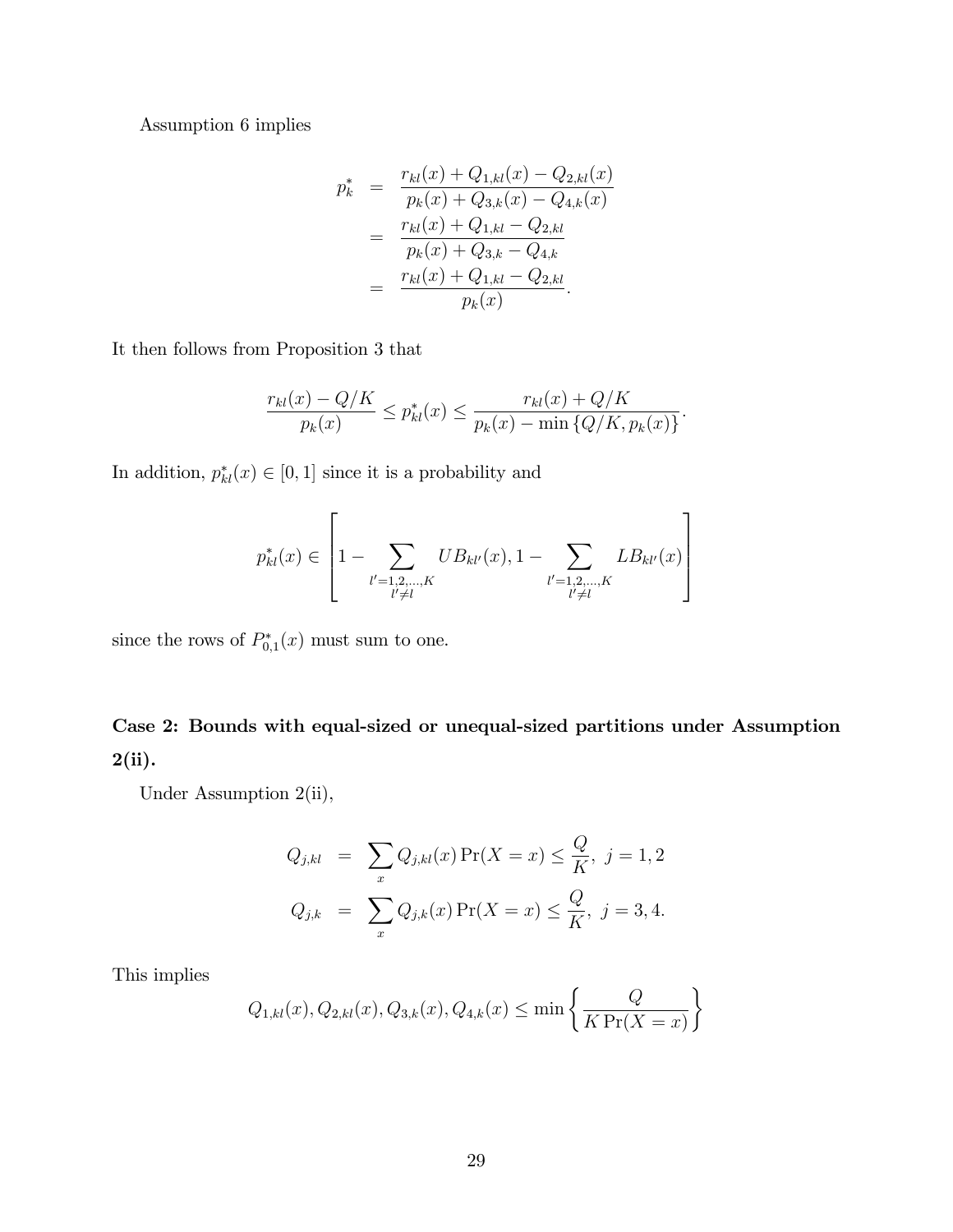Assumption 6 implies

$$
\begin{aligned}
p_k^* &= \frac{r_{kl}(x) + Q_{1,kl}(x) - Q_{2,kl}(x)}{p_k(x) + Q_{3,k}(x) - Q_{4,k}(x)} \\
&= \frac{r_{kl}(x) + Q_{1,kl} - Q_{2,kl}}{p_k(x) + Q_{3,k} - Q_{4,k}} \\
&= \frac{r_{kl}(x) + Q_{1,kl} - Q_{2,kl}}{p_k(x)}.
\end{aligned}
$$

It then follows from Proposition 3 that

$$
\frac{r_{kl}(x) - Q/K}{p_k(x)} \leq p_{kl}^*(x) \leq \frac{r_{kl}(x) + Q/K}{p_k(x) - \min\{Q/K, p_k(x)\}}.
$$

In addition, $p_{kl}^*(x) \in [0,1]$ since it is a probability and

$$
p_{kl}^*(x) \in \left[ 1 - \sum_{\substack{l'=1,2,\ldots,K \\ l' \neq l}} UB_{kl'}(x), 1 - \sum_{\substack{l'=1,2,\ldots,K \\ l' \neq l}} LB_{kl'}(x) \right]
$$

since the rows of $P_{0,1}^*(x)$ must sum to one.

### Case 2: Bounds with equal-sized or unequal-sized partitions under Assumption 2(ii).

Under Assumption 2(ii),

$$
\begin{aligned}
Q_{j,kl} &= \sum_x Q_{j,kl}(x) \Pr(X = x) \leq \frac{Q}{K}, \ j = 1, 2 \\
Q_{j,k} &= \sum_x Q_{j,k}(x) \Pr(X = x) \leq \frac{Q}{K}, \ j = 3, 4.
\end{aligned}
$$

This implies

$$
Q_{1,kl}(x), Q_{2,kl}(x), Q_{3,k}(x), Q_{4,k}(x) \leq \min\left\{ \frac{Q}{K \Pr(X = x)} \right\}
$$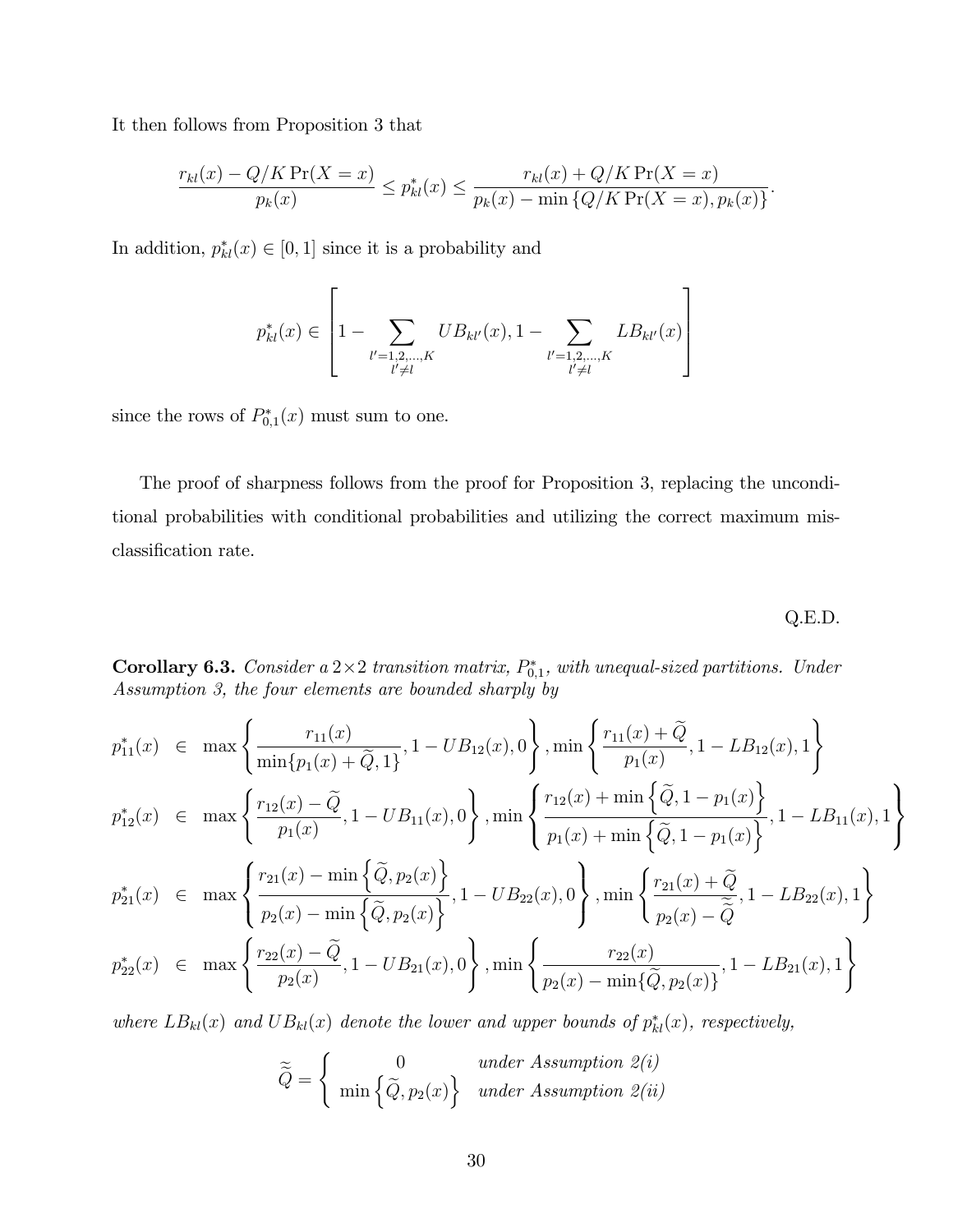It then follows from Proposition 3 that

$$\frac{r_{kl}(x) - Q/K\Pr(X=x)}{p_k(x)} \leq p^*_{kl}(x) \leq \frac{r_{kl}(x) + Q/K\Pr(X=x)}{p_k(x) - \min\{Q/K\Pr(X=x), p_k(x)\}}.$$

In addition, $p^*_{kl}(x) \in [0,1]$ since it is a probability and

$$p^*_{kl}(x) \in \left[1 - \sum_{\substack{l'=1,2,\ldots,K \\ l' \neq l}} UB_{kl'}(x), 1 - \sum_{\substack{l'=1,2,\ldots,K \\ l' \neq l}} LB_{kl'}(x)\right]$$

since the rows of $P^*_{0,1}(x)$ must sum to one.

The proof of sharpness follows from the proof for Proposition 3, replacing the unconditional probabilities with conditional probabilities and utilizing the correct maximum misclassification rate.

Q.E.D.

**Corollary 6.3.** *Consider a $2\times 2$ transition matrix, $P^*_{0,1}$, with unequal-sized partitions. Under Assumption 3, the four elements are bounded sharply by*

$$\begin{aligned}
p^*_{11}(x) &\in \max\left\{\frac{r_{11}(x)}{\min\{p_1(x)+\widetilde{Q},1\}}, 1 - UB_{12}(x), 0\right\}, \min\left\{\frac{r_{11}(x)+\widetilde{Q}}{p_1(x)}, 1 - LB_{12}(x), 1\right\} \\
p^*_{12}(x) &\in \max\left\{\frac{r_{12}(x)-\widetilde{Q}}{p_1(x)}, 1 - UB_{11}(x), 0\right\}, \min\left\{\frac{r_{12}(x)+\min\left\{\widetilde{Q}, 1-p_1(x)\right\}}{p_1(x)+\min\left\{\widetilde{Q}, 1-p_1(x)\right\}}, 1 - LB_{11}(x), 1\right\} \\
p^*_{21}(x) &\in \max\left\{\frac{r_{21}(x)-\min\left\{\widetilde{Q}, p_2(x)\right\}}{p_2(x)-\min\left\{\widetilde{Q}, p_2(x)\right\}}, 1 - UB_{22}(x), 0\right\}, \min\left\{\frac{r_{21}(x)+\widetilde{Q}}{p_2(x)-\widetilde{\widetilde{Q}}}, 1 - LB_{22}(x), 1\right\} \\
p^*_{22}(x) &\in \max\left\{\frac{r_{22}(x)-\widetilde{Q}}{p_2(x)}, 1 - UB_{21}(x), 0\right\}, \min\left\{\frac{r_{22}(x)}{p_2(x)-\min\{\widetilde{Q}, p_2(x)\}}, 1 - LB_{21}(x), 1\right\}
\end{aligned}$$

*where $LB_{kl}(x)$ and $UB_{kl}(x)$ denote the lower and upper bounds of $p^*_{kl}(x)$, respectively,*

$$\widetilde{\widetilde{Q}} = \begin{cases} 0 & \text{under Assumption 2(i)} \\ \min\left\{\widetilde{Q}, p_2(x)\right\} & \text{under Assumption 2(ii)} \end{cases}$$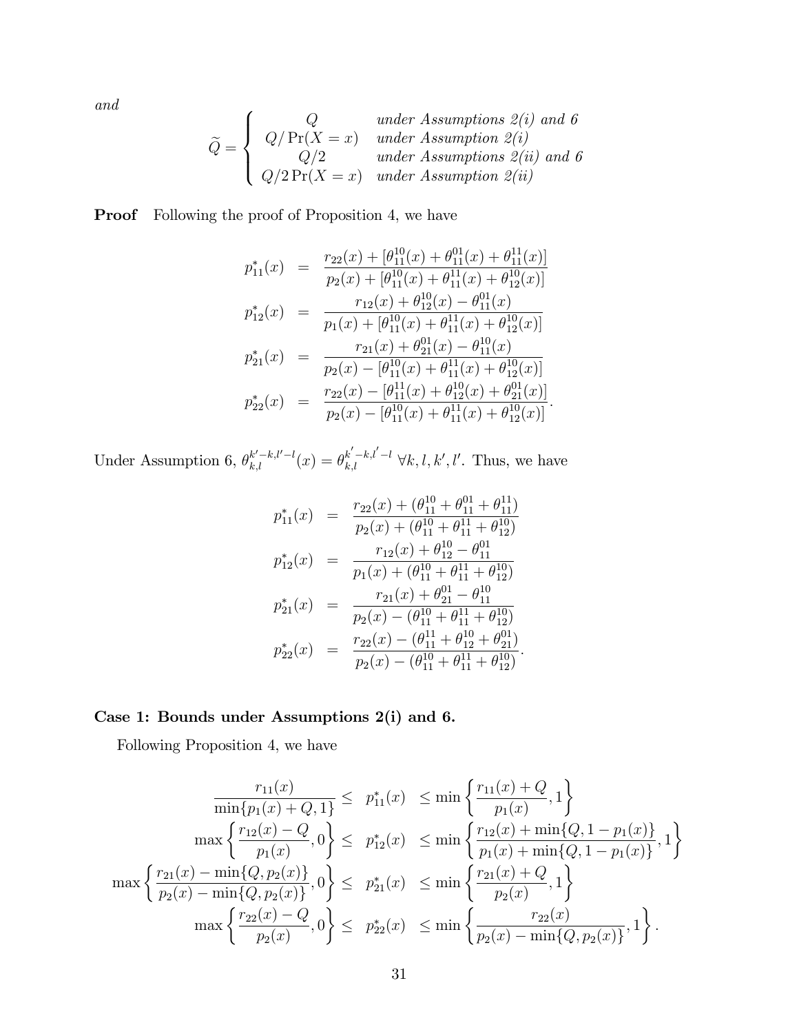*and*

$$
\widetilde{Q} = \begin{cases} Q & \text{under Assumptions 2(i) and 6} \\ Q/\Pr(X=x) & \text{under Assumption 2(i)} \\ Q/2 & \text{under Assumptions 2(ii) and 6} \\ Q/2\Pr(X=x) & \text{under Assumption 2(ii)} \end{cases}
$$

**Proof** Following the proof of Proposition 4, we have

$$
\begin{aligned}
p_{11}^*(x) &= \frac{r_{22}(x) + [\theta_{11}^{10}(x) + \theta_{11}^{01}(x) + \theta_{11}^{11}(x)]}{p_2(x) + [\theta_{11}^{10}(x) + \theta_{11}^{11}(x) + \theta_{12}^{10}(x)]} \\
p_{12}^*(x) &= \frac{r_{12}(x) + \theta_{12}^{10}(x) - \theta_{11}^{01}(x)}{p_1(x) + [\theta_{11}^{10}(x) + \theta_{11}^{11}(x) + \theta_{12}^{10}(x)]} \\
p_{21}^*(x) &= \frac{r_{21}(x) + \theta_{21}^{01}(x) - \theta_{11}^{10}(x)}{p_2(x) - [\theta_{11}^{10}(x) + \theta_{11}^{11}(x) + \theta_{12}^{10}(x)]} \\
p_{22}^*(x) &= \frac{r_{22}(x) - [\theta_{11}^{11}(x) + \theta_{12}^{10}(x) + \theta_{21}^{01}(x)]}{p_2(x) - [\theta_{11}^{10}(x) + \theta_{11}^{11}(x) + \theta_{12}^{10}(x)]}.
\end{aligned}
$$

Under Assumption 6, $\theta_{k,l}^{k'-k,l'-l}(x) = \theta_{k,l}^{k'-k,l'-l}$ $\forall k,l,k',l'$. Thus, we have

$$
\begin{aligned}
p_{11}^*(x) &= \frac{r_{22}(x) + (\theta_{11}^{10} + \theta_{11}^{01} + \theta_{11}^{11})}{p_2(x) + (\theta_{11}^{10} + \theta_{11}^{11} + \theta_{12}^{10})} \\
p_{12}^*(x) &= \frac{r_{12}(x) + \theta_{12}^{10} - \theta_{11}^{01}}{p_1(x) + (\theta_{11}^{10} + \theta_{11}^{11} + \theta_{12}^{10})} \\
p_{21}^*(x) &= \frac{r_{21}(x) + \theta_{21}^{01} - \theta_{11}^{10}}{p_2(x) - (\theta_{11}^{10} + \theta_{11}^{11} + \theta_{12}^{10})} \\
p_{22}^*(x) &= \frac{r_{22}(x) - (\theta_{11}^{11} + \theta_{12}^{10} + \theta_{21}^{01})}{p_2(x) - (\theta_{11}^{10} + \theta_{11}^{11} + \theta_{12}^{10})}.
\end{aligned}
$$

### Case 1: Bounds under Assumptions 2(i) and 6.

Following Proposition 4, we have

$$
\begin{aligned}
\frac{r_{11}(x)}{\min\{p_1(x) + Q, 1\}} \leq \; & p_{11}^*(x) \leq \min\left\{\frac{r_{11}(x) + Q}{p_1(x)}, 1\right\} \\
\max\left\{\frac{r_{12}(x) - Q}{p_1(x)}, 0\right\} \leq \; & p_{12}^*(x) \leq \min\left\{\frac{r_{12}(x) + \min\{Q, 1 - p_1(x)\}}{p_1(x) + \min\{Q, 1 - p_1(x)\}}, 1\right\} \\
\max\left\{\frac{r_{21}(x) - \min\{Q, p_2(x)\}}{p_2(x) - \min\{Q, p_2(x)\}}, 0\right\} \leq \; & p_{21}^*(x) \leq \min\left\{\frac{r_{21}(x) + Q}{p_2(x)}, 1\right\} \\
\max\left\{\frac{r_{22}(x) - Q}{p_2(x)}, 0\right\} \leq \; & p_{22}^*(x) \leq \min\left\{\frac{r_{22}(x)}{p_2(x) - \min\{Q, p_2(x)\}}, 1\right\}.
\end{aligned}
$$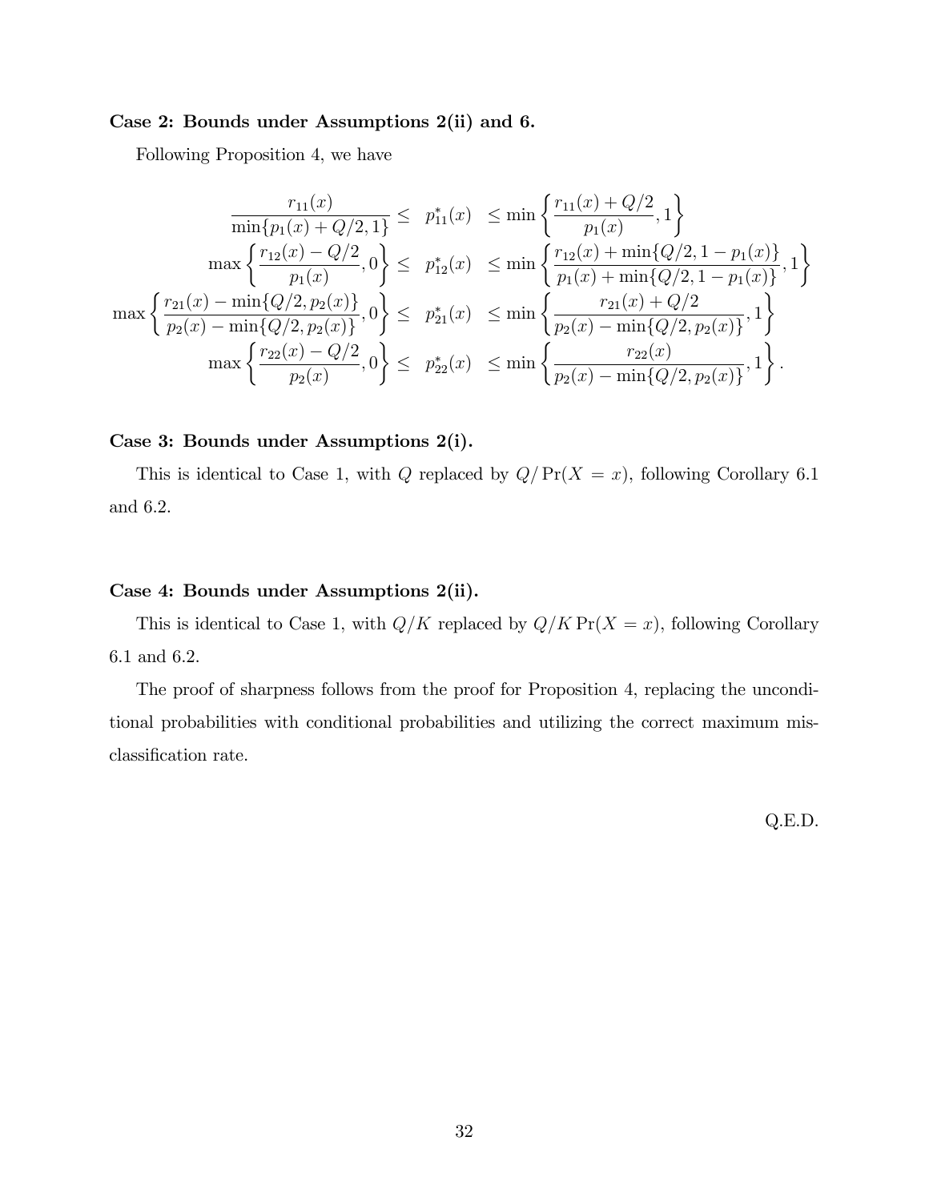**Case 2: Bounds under Assumptions 2(ii) and 6.**

Following Proposition 4, we have

$$
\begin{aligned}
\frac{r_{11}(x)}{\min\{p_1(x)+Q/2,1\}} \leq \; & p_{11}^*(x) && \leq \min\left\{\frac{r_{11}(x)+Q/2}{p_1(x)},1\right\} \\
\max\left\{\frac{r_{12}(x)-Q/2}{p_1(x)},0\right\} \leq \; & p_{12}^*(x) && \leq \min\left\{\frac{r_{12}(x)+\min\{Q/2,1-p_1(x)\}}{p_1(x)+\min\{Q/2,1-p_1(x)\}},1\right\} \\
\max\left\{\frac{r_{21}(x)-\min\{Q/2,p_2(x)\}}{p_2(x)-\min\{Q/2,p_2(x)\}},0\right\} \leq \; & p_{21}^*(x) && \leq \min\left\{\frac{r_{21}(x)+Q/2}{p_2(x)-\min\{Q/2,p_2(x)\}},1\right\} \\
\max\left\{\frac{r_{22}(x)-Q/2}{p_2(x)},0\right\} \leq \; & p_{22}^*(x) && \leq \min\left\{\frac{r_{22}(x)}{p_2(x)-\min\{Q/2,p_2(x)\}},1\right\}.
\end{aligned}
$$

**Case 3: Bounds under Assumptions 2(i).**

This is identical to Case 1, with $Q$ replaced by $Q/\Pr(X=x)$, following Corollary 6.1 and 6.2.

**Case 4: Bounds under Assumptions 2(ii).**

This is identical to Case 1, with $Q/K$ replaced by $Q/K\Pr(X=x)$, following Corollary 6.1 and 6.2.

The proof of sharpness follows from the proof for Proposition 4, replacing the unconditional probabilities with conditional probabilities and utilizing the correct maximum misclassification rate.

Q.E.D.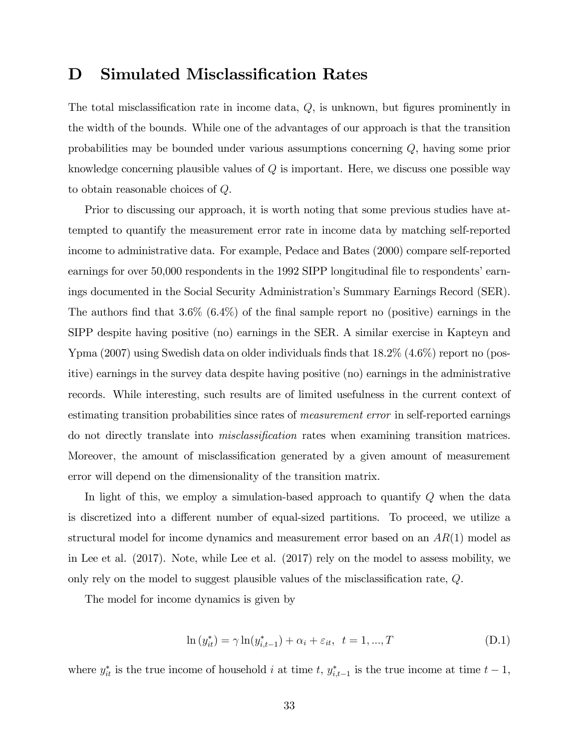# D Simulated Misclassification Rates

The total misclassification rate in income data, $Q$, is unknown, but figures prominently in the width of the bounds. While one of the advantages of our approach is that the transition probabilities may be bounded under various assumptions concerning $Q$, having some prior knowledge concerning plausible values of $Q$ is important. Here, we discuss one possible way to obtain reasonable choices of $Q$.

Prior to discussing our approach, it is worth noting that some previous studies have attempted to quantify the measurement error rate in income data by matching self-reported income to administrative data. For example, Pedace and Bates (2000) compare self-reported earnings for over 50,000 respondents in the 1992 SIPP longitudinal file to respondents' earnings documented in the Social Security Administration's Summary Earnings Record (SER). The authors find that 3.6% (6.4%) of the final sample report no (positive) earnings in the SIPP despite having positive (no) earnings in the SER. A similar exercise in Kapteyn and Ypma (2007) using Swedish data on older individuals finds that 18.2% (4.6%) report no (positive) earnings in the survey data despite having positive (no) earnings in the administrative records. While interesting, such results are of limited usefulness in the current context of estimating transition probabilities since rates of *measurement error* in self-reported earnings do not directly translate into *misclassification* rates when examining transition matrices. Moreover, the amount of misclassification generated by a given amount of measurement error will depend on the dimensionality of the transition matrix.

In light of this, we employ a simulation-based approach to quantify $Q$ when the data is discretized into a different number of equal-sized partitions. To proceed, we utilize a structural model for income dynamics and measurement error based on an $AR(1)$ model as in Lee et al. (2017). Note, while Lee et al. (2017) rely on the model to assess mobility, we only rely on the model to suggest plausible values of the misclassification rate, $Q$.

The model for income dynamics is given by

$$\ln(y_{it}^{*}) = \gamma \ln(y_{i,t-1}^{*}) + \alpha_i + \varepsilon_{it}, \ \ t = 1, ..., T \tag{D.1}$$

where $y_{it}^{*}$ is the true income of household $i$ at time $t$, $y_{i,t-1}^{*}$ is the true income at time $t-1$,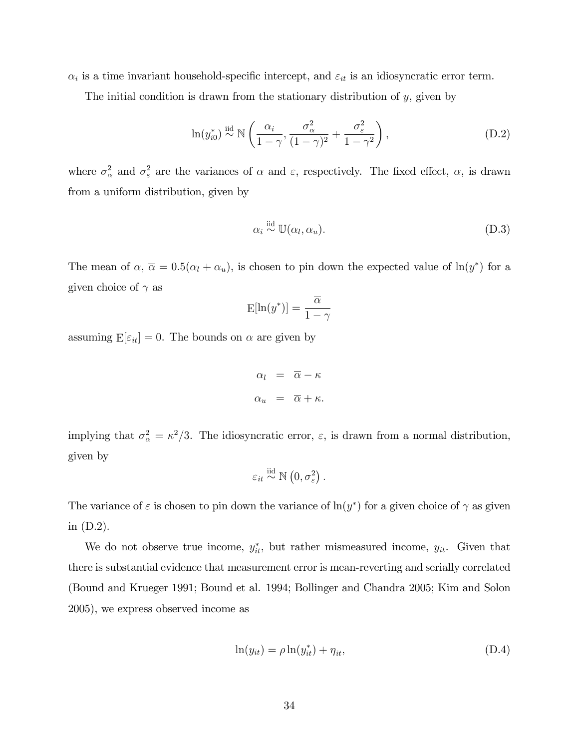$\alpha_i$ is a time invariant household-specific intercept, and $\varepsilon_{it}$ is an idiosyncratic error term.

The initial condition is drawn from the stationary distribution of $y$, given by

$$\ln(y_{i0}^*) \overset{\text{iid}}{\sim} \mathbb{N}\left(\frac{\alpha_i}{1-\gamma}, \frac{\sigma_\alpha^2}{(1-\gamma)^2} + \frac{\sigma_\varepsilon^2}{1-\gamma^2}\right), \tag{D.2}$$

where $\sigma_\alpha^2$ and $\sigma_\varepsilon^2$ are the variances of $\alpha$ and $\varepsilon$, respectively. The fixed effect, $\alpha$, is drawn from a uniform distribution, given by

$$\alpha_i \overset{\text{iid}}{\sim} \mathbb{U}(\alpha_l, \alpha_u). \tag{D.3}$$

The mean of $\alpha$, $\overline{\alpha} = 0.5(\alpha_l + \alpha_u)$, is chosen to pin down the expected value of $\ln(y^*)$ for a given choice of $\gamma$ as

$$\mathrm{E}[\ln(y^*)] = \frac{\overline{\alpha}}{1-\gamma}$$

assuming $\mathrm{E}[\varepsilon_{it}] = 0$. The bounds on $\alpha$ are given by

$$\begin{aligned}
\alpha_l &= \overline{\alpha} - \kappa \\
\alpha_u &= \overline{\alpha} + \kappa.
\end{aligned}$$

implying that $\sigma_\alpha^2 = \kappa^2/3$. The idiosyncratic error, $\varepsilon$, is drawn from a normal distribution, given by

$$\varepsilon_{it} \overset{\text{iid}}{\sim} \mathbb{N}\left(0, \sigma_\varepsilon^2\right).$$

The variance of $\varepsilon$ is chosen to pin down the variance of $\ln(y^*)$ for a given choice of $\gamma$ as given in (D.2).

We do not observe true income, $y_{it}^*$, but rather mismeasured income, $y_{it}$. Given that there is substantial evidence that measurement error is mean-reverting and serially correlated (Bound and Krueger 1991; Bound et al. 1994; Bollinger and Chandra 2005; Kim and Solon 2005), we express observed income as

$$\ln(y_{it}) = \rho \ln(y_{it}^*) + \eta_{it}, \tag{D.4}$$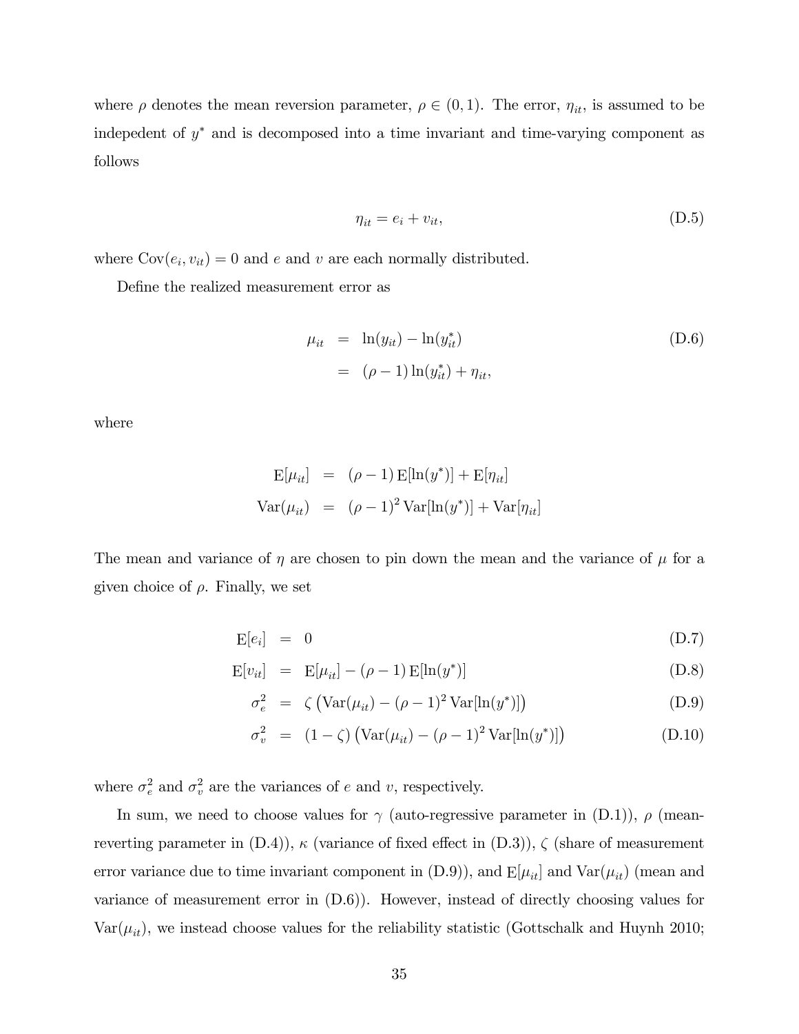where $\rho$ denotes the mean reversion parameter, $\rho \in (0,1)$. The error, $\eta_{it}$, is assumed to be indepedent of $y^*$ and is decomposed into a time invariant and time-varying component as follows

$$\eta_{it} = e_i + v_{it}, \tag{D.5}$$

where $\text{Cov}(e_i, v_{it}) = 0$ and $e$ and $v$ are each normally distributed.

Define the realized measurement error as

$$\begin{aligned} \mu_{it} &= \ln(y_{it}) - \ln(y^*_{it}) \\ &= (\rho - 1)\ln(y^*_{it}) + \eta_{it}, \end{aligned} \tag{D.6}$$

where

$$\begin{aligned} \text{E}[\mu_{it}] &= (\rho - 1)\,\text{E}[\ln(y^*)] + \text{E}[\eta_{it}] \\ \text{Var}(\mu_{it}) &= (\rho - 1)^2\,\text{Var}[\ln(y^*)] + \text{Var}[\eta_{it}] \end{aligned}$$

The mean and variance of $\eta$ are chosen to pin down the mean and the variance of $\mu$ for a given choice of $\rho$. Finally, we set

$$\text{E}[e_i] = 0 \tag{D.7}$$

$$\text{E}[v_{it}] = \text{E}[\mu_{it}] - (\rho - 1)\,\text{E}[\ln(y^*)] \tag{D.8}$$

$$\sigma_e^2 = \zeta\left(\text{Var}(\mu_{it}) - (\rho - 1)^2\,\text{Var}[\ln(y^*)]\right) \tag{D.9}$$

$$\sigma_v^2 = (1 - \zeta)\left(\text{Var}(\mu_{it}) - (\rho - 1)^2\,\text{Var}[\ln(y^*)]\right) \tag{D.10}$$

where $\sigma_e^2$ and $\sigma_v^2$ are the variances of $e$ and $v$, respectively.

In sum, we need to choose values for $\gamma$ (auto-regressive parameter in (D.1)), $\rho$ (mean-reverting parameter in (D.4)), $\kappa$ (variance of fixed effect in (D.3)), $\zeta$ (share of measurement error variance due to time invariant component in (D.9)), and $\text{E}[\mu_{it}]$ and $\text{Var}(\mu_{it})$ (mean and variance of measurement error in (D.6)). However, instead of directly choosing values for $\text{Var}(\mu_{it})$, we instead choose values for the reliability statistic (Gottschalk and Huynh 2010;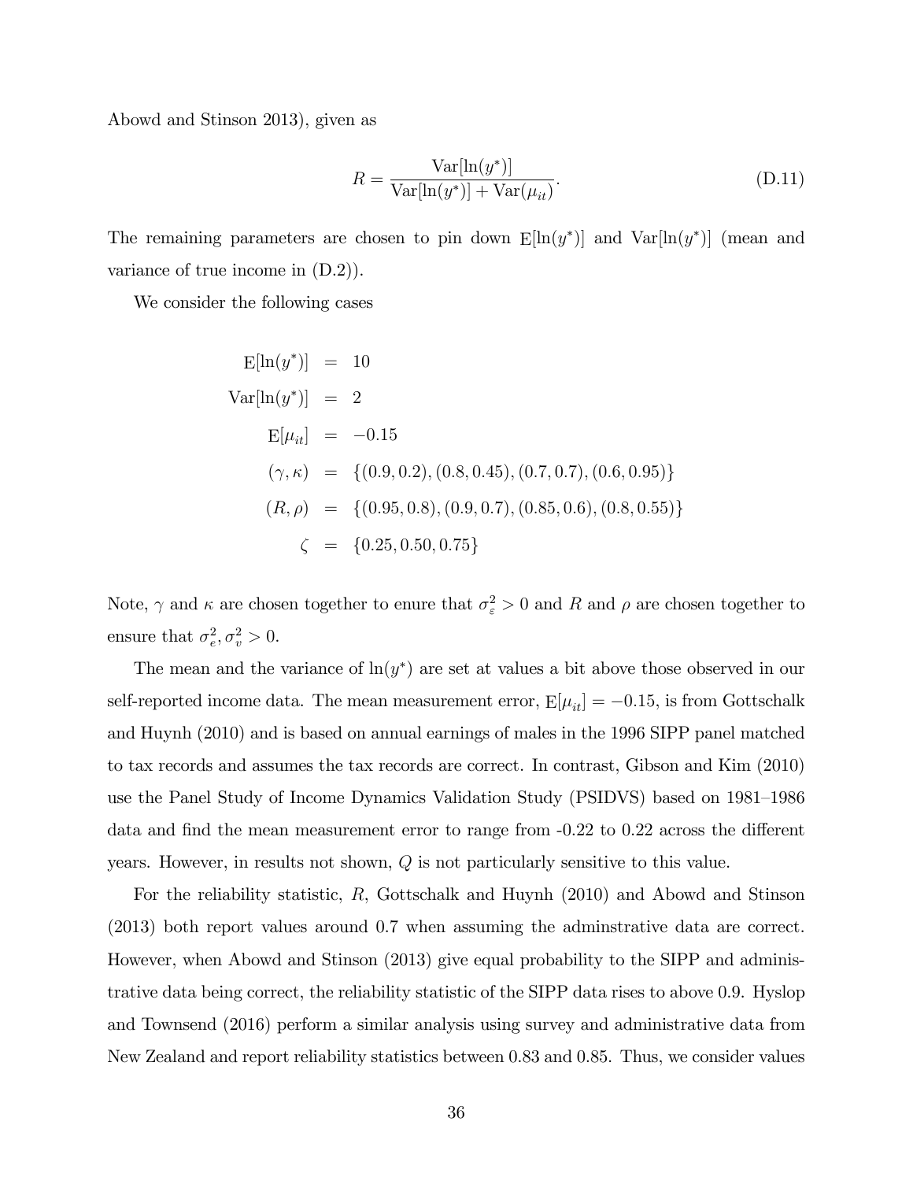Abowd and Stinson 2013), given as

$$R = \frac{\text{Var}[\ln(y^*)]}{\text{Var}[\ln(y^*)] + \text{Var}(\mu_{it})}. \tag{D.11}$$

The remaining parameters are chosen to pin down $\text{E}[\ln(y^*)]$ and $\text{Var}[\ln(y^*)]$ (mean and variance of true income in (D.2)).

We consider the following cases

$$\begin{aligned}
\text{E}[\ln(y^*)] &= 10 \\
\text{Var}[\ln(y^*)] &= 2 \\
\text{E}[\mu_{it}] &= -0.15 \\
(\gamma, \kappa) &= \{(0.9, 0.2), (0.8, 0.45), (0.7, 0.7), (0.6, 0.95)\} \\
(R, \rho) &= \{(0.95, 0.8), (0.9, 0.7), (0.85, 0.6), (0.8, 0.55)\} \\
\zeta &= \{0.25, 0.50, 0.75\}
\end{aligned}$$

Note, $\gamma$ and $\kappa$ are chosen together to enure that $\sigma_\varepsilon^2 > 0$ and $R$ and $\rho$ are chosen together to ensure that $\sigma_e^2, \sigma_v^2 > 0$.

The mean and the variance of $\ln(y^*)$ are set at values a bit above those observed in our self-reported income data. The mean measurement error, $\text{E}[\mu_{it}] = -0.15$, is from Gottschalk and Huynh (2010) and is based on annual earnings of males in the 1996 SIPP panel matched to tax records and assumes the tax records are correct. In contrast, Gibson and Kim (2010) use the Panel Study of Income Dynamics Validation Study (PSIDVS) based on 1981–1986 data and find the mean measurement error to range from -0.22 to 0.22 across the different years. However, in results not shown, $Q$ is not particularly sensitive to this value.

For the reliability statistic, $R$, Gottschalk and Huynh (2010) and Abowd and Stinson (2013) both report values around 0.7 when assuming the adminstrative data are correct. However, when Abowd and Stinson (2013) give equal probability to the SIPP and administrative data being correct, the reliability statistic of the SIPP data rises to above 0.9. Hyslop and Townsend (2016) perform a similar analysis using survey and administrative data from New Zealand and report reliability statistics between 0.83 and 0.85. Thus, we consider values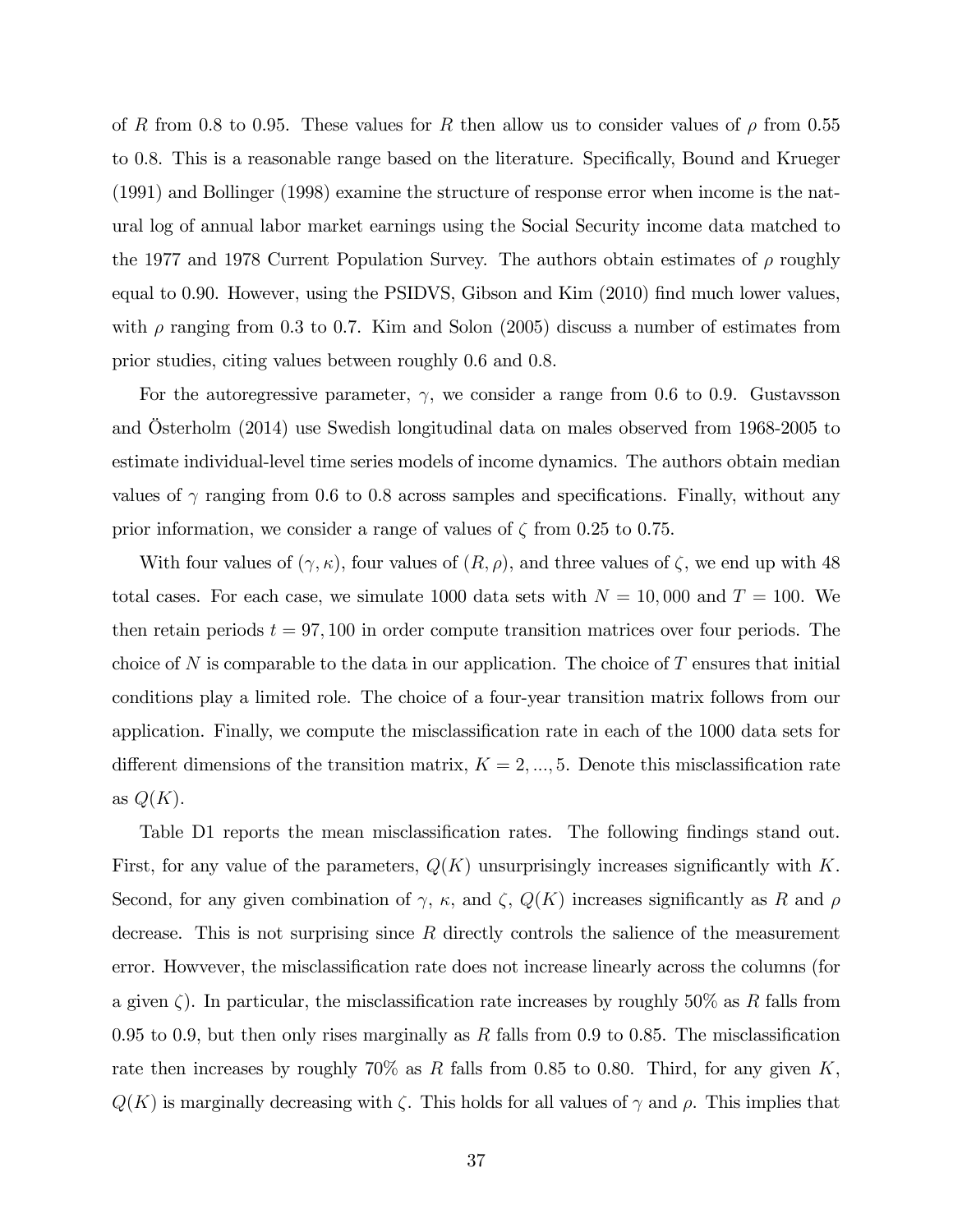of $R$ from 0.8 to 0.95. These values for $R$ then allow us to consider values of $\rho$ from 0.55 to 0.8. This is a reasonable range based on the literature. Specifically, Bound and Krueger (1991) and Bollinger (1998) examine the structure of response error when income is the natural log of annual labor market earnings using the Social Security income data matched to the 1977 and 1978 Current Population Survey. The authors obtain estimates of $\rho$ roughly equal to 0.90. However, using the PSIDVS, Gibson and Kim (2010) find much lower values, with $\rho$ ranging from 0.3 to 0.7. Kim and Solon (2005) discuss a number of estimates from prior studies, citing values between roughly 0.6 and 0.8.

For the autoregressive parameter, $\gamma$, we consider a range from 0.6 to 0.9. Gustavsson and Österholm (2014) use Swedish longitudinal data on males observed from 1968-2005 to estimate individual-level time series models of income dynamics. The authors obtain median values of $\gamma$ ranging from 0.6 to 0.8 across samples and specifications. Finally, without any prior information, we consider a range of values of $\zeta$ from 0.25 to 0.75.

With four values of $(\gamma, \kappa)$, four values of $(R, \rho)$, and three values of $\zeta$, we end up with 48 total cases. For each case, we simulate 1000 data sets with $N = 10,000$ and $T = 100$. We then retain periods $t = 97, 100$ in order compute transition matrices over four periods. The choice of $N$ is comparable to the data in our application. The choice of $T$ ensures that initial conditions play a limited role. The choice of a four-year transition matrix follows from our application. Finally, we compute the misclassification rate in each of the 1000 data sets for different dimensions of the transition matrix, $K = 2, ..., 5$. Denote this misclassification rate as $Q(K)$.

Table D1 reports the mean misclassification rates. The following findings stand out. First, for any value of the parameters, $Q(K)$ unsurprisingly increases significantly with $K$. Second, for any given combination of $\gamma$, $\kappa$, and $\zeta$, $Q(K)$ increases significantly as $R$ and $\rho$ decrease. This is not surprising since $R$ directly controls the salience of the measurement error. Howvever, the misclassification rate does not increase linearly across the columns (for a given $\zeta$). In particular, the misclassification rate increases by roughly 50% as $R$ falls from 0.95 to 0.9, but then only rises marginally as $R$ falls from 0.9 to 0.85. The misclassification rate then increases by roughly 70% as $R$ falls from 0.85 to 0.80. Third, for any given $K$, $Q(K)$ is marginally decreasing with $\zeta$. This holds for all values of $\gamma$ and $\rho$. This implies that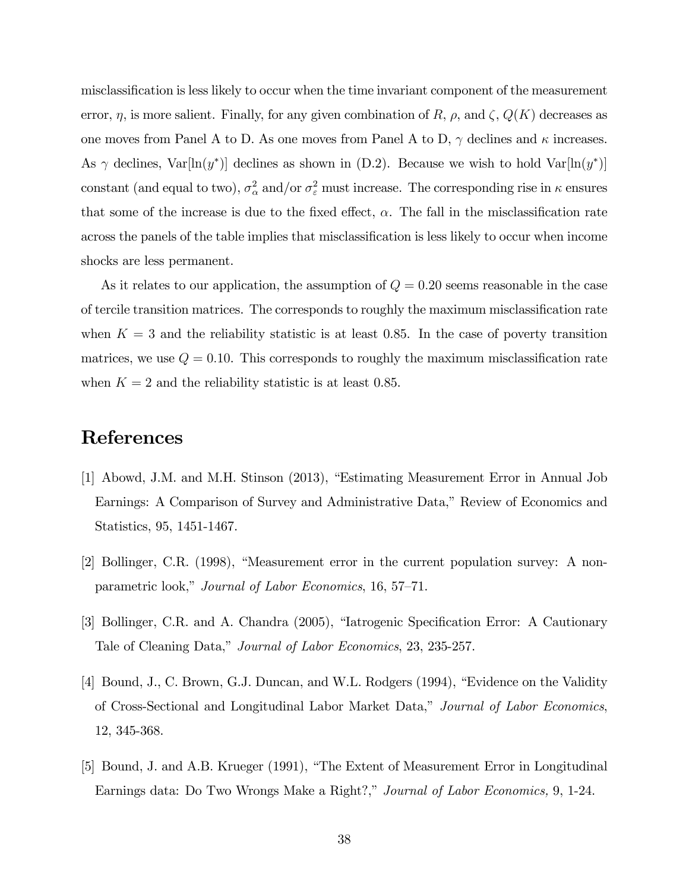misclassification is less likely to occur when the time invariant component of the measurement error, $\eta$, is more salient. Finally, for any given combination of $R$, $\rho$, and $\zeta$, $Q(K)$ decreases as one moves from Panel A to D. As one moves from Panel A to D, $\gamma$ declines and $\kappa$ increases. As $\gamma$ declines, $\text{Var}[\ln(y^*)]$ declines as shown in (D.2). Because we wish to hold $\text{Var}[\ln(y^*)]$ constant (and equal to two), $\sigma^2_\alpha$ and/or $\sigma^2_\varepsilon$ must increase. The corresponding rise in $\kappa$ ensures that some of the increase is due to the fixed effect, $\alpha$. The fall in the misclassification rate across the panels of the table implies that misclassification is less likely to occur when income shocks are less permanent.

As it relates to our application, the assumption of $Q = 0.20$ seems reasonable in the case of tercile transition matrices. The corresponds to roughly the maximum misclassification rate when $K = 3$ and the reliability statistic is at least 0.85. In the case of poverty transition matrices, we use $Q = 0.10$. This corresponds to roughly the maximum misclassification rate when $K = 2$ and the reliability statistic is at least 0.85.

# References

[1] Abowd, J.M. and M.H. Stinson (2013), "Estimating Measurement Error in Annual Job Earnings: A Comparison of Survey and Administrative Data," Review of Economics and Statistics, 95, 1451-1467.

[2] Bollinger, C.R. (1998), "Measurement error in the current population survey: A nonparametric look," *Journal of Labor Economics*, 16, 57–71.

[3] Bollinger, C.R. and A. Chandra (2005), "Iatrogenic Specification Error: A Cautionary Tale of Cleaning Data," *Journal of Labor Economics*, 23, 235-257.

[4] Bound, J., C. Brown, G.J. Duncan, and W.L. Rodgers (1994), "Evidence on the Validity of Cross-Sectional and Longitudinal Labor Market Data," *Journal of Labor Economics*, 12, 345-368.

[5] Bound, J. and A.B. Krueger (1991), "The Extent of Measurement Error in Longitudinal Earnings data: Do Two Wrongs Make a Right?," *Journal of Labor Economics*, 9, 1-24.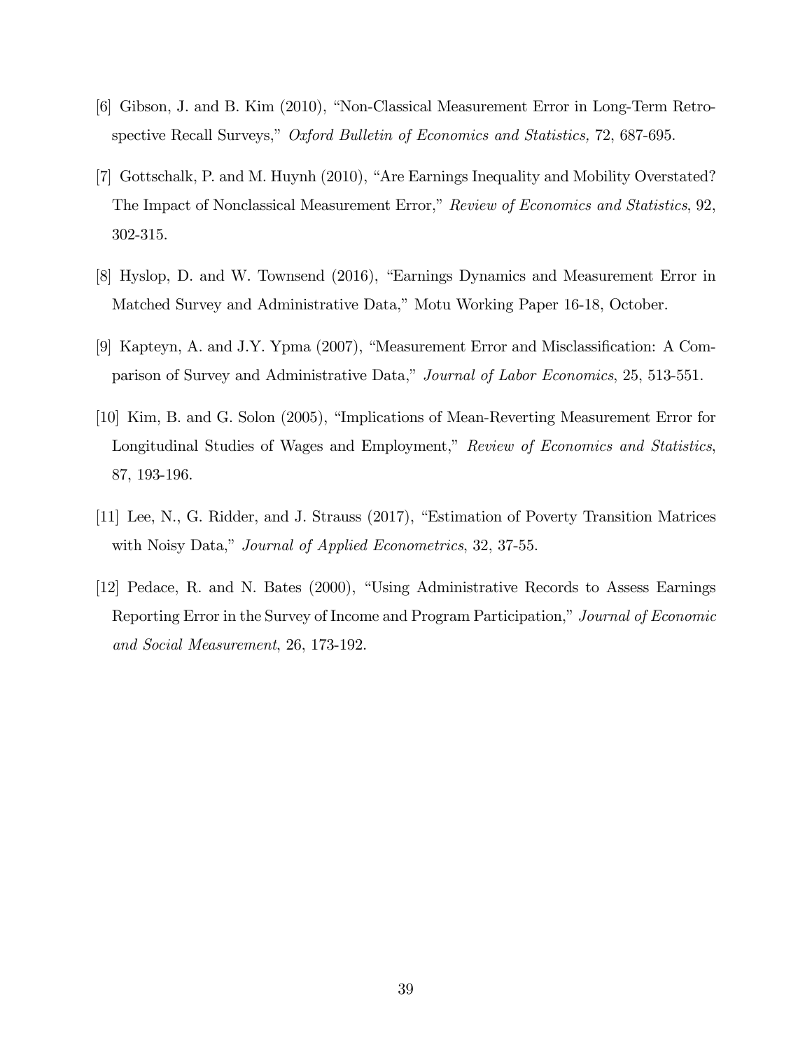[6] Gibson, J. and B. Kim (2010), "Non-Classical Measurement Error in Long-Term Retrospective Recall Surveys," *Oxford Bulletin of Economics and Statistics,* 72, 687-695.

[7] Gottschalk, P. and M. Huynh (2010), "Are Earnings Inequality and Mobility Overstated? The Impact of Nonclassical Measurement Error," *Review of Economics and Statistics*, 92, 302-315.

[8] Hyslop, D. and W. Townsend (2016), "Earnings Dynamics and Measurement Error in Matched Survey and Administrative Data," Motu Working Paper 16-18, October.

[9] Kapteyn, A. and J.Y. Ypma (2007), "Measurement Error and Misclassification: A Comparison of Survey and Administrative Data," *Journal of Labor Economics*, 25, 513-551.

[10] Kim, B. and G. Solon (2005), "Implications of Mean-Reverting Measurement Error for Longitudinal Studies of Wages and Employment," *Review of Economics and Statistics*, 87, 193-196.

[11] Lee, N., G. Ridder, and J. Strauss (2017), "Estimation of Poverty Transition Matrices with Noisy Data," *Journal of Applied Econometrics*, 32, 37-55.

[12] Pedace, R. and N. Bates (2000), "Using Administrative Records to Assess Earnings Reporting Error in the Survey of Income and Program Participation," *Journal of Economic and Social Measurement*, 26, 173-192.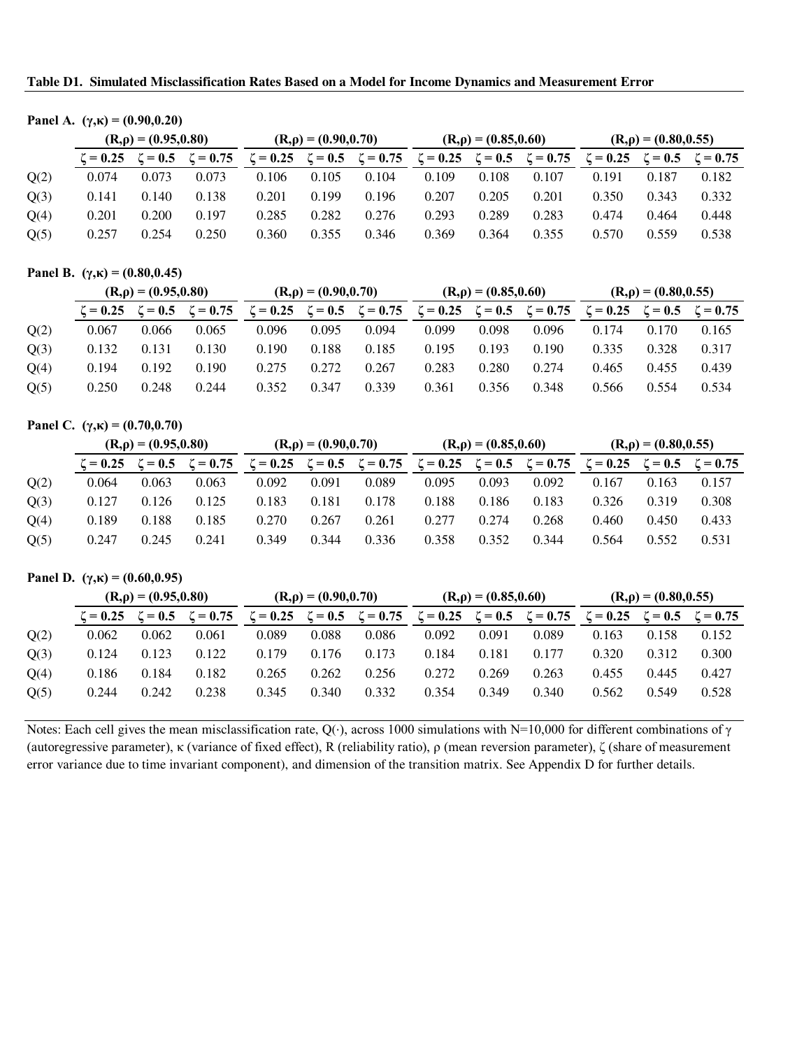**Table D1. Simulated Misclassification Rates Based on a Model for Income Dynamics and Measurement Error**

**Panel A. $(\gamma,\kappa) = (0.90,0.20)$**

| | $(R,\rho) = (0.95,0.80)$ | | | $(R,\rho) = (0.90,0.70)$ | | | $(R,\rho) = (0.85,0.60)$ | | | $(R,\rho) = (0.80,0.55)$ | | |
|---|---|---|---|---|---|---|---|---|---|---|---|---|
| | $\zeta = 0.25$ | $\zeta = 0.5$ | $\zeta = 0.75$ | $\zeta = 0.25$ | $\zeta = 0.5$ | $\zeta = 0.75$ | $\zeta = 0.25$ | $\zeta = 0.5$ | $\zeta = 0.75$ | $\zeta = 0.25$ | $\zeta = 0.5$ | $\zeta = 0.75$ |
| Q(2) | 0.074 | 0.073 | 0.073 | 0.106 | 0.105 | 0.104 | 0.109 | 0.108 | 0.107 | 0.191 | 0.187 | 0.182 |
| Q(3) | 0.141 | 0.140 | 0.138 | 0.201 | 0.199 | 0.196 | 0.207 | 0.205 | 0.201 | 0.350 | 0.343 | 0.332 |
| Q(4) | 0.201 | 0.200 | 0.197 | 0.285 | 0.282 | 0.276 | 0.293 | 0.289 | 0.283 | 0.474 | 0.464 | 0.448 |
| Q(5) | 0.257 | 0.254 | 0.250 | 0.360 | 0.355 | 0.346 | 0.369 | 0.364 | 0.355 | 0.570 | 0.559 | 0.538 |

**Panel B. $(\gamma,\kappa) = (0.80,0.45)$**

| | $(R,\rho) = (0.95,0.80)$ | | | $(R,\rho) = (0.90,0.70)$ | | | $(R,\rho) = (0.85,0.60)$ | | | $(R,\rho) = (0.80,0.55)$ | | |
|---|---|---|---|---|---|---|---|---|---|---|---|---|
| | $\zeta = 0.25$ | $\zeta = 0.5$ | $\zeta = 0.75$ | $\zeta = 0.25$ | $\zeta = 0.5$ | $\zeta = 0.75$ | $\zeta = 0.25$ | $\zeta = 0.5$ | $\zeta = 0.75$ | $\zeta = 0.25$ | $\zeta = 0.5$ | $\zeta = 0.75$ |
| Q(2) | 0.067 | 0.066 | 0.065 | 0.096 | 0.095 | 0.094 | 0.099 | 0.098 | 0.096 | 0.174 | 0.170 | 0.165 |
| Q(3) | 0.132 | 0.131 | 0.130 | 0.190 | 0.188 | 0.185 | 0.195 | 0.193 | 0.190 | 0.335 | 0.328 | 0.317 |
| Q(4) | 0.194 | 0.192 | 0.190 | 0.275 | 0.272 | 0.267 | 0.283 | 0.280 | 0.274 | 0.465 | 0.455 | 0.439 |
| Q(5) | 0.250 | 0.248 | 0.244 | 0.352 | 0.347 | 0.339 | 0.361 | 0.356 | 0.348 | 0.566 | 0.554 | 0.534 |

**Panel C. $(\gamma,\kappa) = (0.70,0.70)$**

| | $(R,\rho) = (0.95,0.80)$ | | | $(R,\rho) = (0.90,0.70)$ | | | $(R,\rho) = (0.85,0.60)$ | | | $(R,\rho) = (0.80,0.55)$ | | |
|---|---|---|---|---|---|---|---|---|---|---|---|---|
| | $\zeta = 0.25$ | $\zeta = 0.5$ | $\zeta = 0.75$ | $\zeta = 0.25$ | $\zeta = 0.5$ | $\zeta = 0.75$ | $\zeta = 0.25$ | $\zeta = 0.5$ | $\zeta = 0.75$ | $\zeta = 0.25$ | $\zeta = 0.5$ | $\zeta = 0.75$ |
| Q(2) | 0.064 | 0.063 | 0.063 | 0.092 | 0.091 | 0.089 | 0.095 | 0.093 | 0.092 | 0.167 | 0.163 | 0.157 |
| Q(3) | 0.127 | 0.126 | 0.125 | 0.183 | 0.181 | 0.178 | 0.188 | 0.186 | 0.183 | 0.326 | 0.319 | 0.308 |
| Q(4) | 0.189 | 0.188 | 0.185 | 0.270 | 0.267 | 0.261 | 0.277 | 0.274 | 0.268 | 0.460 | 0.450 | 0.433 |
| Q(5) | 0.247 | 0.245 | 0.241 | 0.349 | 0.344 | 0.336 | 0.358 | 0.352 | 0.344 | 0.564 | 0.552 | 0.531 |

**Panel D. $(\gamma,\kappa) = (0.60,0.95)$**

| | $(R,\rho) = (0.95,0.80)$ | | | $(R,\rho) = (0.90,0.70)$ | | | $(R,\rho) = (0.85,0.60)$ | | | $(R,\rho) = (0.80,0.55)$ | | |
|---|---|---|---|---|---|---|---|---|---|---|---|---|
| | $\zeta = 0.25$ | $\zeta = 0.5$ | $\zeta = 0.75$ | $\zeta = 0.25$ | $\zeta = 0.5$ | $\zeta = 0.75$ | $\zeta = 0.25$ | $\zeta = 0.5$ | $\zeta = 0.75$ | $\zeta = 0.25$ | $\zeta = 0.5$ | $\zeta = 0.75$ |
| Q(2) | 0.062 | 0.062 | 0.061 | 0.089 | 0.088 | 0.086 | 0.092 | 0.091 | 0.089 | 0.163 | 0.158 | 0.152 |
| Q(3) | 0.124 | 0.123 | 0.122 | 0.179 | 0.176 | 0.173 | 0.184 | 0.181 | 0.177 | 0.320 | 0.312 | 0.300 |
| Q(4) | 0.186 | 0.184 | 0.182 | 0.265 | 0.262 | 0.256 | 0.272 | 0.269 | 0.263 | 0.455 | 0.445 | 0.427 |
| Q(5) | 0.244 | 0.242 | 0.238 | 0.345 | 0.340 | 0.332 | 0.354 | 0.349 | 0.340 | 0.562 | 0.549 | 0.528 |

Notes: Each cell gives the mean misclassification rate, Q(·), across 1000 simulations with N=10,000 for different combinations of $\gamma$ (autoregressive parameter), $\kappa$ (variance of fixed effect), R (reliability ratio), $\rho$ (mean reversion parameter), $\zeta$ (share of measurement error variance due to time invariant component), and dimension of the transition matrix. See Appendix D for further details.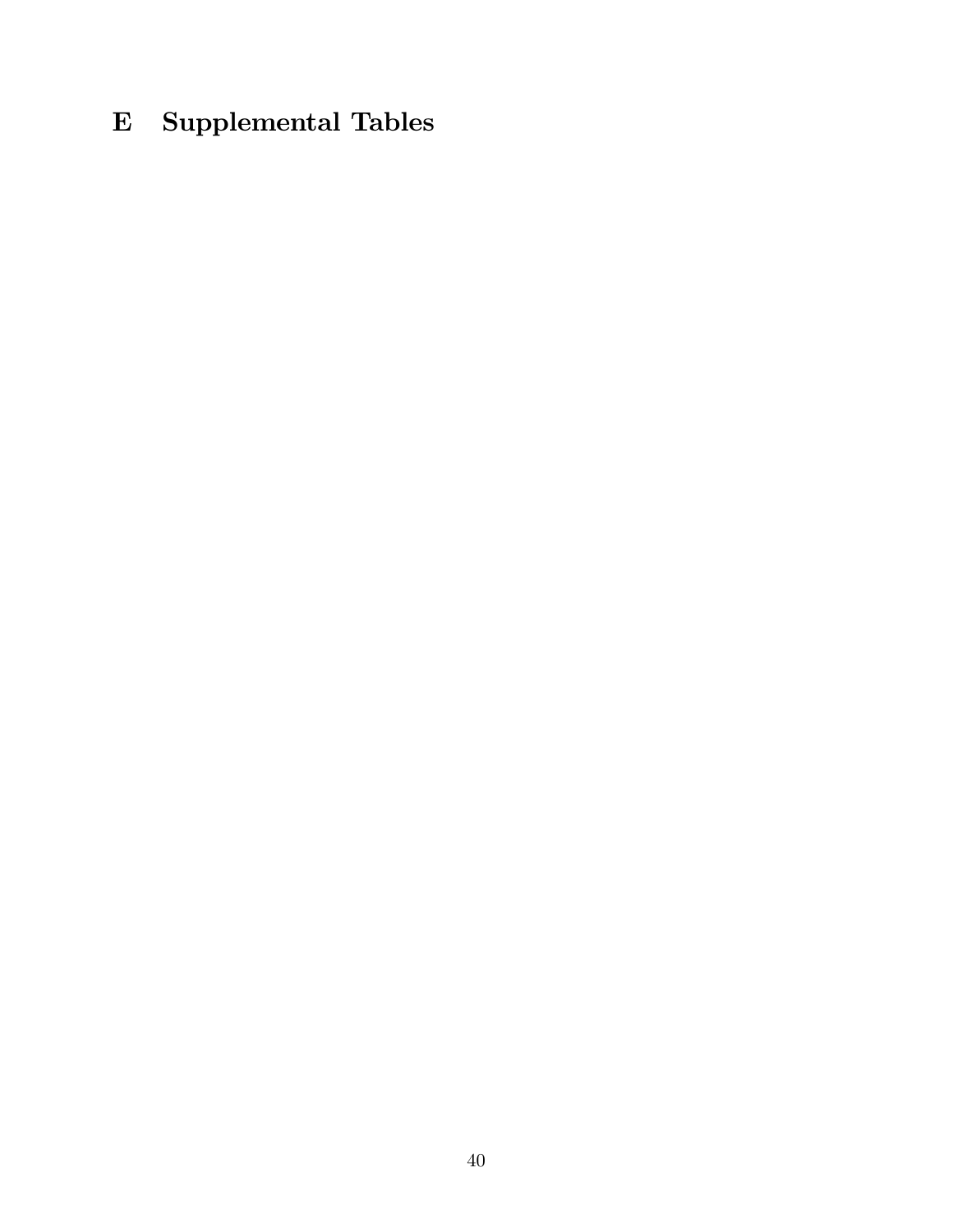# E Supplemental Tables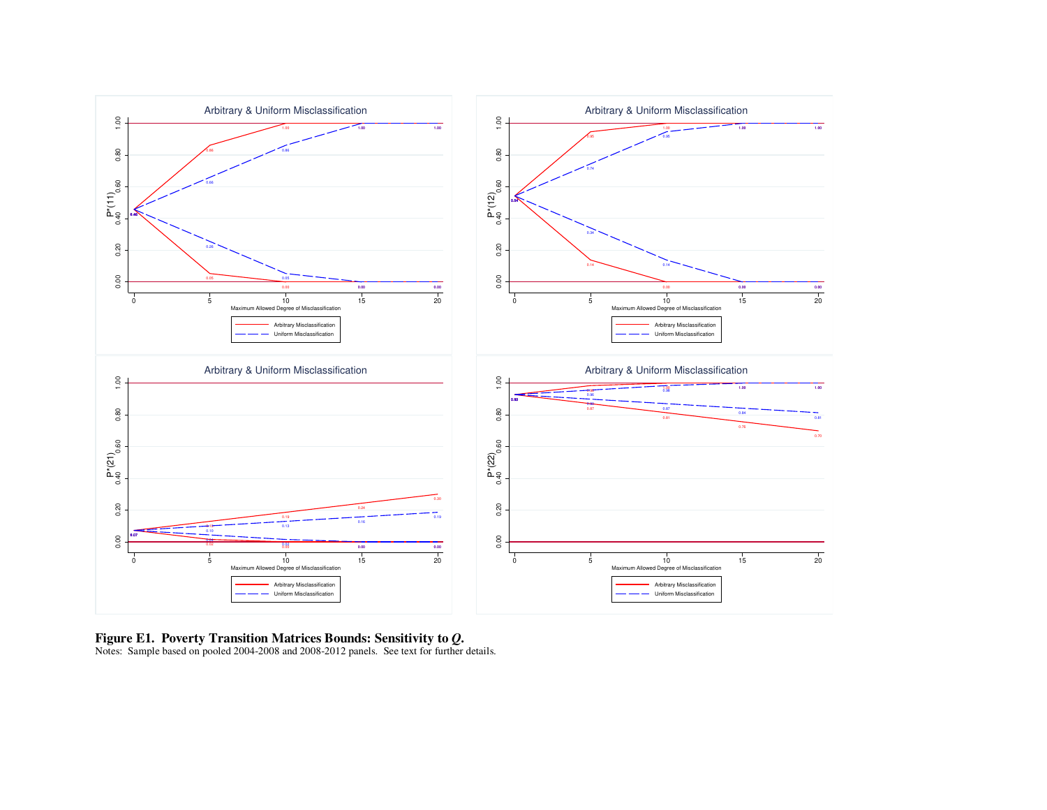**Figure E1. Poverty Transition Matrices Bounds: Sensitivity to *Q*.**

Notes: Sample based on pooled 2004-2008 and 2008-2012 panels. See text for further details.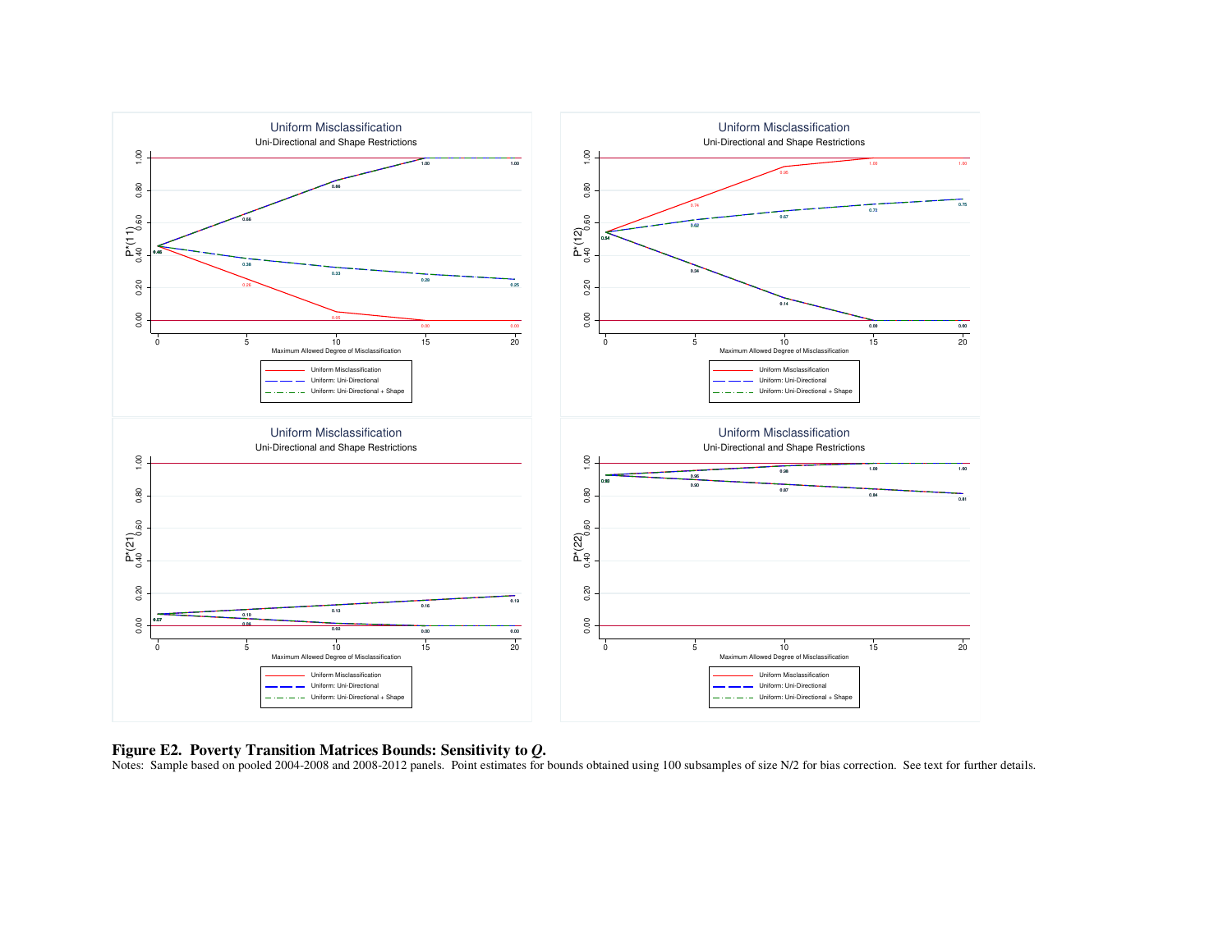**Figure E2. Poverty Transition Matrices Bounds: Sensitivity to *Q*.**

Notes: Sample based on pooled 2004-2008 and 2008-2012 panels. Point estimates for bounds obtained using 100 subsamples of size N/2 for bias correction. See text for further details.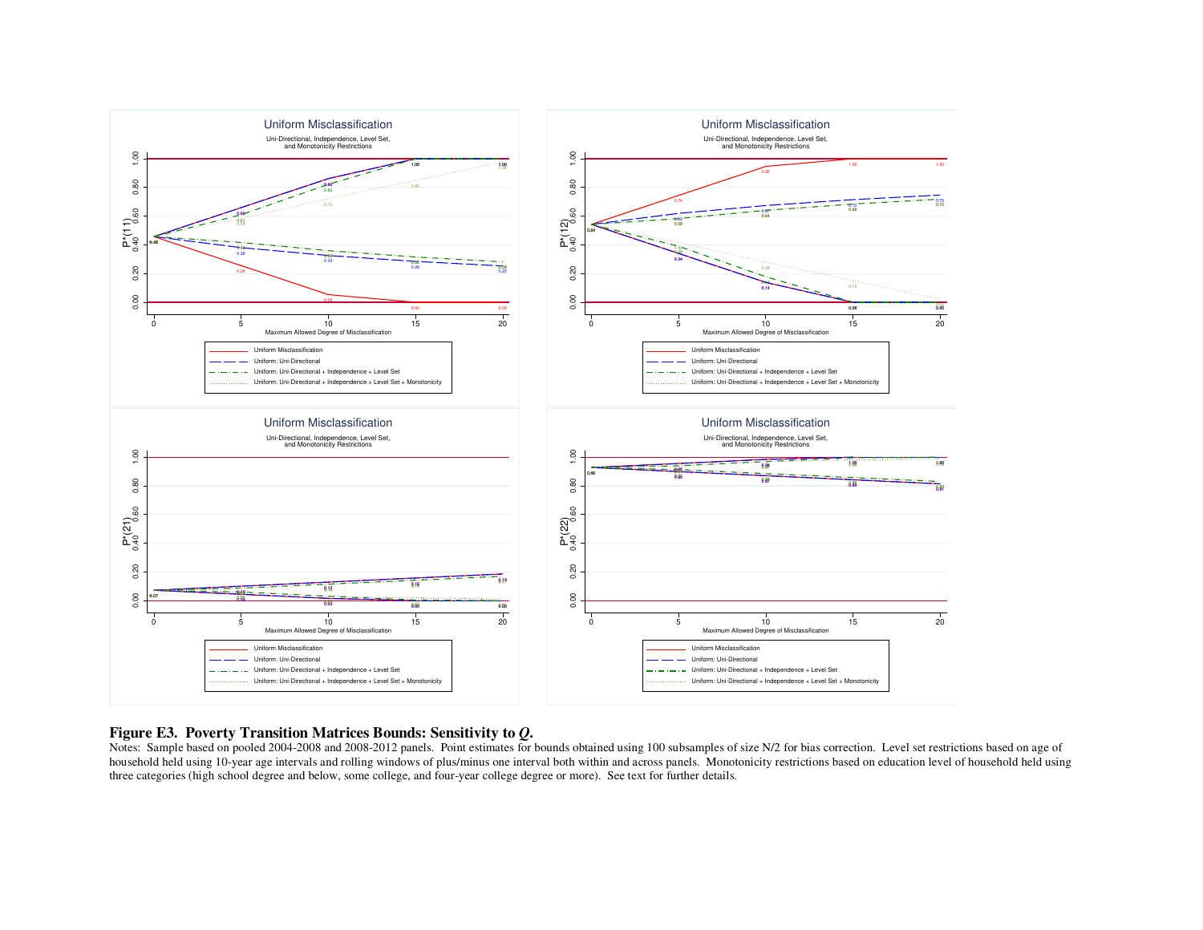**Figure E3. Poverty Transition Matrices Bounds: Sensitivity to *Q*.**

Notes: Sample based on pooled 2004-2008 and 2008-2012 panels. Point estimates for bounds obtained using 100 subsamples of size N/2 for bias correction. Level set restrictions based on age of household held using 10-year age intervals and rolling windows of plus/minus one interval both within and across panels. Monotonicity restrictions based on education level of household held using three categories (high school degree and below, some college, and four-year college degree or more). See text for further details.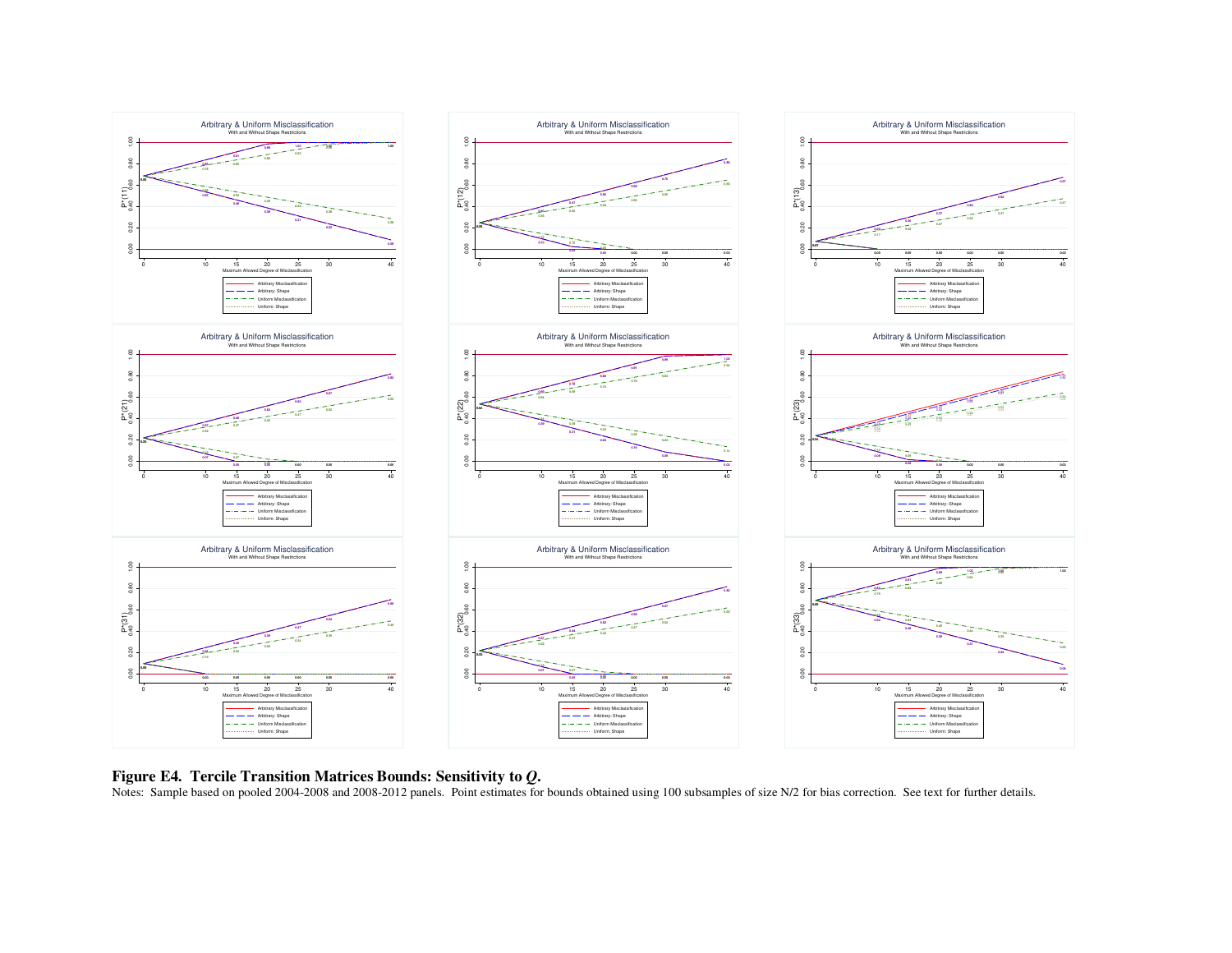**Figure E4. Tercile Transition Matrices Bounds: Sensitivity to *Q*.**

Notes: Sample based on pooled 2004-2008 and 2008-2012 panels. Point estimates for bounds obtained using 100 subsamples of size N/2 for bias correction. See text for further details.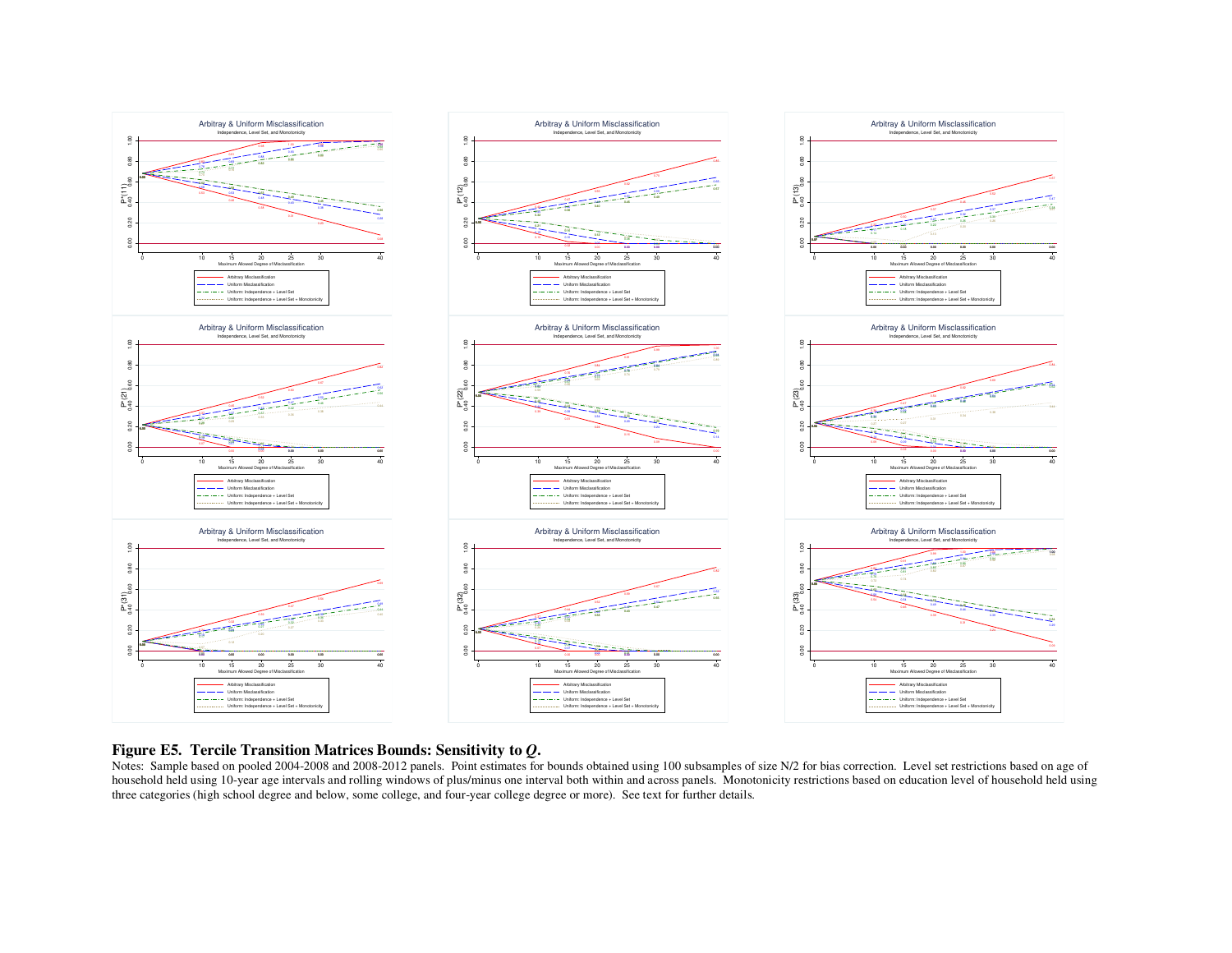**Figure E5. Tercile Transition Matrices Bounds: Sensitivity to *Q*.**

Notes: Sample based on pooled 2004-2008 and 2008-2012 panels. Point estimates for bounds obtained using 100 subsamples of size N/2 for bias correction. Level set restrictions based on age of household held using 10-year age intervals and rolling windows of plus/minus one interval both within and across panels. Monotonicity restrictions based on education level of household held using three categories (high school degree and below, some college, and four-year college degree or more). See text for further details.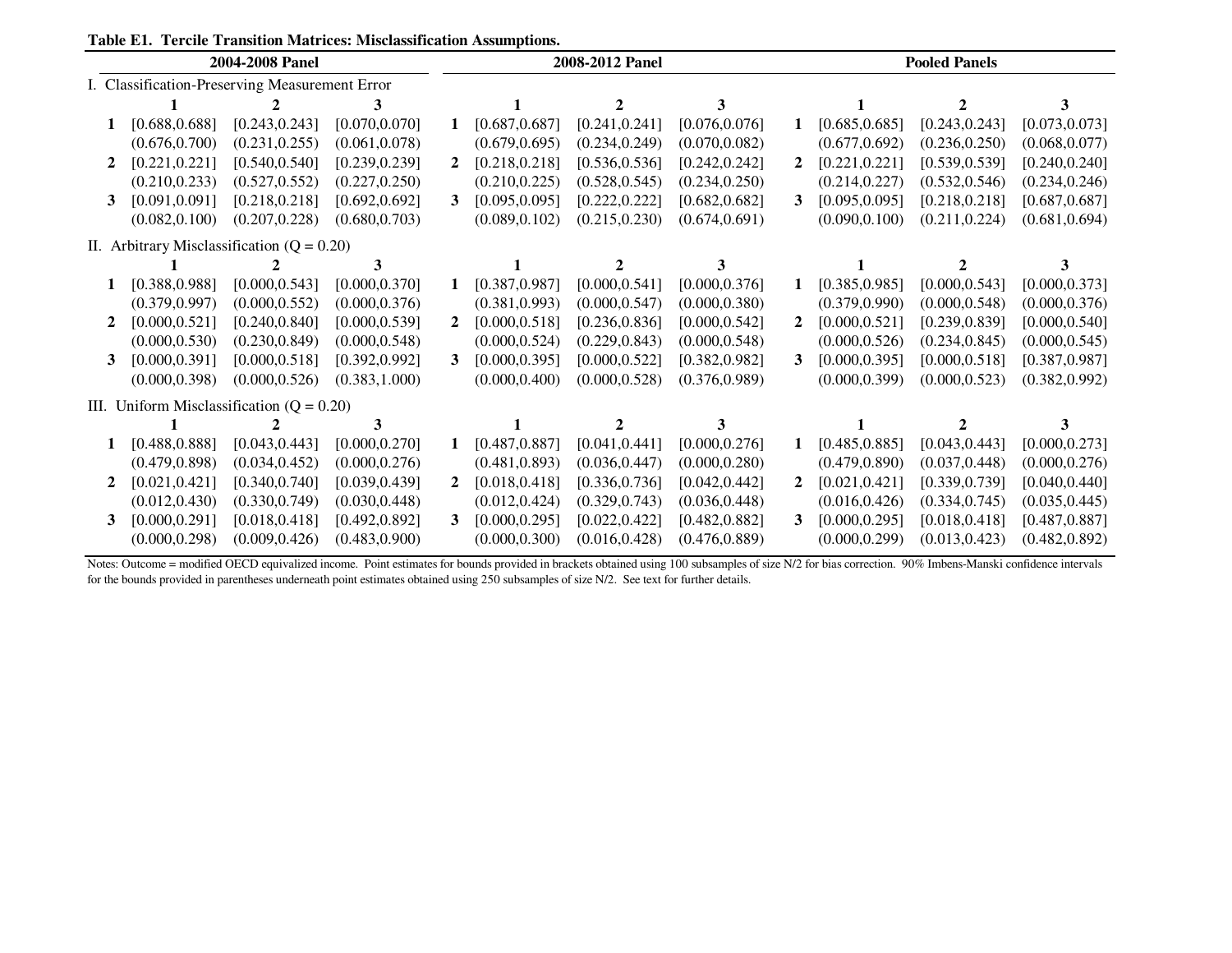**Table E1. Tercile Transition Matrices: Misclassification Assumptions.**

| | 2004-2008 Panel | | | | 2008-2012 Panel | | | | Pooled Panels | | |
|---|---|---|---|---|---|---|---|---|---|---|---|
| **I. Classification-Preserving Measurement Error** | | | | | | | | | | | |
| | **1** | **2** | **3** | | **1** | **2** | **3** | | **1** | **2** | **3** |
| **1** | [0.688,0.688] | [0.243,0.243] | [0.070,0.070] | **1** | [0.687,0.687] | [0.241,0.241] | [0.076,0.076] | **1** | [0.685,0.685] | [0.243,0.243] | [0.073,0.073] |
| | (0.676,0.700) | (0.231,0.255) | (0.061,0.078) | | (0.679,0.695) | (0.234,0.249) | (0.070,0.082) | | (0.677,0.692) | (0.236,0.250) | (0.068,0.077) |
| **2** | [0.221,0.221] | [0.540,0.540] | [0.239,0.239] | **2** | [0.218,0.218] | [0.536,0.536] | [0.242,0.242] | **2** | [0.221,0.221] | [0.539,0.539] | [0.240,0.240] |
| | (0.210,0.233) | (0.527,0.552) | (0.227,0.250) | | (0.210,0.225) | (0.528,0.545) | (0.234,0.250) | | (0.214,0.227) | (0.532,0.546) | (0.234,0.246) |
| **3** | [0.091,0.091] | [0.218,0.218] | [0.692,0.692] | **3** | [0.095,0.095] | [0.222,0.222] | [0.682,0.682] | **3** | [0.095,0.095] | [0.218,0.218] | [0.687,0.687] |
| | (0.082,0.100) | (0.207,0.228) | (0.680,0.703) | | (0.089,0.102) | (0.215,0.230) | (0.674,0.691) | | (0.090,0.100) | (0.211,0.224) | (0.681,0.694) |
| **II. Arbitrary Misclassification (Q = 0.20)** | | | | | | | | | | | |
| | **1** | **2** | **3** | | **1** | **2** | **3** | | **1** | **2** | **3** |
| **1** | [0.388,0.988] | [0.000,0.543] | [0.000,0.370] | **1** | [0.387,0.987] | [0.000,0.541] | [0.000,0.376] | **1** | [0.385,0.985] | [0.000,0.543] | [0.000,0.373] |
| | (0.379,0.997) | (0.000,0.552) | (0.000,0.376) | | (0.381,0.993) | (0.000,0.547) | (0.000,0.380) | | (0.379,0.990) | (0.000,0.548) | (0.000,0.376) |
| **2** | [0.000,0.521] | [0.240,0.840] | [0.000,0.539] | **2** | [0.000,0.518] | [0.236,0.836] | [0.000,0.542] | **2** | [0.000,0.521] | [0.239,0.839] | [0.000,0.540] |
| | (0.000,0.530) | (0.230,0.849) | (0.000,0.548) | | (0.000,0.524) | (0.229,0.843) | (0.000,0.548) | | (0.000,0.526) | (0.234,0.845) | (0.000,0.545) |
| **3** | [0.000,0.391] | [0.000,0.518] | [0.392,0.992] | **3** | [0.000,0.395] | [0.000,0.522] | [0.382,0.982] | **3** | [0.000,0.395] | [0.000,0.518] | [0.387,0.987] |
| | (0.000,0.398) | (0.000,0.526) | (0.383,1.000) | | (0.000,0.400) | (0.000,0.528) | (0.376,0.989) | | (0.000,0.399) | (0.000,0.523) | (0.382,0.992) |
| **III. Uniform Misclassification (Q = 0.20)** | | | | | | | | | | | |
| | **1** | **2** | **3** | | **1** | **2** | **3** | | **1** | **2** | **3** |
| **1** | [0.488,0.888] | [0.043,0.443] | [0.000,0.270] | **1** | [0.487,0.887] | [0.041,0.441] | [0.000,0.276] | **1** | [0.485,0.885] | [0.043,0.443] | [0.000,0.273] |
| | (0.479,0.898) | (0.034,0.452) | (0.000,0.276) | | (0.481,0.893) | (0.036,0.447) | (0.000,0.280) | | (0.479,0.890) | (0.037,0.448) | (0.000,0.276) |
| **2** | [0.021,0.421] | [0.340,0.740] | [0.039,0.439] | **2** | [0.018,0.418] | [0.336,0.736] | [0.042,0.442] | **2** | [0.021,0.421] | [0.339,0.739] | [0.040,0.440] |
| | (0.012,0.430) | (0.330,0.749) | (0.030,0.448) | | (0.012,0.424) | (0.329,0.743) | (0.036,0.448) | | (0.016,0.426) | (0.334,0.745) | (0.035,0.445) |
| **3** | [0.000,0.291] | [0.018,0.418] | [0.492,0.892] | **3** | [0.000,0.295] | [0.022,0.422] | [0.482,0.882] | **3** | [0.000,0.295] | [0.018,0.418] | [0.487,0.887] |
| | (0.000,0.298) | (0.009,0.426) | (0.483,0.900) | | (0.000,0.300) | (0.016,0.428) | (0.476,0.889) | | (0.000,0.299) | (0.013,0.423) | (0.482,0.892) |

Notes: Outcome = modified OECD equivalized income. Point estimates for bounds provided in brackets obtained using 100 subsamples of size N/2 for bias correction. 90% Imbens-Manski confidence intervals for the bounds provided in parentheses underneath point estimates obtained using 250 subsamples of size N/2. See text for further details.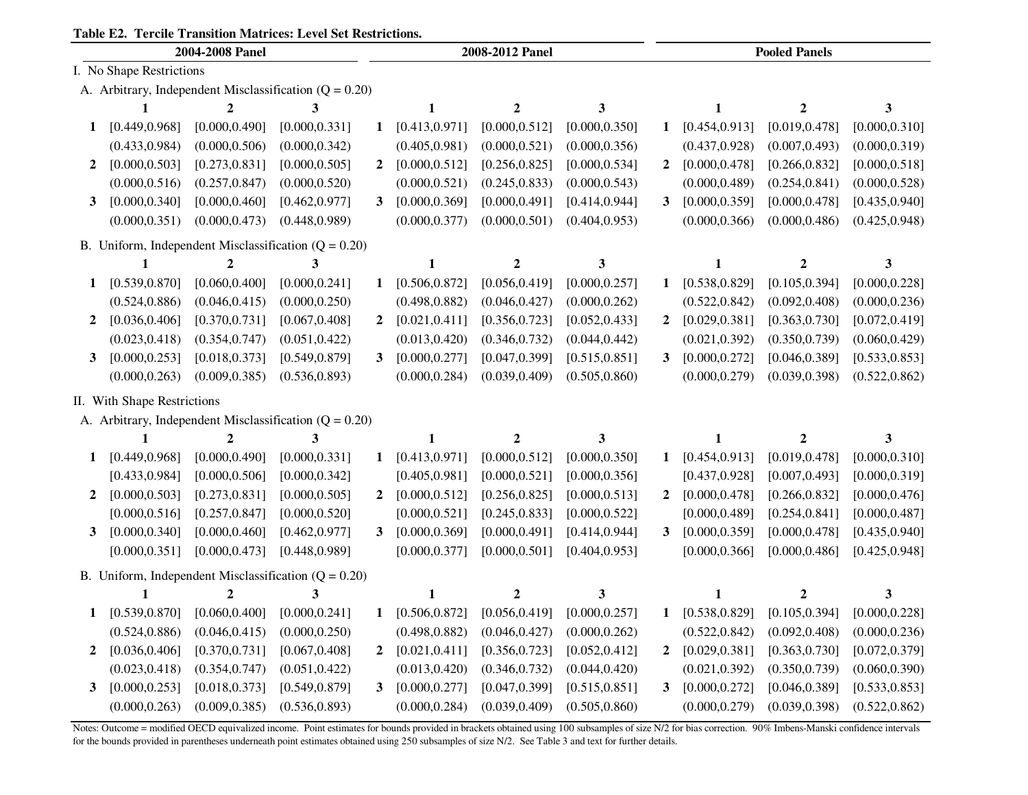**Table E2. Tercile Transition Matrices: Level Set Restrictions.**

| | 2004-2008 Panel | | | | 2008-2012 Panel | | | | Pooled Panels | | |
|---|---|---|---|---|---|---|---|---|---|---|---|
| **I. No Shape Restrictions** | | | | | | | | | | | |
| **A. Arbitrary, Independent Misclassification (Q = 0.20)** | | | | | | | | | | | |
| | **1** | **2** | **3** | | **1** | **2** | **3** | | **1** | **2** | **3** |
| **1** | [0.449,0.968] | [0.000,0.490] | [0.000,0.331] | **1** | [0.413,0.971] | [0.000,0.512] | [0.000,0.350] | **1** | [0.454,0.913] | [0.019,0.478] | [0.000,0.310] |
| | (0.433,0.984) | (0.000,0.506) | (0.000,0.342) | | (0.405,0.981) | (0.000,0.521) | (0.000,0.356) | | (0.437,0.928) | (0.007,0.493) | (0.000,0.319) |
| **2** | [0.000,0.503] | [0.273,0.831] | [0.000,0.505] | **2** | [0.000,0.512] | [0.256,0.825] | [0.000,0.534] | **2** | [0.000,0.478] | [0.266,0.832] | [0.000,0.518] |
| | (0.000,0.516) | (0.257,0.847) | (0.000,0.520) | | (0.000,0.521) | (0.245,0.833) | (0.000,0.543) | | (0.000,0.489) | (0.254,0.841) | (0.000,0.528) |
| **3** | [0.000,0.340] | [0.000,0.460] | [0.462,0.977] | **3** | [0.000,0.369] | [0.000,0.491] | [0.414,0.944] | **3** | [0.000,0.359] | [0.000,0.478] | [0.435,0.940] |
| | (0.000,0.351) | (0.000,0.473) | (0.448,0.989) | | (0.000,0.377) | (0.000,0.501) | (0.404,0.953) | | (0.000,0.366) | (0.000,0.486) | (0.425,0.948) |
| **B. Uniform, Independent Misclassification (Q = 0.20)** | | | | | | | | | | | |
| | **1** | **2** | **3** | | **1** | **2** | **3** | | **1** | **2** | **3** |
| **1** | [0.539,0.870] | [0.060,0.400] | [0.000,0.241] | **1** | [0.506,0.872] | [0.056,0.419] | [0.000,0.257] | **1** | [0.538,0.829] | [0.105,0.394] | [0.000,0.228] |
| | (0.524,0.886) | (0.046,0.415) | (0.000,0.250) | | (0.498,0.882) | (0.046,0.427) | (0.000,0.262) | | (0.522,0.842) | (0.092,0.408) | (0.000,0.236) |
| **2** | [0.036,0.406] | [0.370,0.731] | [0.067,0.408] | **2** | [0.021,0.411] | [0.356,0.723] | [0.052,0.433] | **2** | [0.029,0.381] | [0.363,0.730] | [0.072,0.419] |
| | (0.023,0.418) | (0.354,0.747) | (0.051,0.422) | | (0.013,0.420) | (0.346,0.732) | (0.044,0.442) | | (0.021,0.392) | (0.350,0.739) | (0.060,0.429) |
| **3** | [0.000,0.253] | [0.018,0.373] | [0.549,0.879] | **3** | [0.000,0.277] | [0.047,0.399] | [0.515,0.851] | **3** | [0.000,0.272] | [0.046,0.389] | [0.533,0.853] |
| | (0.000,0.263) | (0.009,0.385) | (0.536,0.893) | | (0.000,0.284) | (0.039,0.409) | (0.505,0.860) | | (0.000,0.279) | (0.039,0.398) | (0.522,0.862) |
| **II. With Shape Restrictions** | | | | | | | | | | | |
| **A. Arbitrary, Independent Misclassification (Q = 0.20)** | | | | | | | | | | | |
| | **1** | **2** | **3** | | **1** | **2** | **3** | | **1** | **2** | **3** |
| **1** | [0.449,0.968] | [0.000,0.490] | [0.000,0.331] | **1** | [0.413,0.971] | [0.000,0.512] | [0.000,0.350] | **1** | [0.454,0.913] | [0.019,0.478] | [0.000,0.310] |
| | [0.433,0.984] | [0.000,0.506] | [0.000,0.342] | | [0.405,0.981] | [0.000,0.521] | [0.000,0.356] | | [0.437,0.928] | [0.007,0.493] | [0.000,0.319] |
| **2** | [0.000,0.503] | [0.273,0.831] | [0.000,0.505] | **2** | [0.000,0.512] | [0.256,0.825] | [0.000,0.513] | **2** | [0.000,0.478] | [0.266,0.832] | [0.000,0.476] |
| | [0.000,0.516] | [0.257,0.847] | [0.000,0.520] | | [0.000,0.521] | [0.245,0.833] | [0.000,0.522] | | [0.000,0.489] | [0.254,0.841] | [0.000,0.487] |
| **3** | [0.000,0.340] | [0.000,0.460] | [0.462,0.977] | **3** | [0.000,0.369] | [0.000,0.491] | [0.414,0.944] | **3** | [0.000,0.359] | [0.000,0.478] | [0.435,0.940] |
| | [0.000,0.351] | [0.000,0.473] | [0.448,0.989] | | [0.000,0.377] | [0.000,0.501] | [0.404,0.953] | | [0.000,0.366] | [0.000,0.486] | [0.425,0.948] |
| **B. Uniform, Independent Misclassification (Q = 0.20)** | | | | | | | | | | | |
| | **1** | **2** | **3** | | **1** | **2** | **3** | | **1** | **2** | **3** |
| **1** | [0.539,0.870] | [0.060,0.400] | [0.000,0.241] | **1** | [0.506,0.872] | [0.056,0.419] | [0.000,0.257] | **1** | [0.538,0.829] | [0.105,0.394] | [0.000,0.228] |
| | (0.524,0.886) | (0.046,0.415) | (0.000,0.250) | | (0.498,0.882) | (0.046,0.427) | (0.000,0.262) | | (0.522,0.842) | (0.092,0.408) | (0.000,0.236) |
| **2** | [0.036,0.406] | [0.370,0.731] | [0.067,0.408] | **2** | [0.021,0.411] | [0.356,0.723] | [0.052,0.412] | **2** | [0.029,0.381] | [0.363,0.730] | [0.072,0.379] |
| | (0.023,0.418) | (0.354,0.747) | (0.051,0.422) | | (0.013,0.420) | (0.346,0.732) | (0.044,0.420) | | (0.021,0.392) | (0.350,0.739) | (0.060,0.390) |
| **3** | [0.000,0.253] | [0.018,0.373] | [0.549,0.879] | **3** | [0.000,0.277] | [0.047,0.399] | [0.515,0.851] | **3** | [0.000,0.272] | [0.046,0.389] | [0.533,0.853] |
| | (0.000,0.263) | (0.009,0.385) | (0.536,0.893) | | (0.000,0.284) | (0.039,0.409) | (0.505,0.860) | | (0.000,0.279) | (0.039,0.398) | (0.522,0.862) |

Notes: Outcome = modified OECD equivalized income. Point estimates for bounds provided in brackets obtained using 100 subsamples of size N/2 for bias correction. 90% Imbens-Manski confidence intervals for the bounds provided in parentheses underneath point estimates obtained using 250 subsamples of size N/2. See Table 3 and text for further details.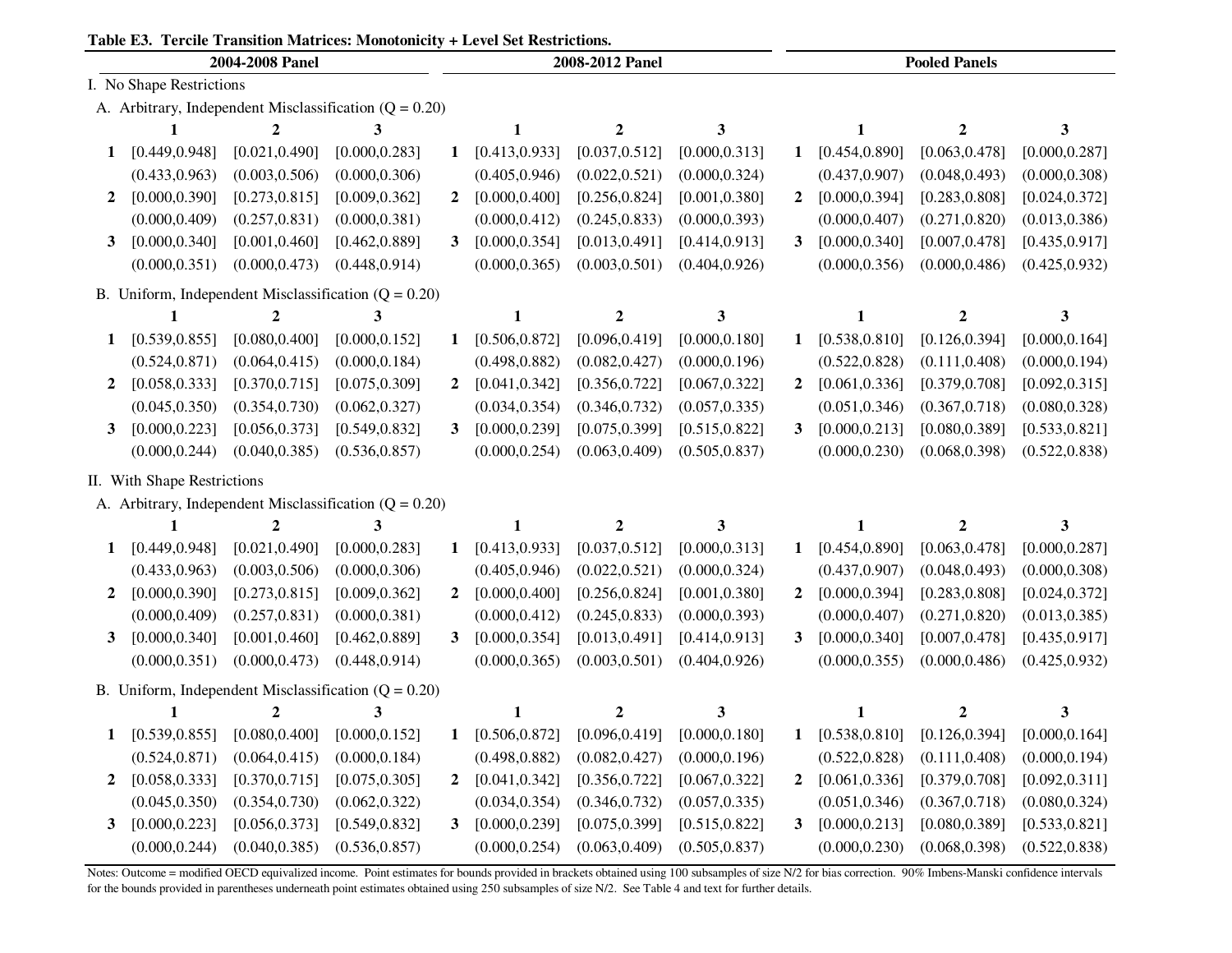**Table E3. Tercile Transition Matrices: Monotonicity + Level Set Restrictions.**

| | 2004-2008 Panel | | | | 2008-2012 Panel | | | | Pooled Panels | | |
|---|---|---|---|---|---|---|---|---|---|---|---|
| **I. No Shape Restrictions** | | | | | | | | | | | |
| **A. Arbitrary, Independent Misclassification (Q = 0.20)** | | | | | | | | | | | |
| | **1** | **2** | **3** | | **1** | **2** | **3** | | **1** | **2** | **3** |
| **1** | [0.449,0.948] | [0.021,0.490] | [0.000,0.283] | **1** | [0.413,0.933] | [0.037,0.512] | [0.000,0.313] | **1** | [0.454,0.890] | [0.063,0.478] | [0.000,0.287] |
| | (0.433,0.963) | (0.003,0.506) | (0.000,0.306) | | (0.405,0.946) | (0.022,0.521) | (0.000,0.324) | | (0.437,0.907) | (0.048,0.493) | (0.000,0.308) |
| **2** | [0.000,0.390] | [0.273,0.815] | [0.009,0.362] | **2** | [0.000,0.400] | [0.256,0.824] | [0.001,0.380] | **2** | [0.000,0.394] | [0.283,0.808] | [0.024,0.372] |
| | (0.000,0.409) | (0.257,0.831) | (0.000,0.381) | | (0.000,0.412) | (0.245,0.833) | (0.000,0.393) | | (0.000,0.407) | (0.271,0.820) | (0.013,0.386) |
| **3** | [0.000,0.340] | [0.001,0.460] | [0.462,0.889] | **3** | [0.000,0.354] | [0.013,0.491] | [0.414,0.913] | **3** | [0.000,0.340] | [0.007,0.478] | [0.435,0.917] |
| | (0.000,0.351) | (0.000,0.473) | (0.448,0.914) | | (0.000,0.365) | (0.003,0.501) | (0.404,0.926) | | (0.000,0.356) | (0.000,0.486) | (0.425,0.932) |
| **B. Uniform, Independent Misclassification (Q = 0.20)** | | | | | | | | | | | |
| | **1** | **2** | **3** | | **1** | **2** | **3** | | **1** | **2** | **3** |
| **1** | [0.539,0.855] | [0.080,0.400] | [0.000,0.152] | **1** | [0.506,0.872] | [0.096,0.419] | [0.000,0.180] | **1** | [0.538,0.810] | [0.126,0.394] | [0.000,0.164] |
| | (0.524,0.871) | (0.064,0.415) | (0.000,0.184) | | (0.498,0.882) | (0.082,0.427) | (0.000,0.196) | | (0.522,0.828) | (0.111,0.408) | (0.000,0.194) |
| **2** | [0.058,0.333] | [0.370,0.715] | [0.075,0.309] | **2** | [0.041,0.342] | [0.356,0.722] | [0.067,0.322] | **2** | [0.061,0.336] | [0.379,0.708] | [0.092,0.315] |
| | (0.045,0.350) | (0.354,0.730) | (0.062,0.327) | | (0.034,0.354) | (0.346,0.732) | (0.057,0.335) | | (0.051,0.346) | (0.367,0.718) | (0.080,0.328) |
| **3** | [0.000,0.223] | [0.056,0.373] | [0.549,0.832] | **3** | [0.000,0.239] | [0.075,0.399] | [0.515,0.822] | **3** | [0.000,0.213] | [0.080,0.389] | [0.533,0.821] |
| | (0.000,0.244) | (0.040,0.385) | (0.536,0.857) | | (0.000,0.254) | (0.063,0.409) | (0.505,0.837) | | (0.000,0.230) | (0.068,0.398) | (0.522,0.838) |
| **II. With Shape Restrictions** | | | | | | | | | | | |
| **A. Arbitrary, Independent Misclassification (Q = 0.20)** | | | | | | | | | | | |
| | **1** | **2** | **3** | | **1** | **2** | **3** | | **1** | **2** | **3** |
| **1** | [0.449,0.948] | [0.021,0.490] | [0.000,0.283] | **1** | [0.413,0.933] | [0.037,0.512] | [0.000,0.313] | **1** | [0.454,0.890] | [0.063,0.478] | [0.000,0.287] |
| | (0.433,0.963) | (0.003,0.506) | (0.000,0.306) | | (0.405,0.946) | (0.022,0.521) | (0.000,0.324) | | (0.437,0.907) | (0.048,0.493) | (0.000,0.308) |
| **2** | [0.000,0.390] | [0.273,0.815] | [0.009,0.362] | **2** | [0.000,0.400] | [0.256,0.824] | [0.001,0.380] | **2** | [0.000,0.394] | [0.283,0.808] | [0.024,0.372] |
| | (0.000,0.409) | (0.257,0.831) | (0.000,0.381) | | (0.000,0.412) | (0.245,0.833) | (0.000,0.393) | | (0.000,0.407) | (0.271,0.820) | (0.013,0.385) |
| **3** | [0.000,0.340] | [0.001,0.460] | [0.462,0.889] | **3** | [0.000,0.354] | [0.013,0.491] | [0.414,0.913] | **3** | [0.000,0.340] | [0.007,0.478] | [0.435,0.917] |
| | (0.000,0.351) | (0.000,0.473) | (0.448,0.914) | | (0.000,0.365) | (0.003,0.501) | (0.404,0.926) | | (0.000,0.355) | (0.000,0.486) | (0.425,0.932) |
| **B. Uniform, Independent Misclassification (Q = 0.20)** | | | | | | | | | | | |
| | **1** | **2** | **3** | | **1** | **2** | **3** | | **1** | **2** | **3** |
| **1** | [0.539,0.855] | [0.080,0.400] | [0.000,0.152] | **1** | [0.506,0.872] | [0.096,0.419] | [0.000,0.180] | **1** | [0.538,0.810] | [0.126,0.394] | [0.000,0.164] |
| | (0.524,0.871) | (0.064,0.415) | (0.000,0.184) | | (0.498,0.882) | (0.082,0.427) | (0.000,0.196) | | (0.522,0.828) | (0.111,0.408) | (0.000,0.194) |
| **2** | [0.058,0.333] | [0.370,0.715] | [0.075,0.305] | **2** | [0.041,0.342] | [0.356,0.722] | [0.067,0.322] | **2** | [0.061,0.336] | [0.379,0.708] | [0.092,0.311] |
| | (0.045,0.350) | (0.354,0.730) | (0.062,0.322) | | (0.034,0.354) | (0.346,0.732) | (0.057,0.335) | | (0.051,0.346) | (0.367,0.718) | (0.080,0.324) |
| **3** | [0.000,0.223] | [0.056,0.373] | [0.549,0.832] | **3** | [0.000,0.239] | [0.075,0.399] | [0.515,0.822] | **3** | [0.000,0.213] | [0.080,0.389] | [0.533,0.821] |
| | (0.000,0.244) | (0.040,0.385) | (0.536,0.857) | | (0.000,0.254) | (0.063,0.409) | (0.505,0.837) | | (0.000,0.230) | (0.068,0.398) | (0.522,0.838) |

Notes: Outcome = modified OECD equivalized income. Point estimates for bounds provided in brackets obtained using 100 subsamples of size N/2 for bias correction. 90% Imbens-Manski confidence intervals for the bounds provided in parentheses underneath point estimates obtained using 250 subsamples of size N/2. See Table 4 and text for further details.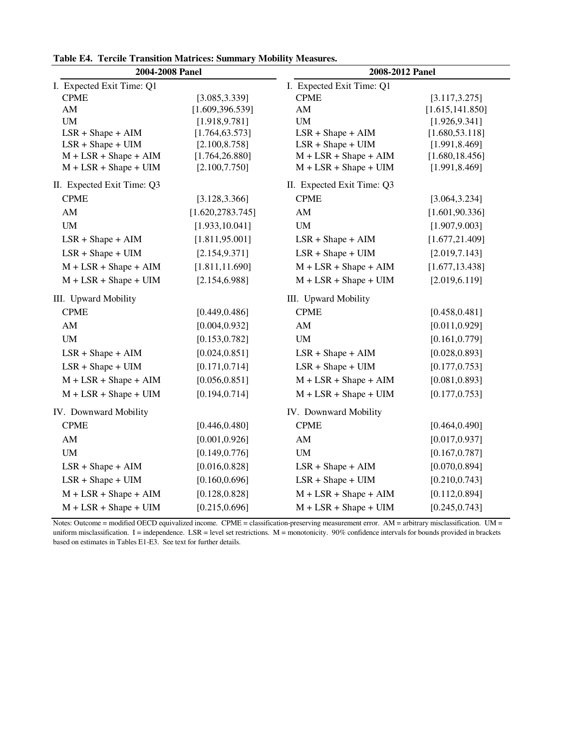**Table E4. Tercile Transition Matrices: Summary Mobility Measures.**

| 2004-2008 Panel | | 2008-2012 Panel | |
|---|---|---|---|
| I. Expected Exit Time: Q1 | | I. Expected Exit Time: Q1 | |
| CPME | [3.085,3.339] | CPME | [3.117,3.275] |
| AM | [1.609,396.539] | AM | [1.615,141.850] |
| UM | [1.918,9.781] | UM | [1.926,9.341] |
| LSR + Shape + AIM | [1.764,63.573] | LSR + Shape + AIM | [1.680,53.118] |
| LSR + Shape + UIM | [2.100,8.758] | LSR + Shape + UIM | [1.991,8.469] |
| M + LSR + Shape + AIM | [1.764,26.880] | M + LSR + Shape + AIM | [1.680,18.456] |
| M + LSR + Shape + UIM | [2.100,7.750] | M + LSR + Shape + UIM | [1.991,8.469] |
| II. Expected Exit Time: Q3 | | II. Expected Exit Time: Q3 | |
| CPME | [3.128,3.366] | CPME | [3.064,3.234] |
| AM | [1.620,2783.745] | AM | [1.601,90.336] |
| UM | [1.933,10.041] | UM | [1.907,9.003] |
| LSR + Shape + AIM | [1.811,95.001] | LSR + Shape + AIM | [1.677,21.409] |
| LSR + Shape + UIM | [2.154,9.371] | LSR + Shape + UIM | [2.019,7.143] |
| M + LSR + Shape + AIM | [1.811,11.690] | M + LSR + Shape + AIM | [1.677,13.438] |
| M + LSR + Shape + UIM | [2.154,6.988] | M + LSR + Shape + UIM | [2.019,6.119] |
| III. Upward Mobility | | III. Upward Mobility | |
| CPME | [0.449,0.486] | CPME | [0.458,0.481] |
| AM | [0.004,0.932] | AM | [0.011,0.929] |
| UM | [0.153,0.782] | UM | [0.161,0.779] |
| LSR + Shape + AIM | [0.024,0.851] | LSR + Shape + AIM | [0.028,0.893] |
| LSR + Shape + UIM | [0.171,0.714] | LSR + Shape + UIM | [0.177,0.753] |
| M + LSR + Shape + AIM | [0.056,0.851] | M + LSR + Shape + AIM | [0.081,0.893] |
| M + LSR + Shape + UIM | [0.194,0.714] | M + LSR + Shape + UIM | [0.177,0.753] |
| IV. Downward Mobility | | IV. Downward Mobility | |
| CPME | [0.446,0.480] | CPME | [0.464,0.490] |
| AM | [0.001,0.926] | AM | [0.017,0.937] |
| UM | [0.149,0.776] | UM | [0.167,0.787] |
| LSR + Shape + AIM | [0.016,0.828] | LSR + Shape + AIM | [0.070,0.894] |
| LSR + Shape + UIM | [0.160,0.696] | LSR + Shape + UIM | [0.210,0.743] |
| M + LSR + Shape + AIM | [0.128,0.828] | M + LSR + Shape + AIM | [0.112,0.894] |
| M + LSR + Shape + UIM | [0.215,0.696] | M + LSR + Shape + UIM | [0.245,0.743] |

Notes: Outcome = modified OECD equivalized income. CPME = classification-preserving measurement error. AM = arbitrary misclassification. UM = uniform misclassification. I = independence. LSR = level set restrictions. M = monotonicity. 90% confidence intervals for bounds provided in brackets based on estimates in Tables E1-E3. See text for further details.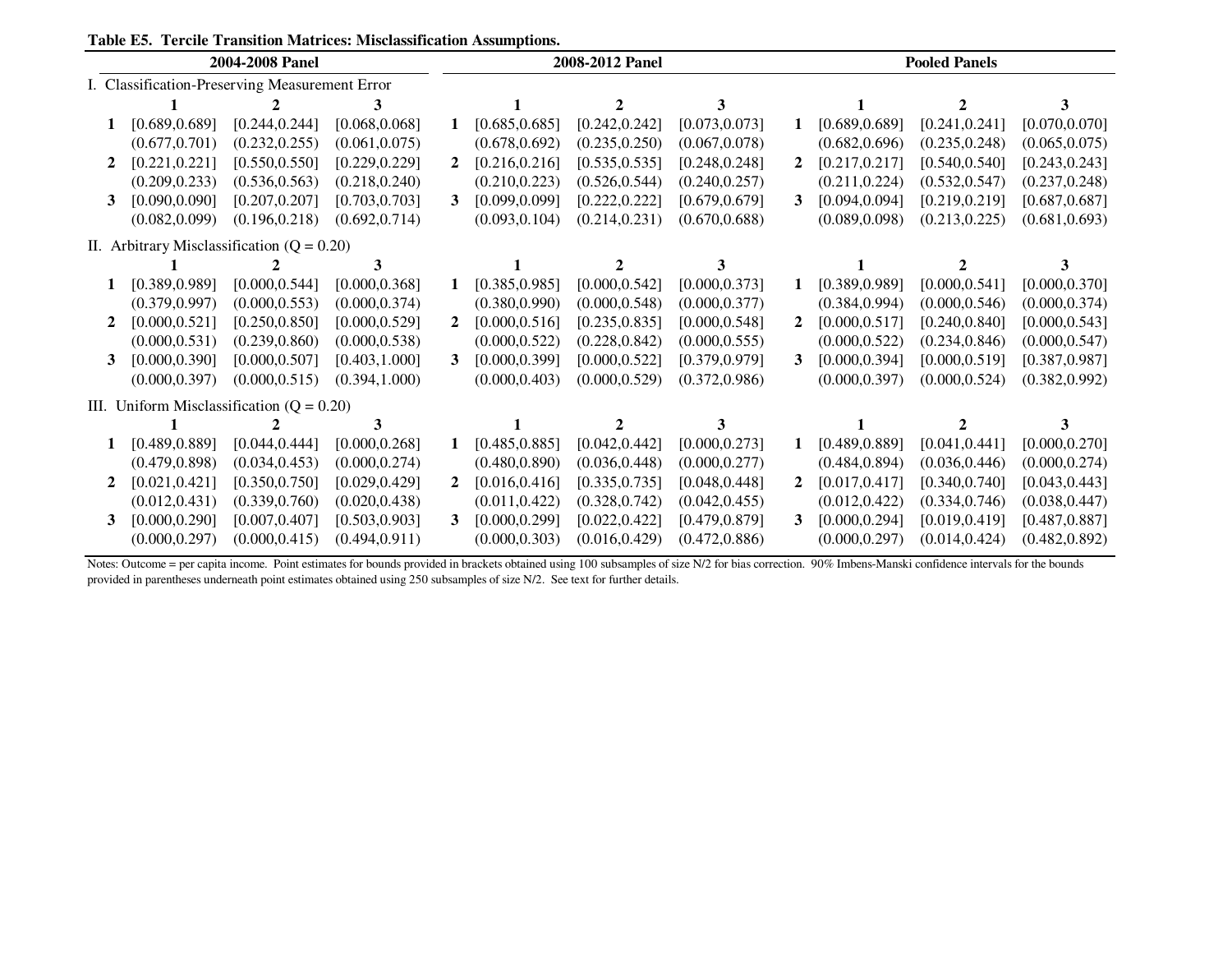**Table E5. Tercile Transition Matrices: Misclassification Assumptions.**

| | 2004-2008 Panel | | | | 2008-2012 Panel | | | | Pooled Panels | | |
|---|---|---|---|---|---|---|---|---|---|---|---|
| I. Classification-Preserving Measurement Error | | | | | | | | | | | |
| | 1 | 2 | 3 | | 1 | 2 | 3 | | 1 | 2 | 3 |
| 1 | [0.689,0.689] | [0.244,0.244] | [0.068,0.068] | 1 | [0.685,0.685] | [0.242,0.242] | [0.073,0.073] | 1 | [0.689,0.689] | [0.241,0.241] | [0.070,0.070] |
| | (0.677,0.701) | (0.232,0.255) | (0.061,0.075) | | (0.678,0.692) | (0.235,0.250) | (0.067,0.078) | | (0.682,0.696) | (0.235,0.248) | (0.065,0.075) |
| 2 | [0.221,0.221] | [0.550,0.550] | [0.229,0.229] | 2 | [0.216,0.216] | [0.535,0.535] | [0.248,0.248] | 2 | [0.217,0.217] | [0.540,0.540] | [0.243,0.243] |
| | (0.209,0.233) | (0.536,0.563) | (0.218,0.240) | | (0.210,0.223) | (0.526,0.544) | (0.240,0.257) | | (0.211,0.224) | (0.532,0.547) | (0.237,0.248) |
| 3 | [0.090,0.090] | [0.207,0.207] | [0.703,0.703] | 3 | [0.099,0.099] | [0.222,0.222] | [0.679,0.679] | 3 | [0.094,0.094] | [0.219,0.219] | [0.687,0.687] |
| | (0.082,0.099) | (0.196,0.218) | (0.692,0.714) | | (0.093,0.104) | (0.214,0.231) | (0.670,0.688) | | (0.089,0.098) | (0.213,0.225) | (0.681,0.693) |
| II. Arbitrary Misclassification (Q = 0.20) | | | | | | | | | | | |
| | 1 | 2 | 3 | | 1 | 2 | 3 | | 1 | 2 | 3 |
| 1 | [0.389,0.989] | [0.000,0.544] | [0.000,0.368] | 1 | [0.385,0.985] | [0.000,0.542] | [0.000,0.373] | 1 | [0.389,0.989] | [0.000,0.541] | [0.000,0.370] |
| | (0.379,0.997) | (0.000,0.553) | (0.000,0.374) | | (0.380,0.990) | (0.000,0.548) | (0.000,0.377) | | (0.384,0.994) | (0.000,0.546) | (0.000,0.374) |
| 2 | [0.000,0.521] | [0.250,0.850] | [0.000,0.529] | 2 | [0.000,0.516] | [0.235,0.835] | [0.000,0.548] | 2 | [0.000,0.517] | [0.240,0.840] | [0.000,0.543] |
| | (0.000,0.531) | (0.239,0.860) | (0.000,0.538) | | (0.000,0.522) | (0.228,0.842) | (0.000,0.555) | | (0.000,0.522) | (0.234,0.846) | (0.000,0.547) |
| 3 | [0.000,0.390] | [0.000,0.507] | [0.403,1.000] | 3 | [0.000,0.399] | [0.000,0.522] | [0.379,0.979] | 3 | [0.000,0.394] | [0.000,0.519] | [0.387,0.987] |
| | (0.000,0.397) | (0.000,0.515) | (0.394,1.000) | | (0.000,0.403) | (0.000,0.529) | (0.372,0.986) | | (0.000,0.397) | (0.000,0.524) | (0.382,0.992) |
| III. Uniform Misclassification (Q = 0.20) | | | | | | | | | | | |
| | 1 | 2 | 3 | | 1 | 2 | 3 | | 1 | 2 | 3 |
| 1 | [0.489,0.889] | [0.044,0.444] | [0.000,0.268] | 1 | [0.485,0.885] | [0.042,0.442] | [0.000,0.273] | 1 | [0.489,0.889] | [0.041,0.441] | [0.000,0.270] |
| | (0.479,0.898) | (0.034,0.453) | (0.000,0.274) | | (0.480,0.890) | (0.036,0.448) | (0.000,0.277) | | (0.484,0.894) | (0.036,0.446) | (0.000,0.274) |
| 2 | [0.021,0.421] | [0.350,0.750] | [0.029,0.429] | 2 | [0.016,0.416] | [0.335,0.735] | [0.048,0.448] | 2 | [0.017,0.417] | [0.340,0.740] | [0.043,0.443] |
| | (0.012,0.431) | (0.339,0.760) | (0.020,0.438) | | (0.011,0.422) | (0.328,0.742) | (0.042,0.455) | | (0.012,0.422) | (0.334,0.746) | (0.038,0.447) |
| 3 | [0.000,0.290] | [0.007,0.407] | [0.503,0.903] | 3 | [0.000,0.299] | [0.022,0.422] | [0.479,0.879] | 3 | [0.000,0.294] | [0.019,0.419] | [0.487,0.887] |
| | (0.000,0.297) | (0.000,0.415) | (0.494,0.911) | | (0.000,0.303) | (0.016,0.429) | (0.472,0.886) | | (0.000,0.297) | (0.014,0.424) | (0.482,0.892) |

Notes: Outcome = per capita income. Point estimates for bounds provided in brackets obtained using 100 subsamples of size N/2 for bias correction. 90% Imbens-Manski confidence intervals for the bounds provided in parentheses underneath point estimates obtained using 250 subsamples of size N/2. See text for further details.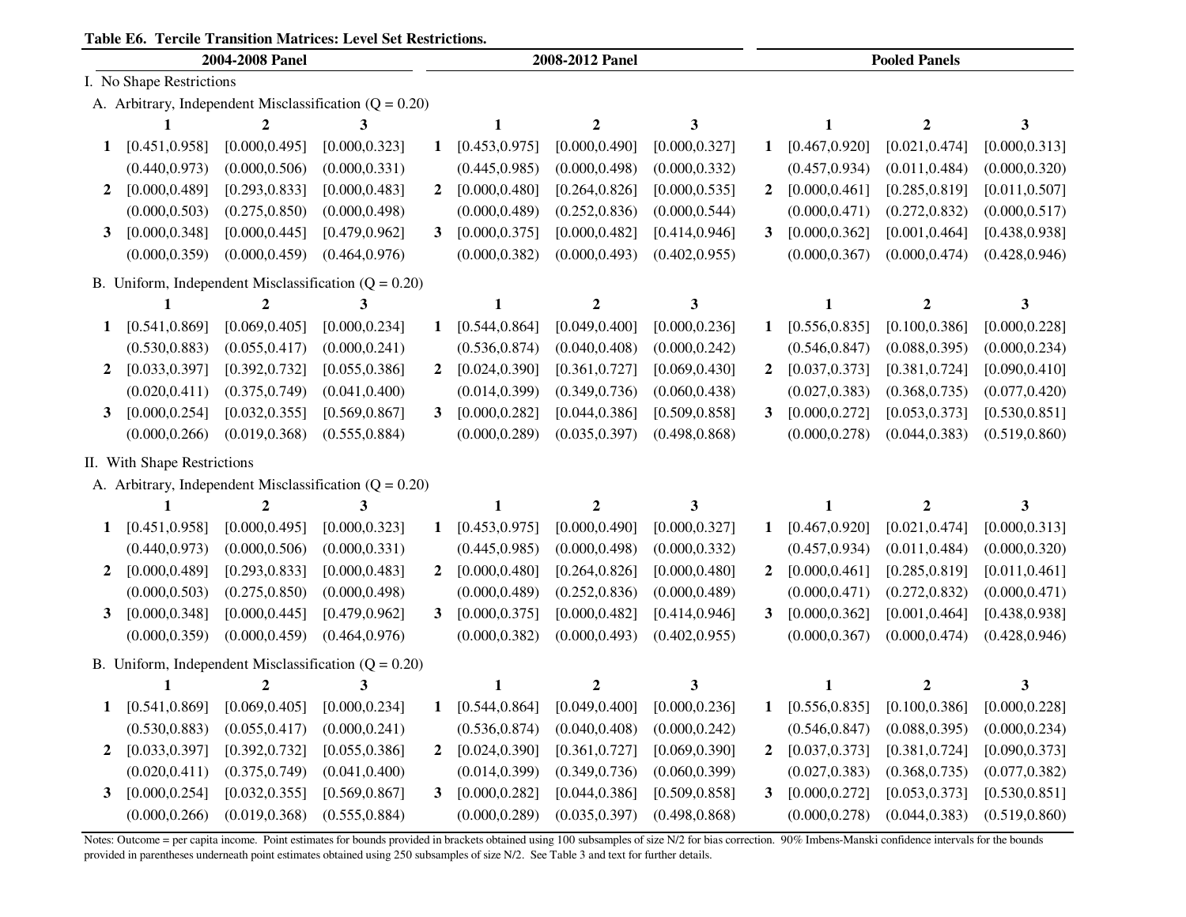**Table E6. Tercile Transition Matrices: Level Set Restrictions.**

| | 2004-2008 Panel | | | | 2008-2012 Panel | | | | Pooled Panels | | |
|---|---|---|---|---|---|---|---|---|---|---|---|
| **I. No Shape Restrictions** | | | | | | | | | | | |
| **A. Arbitrary, Independent Misclassification (Q = 0.20)** | | | | | | | | | | | |
| | **1** | **2** | **3** | | **1** | **2** | **3** | | **1** | **2** | **3** |
| **1** | [0.451,0.958] | [0.000,0.495] | [0.000,0.323] | **1** | [0.453,0.975] | [0.000,0.490] | [0.000,0.327] | **1** | [0.467,0.920] | [0.021,0.474] | [0.000,0.313] |
| | (0.440,0.973) | (0.000,0.506) | (0.000,0.331) | | (0.445,0.985) | (0.000,0.498) | (0.000,0.332) | | (0.457,0.934) | (0.011,0.484) | (0.000,0.320) |
| **2** | [0.000,0.489] | [0.293,0.833] | [0.000,0.483] | **2** | [0.000,0.480] | [0.264,0.826] | [0.000,0.535] | **2** | [0.000,0.461] | [0.285,0.819] | [0.011,0.507] |
| | (0.000,0.503) | (0.275,0.850) | (0.000,0.498) | | (0.000,0.489) | (0.252,0.836) | (0.000,0.544) | | (0.000,0.471) | (0.272,0.832) | (0.000,0.517) |
| **3** | [0.000,0.348] | [0.000,0.445] | [0.479,0.962] | **3** | [0.000,0.375] | [0.000,0.482] | [0.414,0.946] | **3** | [0.000,0.362] | [0.001,0.464] | [0.438,0.938] |
| | (0.000,0.359) | (0.000,0.459) | (0.464,0.976) | | (0.000,0.382) | (0.000,0.493) | (0.402,0.955) | | (0.000,0.367) | (0.000,0.474) | (0.428,0.946) |
| **B. Uniform, Independent Misclassification (Q = 0.20)** | | | | | | | | | | | |
| | **1** | **2** | **3** | | **1** | **2** | **3** | | **1** | **2** | **3** |
| **1** | [0.541,0.869] | [0.069,0.405] | [0.000,0.234] | **1** | [0.544,0.864] | [0.049,0.400] | [0.000,0.236] | **1** | [0.556,0.835] | [0.100,0.386] | [0.000,0.228] |
| | (0.530,0.883) | (0.055,0.417) | (0.000,0.241) | | (0.536,0.874) | (0.040,0.408) | (0.000,0.242) | | (0.546,0.847) | (0.088,0.395) | (0.000,0.234) |
| **2** | [0.033,0.397] | [0.392,0.732] | [0.055,0.386] | **2** | [0.024,0.390] | [0.361,0.727] | [0.069,0.430] | **2** | [0.037,0.373] | [0.381,0.724] | [0.090,0.410] |
| | (0.020,0.411) | (0.375,0.749) | (0.041,0.400) | | (0.014,0.399) | (0.349,0.736) | (0.060,0.438) | | (0.027,0.383) | (0.368,0.735) | (0.077,0.420) |
| **3** | [0.000,0.254] | [0.032,0.355] | [0.569,0.867] | **3** | [0.000,0.282] | [0.044,0.386] | [0.509,0.858] | **3** | [0.000,0.272] | [0.053,0.373] | [0.530,0.851] |
| | (0.000,0.266) | (0.019,0.368) | (0.555,0.884) | | (0.000,0.289) | (0.035,0.397) | (0.498,0.868) | | (0.000,0.278) | (0.044,0.383) | (0.519,0.860) |
| **II. With Shape Restrictions** | | | | | | | | | | | |
| **A. Arbitrary, Independent Misclassification (Q = 0.20)** | | | | | | | | | | | |
| | **1** | **2** | **3** | | **1** | **2** | **3** | | **1** | **2** | **3** |
| **1** | [0.451,0.958] | [0.000,0.495] | [0.000,0.323] | **1** | [0.453,0.975] | [0.000,0.490] | [0.000,0.327] | **1** | [0.467,0.920] | [0.021,0.474] | [0.000,0.313] |
| | (0.440,0.973) | (0.000,0.506) | (0.000,0.331) | | (0.445,0.985) | (0.000,0.498) | (0.000,0.332) | | (0.457,0.934) | (0.011,0.484) | (0.000,0.320) |
| **2** | [0.000,0.489] | [0.293,0.833] | [0.000,0.483] | **2** | [0.000,0.480] | [0.264,0.826] | [0.000,0.480] | **2** | [0.000,0.461] | [0.285,0.819] | [0.011,0.461] |
| | (0.000,0.503) | (0.275,0.850) | (0.000,0.498) | | (0.000,0.489) | (0.252,0.836) | (0.000,0.489) | | (0.000,0.471) | (0.272,0.832) | (0.000,0.471) |
| **3** | [0.000,0.348] | [0.000,0.445] | [0.479,0.962] | **3** | [0.000,0.375] | [0.000,0.482] | [0.414,0.946] | **3** | [0.000,0.362] | [0.001,0.464] | [0.438,0.938] |
| | (0.000,0.359) | (0.000,0.459) | (0.464,0.976) | | (0.000,0.382) | (0.000,0.493) | (0.402,0.955) | | (0.000,0.367) | (0.000,0.474) | (0.428,0.946) |
| **B. Uniform, Independent Misclassification (Q = 0.20)** | | | | | | | | | | | |
| | **1** | **2** | **3** | | **1** | **2** | **3** | | **1** | **2** | **3** |
| **1** | [0.541,0.869] | [0.069,0.405] | [0.000,0.234] | **1** | [0.544,0.864] | [0.049,0.400] | [0.000,0.236] | **1** | [0.556,0.835] | [0.100,0.386] | [0.000,0.228] |
| | (0.530,0.883) | (0.055,0.417) | (0.000,0.241) | | (0.536,0.874) | (0.040,0.408) | (0.000,0.242) | | (0.546,0.847) | (0.088,0.395) | (0.000,0.234) |
| **2** | [0.033,0.397] | [0.392,0.732] | [0.055,0.386] | **2** | [0.024,0.390] | [0.361,0.727] | [0.069,0.390] | **2** | [0.037,0.373] | [0.381,0.724] | [0.090,0.373] |
| | (0.020,0.411) | (0.375,0.749) | (0.041,0.400) | | (0.014,0.399) | (0.349,0.736) | (0.060,0.399) | | (0.027,0.383) | (0.368,0.735) | (0.077,0.382) |
| **3** | [0.000,0.254] | [0.032,0.355] | [0.569,0.867] | **3** | [0.000,0.282] | [0.044,0.386] | [0.509,0.858] | **3** | [0.000,0.272] | [0.053,0.373] | [0.530,0.851] |
| | (0.000,0.266) | (0.019,0.368) | (0.555,0.884) | | (0.000,0.289) | (0.035,0.397) | (0.498,0.868) | | (0.000,0.278) | (0.044,0.383) | (0.519,0.860) |

Notes: Outcome = per capita income. Point estimates for bounds provided in brackets obtained using 100 subsamples of size N/2 for bias correction. 90% Imbens-Manski confidence intervals for the bounds provided in parentheses underneath point estimates obtained using 250 subsamples of size N/2. See Table 3 and text for further details.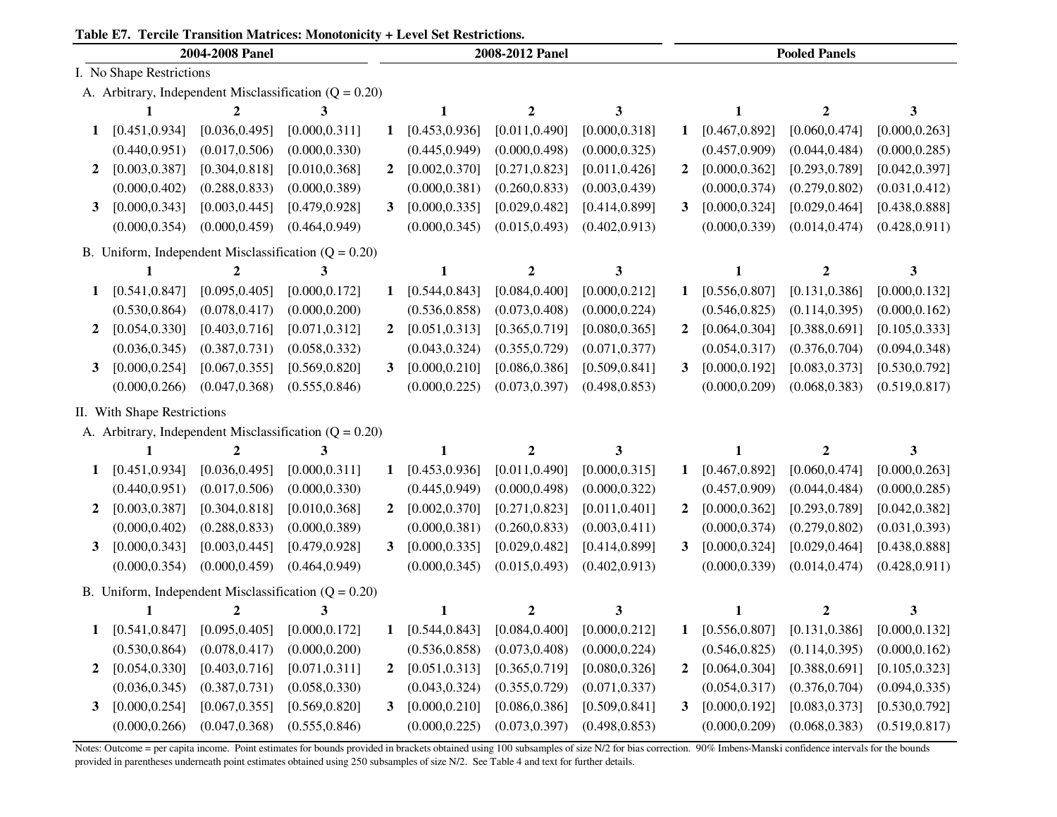**Table E7. Tercile Transition Matrices: Monotonicity + Level Set Restrictions.**

| | 2004-2008 Panel | | | | 2008-2012 Panel | | | | Pooled Panels | | |
|---|---|---|---|---|---|---|---|---|---|---|---|
| **I. No Shape Restrictions** | | | | | | | | | | | |
| **A. Arbitrary, Independent Misclassification (Q = 0.20)** | | | | | | | | | | | |
| | **1** | **2** | **3** | | **1** | **2** | **3** | | **1** | **2** | **3** |
| **1** | [0.451,0.934] | [0.036,0.495] | [0.000,0.311] | **1** | [0.453,0.936] | [0.011,0.490] | [0.000,0.318] | **1** | [0.467,0.892] | [0.060,0.474] | [0.000,0.263] |
| | (0.440,0.951) | (0.017,0.506) | (0.000,0.330) | | (0.445,0.949) | (0.000,0.498) | (0.000,0.325) | | (0.457,0.909) | (0.044,0.484) | (0.000,0.285) |
| **2** | [0.003,0.387] | [0.304,0.818] | [0.010,0.368] | **2** | [0.002,0.370] | [0.271,0.823] | [0.011,0.426] | **2** | [0.000,0.362] | [0.293,0.789] | [0.042,0.397] |
| | (0.000,0.402) | (0.288,0.833) | (0.000,0.389) | | (0.000,0.381) | (0.260,0.833) | (0.003,0.439) | | (0.000,0.374) | (0.279,0.802) | (0.031,0.412) |
| **3** | [0.000,0.343] | [0.003,0.445] | [0.479,0.928] | **3** | [0.000,0.335] | [0.029,0.482] | [0.414,0.899] | **3** | [0.000,0.324] | [0.029,0.464] | [0.438,0.888] |
| | (0.000,0.354) | (0.000,0.459) | (0.464,0.949) | | (0.000,0.345) | (0.015,0.493) | (0.402,0.913) | | (0.000,0.339) | (0.014,0.474) | (0.428,0.911) |
| **B. Uniform, Independent Misclassification (Q = 0.20)** | | | | | | | | | | | |
| | **1** | **2** | **3** | | **1** | **2** | **3** | | **1** | **2** | **3** |
| **1** | [0.541,0.847] | [0.095,0.405] | [0.000,0.172] | **1** | [0.544,0.843] | [0.084,0.400] | [0.000,0.212] | **1** | [0.556,0.807] | [0.131,0.386] | [0.000,0.132] |
| | (0.530,0.864) | (0.078,0.417) | (0.000,0.200) | | (0.536,0.858) | (0.073,0.408) | (0.000,0.224) | | (0.546,0.825) | (0.114,0.395) | (0.000,0.162) |
| **2** | [0.054,0.330] | [0.403,0.716] | [0.071,0.312] | **2** | [0.051,0.313] | [0.365,0.719] | [0.080,0.365] | **2** | [0.064,0.304] | [0.388,0.691] | [0.105,0.333] |
| | (0.036,0.345) | (0.387,0.731) | (0.058,0.332) | | (0.043,0.324) | (0.355,0.729) | (0.071,0.377) | | (0.054,0.317) | (0.376,0.704) | (0.094,0.348) |
| **3** | [0.000,0.254] | [0.067,0.355] | [0.569,0.820] | **3** | [0.000,0.210] | [0.086,0.386] | [0.509,0.841] | **3** | [0.000,0.192] | [0.083,0.373] | [0.530,0.792] |
| | (0.000,0.266) | (0.047,0.368) | (0.555,0.846) | | (0.000,0.225) | (0.073,0.397) | (0.498,0.853) | | (0.000,0.209) | (0.068,0.383) | (0.519,0.817) |
| **II. With Shape Restrictions** | | | | | | | | | | | |
| **A. Arbitrary, Independent Misclassification (Q = 0.20)** | | | | | | | | | | | |
| | **1** | **2** | **3** | | **1** | **2** | **3** | | **1** | **2** | **3** |
| **1** | [0.451,0.934] | [0.036,0.495] | [0.000,0.311] | **1** | [0.453,0.936] | [0.011,0.490] | [0.000,0.315] | **1** | [0.467,0.892] | [0.060,0.474] | [0.000,0.263] |
| | (0.440,0.951) | (0.017,0.506) | (0.000,0.330) | | (0.445,0.949) | (0.000,0.498) | (0.000,0.322) | | (0.457,0.909) | (0.044,0.484) | (0.000,0.285) |
| **2** | [0.003,0.387] | [0.304,0.818] | [0.010,0.368] | **2** | [0.002,0.370] | [0.271,0.823] | [0.011,0.401] | **2** | [0.000,0.362] | [0.293,0.789] | [0.042,0.382] |
| | (0.000,0.402) | (0.288,0.833) | (0.000,0.389) | | (0.000,0.381) | (0.260,0.833) | (0.003,0.411) | | (0.000,0.374) | (0.279,0.802) | (0.031,0.393) |
| **3** | [0.000,0.343] | [0.003,0.445] | [0.479,0.928] | **3** | [0.000,0.335] | [0.029,0.482] | [0.414,0.899] | **3** | [0.000,0.324] | [0.029,0.464] | [0.438,0.888] |
| | (0.000,0.354) | (0.000,0.459) | (0.464,0.949) | | (0.000,0.345) | (0.015,0.493) | (0.402,0.913) | | (0.000,0.339) | (0.014,0.474) | (0.428,0.911) |
| **B. Uniform, Independent Misclassification (Q = 0.20)** | | | | | | | | | | | |
| | **1** | **2** | **3** | | **1** | **2** | **3** | | **1** | **2** | **3** |
| **1** | [0.541,0.847] | [0.095,0.405] | [0.000,0.172] | **1** | [0.544,0.843] | [0.084,0.400] | [0.000,0.212] | **1** | [0.556,0.807] | [0.131,0.386] | [0.000,0.132] |
| | (0.530,0.864) | (0.078,0.417) | (0.000,0.200) | | (0.536,0.858) | (0.073,0.408) | (0.000,0.224) | | (0.546,0.825) | (0.114,0.395) | (0.000,0.162) |
| **2** | [0.054,0.330] | [0.403,0.716] | [0.071,0.311] | **2** | [0.051,0.313] | [0.365,0.719] | [0.080,0.326] | **2** | [0.064,0.304] | [0.388,0.691] | [0.105,0.323] |
| | (0.036,0.345) | (0.387,0.731) | (0.058,0.330) | | (0.043,0.324) | (0.355,0.729) | (0.071,0.337) | | (0.054,0.317) | (0.376,0.704) | (0.094,0.335) |
| **3** | [0.000,0.254] | [0.067,0.355] | [0.569,0.820] | **3** | [0.000,0.210] | [0.086,0.386] | [0.509,0.841] | **3** | [0.000,0.192] | [0.083,0.373] | [0.530,0.792] |
| | (0.000,0.266) | (0.047,0.368) | (0.555,0.846) | | (0.000,0.225) | (0.073,0.397) | (0.498,0.853) | | (0.000,0.209) | (0.068,0.383) | (0.519,0.817) |

Notes: Outcome = per capita income. Point estimates for bounds provided in brackets obtained using 100 subsamples of size N/2 for bias correction. 90% Imbens-Manski confidence intervals for the bounds provided in parentheses underneath point estimates obtained using 250 subsamples of size N/2. See Table 4 and text for further details.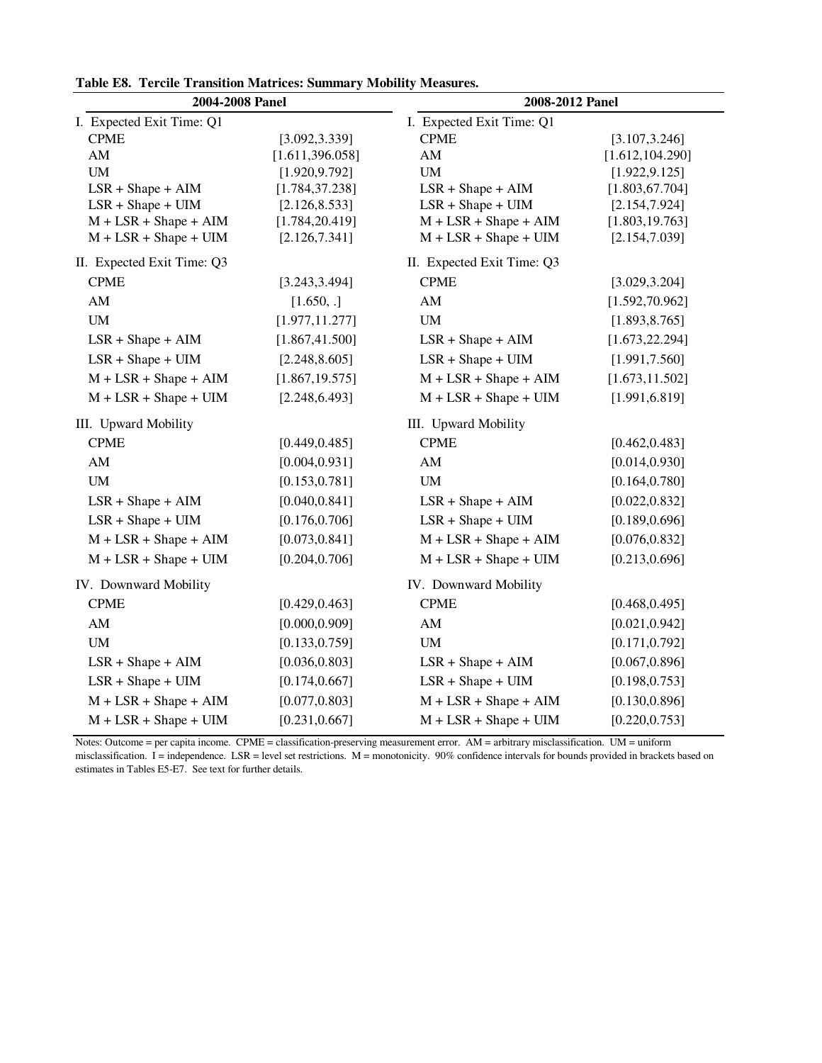**Table E8. Tercile Transition Matrices: Summary Mobility Measures.**

| 2004-2008 Panel | | 2008-2012 Panel | |
|---|---|---|---|
| I. Expected Exit Time: Q1 | | I. Expected Exit Time: Q1 | |
| CPME | [3.092,3.339] | CPME | [3.107,3.246] |
| AM | [1.611,396.058] | AM | [1.612,104.290] |
| UM | [1.920,9.792] | UM | [1.922,9.125] |
| LSR + Shape + AIM | [1.784,37.238] | LSR + Shape + AIM | [1.803,67.704] |
| LSR + Shape + UIM | [2.126,8.533] | LSR + Shape + UIM | [2.154,7.924] |
| M + LSR + Shape + AIM | [1.784,20.419] | M + LSR + Shape + AIM | [1.803,19.763] |
| M + LSR + Shape + UIM | [2.126,7.341] | M + LSR + Shape + UIM | [2.154,7.039] |
| II. Expected Exit Time: Q3 | | II. Expected Exit Time: Q3 | |
| CPME | [3.243,3.494] | CPME | [3.029,3.204] |
| AM | [1.650, .] | AM | [1.592,70.962] |
| UM | [1.977,11.277] | UM | [1.893,8.765] |
| LSR + Shape + AIM | [1.867,41.500] | LSR + Shape + AIM | [1.673,22.294] |
| LSR + Shape + UIM | [2.248,8.605] | LSR + Shape + UIM | [1.991,7.560] |
| M + LSR + Shape + AIM | [1.867,19.575] | M + LSR + Shape + AIM | [1.673,11.502] |
| M + LSR + Shape + UIM | [2.248,6.493] | M + LSR + Shape + UIM | [1.991,6.819] |
| III. Upward Mobility | | III. Upward Mobility | |
| CPME | [0.449,0.485] | CPME | [0.462,0.483] |
| AM | [0.004,0.931] | AM | [0.014,0.930] |
| UM | [0.153,0.781] | UM | [0.164,0.780] |
| LSR + Shape + AIM | [0.040,0.841] | LSR + Shape + AIM | [0.022,0.832] |
| LSR + Shape + UIM | [0.176,0.706] | LSR + Shape + UIM | [0.189,0.696] |
| M + LSR + Shape + AIM | [0.073,0.841] | M + LSR + Shape + AIM | [0.076,0.832] |
| M + LSR + Shape + UIM | [0.204,0.706] | M + LSR + Shape + UIM | [0.213,0.696] |
| IV. Downward Mobility | | IV. Downward Mobility | |
| CPME | [0.429,0.463] | CPME | [0.468,0.495] |
| AM | [0.000,0.909] | AM | [0.021,0.942] |
| UM | [0.133,0.759] | UM | [0.171,0.792] |
| LSR + Shape + AIM | [0.036,0.803] | LSR + Shape + AIM | [0.067,0.896] |
| LSR + Shape + UIM | [0.174,0.667] | LSR + Shape + UIM | [0.198,0.753] |
| M + LSR + Shape + AIM | [0.077,0.803] | M + LSR + Shape + AIM | [0.130,0.896] |
| M + LSR + Shape + UIM | [0.231,0.667] | M + LSR + Shape + UIM | [0.220,0.753] |

Notes: Outcome = per capita income. CPME = classification-preserving measurement error. AM = arbitrary misclassification. UM = uniform misclassification. I = independence. LSR = level set restrictions. M = monotonicity. 90% confidence intervals for bounds provided in brackets based on estimates in Tables E5-E7. See text for further details.